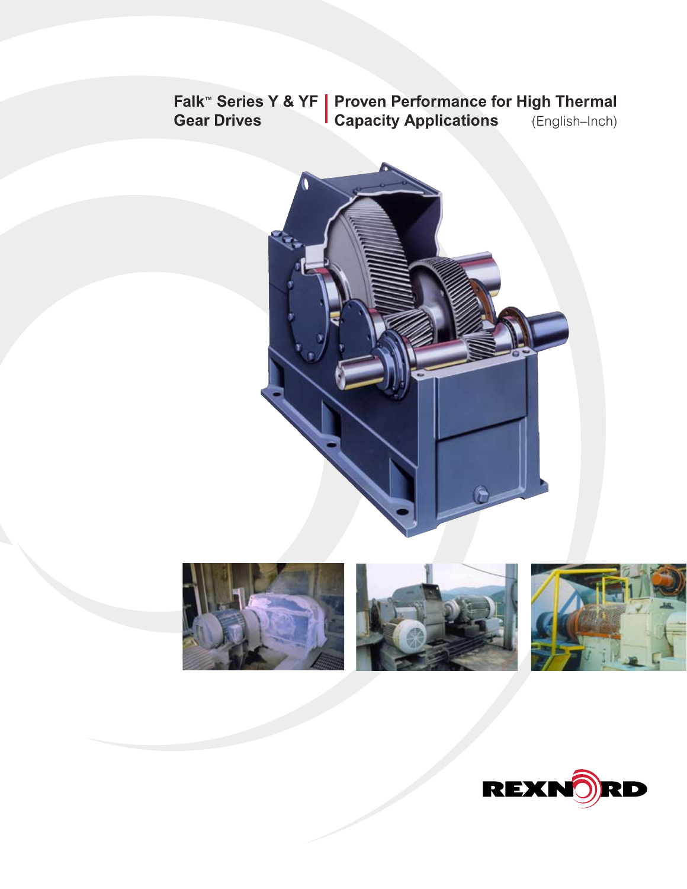# Falk™ Series Y & YF Gear Drives

## Proven Performance for High Thermal Capacity Applications

(English–Inch)

REXNORD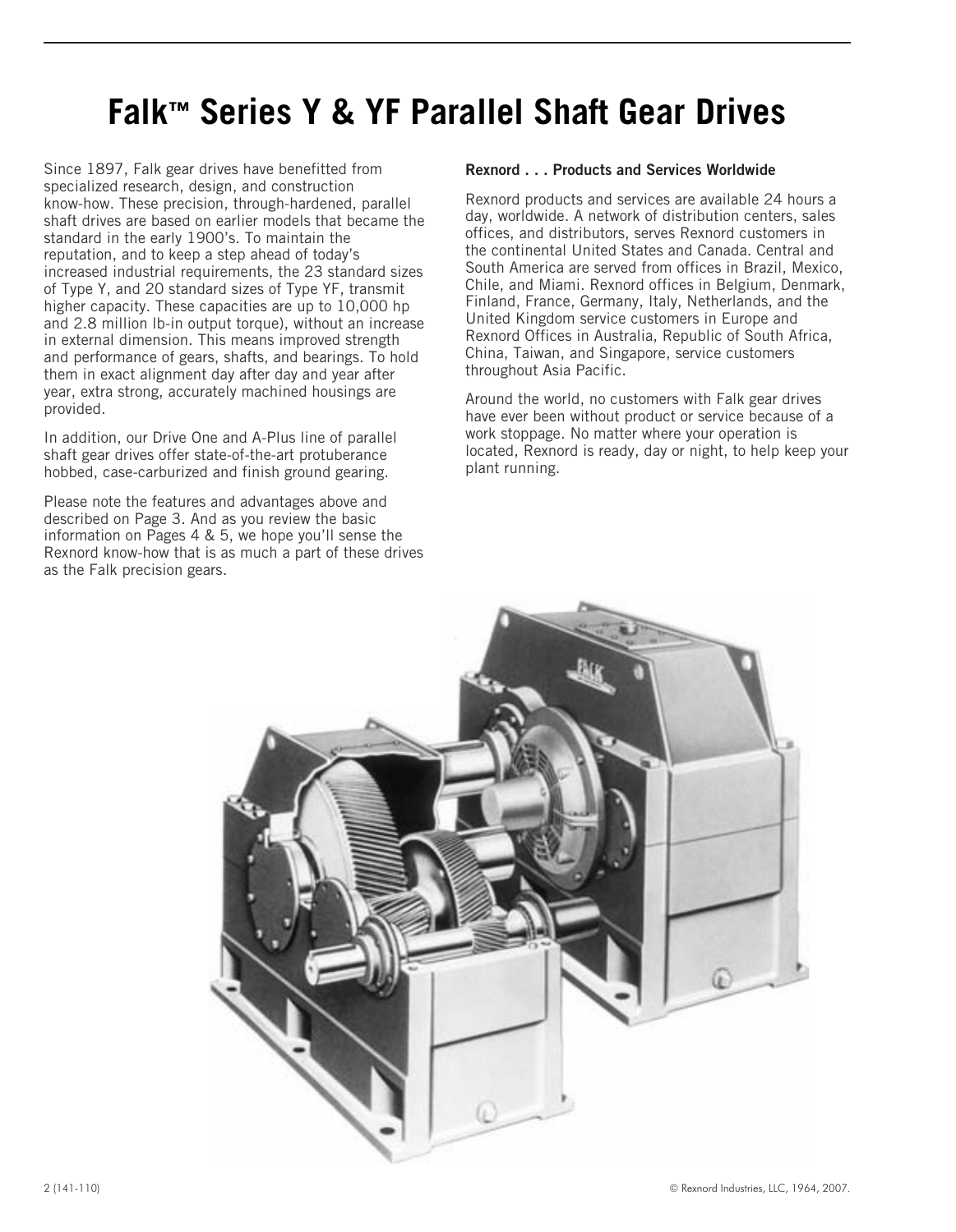# Falk™ Series Y & YF Parallel Shaft Gear Drives

Since 1897, Falk gear drives have benefitted from specialized research, design, and construction know-how. These precision, through-hardened, parallel shaft drives are based on earlier models that became the standard in the early 1900's. To maintain the reputation, and to keep a step ahead of today's increased industrial requirements, the 23 standard sizes of Type Y, and 20 standard sizes of Type YF, transmit higher capacity. These capacities are up to 10,000 hp and 2.8 million lb-in output torque), without an increase in external dimension. This means improved strength and performance of gears, shafts, and bearings. To hold them in exact alignment day after day and year after year, extra strong, accurately machined housings are provided.

In addition, our Drive One and A-Plus line of parallel shaft gear drives offer state-of-the-art protuberance hobbed, case-carburized and finish ground gearing.

Please note the features and advantages above and described on Page 3. And as you review the basic information on Pages 4 & 5, we hope you'll sense the Rexnord know-how that is as much a part of these drives as the Falk precision gears.

**Rexnord . . . Products and Services Worldwide**

Rexnord products and services are available 24 hours a day, worldwide. A network of distribution centers, sales offices, and distributors, serves Rexnord customers in the continental United States and Canada. Central and South America are served from offices in Brazil, Mexico, Chile, and Miami. Rexnord offices in Belgium, Denmark, Finland, France, Germany, Italy, Netherlands, and the United Kingdom service customers in Europe and Rexnord Offices in Australia, Republic of South Africa, China, Taiwan, and Singapore, service customers throughout Asia Pacific.

Around the world, no customers with Falk gear drives have ever been without product or service because of a work stoppage. No matter where your operation is located, Rexnord is ready, day or night, to help keep your plant running.

© Rexnord Industries, LLC, 1964, 2007.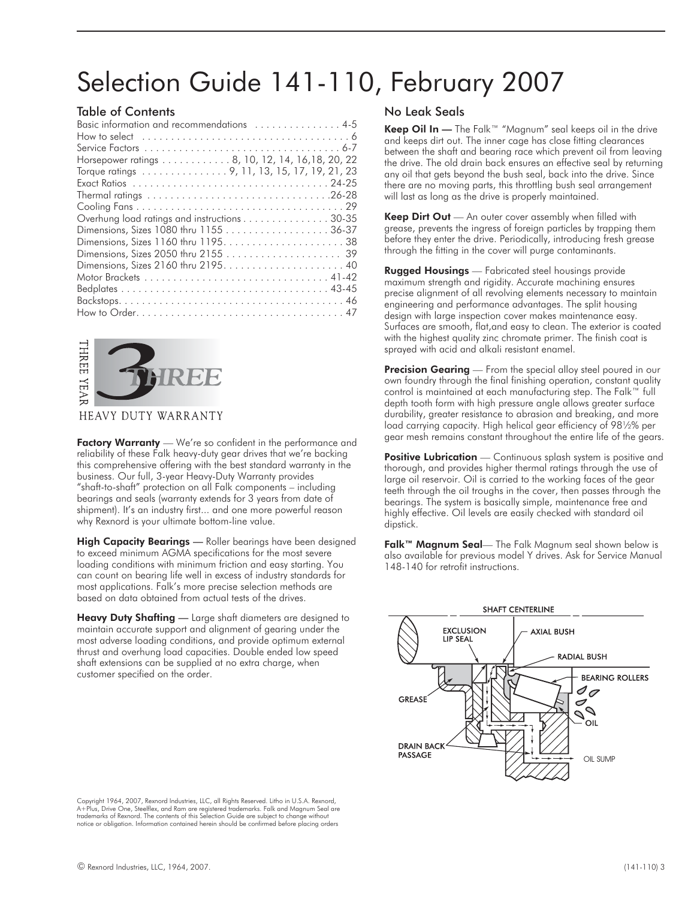# Selection Guide 141-110, February 2007

## Table of Contents

| | |
|---|---|
| Basic information and recommendations | 4-5 |
| How to select | 6 |
| Service Factors | 6-7 |
| Horsepower ratings | 8, 10, 12, 14, 16,18, 20, 22 |
| Torque ratings | 9, 11, 13, 15, 17, 19, 21, 23 |
| Exact Ratios | 24-25 |
| Thermal ratings | 26-28 |
| Cooling Fans | 29 |
| Overhung load ratings and instructions | 30-35 |
| Dimensions, Sizes 1080 thru 1155 | 36-37 |
| Dimensions, Sizes 1160 thru 1195 | 38 |
| Dimensions, Sizes 2050 thru 2155 | 39 |
| Dimensions, Sizes 2160 thru 2195 | 40 |
| Motor Brackets | 41-42 |
| Bedplates | 43-45 |
| Backstops | 46 |
| How to Order | 47 |

THREE YEAR 3 THREE
HEAVY DUTY WARRANTY

**Factory Warranty** — We're so confident in the performance and reliability of these Falk heavy-duty gear drives that we're backing this comprehensive offering with the best standard warranty in the business. Our full, 3-year Heavy-Duty Warranty provides "shaft-to-shaft" protection on all Falk components – including bearings and seals (warranty extends for 3 years from date of shipment). It's an industry first... and one more powerful reason why Rexnord is your ultimate bottom-line value.

**High Capacity Bearings** — Roller bearings have been designed to exceed minimum AGMA specifications for the most severe loading conditions with minimum friction and easy starting. You can count on bearing life well in excess of industry standards for most applications. Falk's more precise selection methods are based on data obtained from actual tests of the drives.

**Heavy Duty Shafting** — Large shaft diameters are designed to maintain accurate support and alignment of gearing under the most adverse loading conditions, and provide optimum external thrust and overhung load capacities. Double ended low speed shaft extensions can be supplied at no extra charge, when customer specified on the order.

## No Leak Seals

**Keep Oil In —** The Falk™ "Magnum" seal keeps oil in the drive and keeps dirt out. The inner cage has close fitting clearances between the shaft and bearing race which prevent oil from leaving the drive. The old drain back ensures an effective seal by returning any oil that gets beyond the bush seal, back into the drive. Since there are no moving parts, this throttling bush seal arrangement will last as long as the drive is properly maintained.

**Keep Dirt Out** — An outer cover assembly when filled with grease, prevents the ingress of foreign particles by trapping them before they enter the drive. Periodically, introducing fresh grease through the fitting in the cover will purge contaminants.

**Rugged Housings** — Fabricated steel housings provide maximum strength and rigidity. Accurate machining ensures precise alignment of all revolving elements necessary to maintain engineering and performance advantages. The split housing design with large inspection cover makes maintenance easy. Surfaces are smooth, flat,and easy to clean. The exterior is coated with the highest quality zinc chromate primer. The finish coat is sprayed with acid and alkali resistant enamel.

**Precision Gearing** — From the special alloy steel poured in our own foundry through the final finishing operation, constant quality control is maintained at each manufacturing step. The Falk™ full depth tooth form with high pressure angle allows greater surface durability, greater resistance to abrasion and breaking, and more load carrying capacity. High helical gear efficiency of 98½% per gear mesh remains constant throughout the entire life of the gears.

**Positive Lubrication** — Continuous splash system is positive and thorough, and provides higher thermal ratings through the use of large oil reservoir. Oil is carried to the working faces of the gear teeth through the oil troughs in the cover, then passes through the bearings. The system is basically simple, maintenance free and highly effective. Oil levels are easily checked with standard oil dipstick.

**Falk™ Magnum Seal**— The Falk Magnum seal shown below is also available for previous model Y drives. Ask for Service Manual 148-140 for retrofit instructions.

SHAFT CENTERLINE
EXCLUSION LIP SEAL
AXIAL BUSH
RADIAL BUSH
BEARING ROLLERS
GREASE
OIL
DRAIN BACK PASSAGE
OIL SUMP

Copyright 1964, 2007, Rexnord Industries, LLC, all Rights Reserved. Litho in U.S.A. Rexnord, A+Plus, Drive One, Steelflex, and Ram are registered trademarks. Falk and Magnum Seal are trademarks of Rexnord. The contents of this Selection Guide are subject to change without notice or obligation. Information contained herein should be confirmed before placing orders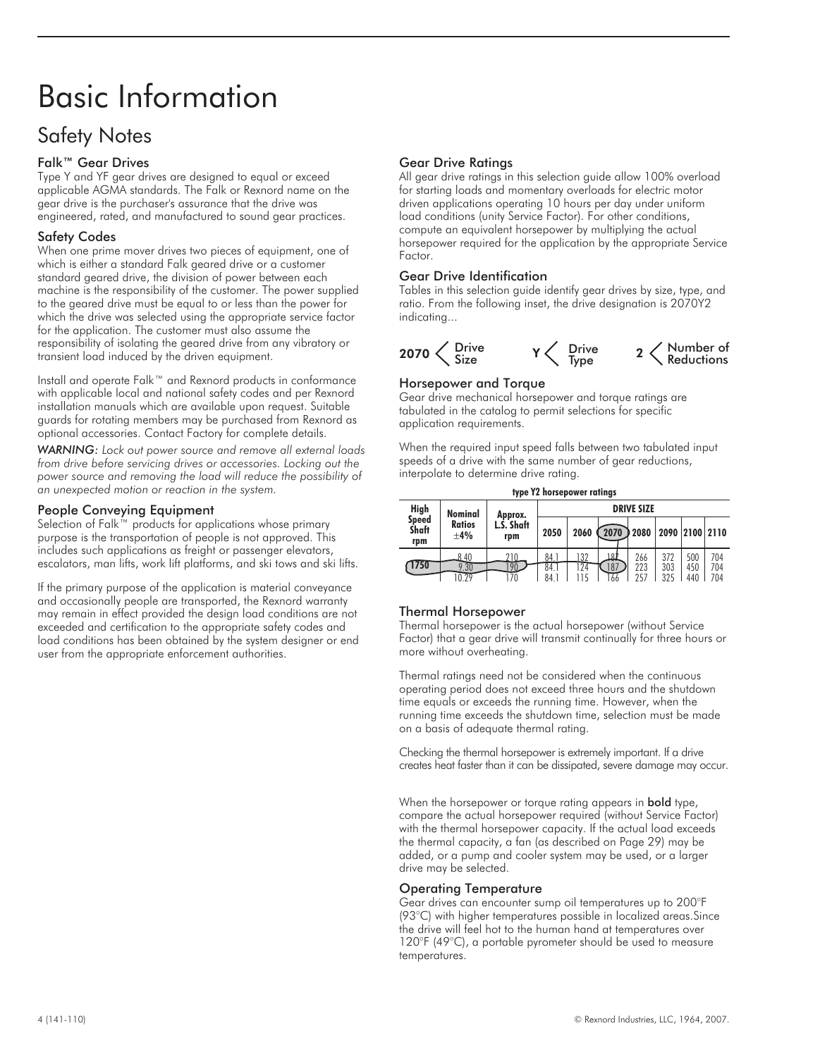# Basic Information

## Safety Notes

### Falk™ Gear Drives

Type Y and YF gear drives are designed to equal or exceed applicable AGMA standards. The Falk or Rexnord name on the gear drive is the purchaser's assurance that the drive was engineered, rated, and manufactured to sound gear practices.

### Safety Codes

When one prime mover drives two pieces of equipment, one of which is either a standard Falk geared drive or a customer standard geared drive, the division of power between each machine is the responsibility of the customer. The power supplied to the geared drive must be equal to or less than the power for which the drive was selected using the appropriate service factor for the application. The customer must also assume the responsibility of isolating the geared drive from any vibratory or transient load induced by the driven equipment.

Install and operate Falk™ and Rexnord products in conformance with applicable local and national safety codes and per Rexnord installation manuals which are available upon request. Suitable guards for rotating members may be purchased from Rexnord as optional accessories. Contact Factory for complete details.

*WARNING: Lock out power source and remove all external loads from drive before servicing drives or accessories. Locking out the power source and removing the load will reduce the possibility of an unexpected motion or reaction in the system.*

### People Conveying Equipment

Selection of Falk™ products for applications whose primary purpose is the transportation of people is not approved. This includes such applications as freight or passenger elevators, escalators, man lifts, work lift platforms, and ski tows and ski lifts.

If the primary purpose of the application is material conveyance and occasionally people are transported, the Rexnord warranty may remain in effect provided the design load conditions are not exceeded and certification to the appropriate safety codes and load conditions has been obtained by the system designer or end user from the appropriate enforcement authorities.

### Gear Drive Ratings

All gear drive ratings in this selection guide allow 100% overload for starting loads and momentary overloads for electric motor driven applications operating 10 hours per day under uniform load conditions (unity Service Factor). For other conditions, compute an equivalent horsepower by multiplying the actual horsepower required for the application by the appropriate Service Factor.

### Gear Drive Identification

Tables in this selection guide identify gear drives by size, type, and ratio. From the following inset, the drive designation is 2070Y2 indicating...

**2070** < Drive Size   **Y** < Drive Type   **2** < Number of Reductions

### Horsepower and Torque

Gear drive mechanical horsepower and torque ratings are tabulated in the catalog to permit selections for specific application requirements.

When the required input speed falls between two tabulated input speeds of a drive with the same number of gear reductions, interpolate to determine drive rating.

**type Y2 horsepower ratings**

| High Speed Shaft rpm | Nominal Ratios ±4% | Approx. L.S. Shaft rpm | DRIVE SIZE | | | | | | |
|---|---|---|---|---|---|---|---|---|---|
| | | | 2050 | 2060 | 2070 | 2080 | 2090 | 2100 | 2110 |
| 1750 | 8.40 | 210 | 84.1 | 132 | 187 | 266 | 372 | 500 | 704 |
| | 9.30 | 190 | 84.1 | 124 | 187 | 223 | 303 | 450 | 704 |
| | 10.29 | 170 | 84.1 | 115 | 166 | 257 | 325 | 440 | 704 |

### Thermal Horsepower

Thermal horsepower is the actual horsepower (without Service Factor) that a gear drive will transmit continually for three hours or more without overheating.

Thermal ratings need not be considered when the continuous operating period does not exceed three hours and the shutdown time equals or exceeds the running time. However, when the running time exceeds the shutdown time, selection must be made on a basis of adequate thermal rating.

Checking the thermal horsepower is extremely important. If a drive creates heat faster than it can be dissipated, severe damage may occur.

When the horsepower or torque rating appears in **bold** type, compare the actual horsepower required (without Service Factor) with the thermal horsepower capacity. If the actual load exceeds the thermal capacity, a fan (as described on Page 29) may be added, or a pump and cooler system may be used, or a larger drive may be selected.

### Operating Temperature

Gear drives can encounter sump oil temperatures up to 200°F (93°C) with higher temperatures possible in localized areas. Since the drive will feel hot to the human hand at temperatures over 120°F (49°C), a portable pyrometer should be used to measure temperatures.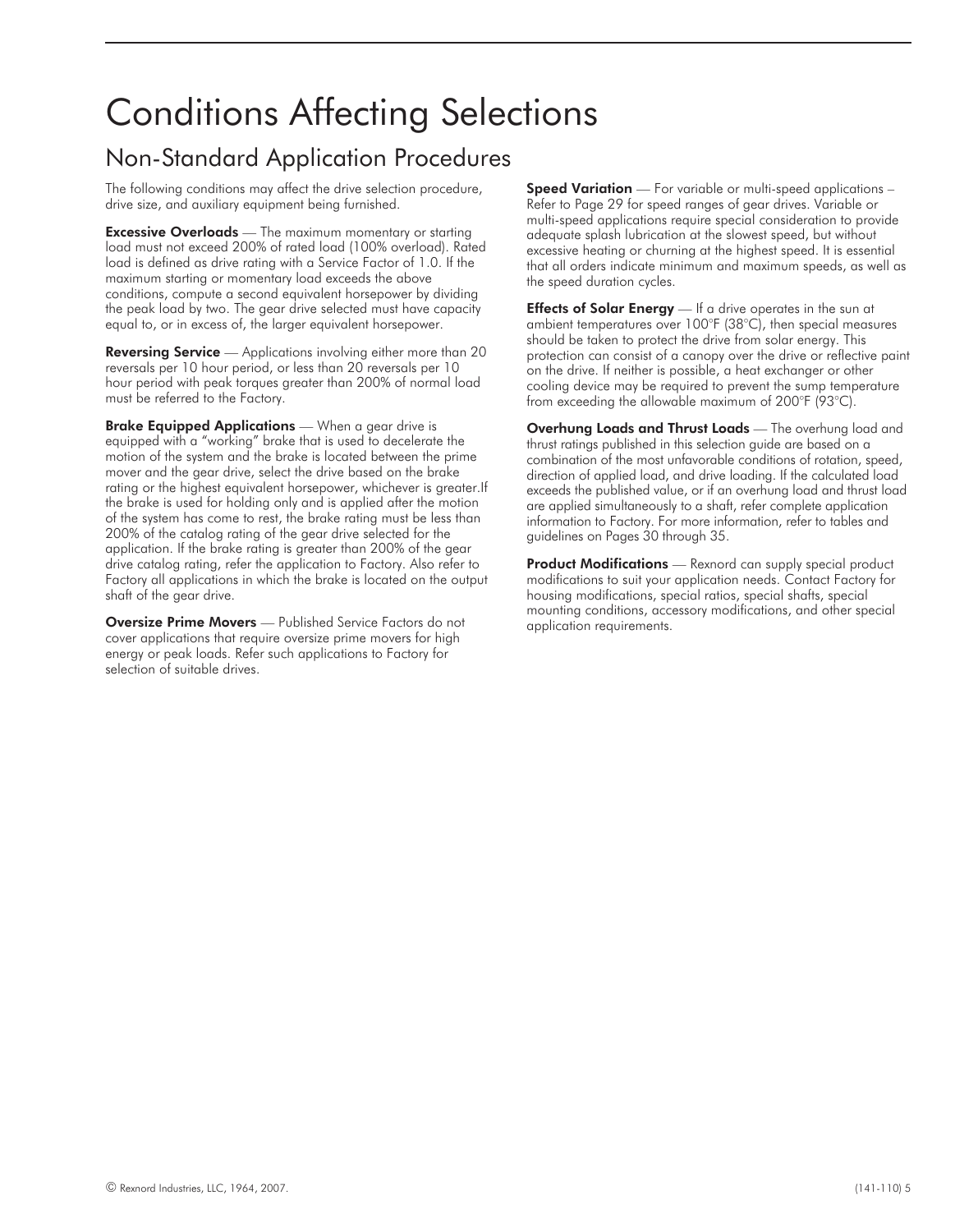# Conditions Affecting Selections

## Non-Standard Application Procedures

The following conditions may affect the drive selection procedure, drive size, and auxiliary equipment being furnished.

**Excessive Overloads** — The maximum momentary or starting load must not exceed 200% of rated load (100% overload). Rated load is defined as drive rating with a Service Factor of 1.0. If the maximum starting or momentary load exceeds the above conditions, compute a second equivalent horsepower by dividing the peak load by two. The gear drive selected must have capacity equal to, or in excess of, the larger equivalent horsepower.

**Reversing Service** — Applications involving either more than 20 reversals per 10 hour period, or less than 20 reversals per 10 hour period with peak torques greater than 200% of normal load must be referred to the Factory.

**Brake Equipped Applications** — When a gear drive is equipped with a "working" brake that is used to decelerate the motion of the system and the brake is located between the prime mover and the gear drive, select the drive based on the brake rating or the highest equivalent horsepower, whichever is greater.If the brake is used for holding only and is applied after the motion of the system has come to rest, the brake rating must be less than 200% of the catalog rating of the gear drive selected for the application. If the brake rating is greater than 200% of the gear drive catalog rating, refer the application to Factory. Also refer to Factory all applications in which the brake is located on the output shaft of the gear drive.

**Oversize Prime Movers** — Published Service Factors do not cover applications that require oversize prime movers for high energy or peak loads. Refer such applications to Factory for selection of suitable drives.

**Speed Variation** — For variable or multi-speed applications – Refer to Page 29 for speed ranges of gear drives. Variable or multi-speed applications require special consideration to provide adequate splash lubrication at the slowest speed, but without excessive heating or churning at the highest speed. It is essential that all orders indicate minimum and maximum speeds, as well as the speed duration cycles.

**Effects of Solar Energy** — If a drive operates in the sun at ambient temperatures over 100°F (38°C), then special measures should be taken to protect the drive from solar energy. This protection can consist of a canopy over the drive or reflective paint on the drive. If neither is possible, a heat exchanger or other cooling device may be required to prevent the sump temperature from exceeding the allowable maximum of 200°F (93°C).

**Overhung Loads and Thrust Loads** — The overhung load and thrust ratings published in this selection guide are based on a combination of the most unfavorable conditions of rotation, speed, direction of applied load, and drive loading. If the calculated load exceeds the published value, or if an overhung load and thrust load are applied simultaneously to a shaft, refer complete application information to Factory. For more information, refer to tables and guidelines on Pages 30 through 35.

**Product Modifications** — Rexnord can supply special product modifications to suit your application needs. Contact Factory for housing modifications, special ratios, special shafts, special mounting conditions, accessory modifications, and other special application requirements.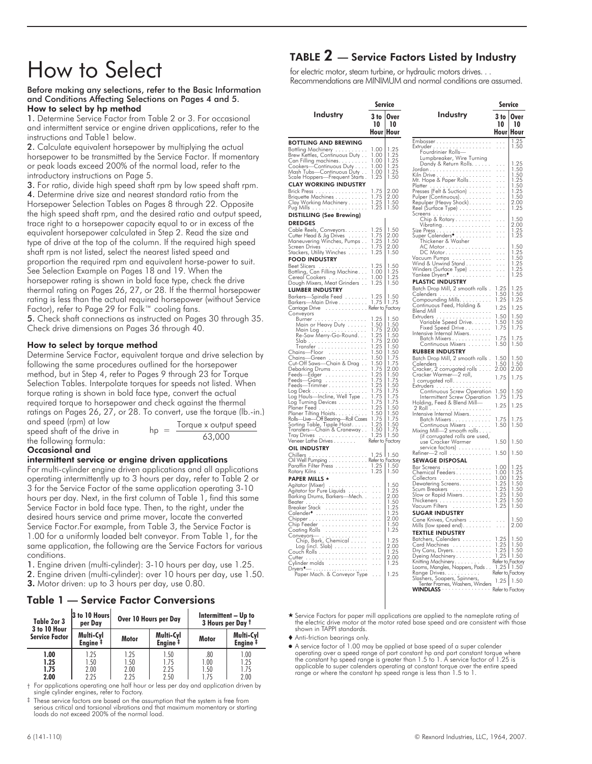# How to Select

**Before making any selections, refer to the Basic Information and Conditions Affecting Selections on Pages 4 and 5.**

### How to select by hp method

1. Determine Service Factor from Table 2 or 3. For occasional and intermittent service or engine driven applications, refer to the instructions and Table1 below.

2. Calculate equivalent horsepower by multiplying the actual horsepower to be transmitted by the Service Factor. If momentary or peak loads exceed 200% of the normal load, refer to the introductory instructions on Page 5.

3. For ratio, divide high speed shaft rpm by low speed shaft rpm.

4. Determine drive size and nearest standard ratio from the Horsepower Selection Tables on Pages 8 through 22. Opposite the high speed shaft rpm, and the desired ratio and output speed, trace right to a horsepower capacity equal to or in excess of the equivalent horsepower calculated in Step 2. Read the size and type of drive at the top of the column. If the required high speed shaft rpm is not listed, select the nearest listed speed and proportion the required rpm and equivalent horse-power to suit. See Selection Example on Pages 18 and 19. When the horsepower rating is shown in bold face type, check the drive thermal rating on Pages 26, 27, or 28. If the thermal horsepower rating is less than the actual required horsepower (without Service Factor), refer to Page 29 for Falk™ cooling fans.

5. Check shaft connections as instructed on Pages 30 through 35. Check drive dimensions on Pages 36 through 40.

### How to select by torque method

Determine Service Factor, equivalent torque and drive selection by following the same procedures outlined for the horsepower method, but in Step 4, refer to Pages 9 through 23 for Torque Selection Tables. Interpolate torques for speeds not listed. When torque rating is shown in bold face type, convert the actual required torque to horsepower and check against the thermal ratings on Pages 26, 27, or 28. To convert, use the torque (lb.-in.) and speed (rpm) at low speed shaft of the drive in the following formula:

$$hp = \frac{\text{Torque x output speed}}{63{,}000}$$

### Occasional and intermittent service or engine driven applications

For multi-cylinder engine driven applications and all applications operating intermittently up to 3 hours per day, refer to Table 2 or 3 for the Service Factor of the same application operating 3-10 hours per day. Next, in the first column of Table 1, find this same Service Factor in bold face type. Then, to the right, under the desired hours service and prime mover, locate the converted Service Factor.For example, from Table 3, the Service Factor is 1.00 for a uniformly loaded belt conveyor. From Table 1, for the same application, the following are the Service Factors for various conditions.

1. Engine driven (multi-cylinder): 3-10 hours per day, use 1.25.
2. Engine driven (multi-cylinder): over 10 hours per day, use 1.50.
3. Motor driven: up to 3 hours per day, use 0.80.

## Table 1 — Service Factor Conversions

| Table 2or 3 3 to 10 Hour Service Factor | 3 to 10 Hours per Day | Over 10 Hours per Day | | Intermittent – Up to 3 Hours per Day † | |
|---|---|---|---|---|---|
| | Multi-Cyl Engine ‡ | Motor | Multi-Cyl Engine ‡ | Motor | Multi-Cyl Engine ‡ |
| **1.00** | 1.25 | 1.25 | 1.50 | .80 | 1.00 |
| **1.25** | 1.50 | 1.50 | 1.75 | 1.00 | 1.25 |
| **1.75** | 2.00 | 2.00 | 2.25 | 1.50 | 1.75 |
| **2.00** | 2.25 | 2.25 | 2.50 | 1.75 | 2.00 |

† For applications operating one half hour or less per day and application driven by single cylinder engines, refer to Factory.

‡ These service factors are based on the assumption that the system is free from serious critical and torsional vibrations and that maximum momentary or starting loads do not exceed 200% of the normal load.

## TABLE 2 — Service Factors Listed by Industry

for electric motor, steam turbine, or hydraulic motors drives. . .
Recommendations are MINIMUM and normal conditions are assumed.

| Industry | Service 3 to 10 Hour | Service Over 10 Hour |
|---|---|---|
| **BOTTLING AND BREWING** | | |
| Bottling Machinery | 1.00 | 1.25 |
| Brew Kettles, Continuous Duty | 1.00 | 1.25 |
| Can Filling machines | 1.00 | 1.25 |
| Cookers—Continuous Duty | 1.00 | 1.25 |
| Mash Tubs—Continuous Duty | 1.00 | 1.25 |
| Scale Hoppers—Frequent Starts | 1.25 | 1.50 |
| **CLAY WORKING INDUSTRY** | | |
| Brick Press | 1.75 | 2.00 |
| Briquette Machines | 1.75 | 2.00 |
| Clay Working Machinery | 1.25 | 1.50 |
| Pug Mills | 1.25 | 1.50 |
| **DISTILLING (See Brewing)** | | |
| **DREDGES** | | |
| Cable Reels, Conveyors | 1.25 | 1.50 |
| Cutter Head & Jig Drives | 1.75 | 2.00 |
| Maneuvering Winches, Pumps | 1.25 | 1.50 |
| Screen Drives | 1.75 | 2.00 |
| Stackers, Utility Winches | 1.25 | 1.50 |
| **FOOD INDUSTRY** | | |
| Beet Slicers | 1.25 | 1.50 |
| Bottling, Can Filling Machine | 1.00 | 1.25 |
| Cereal Cookers | 1.00 | 1.25 |
| Dough Mixers, Meat Grinders | 1.25 | 1.50 |
| **LUMBER INDUSTRY** | | |
| Barkers—Spindle Feed | 1.25 | 1.50 |
| Barkers—Main Drive | 1.75 | 1.75 |
| Carriage Drive | Refer to Factory | |
| Conveyors | | |
| Burner | 1.25 | 1.50 |
| Main or Heavy Duty | 1.50 | 1.50 |
| Main Log | 1.75 | 2.00 |
| Re-Saw Merry-Go-Round | 1.25 | 1.50 |
| Slab | 1.75 | 2.00 |
| Transfer | 1.25 | 1.50 |
| Chains—Floor | 1.50 | 1.50 |
| Chains—Green | 1.50 | 1.75 |
| Cut-Off Saws—Chain & Drag | 1.50 | 1.75 |
| Debarking Drums | 1.75 | 2.00 |
| Feeds—Edger | 1.25 | 1.50 |
| Feeds—Gang | 1.75 | 1.75 |
| Feeds—Trimmer | 1.25 | 1.50 |
| Log Deck | 1.75 | 1.75 |
| Log Hauls—Incline, Well Type | 1.75 | 1.75 |
| Log Turning Devices | 1.75 | 1.75 |
| Planer Feed | 1.25 | 1.50 |
| Planer Tilting Hoists | 1.50 | 1.50 |
| Rolls—Live—Off Bearing—Roll Cases | 1.75 | 1.75 |
| Sorting Table, Tipple Hoist | 1.25 | 1.50 |
| Transfers—Chain & Craneway | 1.50 | 1.75 |
| Tray Drives | 1.25 | 1.50 |
| Veneer Lathe Drives | Refer to Factory | |
| **OIL INDUSTRY** | | |
| Chillers | 1.25 | 1.50 |
| Oil Well Pumping | Refer to Factory | |
| Paraffin Filter Press | 1.25 | 1.50 |
| Rotary Kilns | 1.25 | 1.50 |
| **PAPER MILLS ★** | | |
| Agitator (Mixer) | ... | 1.50 |
| Agitator for Pure Liquids | ... | 1.25 |
| Barking Drums, Barkers—Mech. | ... | 2.00 |
| Beater | ... | 1.50 |
| Breaker Stack | ... | 1.25 |
| Calender● | ... | 1.25 |
| Chipper | ... | 2.00 |
| Chip Feeder | ... | 1.50 |
| Coating Rolls | ... | 1.25 |
| Conveyors— | | |
| Chip, Bark, Chemical | ... | 1.25 |
| Log (incl. Slab) | ... | 2.00 |
| Couch Rolls | ... | 1.25 |
| Cutter | ... | 2.00 |
| Cylinder molds | ... | 1.25 |
| Dryers♦— | | |
| Paper Mach. & Conveyor Type | ... | 1.25 |
| Embosser | ... | 1.25 |
| Extruder | ... | 1.50 |
| Fourdrinier Rolls— | | |
| Lumpbreaker, Wire Turning Dandy & Return Rolls | ... | 1.25 |
| Jordan | ... | 1.50 |
| Kiln Drive | ... | 1.50 |
| Mt. Hope & Paper Rolls | ... | 1.25 |
| Platter | ... | 1.50 |
| Presses (Felt & Suction) | ... | 1.25 |
| Pulper (Continuous) | ... | 1.50 |
| Repulper (Heavy Shock) | ... | 2.00 |
| Reel (Surface Type) | ... | 1.25 |
| Screens | | |
| Chip & Rotary | ... | 1.50 |
| Vibrating | ... | 2.00 |
| Size Press | ... | 1.25 |
| Super Calenders● | ... | 1.25 |
| Thickener & Washer | | |
| AC Motor | ... | 1.50 |
| DC Motor | ... | 1.25 |
| Vacuum Pumps | ... | 1.50 |
| Wind & Unwind Stand | ... | 1.25 |
| Winders (Surface Type) | ... | 1.25 |
| Yankee Dryers♦ | ... | 1.25 |
| **PLASTIC INDUSTRY** | | |
| Batch Drop Mill, 2 smooth rolls | 1.25 | 1.25 |
| Calenders | 1.50 | 1.50 |
| Compounding Mills | 1.25 | 1.25 |
| Continuous Feed, Holding & Blend Mill | 1.25 | 1.25 |
| Extruders | 1.50 | 1.50 |
| Variable Speed Drive | 1.50 | 1.50 |
| Fixed Speed Drive | 1.75 | 1.75 |
| Intensive Internal Mixers | | |
| Batch Mixers | 1.75 | 1.75 |
| Continuous Mixers | 1.50 | 1.50 |
| **RUBBER INDUSTRY** | | |
| Batch Drop Mill, 2 smooth rolls | 1.50 | 1.50 |
| Calenders | 1.50 | 1.50 |
| Cracker, 2 corrugated rolls | 2.00 | 2.00 |
| Cracker Warmer—2 roll, 1 corrugated roll | 1.75 | 1.75 |
| Extruders | | |
| Continuous Screw Operation | 1.50 | 1.50 |
| Intermittent Screw Operation | 1.75 | 1.75 |
| Holding, Feed & Blend Mill—2 Roll | 1.25 | 1.25 |
| Intensive Internal Mixers | | |
| Batch Mixers | 1.75 | 1.75 |
| Continuous Mixers | 1.50 | 1.50 |
| Mixing Mill—2 smooth rolls (if corrugated rolls are used, use Cracker Warmer service factors) | 1.50 | 1.50 |
| Refiner—2 roll | 1.50 | 1.50 |
| **SEWAGE DISPOSAL** | | |
| Bar Screens | 1.00 | 1.25 |
| Chemical Feeders | 1.00 | 1.25 |
| Collectors | 1.00 | 1.25 |
| Dewatering Screens | 1.25 | 1.50 |
| Scum Breakers | 1.25 | 1.50 |
| Slow or Rapid Mixers | 1.25 | 1.50 |
| Thickeners | 1.25 | 1.50 |
| Vacuum Filters | 1.25 | 1.50 |
| **SUGAR INDUSTRY** | | |
| Cane Knives, Crushers | ... | 1.50 |
| Mills (low speed end) | ... | 2.00 |
| **TEXTILE INDUSTRY** | | |
| Batchers, Calenders | 1.25 | 1.50 |
| Card Machines | 1.25 | 1.50 |
| Dry Cans, Dryers | 1.25 | 1.50 |
| Dyeing Machinery | 1.25 | 1.50 |
| Knitting Machinery | Refer to Factory | |
| Looms, Mangles, Nappers, Pads | 1.25 | 1.50 |
| Range Drives | Refer to Factory | |
| Slashers, Soapers, Spinners, Tenter Frames, Washers, Winders | 1.25 | 1.50 |
| **WINDLASS** | Refer to Factory | |

★ Service Factors for paper mill applications are applied to the nameplate rating of the electric drive motor at the motor rated base speed and are consistent with those shown in TAPPI standards.

♦ Anti-friction bearings only.

● A service factor of 1.00 may be applied at base speed of a super calender operating over a speed range of part constant hp and part constant torque where the constant hp speed range is greater than 1.5 to 1. A service factor of 1.25 is applicable to super calenders operating at constant torque over the entire speed range or where the constant hp speed range is less than 1.5 to 1.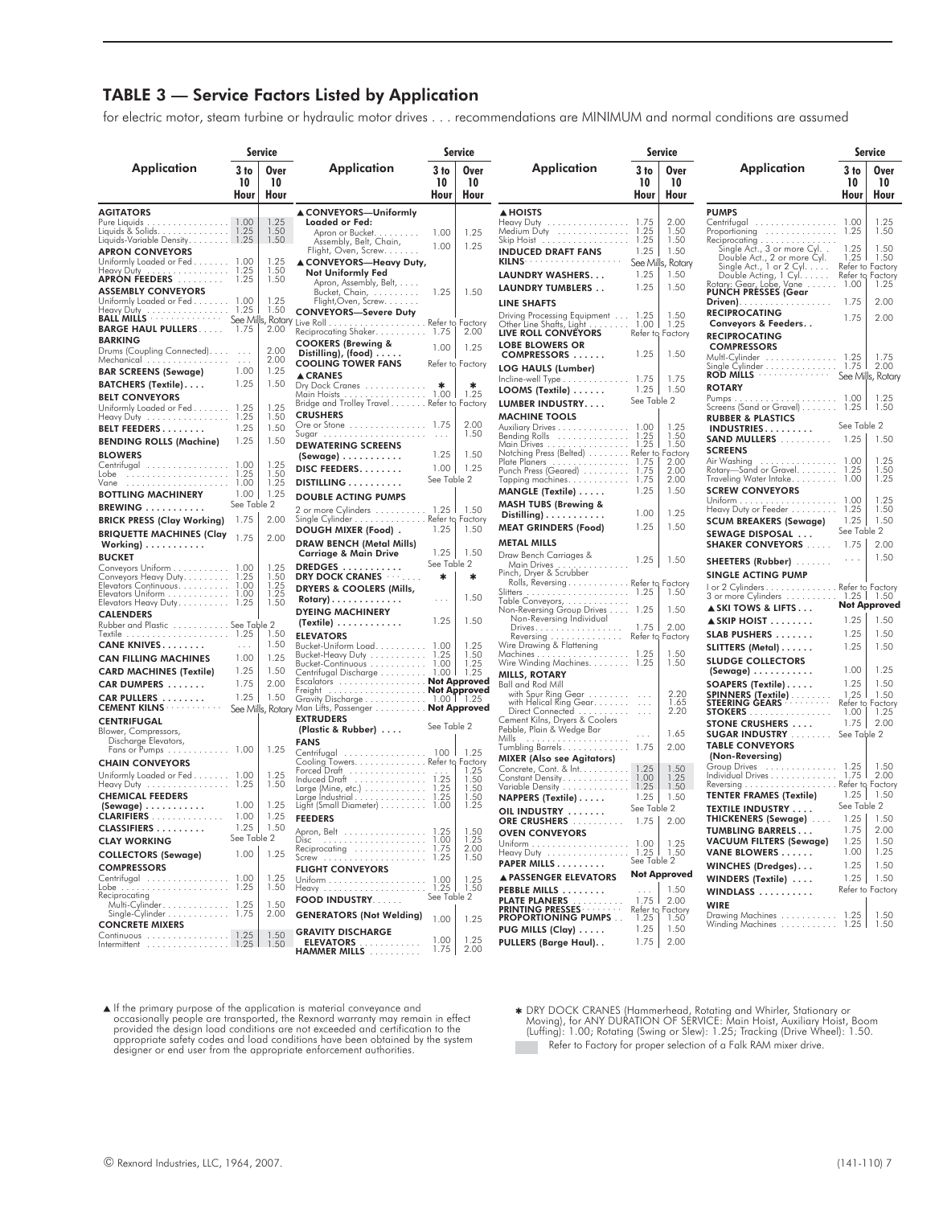## TABLE 3 — Service Factors Listed by Application

for electric motor, steam turbine or hydraulic motor drives . . . recommendations are MINIMUM and normal conditions are assumed

| Application | Service 3 to 10 Hour | Service Over 10 Hour |
|---|---|---|
| **AGITATORS** | | |
| Pure Liquids | 1.00 | 1.25 |
| Liquids & Solids | 1.25 | 1.50 |
| Liquids-Variable Density | 1.25 | 1.50 |
| **APRON CONVEYORS** | | |
| Uniformly Loaded or Fed | 1.00 | 1.25 |
| Heavy Duty | 1.25 | 1.50 |
| **APRON FEEDERS** | 1.25 | 1.50 |
| **ASSEMBLY CONVEYORS** | | |
| Uniformly Loaded or Fed | 1.00 | 1.25 |
| Heavy Duty | 1.25 | 1.50 |
| **BALL MILLS** | See Mills, Rotary | |
| **BARGE HAUL PULLERS** | 1.75 | 2.00 |
| **BARKING** | | |
| Drums (Coupling Connected) | ... | 2.00 |
| Mechanical | ... | 2.00 |
| **BAR SCREENS (Sewage)** | 1.00 | 1.25 |
| **BATCHERS (Textile)** | 1.25 | 1.50 |
| **BELT CONVEYORS** | | |
| Uniformly Loaded or Fed | 1.25 | 1.25 |
| Heavy Duty | 1.25 | 1.50 |
| **BELT FEEDERS** | 1.25 | 1.50 |
| **BENDING ROLLS (Machine)** | 1.25 | 1.50 |
| **BLOWERS** | | |
| Centrifugal | 1.00 | 1.25 |
| Lobe | 1.25 | 1.50 |
| Vane | 1.00 | 1.25 |
| **BOTTLING MACHINERY** | 1.00 | 1.25 |
| **BREWING** | See Table 2 | |
| **BRICK PRESS (Clay Working)** | 1.75 | 2.00 |
| **BRIQUETTE MACHINES (Clay Working)** | 1.75 | 2.00 |
| **BUCKET** | | |
| Conveyors Uniform | 1.00 | 1.25 |
| Conveyors Heavy Duty | 1.25 | 1.50 |
| Elevators Continuous | 1.00 | 1.25 |
| Elevators Uniform | 1.00 | 1.25 |
| Elevators Heavy Duty | 1.25 | 1.50 |
| **CALENDERS** | | |
| Rubber and Plastic | See Table 2 | |
| Textile | 1.25 | 1.50 |
| **CANE KNIVES** | ... | 1.50 |
| **CAN FILLING MACHINES** | 1.00 | 1.25 |
| **CARD MACHINES (Textile)** | 1.25 | 1.50 |
| **CAR DUMPERS** | 1.75 | 2.00 |
| **CAR PULLERS** | 1.25 | 1.50 |
| **CEMENT KILNS** | See Mills, Rotary | |
| **CENTRIFUGAL** | | |
| Blower, Compressors, Discharge Elevators, Fans or Pumps | 1.00 | 1.25 |
| **CHAIN CONVEYORS** | | |
| Uniformly Loaded or Fed | 1.00 | 1.25 |
| Heavy Duty | 1.25 | 1.50 |
| **CHEMICAL FEEDERS (Sewage)** | 1.00 | 1.25 |
| **CLARIFIERS** | 1.00 | 1.25 |
| **CLASSIFIERS** | 1.25 | 1.50 |
| **CLAY WORKING** | See Table 2 | |
| **COLLECTORS (Sewage)** | 1.00 | 1.25 |
| **COMPRESSORS** | | |
| Centrifugal | 1.00 | 1.25 |
| Lobe | 1.25 | 1.50 |
| Reciprocating | | |
| Multi-Cylinder | 1.25 | 1.50 |
| Single-Cylinder | 1.75 | 2.00 |
| **CONCRETE MIXERS** | | |
| Continuous | 1.25 | 1.50 |
| Intermittent | 1.25 | 1.50 |
| ▲ **CONVEYORS—Uniformly Loaded or Fed:** | | |
| Apron or Bucket | 1.00 | 1.25 |
| Assembly, Belt, Chain, Flight, Oven, Screw | 1.00 | 1.25 |
| ▲ **CONVEYORS—Heavy Duty, Not Uniformly Fed** | | |
| Apron, Assembly, Belt, Bucket, Chain, Flight, Oven, Screw | 1.25 | 1.50 |
| **CONVEYORS—Severe Duty** | | |
| Live Roll | Refer to Factory | |
| Reciprocating Shaker | 1.75 | 2.00 |
| **COOKERS (Brewing & Distilling), (food)** | 1.00 | 1.25 |
| **COOLING TOWER FANS** | Refer to Factory | |
| ▲ **CRANES** | | |
| Dry Dock Cranes | * | * |
| Main Hoists | 1.00 | 1.25 |
| Bridge and Trolley Travel | Refer to Factory | |
| **CRUSHERS** | | |
| Ore or Stone | 1.75 | 2.00 |
| Sugar | ... | 1.50 |
| **DEWATERING SCREENS (Sewage)** | 1.25 | 1.50 |
| **DISC FEEDERS** | 1.00 | 1.25 |
| **DISTILLING** | See Table 2 | |
| **DOUBLE ACTING PUMPS** | | |
| 2 or more Cylinders | 1.25 | 1.50 |
| Single Cylinder | Refer to Factory | |
| **DOUGH MIXER (Food)** | 1.25 | 1.50 |
| **DRAW BENCH (Metal Mills) Carriage & Main Drive** | 1.25 | 1.50 |
| **DREDGES** | See Table 2 | |
| **DRY DOCK CRANES** | * | * |
| **DRYERS & COOLERS (Mills, Rotary)** | ... | 1.50 |
| **DYEING MACHINERY (Textile)** | 1.25 | 1.50 |
| **ELEVATORS** | | |
| Bucket-Uniform Load | 1.00 | 1.25 |
| Bucket-Heavy Duty | 1.25 | 1.50 |
| Bucket-Continuous | 1.00 | 1.25 |
| Centrifugal Discharge | 1.00 | 1.25 |
| Escalators | **Not Approved** | |
| Freight | **Not Approved** | |
| Gravity Discharge | 1.00 | 1.25 |
| Man Lifts, Passenger | **Not Approved** | |
| **EXTRUDERS (Plastic & Rubber)** | See Table 2 | |
| **FANS** | | |
| Centrifugal | 1.00 | 1.25 |
| Cooling Towers | Refer to Factory | |
| Forced Draft | ... | 1.25 |
| Induced Draft | 1.25 | 1.50 |
| Large (Mine, etc.) | 1.25 | 1.50 |
| Large Industrial | 1.25 | 1.50 |
| Light (Small Diameter) | 1.00 | 1.25 |
| **FEEDERS** | | |
| Apron, Belt | 1.25 | 1.50 |
| Disc | 1.00 | 1.25 |
| Reciprocating | 1.75 | 2.00 |
| Screw | 1.25 | 1.50 |
| **FLIGHT CONVEYORS** | | |
| Uniform | 1.00 | 1.25 |
| Heavy | 1.25 | 1.50 |
| **FOOD INDUSTRY** | See Table 2 | |
| **GENERATORS (Not Welding)** | 1.00 | 1.25 |
| **GRAVITY DISCHARGE ELEVATORS** | 1.00 | 1.25 |
| **HAMMER MILLS** | 1.75 | 2.00 |
| ▲ **HOISTS** | | |
| Heavy Duty | 1.75 | 2.00 |
| Medium Duty | 1.25 | 1.50 |
| Skip Hoist | 1.25 | 1.50 |
| **INDUCED DRAFT FANS** | 1.25 | 1.50 |
| **KILNS** | See Mills, Rotary | |
| **LAUNDRY WASHERS** | 1.25 | 1.50 |
| **LAUNDRY TUMBLERS** | 1.25 | 1.50 |
| **LINE SHAFTS** | | |
| Driving Processing Equipment | 1.25 | 1.50 |
| Other Line Shafts, Light | 1.00 | 1.25 |
| **LIVE ROLL CONVEYORS** | Refer to Factory | |
| **LOBE BLOWERS OR COMPRESSORS** | 1.25 | 1.50 |
| **LOG HAULS (Lumber)** | | |
| Incline-well Type | 1.75 | 1.75 |
| **LOOMS (Textile)** | 1.25 | 1.50 |
| **LUMBER INDUSTRY** | See Table 2 | |
| **MACHINE TOOLS** | | |
| Auxiliary Drives | 1.00 | 1.25 |
| Bending Rolls | 1.25 | 1.50 |
| Main Drives | 1.25 | 1.50 |
| Notching Press (Belted) | Refer to Factory | |
| Plate Planers | 1.75 | 2.00 |
| Punch Press (Geared) | 1.75 | 2.00 |
| Tapping machines | 1.75 | 2.00 |
| **MANGLE (Textile)** | 1.25 | 1.50 |
| **MASH TUBS (Brewing & Distilling)** | 1.00 | 1.25 |
| **MEAT GRINDERS (Food)** | 1.25 | 1.50 |
| **METAL MILLS** | | |
| Draw Bench Carriages & Main Drives | 1.25 | 1.50 |
| Pinch, Dryer & Scrubber Rolls, Reversing | Refer to Factory | |
| Slitters | 1.25 | 1.50 |
| Table Conveyors, Non-Reversing Group Drives | 1.25 | 1.50 |
| Non-Reversing Individual Drives | 1.75 | 2.00 |
| Reversing | Refer to Factory | |
| Wire Drawing & Flattening Machines | 1.25 | 1.50 |
| Wire Winding Machines | 1.25 | 1.50 |
| **MILLS, ROTARY** | | |
| Ball and Rod Mill | | |
| with Spur Ring Gear | ... | 2.20 |
| with Helical Ring Gear | ... | 1.65 |
| Direct Connected | ... | 2.20 |
| Cement Kilns, Dryers & Coolers | | |
| Pebble, Plain & Wedge Bar Mills | ... | 1.65 |
| Tumbling Barrels | 1.75 | 2.00 |
| **MIXER (Also see Agitators)** | | |
| Concrete, Cont. & Int. | 1.25 | 1.50 |
| Constant Density | 1.00 | 1.25 |
| Variable Density | 1.25 | 1.50 |
| **NAPPERS (Textile)** | 1.25 | 1.50 |
| **OIL INDUSTRY** | See Table 2 | |
| **ORE CRUSHERS** | 1.75 | 2.00 |
| **OVEN CONVEYORS** | | |
| Uniform | 1.00 | 1.25 |
| Heavy Duty | 1.25 | 1.50 |
| **PAPER MILLS** | See Table 2 | |
| ▲ **PASSENGER ELEVATORS** | **Not Approved** | |
| **PEBBLE MILLS** | ... | 1.50 |
| **PLATE PLANERS** | 1.75 | 2.00 |
| **PRINTING PRESSES** | Refer to Factory | |
| **PROPORTIONING PUMPS** | 1.25 | 1.50 |
| **PUG MILLS (Clay)** | 1.25 | 1.50 |
| **PULLERS (Barge Haul)** | 1.75 | 2.00 |
| **PUMPS** | | |
| Centrifugal | 1.00 | 1.25 |
| Proportioning | 1.25 | 1.50 |
| Reciprocating | | |
| Single Act., 3 or more Cyl. | 1.25 | 1.50 |
| Double Act., 2 or more Cyl. | 1.25 | 1.50 |
| Single Act., 1 or 2 Cyl. | Refer to Factory | |
| Double Acting, 1 Cyl. | Refer to Factory | |
| Rotary: Gear, Lobe, Vane | 1.00 | 1.25 |
| **PUNCH PRESSES (Gear Driven)** | 1.75 | 2.00 |
| **RECIPROCATING Conveyors & Feeders** | 1.75 | 2.00 |
| **RECIPROCATING COMPRESSORS** | | |
| Multi-Cylinder | 1.25 | 1.75 |
| Single Cylinder | 1.75 | 2.00 |
| **ROD MILLS** | See Mills, Rotary | |
| **ROTARY** | | |
| Pumps | 1.00 | 1.25 |
| Screens (Sand or Gravel) | 1.25 | 1.50 |
| **RUBBER & PLASTICS INDUSTRIES** | See Table 2 | |
| **SAND MULLERS** | 1.25 | 1.50 |
| **SCREENS** | | |
| Air Washing | 1.00 | 1.25 |
| Rotary—Sand or Gravel | 1.25 | 1.50 |
| Traveling Water Intake | 1.00 | 1.25 |
| **SCREW CONVEYORS** | | |
| Uniform | 1.00 | 1.25 |
| Heavy Duty or Feeder | 1.25 | 1.50 |
| **SCUM BREAKERS (Sewage)** | 1.25 | 1.50 |
| **SEWAGE DISPOSAL** | See Table 2 | |
| **SHAKER CONVEYORS** | 1.75 | 2.00 |
| **SHEETERS (Rubber)** | ... | 1.50 |
| **SINGLE ACTING PUMP** | | |
| 1 or 2 Cylinders | Refer to Factory | |
| 3 or more Cylinders | 1.25 | 1.50 |
| ▲ **SKI TOWS & LIFTS** | **Not Approved** | |
| ▲ **SKIP HOIST** | 1.25 | 1.50 |
| **SLAB PUSHERS** | 1.25 | 1.50 |
| **SLITTERS (Metal)** | 1.25 | 1.50 |
| **SLUDGE COLLECTORS (Sewage)** | 1.00 | 1.25 |
| **SOAPERS (Textile)** | 1.25 | 1.50 |
| **SPINNERS (Textile)** | 1.25 | 1.50 |
| **STEERING GEARS** | Refer to Factory | |
| **STOKERS** | 1.00 | 1.25 |
| **STONE CRUSHERS** | 1.75 | 2.00 |
| **SUGAR INDUSTRY** | See Table 2 | |
| **TABLE CONVEYORS (Non-Reversing)** | | |
| Group Drives | 1.25 | 1.50 |
| Individual Drives | 1.75 | 2.00 |
| Reversing | Refer to Factory | |
| **TENTER FRAMES (Textile)** | 1.25 | 1.50 |
| **TEXTILE INDUSTRY** | See Table 2 | |
| **THICKENERS (Sewage)** | 1.25 | 1.50 |
| **TUMBLING BARRELS** | 1.75 | 2.00 |
| **VACUUM FILTERS (Sewage)** | 1.25 | 1.50 |
| **VANE BLOWERS** | 1.00 | 1.25 |
| **WINCHES (Dredges)** | 1.25 | 1.50 |
| **WINDERS (Textile)** | 1.25 | 1.50 |
| **WINDLASS** | Refer to Factory | |
| **WIRE** | | |
| Drawing Machines | 1.25 | 1.50 |
| Winding Machines | 1.25 | 1.50 |

▲ If the primary purpose of the application is material conveyance and occasionally people are transported, the Rexnord warranty may remain in effect provided the design load conditions are not exceeded and certification to the appropriate safety codes and load conditions have been obtained by the system designer or end user from the appropriate enforcement authorities.

* DRY DOCK CRANES (Hammerhead, Rotating and Whirler, Stationary or Moving), for ANY DURATION OF SERVICE: Main Hoist, Auxiliary Hoist, Boom (Luffing): 1.00; Rotating (Swing or Slew): 1.25; Tracking (Drive Wheel): 1.50.

(Shaded) Refer to Factory for proper selection of a Falk RAM mixer drive.

© Rexnord Industries, LLC, 1964, 2007.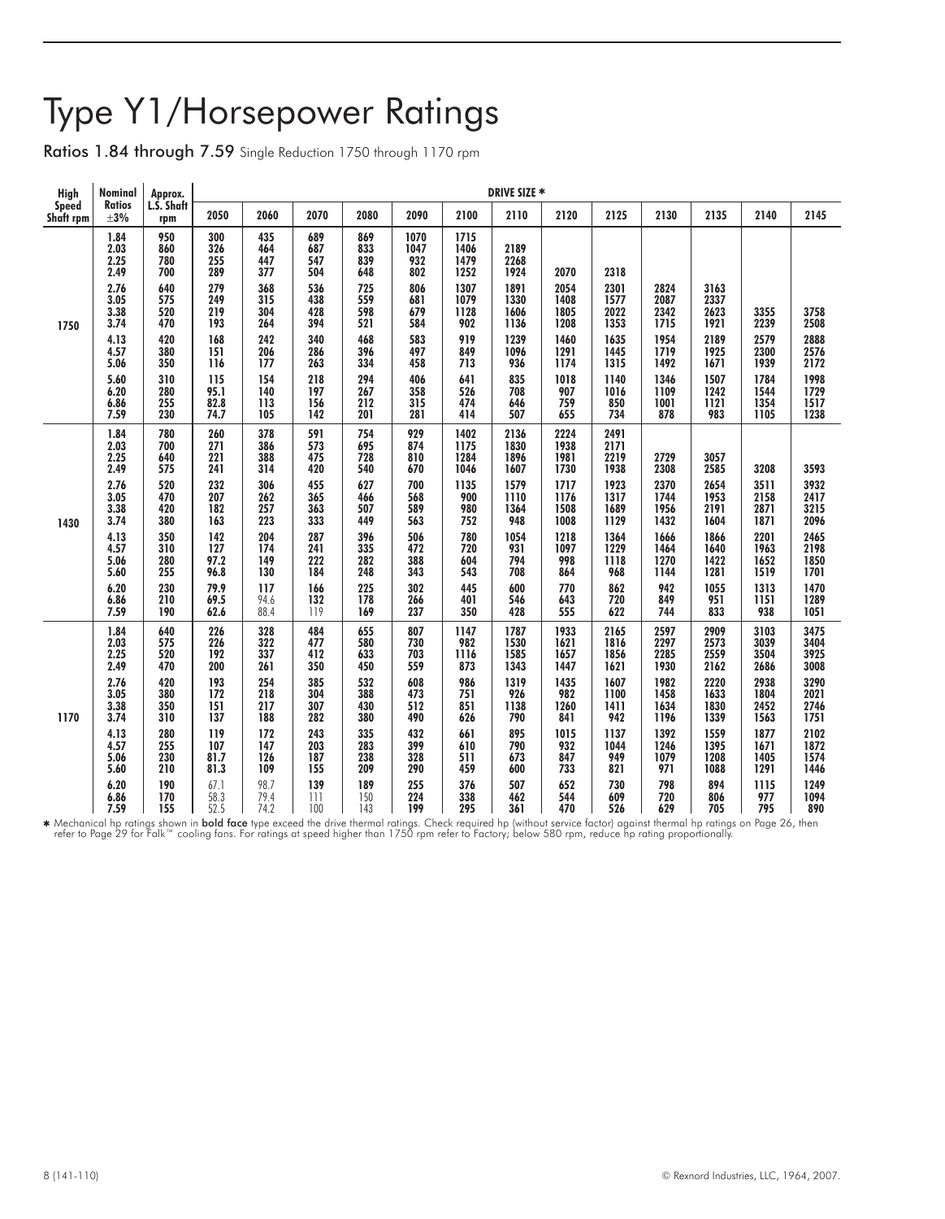# Type Y1/Horsepower Ratings

**Ratios 1.84 through 7.59** Single Reduction 1750 through 1170 rpm

| High Speed Shaft rpm | Nominal Ratios ±3% | Approx. L.S. Shaft rpm | DRIVE SIZE * 2050 | 2060 | 2070 | 2080 | 2090 | 2100 | 2110 | 2120 | 2125 | 2130 | 2135 | 2140 | 2145 |
|---|---|---|---|---|---|---|---|---|---|---|---|---|---|---|---|
| 1750 | 1.84 | 950 | 300 | 435 | 689 | 869 | 1070 | 1715 | | | | | | | |
| | 2.03 | 860 | 326 | 464 | 687 | 833 | 1047 | 1406 | 2189 | | | | | | |
| | 2.25 | 780 | 255 | 447 | 547 | 839 | 932 | 1479 | 2268 | | | | | | |
| | 2.49 | 700 | 289 | 377 | 504 | 648 | 802 | 1252 | 1924 | 2070 | 2318 | | | | |
| | 2.76 | 640 | 279 | 368 | 536 | 725 | 806 | 1307 | 1891 | 2054 | 2301 | 2824 | 3163 | | |
| | 3.05 | 575 | 249 | 315 | 438 | 559 | 681 | 1079 | 1330 | 1408 | 1577 | 2087 | 2337 | | |
| | 3.38 | 520 | 219 | 304 | 428 | 598 | 679 | 1128 | 1606 | 1805 | 2022 | 2342 | 2623 | 3355 | 3758 |
| | 3.74 | 470 | 193 | 264 | 394 | 521 | 584 | 902 | 1136 | 1208 | 1353 | 1715 | 1921 | 2239 | 2508 |
| | 4.13 | 420 | 168 | 242 | 340 | 468 | 583 | 919 | 1239 | 1460 | 1635 | 1954 | 2189 | 2579 | 2888 |
| | 4.57 | 380 | 151 | 206 | 286 | 396 | 497 | 849 | 1096 | 1291 | 1445 | 1719 | 1925 | 2300 | 2576 |
| | 5.06 | 350 | 116 | 177 | 263 | 334 | 458 | 713 | 936 | 1174 | 1315 | 1492 | 1671 | 1939 | 2172 |
| | 5.60 | 310 | 115 | 154 | 218 | 294 | 406 | 641 | 835 | 1018 | 1140 | 1346 | 1507 | 1784 | 1998 |
| | 6.20 | 280 | 95.1 | 140 | 197 | 267 | 358 | 526 | 708 | 907 | 1016 | 1109 | 1242 | 1544 | 1729 |
| | 6.86 | 255 | 82.8 | 113 | 156 | 212 | 315 | 474 | 646 | 759 | 850 | 1001 | 1121 | 1354 | 1517 |
| | 7.59 | 230 | 74.7 | 105 | 142 | 201 | 281 | 414 | 507 | 655 | 734 | 878 | 983 | 1105 | 1238 |
| 1430 | 1.84 | 780 | 260 | 378 | 591 | 754 | 929 | 1402 | 2136 | 2224 | 2491 | | | | |
| | 2.03 | 700 | 271 | 386 | 573 | 695 | 874 | 1175 | 1830 | 1938 | 2171 | | | | |
| | 2.25 | 640 | 221 | 388 | 475 | 728 | 810 | 1284 | 1896 | 1981 | 2219 | 2729 | 3057 | | |
| | 2.49 | 575 | 241 | 314 | 420 | 540 | 670 | 1046 | 1607 | 1730 | 1938 | 2308 | 2585 | 3208 | 3593 |
| | 2.76 | 520 | 232 | 306 | 455 | 627 | 700 | 1135 | 1579 | 1717 | 1923 | 2370 | 2654 | 3511 | 3932 |
| | 3.05 | 470 | 207 | 262 | 365 | 466 | 568 | 900 | 1110 | 1176 | 1317 | 1744 | 1953 | 2158 | 2417 |
| | 3.38 | 420 | 182 | 257 | 363 | 507 | 589 | 980 | 1364 | 1508 | 1689 | 1956 | 2191 | 2871 | 3215 |
| | 3.74 | 380 | 163 | 223 | 333 | 449 | 563 | 752 | 948 | 1008 | 1129 | 1432 | 1604 | 1871 | 2096 |
| | 4.13 | 350 | 142 | 204 | 287 | 396 | 506 | 780 | 1054 | 1218 | 1364 | 1666 | 1866 | 2201 | 2465 |
| | 4.57 | 310 | 127 | 174 | 241 | 335 | 472 | 720 | 931 | 1097 | 1229 | 1464 | 1640 | 1963 | 2198 |
| | 5.06 | 280 | 97.2 | 149 | 222 | 282 | 388 | 604 | 794 | 998 | 1118 | 1270 | 1422 | 1652 | 1850 |
| | 5.60 | 255 | 96.8 | 130 | 184 | 248 | 343 | 543 | 708 | 864 | 968 | 1144 | 1281 | 1519 | 1701 |
| | 6.20 | 230 | 79.9 | 117 | 166 | 225 | 302 | 445 | 600 | 770 | 862 | 942 | 1055 | 1313 | 1470 |
| | 6.86 | 210 | 69.5 | 94.6 | 132 | 178 | 266 | 401 | 546 | 643 | 720 | 849 | 951 | 1151 | 1289 |
| | 7.59 | 190 | 62.6 | 88.4 | 119 | 169 | 237 | 350 | 428 | 555 | 622 | 744 | 833 | 938 | 1051 |
| 1170 | 1.84 | 640 | 226 | 328 | 484 | 655 | 807 | 1147 | 1787 | 1933 | 2165 | 2597 | 2909 | 3103 | 3475 |
| | 2.03 | 575 | 226 | 322 | 477 | 580 | 730 | 982 | 1530 | 1621 | 1816 | 2297 | 2573 | 3039 | 3404 |
| | 2.25 | 520 | 192 | 337 | 412 | 633 | 703 | 1116 | 1585 | 1657 | 1856 | 2285 | 2559 | 3504 | 3925 |
| | 2.49 | 470 | 200 | 261 | 350 | 450 | 559 | 873 | 1343 | 1447 | 1621 | 1930 | 2162 | 2686 | 3008 |
| | 2.76 | 420 | 193 | 254 | 385 | 532 | 608 | 986 | 1319 | 1435 | 1607 | 1982 | 2220 | 2938 | 3290 |
| | 3.05 | 380 | 172 | 218 | 304 | 388 | 473 | 751 | 926 | 982 | 1100 | 1458 | 1633 | 1804 | 2021 |
| | 3.38 | 350 | 151 | 217 | 307 | 430 | 512 | 851 | 1138 | 1260 | 1411 | 1634 | 1830 | 2452 | 2746 |
| | 3.74 | 310 | 137 | 188 | 282 | 380 | 490 | 626 | 790 | 841 | 942 | 1196 | 1339 | 1563 | 1751 |
| | 4.13 | 280 | 119 | 172 | 243 | 335 | 432 | 661 | 895 | 1015 | 1137 | 1392 | 1559 | 1877 | 2102 |
| | 4.57 | 255 | 107 | 147 | 203 | 283 | 399 | 610 | 790 | 932 | 1044 | 1246 | 1395 | 1671 | 1872 |
| | 5.06 | 230 | 81.7 | 126 | 187 | 238 | 328 | 511 | 673 | 847 | 949 | 1079 | 1208 | 1405 | 1574 |
| | 5.60 | 210 | 81.3 | 109 | 155 | 209 | 290 | 459 | 600 | 733 | 821 | 971 | 1088 | 1291 | 1446 |
| | 6.20 | 190 | 67.1 | 98.7 | 139 | 189 | 255 | 376 | 507 | 652 | 730 | 798 | 894 | 1115 | 1249 |
| | 6.86 | 170 | 58.3 | 79.4 | 111 | 150 | 224 | 338 | 462 | 544 | 609 | 720 | 806 | 977 | 1094 |
| | 7.59 | 155 | 52.5 | 74.2 | 100 | 143 | 199 | 295 | 361 | 470 | 526 | 629 | 705 | 795 | 890 |

* Mechanical hp ratings shown in **bold face** type exceed the drive thermal ratings. Check required hp (without service factor) against thermal hp ratings on Page 26, then refer to Page 29 for Falk™ cooling fans. For ratings at speed higher than 1750 rpm refer to Factory; below 580 rpm, reduce hp rating proportionally.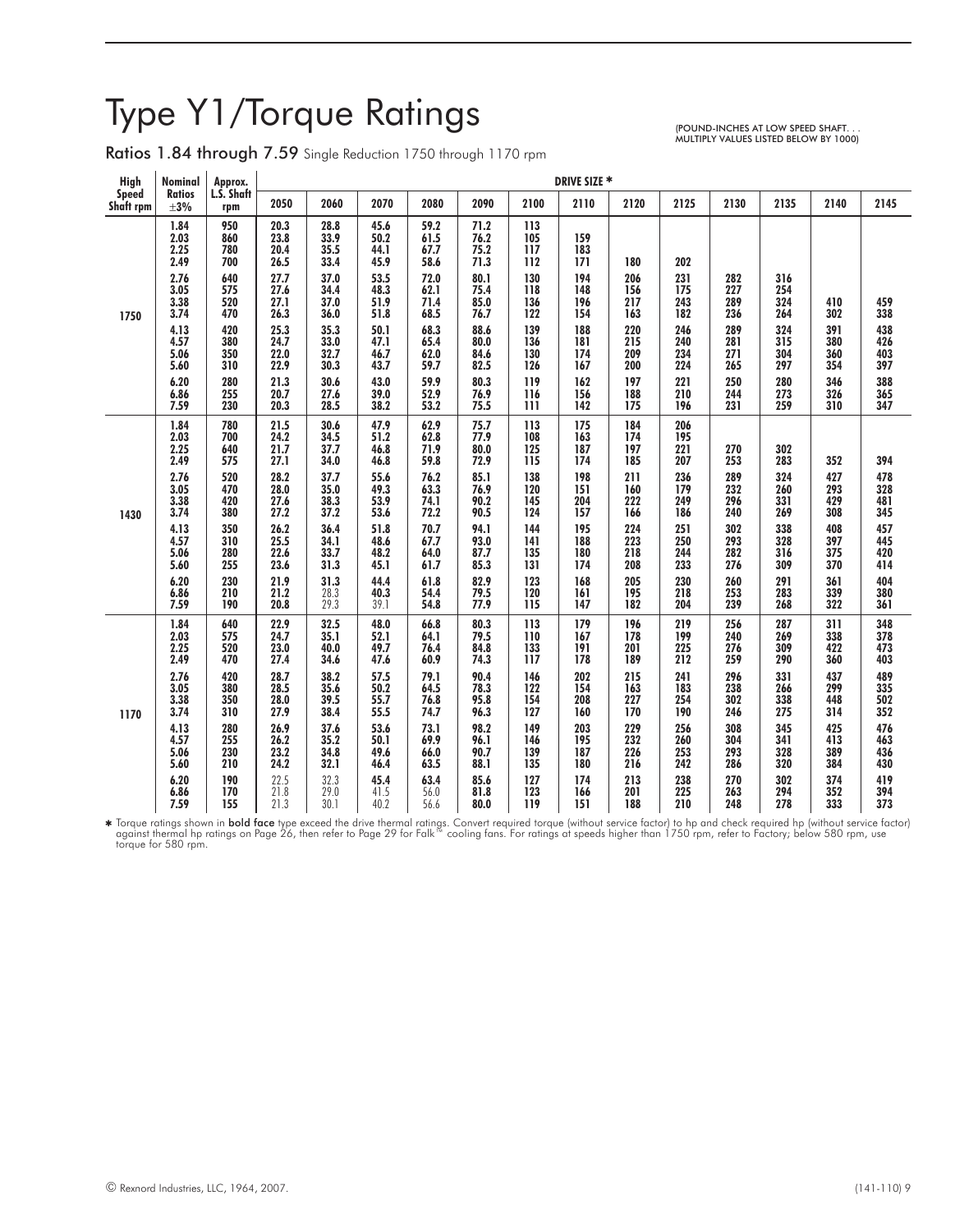# Type Y1/Torque Ratings

(POUND-INCHES AT LOW SPEED SHAFT. . . MULTIPLY VALUES LISTED BELOW BY 1000)

## Ratios 1.84 through 7.59 Single Reduction 1750 through 1170 rpm

| High Speed Shaft rpm | Nominal Ratios ±3% | Approx. L.S. Shaft rpm | 2050 | 2060 | 2070 | 2080 | 2090 | 2100 | 2110 | 2120 | 2125 | 2130 | 2135 | 2140 | 2145 |
|---|---|---|---|---|---|---|---|---|---|---|---|---|---|---|---|
| | | | DRIVE SIZE * | | | | | | | | | | | | |
| 1750 | 1.84 | 950 | 20.3 | 28.8 | 45.6 | 59.2 | 71.2 | 113 | | | | | | | |
| | 2.03 | 860 | 23.8 | 33.9 | 50.2 | 61.5 | 76.2 | 105 | 159 | | | | | | |
| | 2.25 | 780 | 20.4 | 35.5 | 44.1 | 67.7 | 75.2 | 117 | 183 | | | | | | |
| | 2.49 | 700 | 26.5 | 33.4 | 45.9 | 58.6 | 71.3 | 112 | 171 | 180 | 202 | | | | |
| | 2.76 | 640 | 27.7 | 37.0 | 53.5 | 72.0 | 80.1 | 130 | 194 | 206 | 231 | 282 | 316 | | |
| | 3.05 | 575 | 27.6 | 34.4 | 48.3 | 62.1 | 75.4 | 118 | 148 | 156 | 175 | 227 | 254 | | |
| | 3.38 | 520 | 27.1 | 37.0 | 51.9 | 71.4 | 85.0 | 136 | 196 | 217 | 243 | 289 | 324 | 410 | 459 |
| | 3.74 | 470 | 26.3 | 36.0 | 51.8 | 68.5 | 76.7 | 122 | 154 | 163 | 182 | 236 | 264 | 302 | 338 |
| | 4.13 | 420 | 25.3 | 35.3 | 50.1 | 68.3 | 88.6 | 139 | 188 | 220 | 246 | 289 | 324 | 391 | 438 |
| | 4.57 | 380 | 24.7 | 33.0 | 47.1 | 65.4 | 80.0 | 136 | 181 | 215 | 240 | 281 | 315 | 380 | 426 |
| | 5.06 | 350 | 22.0 | 32.7 | 46.7 | 62.0 | 84.6 | 130 | 174 | 209 | 234 | 271 | 304 | 360 | 403 |
| | 5.60 | 310 | 22.9 | 30.3 | 43.7 | 59.7 | 82.5 | 126 | 167 | 200 | 224 | 265 | 297 | 354 | 397 |
| | 6.20 | 280 | 21.3 | 30.6 | 43.0 | 59.9 | 80.3 | 119 | 162 | 197 | 221 | 250 | 280 | 346 | 388 |
| | 6.86 | 255 | 20.7 | 27.6 | 39.0 | 52.9 | 76.9 | 116 | 156 | 188 | 210 | 244 | 273 | 326 | 365 |
| | 7.59 | 230 | 20.3 | 28.5 | 38.2 | 53.2 | 75.5 | 111 | 142 | 175 | 196 | 231 | 259 | 310 | 347 |
| 1430 | 1.84 | 780 | 21.5 | 30.6 | 47.9 | 62.9 | 75.7 | 113 | 175 | 184 | 206 | | | | |
| | 2.03 | 700 | 24.2 | 34.5 | 51.2 | 62.8 | 77.9 | 108 | 163 | 174 | 195 | | | | |
| | 2.25 | 640 | 21.7 | 37.7 | 46.8 | 71.9 | 80.0 | 125 | 187 | 197 | 221 | 270 | 302 | | |
| | 2.49 | 575 | 27.1 | 34.0 | 46.8 | 59.8 | 72.9 | 115 | 174 | 185 | 207 | 253 | 283 | 352 | 394 |
| | 2.76 | 520 | 28.2 | 37.7 | 55.6 | 76.2 | 85.1 | 138 | 198 | 211 | 236 | 289 | 324 | 427 | 478 |
| | 3.05 | 470 | 28.0 | 35.0 | 49.3 | 63.3 | 76.9 | 120 | 151 | 160 | 179 | 232 | 260 | 293 | 328 |
| | 3.38 | 420 | 27.6 | 38.3 | 53.9 | 74.1 | 90.2 | 145 | 204 | 222 | 249 | 296 | 331 | 429 | 481 |
| | 3.74 | 380 | 27.2 | 37.2 | 53.6 | 72.2 | 90.5 | 124 | 157 | 166 | 186 | 240 | 269 | 308 | 345 |
| | 4.13 | 350 | 26.2 | 36.4 | 51.8 | 70.7 | 94.1 | 144 | 195 | 224 | 251 | 302 | 338 | 408 | 457 |
| | 4.57 | 310 | 25.5 | 34.1 | 48.6 | 67.7 | 93.0 | 141 | 188 | 223 | 250 | 293 | 328 | 397 | 445 |
| | 5.06 | 280 | 22.6 | 33.7 | 48.2 | 64.0 | 87.7 | 135 | 180 | 218 | 244 | 282 | 316 | 375 | 420 |
| | 5.60 | 255 | 23.6 | 31.3 | 45.1 | 61.7 | 85.3 | 131 | 174 | 208 | 233 | 276 | 309 | 370 | 414 |
| | 6.20 | 230 | 21.9 | 31.3 | 44.4 | 61.8 | 82.9 | 123 | 168 | 205 | 230 | 260 | 291 | 361 | 404 |
| | 6.86 | 210 | 21.2 | 28.3 | 40.3 | 54.4 | 79.5 | 120 | 161 | 195 | 218 | 253 | 283 | 339 | 380 |
| | 7.59 | 190 | 20.8 | 29.3 | 39.1 | 54.8 | 77.9 | 115 | 147 | 182 | 204 | 239 | 268 | 322 | 361 |
| 1170 | 1.84 | 640 | 22.9 | 32.5 | 48.0 | 66.8 | 80.3 | 113 | 179 | 196 | 219 | 256 | 287 | 311 | 348 |
| | 2.03 | 575 | 24.7 | 35.1 | 52.1 | 64.1 | 79.5 | 110 | 167 | 178 | 199 | 240 | 269 | 338 | 378 |
| | 2.25 | 520 | 23.0 | 40.0 | 49.7 | 76.4 | 84.8 | 133 | 191 | 201 | 225 | 276 | 309 | 422 | 473 |
| | 2.49 | 470 | 27.4 | 34.6 | 47.6 | 60.9 | 74.3 | 117 | 178 | 189 | 212 | 259 | 290 | 360 | 403 |
| | 2.76 | 420 | 28.7 | 38.2 | 57.5 | 79.1 | 90.4 | 146 | 202 | 215 | 241 | 296 | 331 | 437 | 489 |
| | 3.05 | 380 | 28.5 | 35.6 | 50.2 | 64.5 | 78.3 | 122 | 154 | 163 | 183 | 238 | 266 | 299 | 335 |
| | 3.38 | 350 | 28.0 | 39.5 | 55.7 | 76.8 | 95.8 | 154 | 208 | 227 | 254 | 302 | 338 | 448 | 502 |
| | 3.74 | 310 | 27.9 | 38.4 | 55.5 | 74.7 | 96.3 | 127 | 160 | 170 | 190 | 246 | 275 | 314 | 352 |
| | 4.13 | 280 | 26.9 | 37.6 | 53.6 | 73.1 | 98.2 | 149 | 203 | 229 | 256 | 308 | 345 | 425 | 476 |
| | 4.57 | 255 | 26.2 | 35.2 | 50.1 | 69.9 | 96.1 | 146 | 195 | 232 | 260 | 304 | 341 | 413 | 463 |
| | 5.06 | 230 | 23.2 | 34.8 | 49.6 | 66.0 | 90.7 | 139 | 187 | 226 | 253 | 293 | 328 | 389 | 436 |
| | 5.60 | 210 | 24.2 | 32.1 | 46.4 | 63.5 | 88.1 | 135 | 180 | 216 | 242 | 286 | 320 | 384 | 430 |
| | 6.20 | 190 | 22.5 | 32.3 | 45.4 | 63.4 | 85.6 | 127 | 174 | 213 | 238 | 270 | 302 | 374 | 419 |
| | 6.86 | 170 | 21.8 | 29.0 | 41.5 | 56.0 | 81.8 | 123 | 166 | 201 | 225 | 263 | 294 | 352 | 394 |
| | 7.59 | 155 | 21.3 | 30.1 | 40.2 | 56.6 | 80.0 | 119 | 151 | 188 | 210 | 248 | 278 | 333 | 373 |

* Torque ratings shown in **bold face** type exceed the drive thermal ratings. Convert required torque (without service factor) to hp and check required hp (without service factor) against thermal hp ratings on Page 26, then refer to Page 29 for Falk™ cooling fans. For ratings at speeds higher than 1750 rpm, refer to Factory; below 580 rpm, use torque for 580 rpm.

© Rexnord Industries, LLC, 1964, 2007.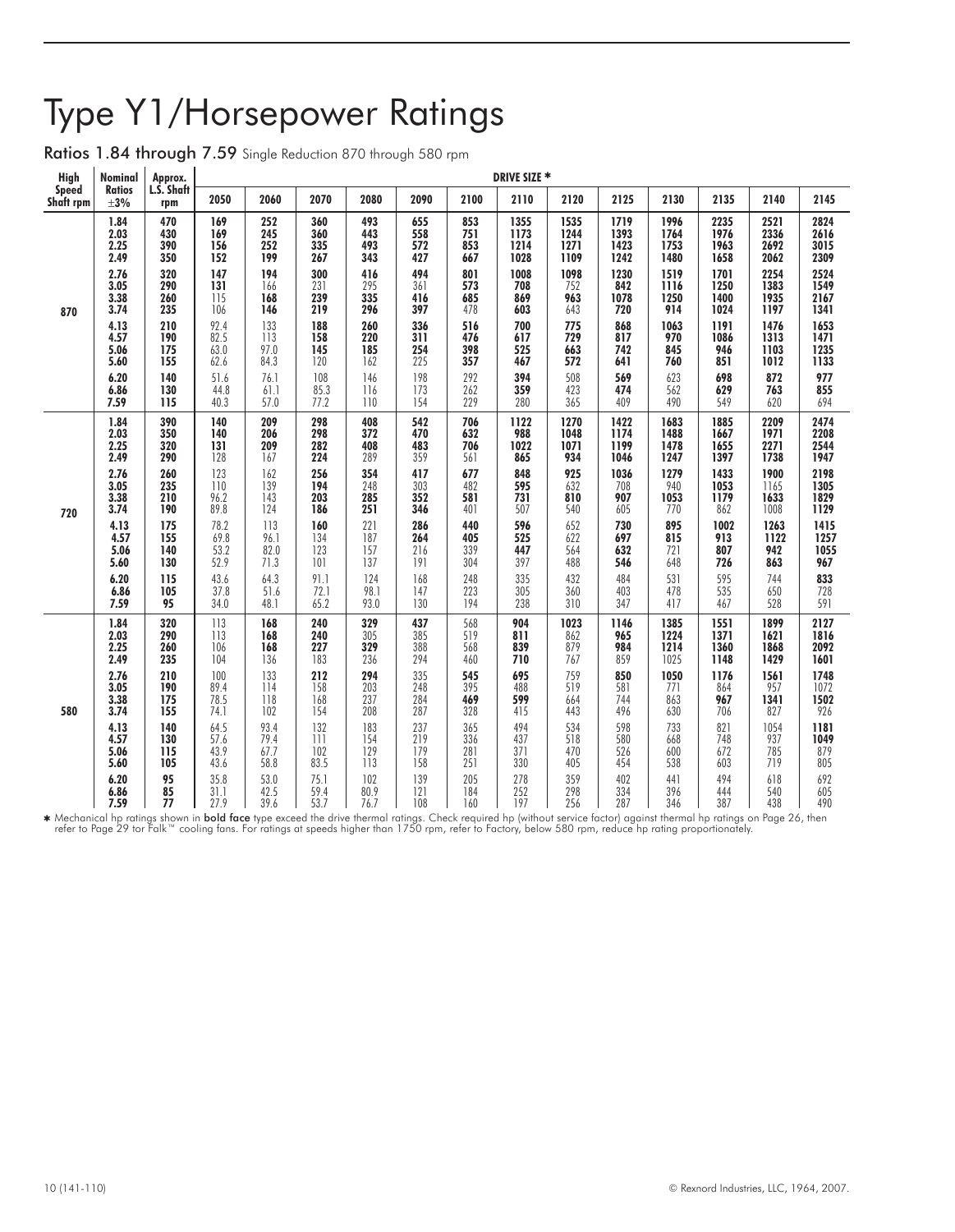# Type Y1/Horsepower Ratings

## Ratios 1.84 through 7.59 Single Reduction 870 through 580 rpm

| High Speed Shaft rpm | Nominal Ratios ±3% | Approx. L.S. Shaft rpm | 2050 | 2060 | 2070 | 2080 | 2090 | 2100 | 2110 | 2120 | 2125 | 2130 | 2135 | 2140 | 2145 |
|---|---|---|---|---|---|---|---|---|---|---|---|---|---|---|---|
| | | | **DRIVE SIZE *** | | | | | | | | | | | | |
| 870 | 1.84 | 470 | **169** | **252** | **360** | **493** | **655** | **853** | **1355** | **1535** | **1719** | **1996** | **2235** | **2521** | **2824** |
| | 2.03 | 430 | **169** | **245** | **360** | **443** | **558** | **751** | **1173** | **1244** | **1393** | **1764** | **1976** | **2336** | **2616** |
| | 2.25 | 390 | **156** | **252** | **335** | **493** | **572** | **853** | **1214** | **1271** | **1423** | **1753** | **1963** | **2692** | **3015** |
| | 2.49 | 350 | **152** | **199** | **267** | **343** | **427** | **667** | **1028** | **1109** | **1242** | **1480** | **1658** | **2062** | **2309** |
| | 2.76 | 320 | **147** | **194** | **300** | **416** | **494** | **801** | **1008** | **1098** | **1230** | **1519** | **1701** | **2254** | **2524** |
| | 3.05 | 290 | **131** | 166 | 231 | 295 | 361 | **573** | **708** | 752 | **842** | **1116** | **1250** | **1383** | **1549** |
| | 3.38 | 260 | 115 | **168** | **239** | **335** | **416** | **685** | **869** | **963** | **1078** | **1250** | **1400** | **1935** | **2167** |
| | 3.74 | 235 | 106 | **146** | **219** | **296** | **397** | 478 | **603** | 643 | **720** | **914** | **1024** | **1197** | **1341** |
| | 4.13 | 210 | 92.4 | 133 | **188** | **260** | **336** | **516** | **700** | **775** | **868** | **1063** | **1191** | **1476** | **1653** |
| | 4.57 | 190 | 82.5 | 113 | **158** | **220** | **311** | **476** | **617** | **729** | **817** | **970** | **1086** | **1313** | **1471** |
| | 5.06 | 175 | 63.0 | 97.0 | **145** | **185** | **254** | **398** | **525** | **663** | **742** | **845** | **946** | **1103** | **1235** |
| | 5.60 | 155 | 62.6 | 84.3 | 120 | 162 | 225 | **357** | **467** | **572** | **641** | **760** | **851** | **1012** | **1133** |
| | 6.20 | 140 | 51.6 | 76.1 | 108 | 146 | 198 | 292 | **394** | 508 | **569** | 623 | **698** | **872** | **977** |
| | 6.86 | 130 | 44.8 | 61.1 | 85.3 | 116 | 173 | 262 | **359** | 423 | **474** | 562 | **629** | **763** | **855** |
| | 7.59 | 115 | 40.3 | 57.0 | 77.2 | 110 | 154 | 229 | 280 | 365 | 409 | 490 | 549 | 620 | 694 |
| 720 | 1.84 | 390 | **140** | **209** | **298** | **408** | **542** | **706** | **1122** | **1270** | **1422** | **1683** | **1885** | **2209** | **2474** |
| | 2.03 | 350 | **140** | **206** | **298** | **372** | **470** | **632** | **988** | **1048** | **1174** | **1488** | **1667** | **1971** | **2208** |
| | 2.25 | 320 | **131** | **209** | **282** | **408** | **483** | **706** | **1022** | **1071** | **1199** | **1478** | **1655** | **2271** | **2544** |
| | 2.49 | 290 | 128 | 167 | **224** | 289 | 359 | 561 | **865** | **934** | **1046** | **1247** | **1397** | **1738** | **1947** |
| | 2.76 | 260 | 123 | 162 | **256** | **354** | **417** | **677** | **848** | **925** | **1036** | **1279** | **1433** | **1900** | **2198** |
| | 3.05 | 235 | 110 | 139 | **194** | 248 | 303 | 482 | **595** | 632 | 708 | 940 | **1053** | 1165 | **1305** |
| | 3.38 | 210 | 96.2 | 143 | **203** | **285** | **352** | **581** | **731** | **810** | **907** | **1053** | **1179** | **1633** | **1829** |
| | 3.74 | 190 | 89.8 | 124 | **186** | **251** | **346** | 401 | 507 | 540 | 605 | 770 | 862 | 1008 | **1129** |
| | 4.13 | 175 | 78.2 | 113 | **160** | 221 | **286** | **440** | **596** | 652 | **730** | **895** | **1002** | **1263** | **1415** |
| | 4.57 | 155 | 69.8 | 96.1 | 134 | 187 | **264** | **405** | **525** | 622 | **697** | **815** | **913** | **1122** | **1257** |
| | 5.06 | 140 | 53.2 | 82.0 | 123 | 157 | 216 | 339 | **447** | 564 | **632** | 721 | **807** | **942** | **1055** |
| | 5.60 | 130 | 52.9 | 71.3 | 101 | 137 | 191 | 304 | 397 | 488 | **546** | 648 | **726** | **863** | **967** |
| | 6.20 | 115 | 43.6 | 64.3 | 91.1 | 124 | 168 | 248 | 335 | 432 | 484 | 531 | 595 | 744 | **833** |
| | 6.86 | 105 | 37.8 | 51.6 | 72.1 | 98.1 | 147 | 223 | 305 | 360 | 403 | 478 | 535 | 650 | 728 |
| | 7.59 | 95 | 34.0 | 48.1 | 65.2 | 93.0 | 130 | 194 | 238 | 310 | 347 | 417 | 467 | 528 | 591 |
| 580 | 1.84 | 320 | 113 | **168** | **240** | **329** | **437** | 568 | **904** | **1023** | **1146** | **1385** | **1551** | **1899** | **2127** |
| | 2.03 | 290 | 113 | **168** | **240** | 305 | 385 | 519 | **811** | 862 | **965** | **1224** | **1371** | **1621** | **1816** |
| | 2.25 | 260 | 106 | **168** | **227** | **329** | 388 | 568 | **839** | 879 | **984** | **1214** | **1360** | **1868** | **2092** |
| | 2.49 | 235 | 104 | 136 | 183 | 236 | 294 | 460 | **710** | 767 | 859 | 1025 | **1148** | **1429** | **1601** |
| | 2.76 | 210 | 100 | 133 | **212** | **294** | 335 | **545** | **695** | 759 | **850** | **1050** | **1176** | **1561** | **1748** |
| | 3.05 | 190 | 89.4 | 114 | 158 | 203 | 248 | 395 | 488 | 519 | 581 | 771 | 864 | 957 | 1072 |
| | 3.38 | 175 | 78.5 | 118 | 168 | 237 | 284 | **469** | **599** | 664 | 744 | 863 | **967** | **1341** | **1502** |
| | 3.74 | 155 | 74.1 | 102 | 154 | 208 | 287 | 328 | 415 | 443 | 496 | 630 | 706 | 827 | 926 |
| | 4.13 | 140 | 64.5 | 93.4 | 132 | 183 | 237 | 365 | 494 | 534 | 598 | 733 | 821 | 1054 | **1181** |
| | 4.57 | 130 | 57.6 | 79.4 | 111 | 154 | 219 | 336 | 437 | 518 | 580 | 668 | 748 | 937 | **1049** |
| | 5.06 | 115 | 43.9 | 67.7 | 102 | 129 | 179 | 281 | 371 | 470 | 526 | 600 | 672 | 785 | 879 |
| | 5.60 | 105 | 43.6 | 58.8 | 83.5 | 113 | 158 | 251 | 330 | 405 | 454 | 538 | 603 | 719 | 805 |
| | 6.20 | 95 | 35.8 | 53.0 | 75.1 | 102 | 139 | 205 | 278 | 359 | 402 | 441 | 494 | 618 | 692 |
| | 6.86 | 85 | 31.1 | 42.5 | 59.4 | 80.9 | 121 | 184 | 252 | 298 | 334 | 396 | 444 | 540 | 605 |
| | 7.59 | 77 | 27.9 | 39.6 | 53.7 | 76.7 | 108 | 160 | 197 | 256 | 287 | 346 | 387 | 438 | 490 |

* Mechanical hp ratings shown in **bold face** type exceed the drive thermal ratings. Check required hp (without service factor) against thermal hp ratings on Page 26, then refer to Page 29 for Falk™ cooling fans. For ratings at speeds higher than 1750 rpm, refer to Factory, below 580 rpm, reduce hp rating proportionately.

10 (141-110) © Rexnord Industries, LLC, 1964, 2007.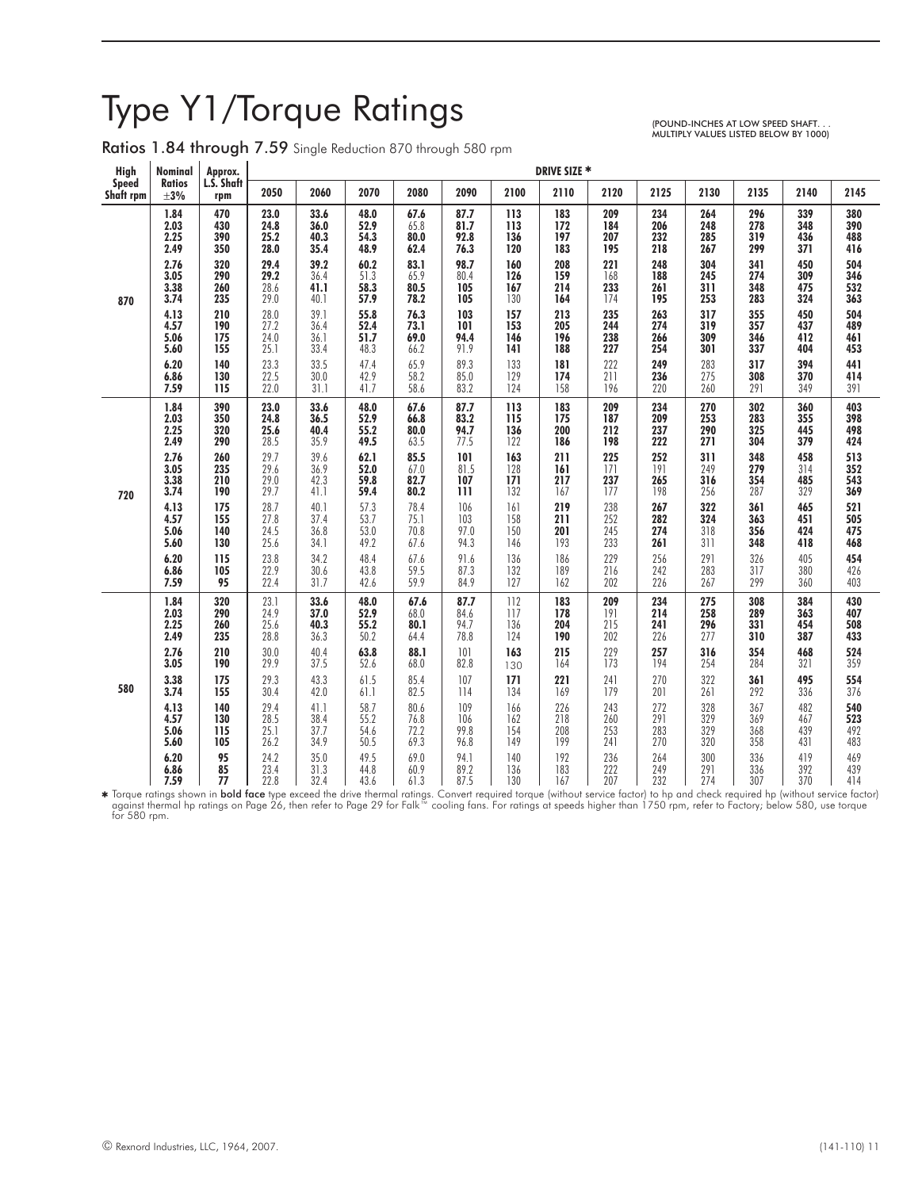# Type Y1/Torque Ratings

(POUND-INCHES AT LOW SPEED SHAFT. . . MULTIPLY VALUES LISTED BELOW BY 1000)

**Ratios 1.84 through 7.59** Single Reduction 870 through 580 rpm

| High Speed Shaft rpm | Nominal Ratios ±3% | Approx. L.S. Shaft rpm | 2050 | 2060 | 2070 | 2080 | 2090 | 2100 | 2110 | 2120 | 2125 | 2130 | 2135 | 2140 | 2145 |
|---|---|---|---|---|---|---|---|---|---|---|---|---|---|---|---|
| | | | DRIVE SIZE * | | | | | | | | | | | | |
| 870 | 1.84 | 470 | **23.0** | **33.6** | **48.0** | **67.6** | **87.7** | **113** | **183** | **209** | **234** | **264** | **296** | **339** | **380** |
| | 2.03 | 430 | **24.8** | **36.0** | **52.9** | 65.8 | **81.7** | **113** | **172** | **184** | **206** | **248** | **278** | **348** | **390** |
| | 2.25 | 390 | **25.2** | **40.3** | **54.3** | **80.0** | **92.8** | **136** | **197** | **207** | **232** | **285** | **319** | **436** | **488** |
| | 2.49 | 350 | **28.0** | **35.4** | **48.9** | **62.4** | **76.3** | **120** | **183** | **195** | **218** | **267** | **299** | **371** | **416** |
| | 2.76 | 320 | **29.4** | **39.2** | **60.2** | **83.1** | **98.7** | **160** | **208** | **221** | **248** | **304** | **341** | **450** | **504** |
| | 3.05 | 290 | **29.2** | 36.4 | 51.3 | 65.9 | 80.4 | **126** | 159 | 168 | **188** | **245** | **274** | **309** | **346** |
| | 3.38 | 260 | 28.6 | **41.1** | **58.3** | **80.5** | **105** | **167** | **214** | **233** | **261** | **311** | **348** | **475** | **532** |
| | 3.74 | 235 | 29.0 | 40.1 | **57.9** | **78.2** | **105** | 130 | **164** | 174 | **195** | **253** | **283** | **324** | **363** |
| | 4.13 | 210 | 28.0 | 39.1 | **55.8** | **76.3** | **103** | **157** | **213** | **235** | **263** | **317** | **355** | **450** | **504** |
| | 4.57 | 190 | 27.2 | 36.4 | **52.4** | **73.1** | **101** | **153** | **205** | **244** | **274** | **319** | **357** | **437** | **489** |
| | 5.06 | 175 | 24.0 | 36.1 | **51.7** | **69.0** | **94.4** | **146** | **196** | **238** | **266** | **309** | **346** | **412** | **461** |
| | 5.60 | 155 | 25.1 | 33.4 | 48.3 | 66.2 | 91.9 | **141** | **188** | **227** | **254** | **301** | **337** | **404** | **453** |
| | 6.20 | 140 | 23.3 | 33.5 | 47.4 | 65.9 | 89.3 | 133 | **181** | 222 | **249** | 283 | **317** | **394** | **441** |
| | 6.86 | 130 | 22.5 | 30.0 | 42.9 | 58.2 | 85.0 | 129 | **174** | 211 | **236** | 275 | **308** | **370** | **414** |
| | 7.59 | 115 | 22.0 | 31.1 | 41.7 | 58.6 | 83.2 | 124 | 158 | 196 | 220 | 260 | 291 | 349 | 391 |
| 720 | 1.84 | 390 | **23.0** | **33.6** | **48.0** | **67.6** | **87.7** | **113** | **183** | **209** | **234** | **270** | **302** | **360** | **403** |
| | 2.03 | 350 | **24.8** | **36.5** | **52.9** | **66.8** | **83.2** | **115** | **175** | **187** | **209** | **253** | **283** | **355** | **398** |
| | 2.25 | 320 | **25.6** | **40.4** | **55.2** | **80.0** | **94.7** | **136** | **200** | **212** | **237** | **290** | **325** | **445** | **498** |
| | 2.49 | 290 | 28.5 | 35.9 | **49.5** | 63.5 | 77.5 | 122 | **186** | **198** | **222** | **271** | **304** | **379** | **424** |
| | 2.76 | 260 | 29.7 | 39.6 | **62.1** | **85.5** | **101** | **163** | **211** | **225** | **252** | **311** | **348** | **458** | **513** |
| | 3.05 | 235 | 29.6 | 36.9 | **52.0** | 67.0 | 81.5 | 128 | **161** | 171 | 191 | 249 | **279** | 314 | **352** |
| | 3.38 | 210 | 29.0 | 42.3 | **59.8** | **82.7** | **107** | **171** | **217** | **237** | **265** | **316** | **354** | **485** | **543** |
| | 3.74 | 190 | 29.7 | 41.1 | **59.4** | **80.2** | **111** | 132 | 167 | 177 | 198 | 256 | 287 | 329 | **369** |
| | 4.13 | 175 | 28.7 | 40.1 | 57.3 | 78.4 | 106 | 161 | **219** | 238 | **267** | **322** | **361** | **465** | **521** |
| | 4.57 | 155 | 27.8 | 37.4 | 53.7 | 75.1 | 103 | 158 | **211** | 252 | **282** | **324** | **363** | **451** | **505** |
| | 5.06 | 140 | 24.5 | 36.8 | 53.0 | 70.8 | 97.0 | 150 | **201** | 245 | **274** | 318 | **356** | **424** | **475** |
| | 5.60 | 130 | 25.6 | 34.1 | 49.2 | 67.6 | 94.3 | 146 | 193 | 233 | **261** | 311 | **348** | **418** | **468** |
| | 6.20 | 115 | 23.8 | 34.2 | 48.4 | 67.6 | 91.6 | 136 | 186 | 229 | 256 | 291 | 326 | 405 | **454** |
| | 6.86 | 105 | 22.9 | 30.6 | 43.8 | 59.5 | 87.3 | 132 | 189 | 216 | 242 | 283 | 317 | 380 | 426 |
| | 7.59 | 95 | 22.4 | 31.7 | 42.6 | 59.9 | 84.9 | 127 | 162 | 202 | 226 | 267 | 299 | 360 | 403 |
| 580 | 1.84 | 320 | 23.1 | **33.6** | **48.0** | **67.6** | **87.7** | 112 | **183** | **209** | **234** | **275** | **308** | **384** | **430** |
| | 2.03 | 290 | 24.9 | **37.0** | **52.9** | 68.0 | 84.6 | 117 | **178** | 191 | **214** | **258** | **289** | **363** | **407** |
| | 2.25 | 260 | 25.6 | **40.3** | **55.2** | **80.1** | 94.7 | 136 | **204** | 215 | **241** | **296** | **331** | **454** | **508** |
| | 2.49 | 235 | 28.8 | 36.3 | 50.2 | 64.4 | 78.8 | 124 | **190** | 202 | 226 | 277 | **310** | **387** | **433** |
| | 2.76 | 210 | 30.0 | 40.4 | **63.8** | **88.1** | 101 | **163** | **215** | 229 | **257** | **316** | **354** | **468** | **524** |
| | 3.05 | 190 | 29.9 | 37.5 | 52.6 | 68.0 | 82.8 | 130 | 164 | 173 | 194 | 254 | 284 | 321 | 359 |
| | 3.38 | 175 | 29.3 | 43.3 | 61.5 | 85.4 | 107 | **171** | **221** | 241 | 270 | 322 | **361** | **495** | **554** |
| | 3.74 | 155 | 30.4 | 42.0 | 61.1 | 82.5 | 114 | 134 | 169 | 179 | 201 | 261 | 292 | 336 | 376 |
| | 4.13 | 140 | 29.4 | 41.1 | 58.7 | 80.6 | 109 | 166 | 226 | 243 | 272 | 328 | 367 | 482 | **540** |
| | 4.57 | 130 | 28.5 | 38.4 | 55.2 | 76.8 | 106 | 162 | 218 | 260 | 291 | 329 | 369 | 467 | **523** |
| | 5.06 | 115 | 25.1 | 37.7 | 54.6 | 72.2 | 99.8 | 154 | 208 | 253 | 283 | 329 | 368 | 439 | 492 |
| | 5.60 | 105 | 26.2 | 34.9 | 50.5 | 69.3 | 96.8 | 149 | 199 | 241 | 270 | 320 | 358 | 431 | 483 |
| | 6.20 | 95 | 24.2 | 35.0 | 49.5 | 69.0 | 94.1 | 140 | 192 | 236 | 264 | 300 | 336 | 419 | 469 |
| | 6.86 | 85 | 23.4 | 31.3 | 44.8 | 60.9 | 89.2 | 136 | 183 | 222 | 249 | 291 | 336 | 392 | 439 |
| | 7.59 | 77 | 22.8 | 32.4 | 43.6 | 61.3 | 87.5 | 130 | 167 | 207 | 232 | 274 | 307 | 370 | 414 |

* Torque ratings shown in **bold face** type exceed the drive thermal ratings. Convert required torque (without service factor) to hp and check required hp (without service factor) against thermal hp ratings on Page 26, then refer to Page 29 for Falk™ cooling fans. For ratings at speeds higher than 1750 rpm, refer to Factory; below 580, use torque for 580 rpm.

© Rexnord Industries, LLC, 1964, 2007.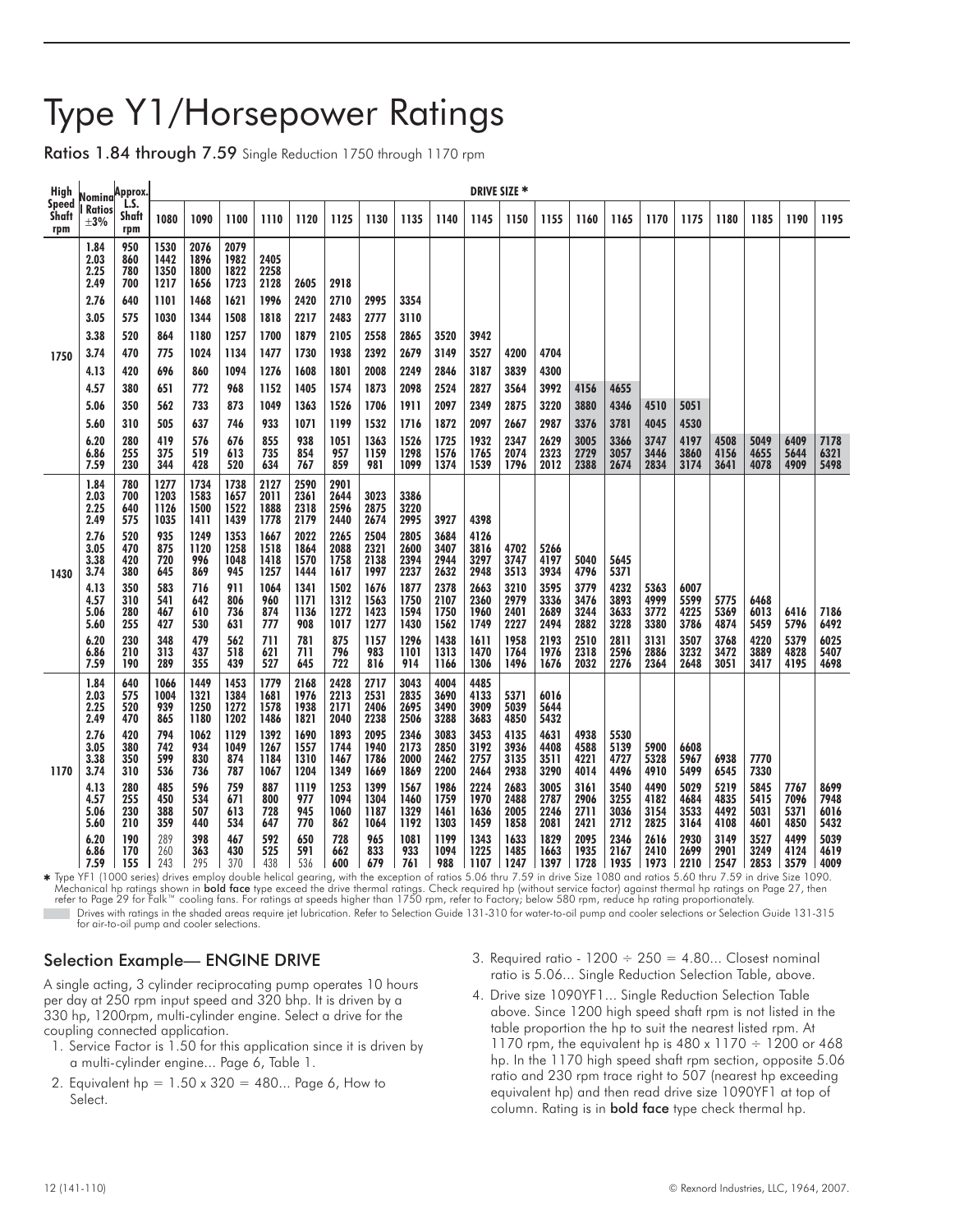# Type Y1/Horsepower Ratings

**Ratios 1.84 through 7.59** Single Reduction 1750 through 1170 rpm

| High Speed Shaft rpm | Nominal Ratios ±3% | Approx. L.S. Shaft rpm | DRIVE SIZE * 1080 | 1090 | 1100 | 1110 | 1120 | 1125 | 1130 | 1135 | 1140 | 1145 | 1150 | 1155 | 1160 | 1165 | 1170 | 1175 | 1180 | 1185 | 1190 | 1195 |
|---|---|---|---|---|---|---|---|---|---|---|---|---|---|---|---|---|---|---|---|---|---|---|
| 1750 | 1.84 | 950 | 1530 | 2076 | 2079 | | | | | | | | | | | | | | | | | |
| | 2.03 | 860 | 1442 | 1896 | 1982 | 2405 | | | | | | | | | | | | | | | | |
| | 2.25 | 780 | 1350 | 1800 | 1822 | 2258 | | | | | | | | | | | | | | | | |
| | 2.49 | 700 | 1217 | 1656 | 1723 | 2128 | 2605 | 2918 | | | | | | | | | | | | | | |
| | 2.76 | 640 | 1101 | 1468 | 1621 | 1996 | 2420 | 2710 | 2995 | 3354 | | | | | | | | | | | | |
| | 3.05 | 575 | 1030 | 1344 | 1508 | 1818 | 2217 | 2483 | 2777 | 3110 | | | | | | | | | | | | |
| | 3.38 | 520 | 864 | 1180 | 1257 | 1700 | 1879 | 2105 | 2558 | 2865 | 3520 | 3942 | | | | | | | | | | |
| | 3.74 | 470 | 775 | 1024 | 1134 | 1477 | 1730 | 1938 | 2392 | 2679 | 3149 | 3527 | 4200 | 4704 | | | | | | | | |
| | 4.13 | 420 | 696 | 860 | 1094 | 1276 | 1608 | 1801 | 2008 | 2249 | 2846 | 3187 | 3839 | 4300 | | | | | | | | |
| | 4.57 | 380 | 651 | 772 | 968 | 1152 | 1405 | 1574 | 1873 | 2098 | 2524 | 2827 | 3564 | 3992 | 4156 | 4655 | | | | | | |
| | 5.06 | 350 | 562 | 733 | 873 | 1049 | 1363 | 1526 | 1706 | 1911 | 2097 | 2349 | 2875 | 3220 | 3880 | 4346 | 4510 | 5051 | | | | |
| | 5.60 | 310 | 505 | 637 | 746 | 933 | 1071 | 1199 | 1532 | 1716 | 1872 | 2097 | 2667 | 2987 | 3376 | 3781 | 4045 | 4530 | | | | |
| | 6.20 | 280 | 419 | 576 | 676 | 855 | 938 | 1051 | 1363 | 1526 | 1725 | 1932 | 2347 | 2629 | 3005 | 3366 | 3747 | 4197 | 4508 | 5049 | 6409 | 7178 |
| | 6.86 | 255 | 375 | 519 | 613 | 735 | 854 | 957 | 1159 | 1298 | 1576 | 1765 | 2074 | 2323 | 2729 | 3057 | 3446 | 3860 | 4156 | 4655 | 5644 | 6321 |
| | 7.59 | 230 | 344 | 428 | 520 | 634 | 767 | 859 | 981 | 1099 | 1374 | 1539 | 1796 | 2012 | 2388 | 2674 | 2834 | 3174 | 3641 | 4078 | 4909 | 5498 |
| 1430 | 1.84 | 780 | 1277 | 1734 | 1738 | 2127 | 2590 | 2901 | | | | | | | | | | | | | | |
| | 2.03 | 700 | 1203 | 1583 | 1657 | 2011 | 2361 | 2644 | 3023 | 3386 | | | | | | | | | | | | |
| | 2.25 | 640 | 1126 | 1500 | 1522 | 1888 | 2318 | 2596 | 2875 | 3220 | | | | | | | | | | | | |
| | 2.49 | 575 | 1035 | 1411 | 1439 | 1778 | 2179 | 2440 | 2674 | 2995 | 3927 | 4398 | | | | | | | | | | |
| | 2.76 | 520 | 935 | 1249 | 1353 | 1667 | 2022 | 2265 | 2504 | 2805 | 3684 | 4126 | | | | | | | | | | |
| | 3.05 | 470 | 875 | 1120 | 1258 | 1518 | 1864 | 2088 | 2321 | 2600 | 3407 | 3816 | 4702 | 5266 | | | | | | | | |
| | 3.38 | 420 | 720 | 996 | 1048 | 1418 | 1570 | 1758 | 2138 | 2394 | 2944 | 3297 | 3747 | 4197 | 5040 | 5645 | | | | | | |
| | 3.74 | 380 | 645 | 869 | 945 | 1257 | 1444 | 1617 | 1997 | 2237 | 2632 | 2948 | 3513 | 3934 | 4796 | 5371 | | | | | | |
| | 4.13 | 350 | 583 | 716 | 911 | 1064 | 1341 | 1502 | 1676 | 1877 | 2378 | 2663 | 3210 | 3595 | 3779 | 4232 | 5363 | 6007 | | | | |
| | 4.57 | 310 | 541 | 642 | 806 | 960 | 1171 | 1312 | 1563 | 1750 | 2107 | 2360 | 2979 | 3336 | 3476 | 3893 | 4999 | 5599 | 5775 | 6468 | | |
| | 5.06 | 280 | 467 | 610 | 736 | 874 | 1136 | 1272 | 1423 | 1594 | 1750 | 1960 | 2401 | 2689 | 3244 | 3633 | 3772 | 4225 | 5369 | 6013 | 6416 | 7186 |
| | 5.60 | 255 | 427 | 530 | 631 | 777 | 908 | 1017 | 1277 | 1430 | 1562 | 1749 | 2227 | 2494 | 2882 | 3228 | 3380 | 3786 | 4874 | 5459 | 5796 | 6492 |
| | 6.20 | 230 | 348 | 479 | 562 | 711 | 781 | 875 | 1157 | 1296 | 1438 | 1611 | 1958 | 2193 | 2510 | 2811 | 3131 | 3507 | 3768 | 4220 | 5379 | 6025 |
| | 6.86 | 210 | 313 | 437 | 518 | 621 | 711 | 796 | 983 | 1101 | 1313 | 1470 | 1764 | 1976 | 2318 | 2596 | 2886 | 3232 | 3472 | 3889 | 4828 | 5407 |
| | 7.59 | 190 | 289 | 355 | 439 | 527 | 645 | 722 | 816 | 914 | 1166 | 1306 | 1496 | 1676 | 2032 | 2276 | 2364 | 2648 | 3051 | 3417 | 4195 | 4698 |
| 1170 | 1.84 | 640 | 1066 | 1449 | 1453 | 1779 | 2168 | 2428 | 2717 | 3043 | 4004 | 4485 | | | | | | | | | | |
| | 2.03 | 575 | 1004 | 1321 | 1384 | 1681 | 1976 | 2213 | 2531 | 2835 | 3690 | 4133 | 5371 | 6016 | | | | | | | | |
| | 2.25 | 520 | 939 | 1250 | 1272 | 1578 | 1938 | 2171 | 2406 | 2695 | 3490 | 3909 | 5039 | 5644 | | | | | | | | |
| | 2.49 | 470 | 865 | 1180 | 1202 | 1486 | 1821 | 2040 | 2238 | 2506 | 3288 | 3683 | 4850 | 5432 | | | | | | | | |
| | 2.76 | 420 | 794 | 1062 | 1129 | 1392 | 1690 | 1893 | 2095 | 2346 | 3083 | 3453 | 4135 | 4631 | 4938 | 5530 | | | | | | |
| | 3.05 | 380 | 742 | 934 | 1049 | 1267 | 1557 | 1744 | 1940 | 2173 | 2850 | 3192 | 3936 | 4408 | 4588 | 5139 | 5900 | 6608 | | | | |
| | 3.38 | 350 | 599 | 830 | 874 | 1184 | 1310 | 1467 | 1786 | 2000 | 2462 | 2757 | 3135 | 3511 | 4221 | 4727 | 5328 | 5967 | 6938 | 7770 | | |
| | 3.74 | 310 | 536 | 736 | 787 | 1067 | 1204 | 1349 | 1669 | 1869 | 2200 | 2464 | 2938 | 3290 | 4014 | 4496 | 4910 | 5499 | 6545 | 7330 | | |
| | 4.13 | 280 | 485 | 596 | 759 | 887 | 1119 | 1253 | 1399 | 1567 | 1986 | 2224 | 2683 | 3005 | 3161 | 3540 | 4490 | 5029 | 5219 | 5845 | 7767 | 8699 |
| | 4.57 | 255 | 450 | 534 | 671 | 800 | 977 | 1094 | 1304 | 1460 | 1759 | 1970 | 2488 | 2787 | 2906 | 3255 | 4182 | 4684 | 4835 | 5415 | 7096 | 7948 |
| | 5.06 | 230 | 388 | 507 | 613 | 728 | 945 | 1060 | 1187 | 1329 | 1461 | 1636 | 2005 | 2246 | 2711 | 3036 | 3154 | 3533 | 4492 | 5031 | 5371 | 6016 |
| | 5.60 | 210 | 359 | 440 | 534 | 647 | 770 | 862 | 1064 | 1192 | 1303 | 1459 | 1858 | 2081 | 2421 | 2712 | 2825 | 3164 | 4108 | 4601 | 4850 | 5432 |
| | 6.20 | 190 | 289 | 398 | 467 | 592 | 650 | 728 | 965 | 1081 | 1199 | 1343 | 1633 | 1829 | 2095 | 2346 | 2616 | 2930 | 3149 | 3527 | 4499 | 5039 |
| | 6.86 | 170 | 260 | 363 | 430 | 525 | 591 | 662 | 833 | 933 | 1094 | 1225 | 1485 | 1663 | 1935 | 2167 | 2410 | 2699 | 2901 | 3249 | 4124 | 4619 |
| | 7.59 | 155 | 243 | 295 | 370 | 438 | 536 | 600 | 679 | 761 | 988 | 1107 | 1247 | 1397 | 1728 | 1935 | 1973 | 2210 | 2547 | 2853 | 3579 | 4009 |

* Type YF1 (1000 series) drives employ double helical gearing, with the exception of ratios 5.06 thru 7.59 in drive Size 1080 and ratios 5.60 thru 7.59 in drive Size 1090.
Mechanical hp ratings shown in **bold face** type exceed the drive thermal ratings. Check required hp (without service factor) against thermal hp ratings on Page 27, then refer to Page 29 for Falk™ cooling fans. For ratings at speeds higher than 1750 rpm, refer to Factory; below 580 rpm, reduce hp rating proportionately.

Drives with ratings in the shaded areas require jet lubrication. Refer to Selection Guide 131-310 for water-to-oil pump and cooler selections or Selection Guide 131-315 for air-to-oil pump and cooler selections.

## Selection Example— ENGINE DRIVE

A single acting, 3 cylinder reciprocating pump operates 10 hours per day at 250 rpm input speed and 320 bhp. It is driven by a 330 hp, 1200rpm, multi-cylinder engine. Select a drive for the coupling connected application.

1. Service Factor is 1.50 for this application since it is driven by a multi-cylinder engine... Page 6, Table 1.
2. Equivalent hp = 1.50 x 320 = 480... Page 6, How to Select.
3. Required ratio - 1200 ÷ 250 = 4.80... Closest nominal ratio is 5.06... Single Reduction Selection Table, above.
4. Drive size 1090YF1... Single Reduction Selection Table above. Since 1200 high speed shaft rpm is not listed in the table proportion the hp to suit the nearest listed rpm. At 1170 rpm, the equivalent hp is 480 x 1170 ÷ 1200 or 468 hp. In the 1170 high speed shaft rpm section, opposite 5.06 ratio and 230 rpm trace right to 507 (nearest hp exceeding equivalent hp) and then read drive size 1090YF1 at top of column. Rating is in **bold face** type check thermal hp.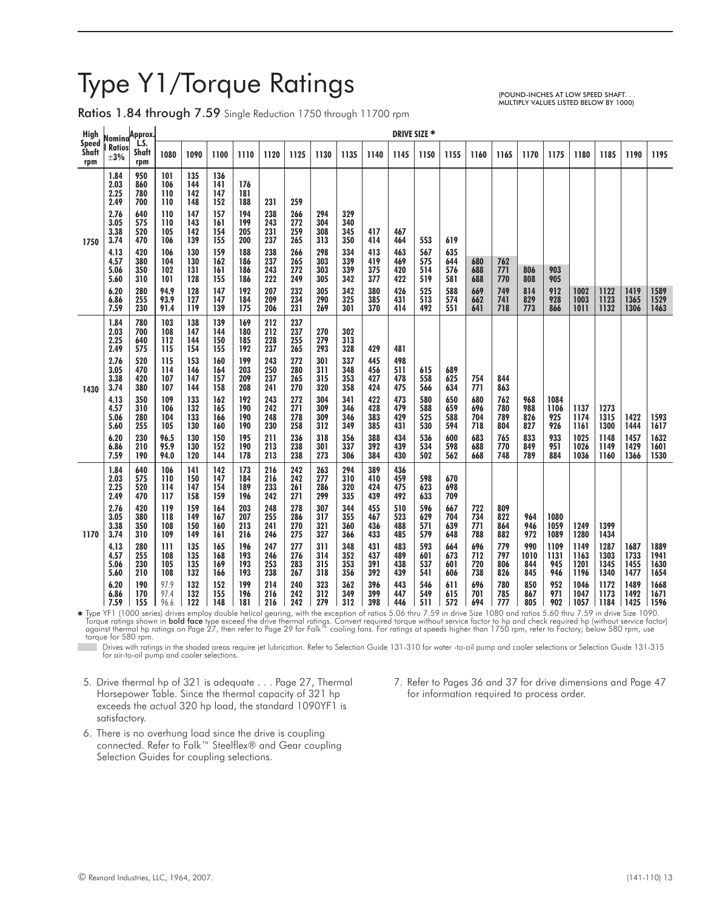# Type Y1/Torque Ratings

(POUND-INCHES AT LOW SPEED SHAFT. . . MULTIPLY VALUES LISTED BELOW BY 1000)

**Ratios 1.84 through 7.59** Single Reduction 1750 through 11700 rpm

| High Speed Shaft rpm | Nominal Ratios ±3% | Approx. L.S. Shaft rpm | DRIVE SIZE * | | | | | | | | | | | | | | | | | | | |
|---|---|---|---|---|---|---|---|---|---|---|---|---|---|---|---|---|---|---|---|---|---|---|
| | | | 1080 | 1090 | 1100 | 1110 | 1120 | 1125 | 1130 | 1135 | 1140 | 1145 | 1150 | 1155 | 1160 | 1165 | 1170 | 1175 | 1180 | 1185 | 1190 | 1195 |
| 1750 | 1.84 | 950 | 101 | 135 | 136 | | | | | | | | | | | | | | | | | |
| | 2.03 | 860 | 106 | 144 | 141 | 176 | | | | | | | | | | | | | | | | |
| | 2.25 | 780 | 110 | 142 | 147 | 181 | | | | | | | | | | | | | | | | |
| | 2.49 | 700 | 110 | 148 | 152 | 188 | 231 | 259 | | | | | | | | | | | | | | |
| | 2.76 | 640 | 110 | 147 | 157 | 194 | 238 | 266 | 294 | 329 | | | | | | | | | | | | |
| | 3.05 | 575 | 110 | 143 | 161 | 199 | 243 | 272 | 304 | 340 | | | | | | | | | | | | |
| | 3.38 | 520 | 105 | 142 | 154 | 205 | 231 | 259 | 308 | 345 | 417 | 467 | | | | | | | | | | |
| | 3.74 | 470 | 106 | 139 | 155 | 200 | 237 | 265 | 313 | 350 | 414 | 464 | 553 | 619 | | | | | | | | |
| | 4.13 | 420 | 106 | 130 | 159 | 188 | 238 | 266 | 298 | 334 | 413 | 463 | 567 | 635 | | | | | | | | |
| | 4.57 | 380 | 104 | 130 | 162 | 186 | 237 | 265 | 303 | 339 | 419 | 469 | 575 | 644 | 680 | 762 | | | | | | |
| | 5.06 | 350 | 102 | 131 | 161 | 186 | 243 | 272 | 303 | 339 | 375 | 420 | 514 | 576 | 688 | 771 | 806 | 903 | | | | |
| | 5.60 | 310 | 101 | 128 | 155 | 186 | 222 | 249 | 305 | 342 | 377 | 422 | 519 | 581 | 688 | 770 | 808 | 905 | | | | |
| | 6.20 | 280 | 94.9 | 128 | 147 | 192 | 207 | 232 | 305 | 342 | 380 | 426 | 525 | 588 | 669 | 749 | 814 | 912 | 1002 | 1122 | 1419 | 1589 |
| | 6.86 | 255 | 93.9 | 127 | 147 | 184 | 209 | 234 | 290 | 325 | 385 | 431 | 513 | 574 | 662 | 741 | 829 | 928 | 1003 | 1123 | 1365 | 1529 |
| | 7.59 | 230 | 91.4 | 119 | 139 | 175 | 206 | 231 | 269 | 301 | 370 | 414 | 492 | 551 | 641 | 718 | 773 | 866 | 1011 | 1132 | 1306 | 1463 |
| 1430 | 1.84 | 780 | 103 | 138 | 139 | 169 | 212 | 237 | | | | | | | | | | | | | | |
| | 2.03 | 700 | 108 | 147 | 144 | 180 | 212 | 237 | 270 | 302 | | | | | | | | | | | | |
| | 2.25 | 640 | 112 | 144 | 150 | 185 | 228 | 255 | 279 | 313 | | | | | | | | | | | | |
| | 2.49 | 575 | 115 | 154 | 155 | 192 | 237 | 265 | 293 | 328 | 429 | 481 | | | | | | | | | | |
| | 2.76 | 520 | 115 | 153 | 160 | 199 | 243 | 272 | 301 | 337 | 445 | 498 | | | | | | | | | | |
| | 3.05 | 470 | 114 | 146 | 164 | 203 | 250 | 280 | 311 | 348 | 456 | 511 | 615 | 689 | | | | | | | | |
| | 3.38 | 420 | 107 | 147 | 157 | 209 | 237 | 265 | 315 | 353 | 427 | 478 | 558 | 625 | 754 | 844 | | | | | | |
| | 3.74 | 380 | 107 | 144 | 158 | 208 | 241 | 270 | 320 | 358 | 424 | 475 | 566 | 634 | 771 | 863 | | | | | | |
| | 4.13 | 350 | 109 | 133 | 162 | 192 | 243 | 272 | 304 | 341 | 422 | 473 | 580 | 650 | 680 | 762 | 968 | 1084 | | | | |
| | 4.57 | 310 | 106 | 132 | 165 | 190 | 242 | 271 | 309 | 346 | 428 | 479 | 588 | 659 | 696 | 780 | 988 | 1106 | 1137 | 1273 | | |
| | 5.06 | 280 | 104 | 133 | 166 | 190 | 248 | 278 | 309 | 346 | 383 | 429 | 525 | 588 | 704 | 789 | 826 | 925 | 1174 | 1315 | 1422 | 1593 |
| | 5.60 | 255 | 105 | 130 | 160 | 190 | 230 | 258 | 312 | 349 | 385 | 431 | 530 | 594 | 718 | 804 | 827 | 926 | 1161 | 1300 | 1444 | 1617 |
| | 6.20 | 230 | 96.5 | 130 | 150 | 195 | 211 | 236 | 318 | 356 | 388 | 434 | 536 | 600 | 683 | 765 | 833 | 933 | 1025 | 1148 | 1457 | 1632 |
| | 6.86 | 210 | 95.9 | 130 | 152 | 190 | 213 | 238 | 301 | 337 | 392 | 439 | 534 | 598 | 688 | 770 | 849 | 951 | 1026 | 1149 | 1429 | 1601 |
| | 7.59 | 190 | 94.0 | 120 | 144 | 178 | 213 | 238 | 273 | 306 | 384 | 430 | 502 | 562 | 668 | 748 | 789 | 884 | 1036 | 1160 | 1366 | 1530 |
| 1170 | 1.84 | 640 | 106 | 141 | 142 | 173 | 216 | 242 | 263 | 294 | 389 | 436 | | | | | | | | | | |
| | 2.03 | 575 | 110 | 150 | 147 | 184 | 216 | 242 | 277 | 310 | 410 | 459 | 598 | 670 | | | | | | | | |
| | 2.25 | 520 | 114 | 147 | 154 | 189 | 233 | 261 | 286 | 320 | 424 | 475 | 623 | 698 | | | | | | | | |
| | 2.49 | 470 | 117 | 158 | 159 | 196 | 242 | 271 | 299 | 335 | 439 | 492 | 633 | 709 | | | | | | | | |
| | 2.76 | 420 | 119 | 159 | 164 | 203 | 248 | 278 | 307 | 344 | 455 | 510 | 596 | 667 | 722 | 809 | | | | | | |
| | 3.05 | 380 | 118 | 149 | 167 | 207 | 255 | 286 | 317 | 355 | 467 | 523 | 629 | 704 | 734 | 822 | 964 | 1080 | | | | |
| | 3.38 | 350 | 108 | 150 | 160 | 213 | 241 | 270 | 321 | 360 | 436 | 488 | 571 | 639 | 771 | 864 | 946 | 1059 | 1249 | 1399 | | |
| | 3.74 | 310 | 109 | 149 | 161 | 216 | 246 | 275 | 327 | 366 | 433 | 485 | 579 | 648 | 788 | 882 | 972 | 1089 | 1280 | 1434 | | |
| | 4.13 | 280 | 111 | 135 | 165 | 196 | 247 | 277 | 311 | 348 | 431 | 483 | 593 | 664 | 696 | 779 | 990 | 1109 | 1149 | 1287 | 1687 | 1889 |
| | 4.57 | 255 | 108 | 135 | 168 | 193 | 246 | 276 | 314 | 352 | 437 | 489 | 601 | 673 | 712 | 797 | 1010 | 1131 | 1163 | 1303 | 1733 | 1941 |
| | 5.06 | 230 | 105 | 135 | 169 | 193 | 253 | 283 | 315 | 353 | 391 | 438 | 537 | 601 | 720 | 806 | 844 | 945 | 1201 | 1345 | 1455 | 1630 |
| | 5.60 | 210 | 108 | 132 | 166 | 193 | 238 | 267 | 318 | 356 | 392 | 439 | 541 | 606 | 738 | 826 | 845 | 946 | 1196 | 1340 | 1477 | 1654 |
| | 6.20 | 190 | 97.9 | 132 | 152 | 199 | 214 | 240 | 323 | 362 | 396 | 443 | 546 | 611 | 696 | 780 | 850 | 952 | 1046 | 1172 | 1489 | 1668 |
| | 6.86 | 170 | 97.4 | 132 | 155 | 196 | 216 | 242 | 312 | 349 | 399 | 447 | 549 | 615 | 701 | 785 | 867 | 971 | 1047 | 1173 | 1492 | 1671 |
| | 7.59 | 155 | 96.6 | 122 | 148 | 181 | 216 | 242 | 279 | 312 | 398 | 446 | 511 | 572 | 694 | 777 | 805 | 902 | 1057 | 1184 | 1425 | 1596 |

* Type YF1 (1000 series) drives employ double helical gearing, with the exception of ratios 5.06 thru 7.59 in drive Size 1080 and ratios 5.60 thru 7.59 in drive Size 1090. Torque ratings shown in **bold face** type exceed the drive thermal ratings. Convert required torque without service factor to hp and check required hp (without service factor) against thermal hp ratings on Page 27, then refer to Page 29 for Falk™ cooling fans. For ratings at speeds higher than 1750 rpm, refer to Factory; below 580 rpm, use torque for 580 rpm.

Drives with ratings in the shaded areas require jet lubrication. Refer to Selection Guide 131-310 for water -to-oil pump and cooler selections or Selection Guide 131-315 for air-to-oil pump and cooler selections.

5. Drive thermal hp of 321 is adequate . . . Page 27, Thermal Horsepower Table. Since the thermal capacity of 321 hp exceeds the actual 320 hp load, the standard 1090YF1 is satisfactory.
6. There is no overhung load since the drive is coupling connected. Refer to Falk™ Steelflex® and Gear coupling Selection Guides for coupling selections.
7. Refer to Pages 36 and 37 for drive dimensions and Page 47 for information required to process order.

© Rexnord Industries, LLC, 1964, 2007.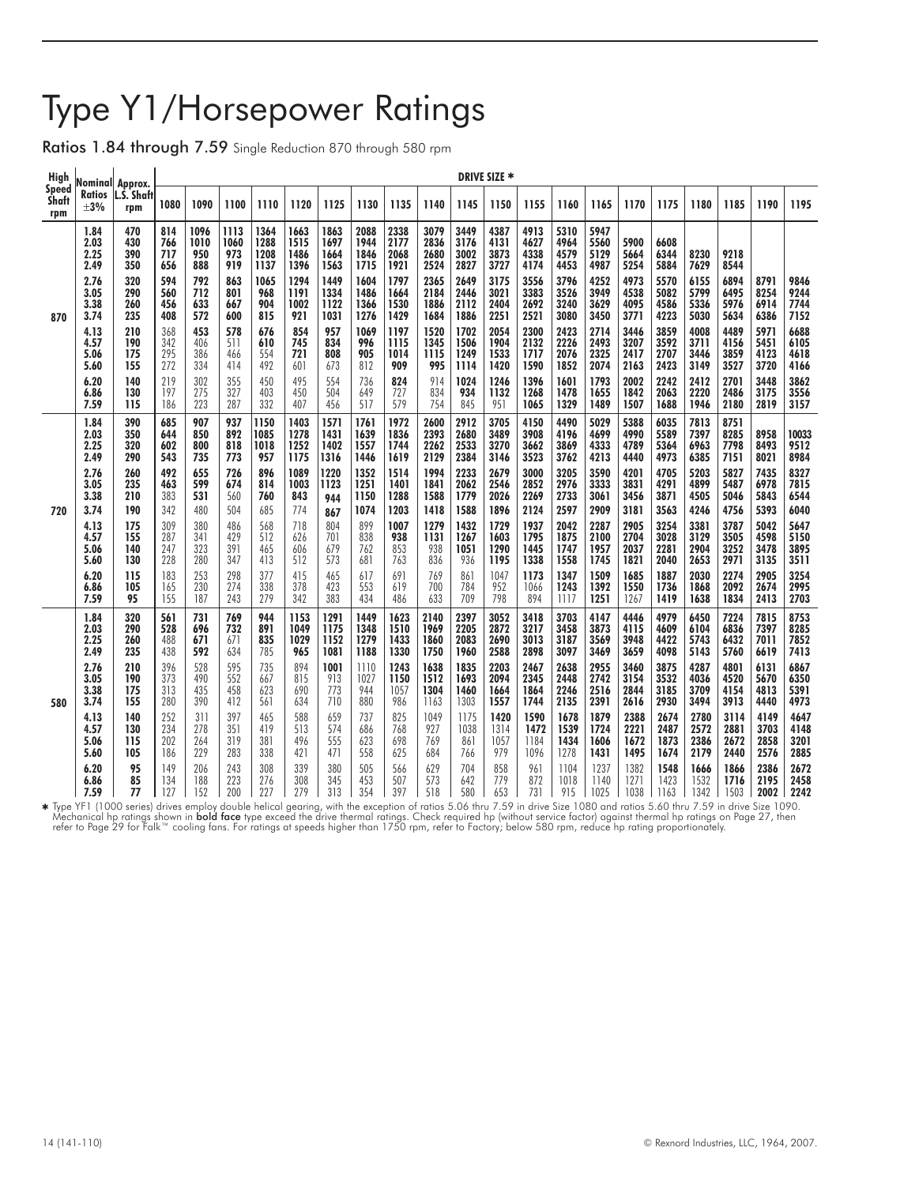# Type Y1/Horsepower Ratings

**Ratios 1.84 through 7.59** Single Reduction 870 through 580 rpm

| High Speed Shaft rpm | Nominal Ratios ±3% | Approx. L.S. Shaft rpm | 1080 | 1090 | 1100 | 1110 | 1120 | 1125 | 1130 | 1135 | 1140 | 1145 | 1150 | 1155 | 1160 | 1165 | 1170 | 1175 | 1180 | 1185 | 1190 | 1195 |
|---|---|---|---|---|---|---|---|---|---|---|---|---|---|---|---|---|---|---|---|---|---|---|
| | | | DRIVE SIZE * | | | | | | | | | | | | | | | | | | | |
| 870 | 1.84 | 470 | 814 | 1096 | 1113 | 1364 | 1663 | 1863 | 2088 | 2338 | 3079 | 3449 | 4387 | 4913 | 5310 | 5947 | | | | | | |
| | 2.03 | 430 | 766 | 1010 | 1060 | 1288 | 1515 | 1697 | 1944 | 2177 | 2836 | 3176 | 4131 | 4627 | 4964 | 5560 | 5900 | 6608 | | | | |
| | 2.25 | 390 | 717 | 950 | 973 | 1208 | 1486 | 1664 | 1846 | 2068 | 2680 | 3002 | 3873 | 4338 | 4579 | 5129 | 5664 | 6344 | 8230 | 9218 | | |
| | 2.49 | 350 | 656 | 888 | 919 | 1137 | 1396 | 1563 | 1715 | 1921 | 2524 | 2827 | 3727 | 4174 | 4453 | 4987 | 5254 | 5884 | 7629 | 8544 | | |
| | 2.76 | 320 | 594 | 792 | 863 | 1065 | 1294 | 1449 | 1604 | 1797 | 2365 | 2649 | 3175 | 3556 | 3796 | 4252 | 4973 | 5570 | 6155 | 6894 | 8791 | 9846 |
| | 3.05 | 290 | 560 | 712 | 801 | 968 | 1191 | 1334 | 1486 | 1664 | 2184 | 2446 | 3021 | 3383 | 3526 | 3949 | 4538 | 5082 | 5799 | 6495 | 8254 | 9244 |
| | 3.38 | 260 | 456 | 633 | 667 | 904 | 1002 | 1122 | 1366 | 1530 | 1886 | 2112 | 2404 | 2692 | 3240 | 3629 | 4095 | 4586 | 5336 | 5976 | 6914 | 7744 |
| | 3.74 | 235 | 408 | 572 | 600 | 815 | 921 | 1031 | 1276 | 1429 | 1684 | 1886 | 2251 | 2521 | 3080 | 3450 | 3771 | 4223 | 5030 | 5634 | 6386 | 7152 |
| | 4.13 | 210 | 368 | 453 | 578 | 676 | 854 | 957 | 1069 | 1197 | 1520 | 1702 | 2054 | 2300 | 2423 | 2714 | 3446 | 3859 | 4008 | 4489 | 5971 | 6688 |
| | 4.57 | 190 | 342 | 406 | 511 | 610 | 745 | 834 | 996 | 1115 | 1345 | 1506 | 1904 | 2132 | 2226 | 2493 | 3207 | 3592 | 3711 | 4156 | 5451 | 6105 |
| | 5.06 | 175 | 295 | 386 | 466 | 554 | 721 | 808 | 905 | 1014 | 1115 | 1249 | 1533 | 1717 | 2076 | 2325 | 2417 | 2707 | 3446 | 3859 | 4123 | 4618 |
| | 5.60 | 155 | 272 | 334 | 414 | 492 | 601 | 673 | 812 | 909 | 995 | 1114 | 1420 | 1590 | 1852 | 2074 | 2163 | 2423 | 3149 | 3527 | 3720 | 4166 |
| | 6.20 | 140 | 219 | 302 | 355 | 450 | 495 | 554 | 736 | 824 | 914 | 1024 | 1246 | 1396 | 1601 | 1793 | 2002 | 2242 | 2412 | 2701 | 3448 | 3862 |
| | 6.86 | 130 | 197 | 275 | 327 | 403 | 450 | 504 | 649 | 727 | 834 | 934 | 1132 | 1268 | 1478 | 1655 | 1842 | 2063 | 2220 | 2486 | 3175 | 3556 |
| | 7.59 | 115 | 186 | 223 | 287 | 332 | 407 | 456 | 517 | 579 | 754 | 845 | 951 | 1065 | 1329 | 1489 | 1507 | 1688 | 1946 | 2180 | 2819 | 3157 |
| 720 | 1.84 | 390 | 685 | 907 | 937 | 1150 | 1403 | 1571 | 1761 | 1972 | 2600 | 2912 | 3705 | 4150 | 4490 | 5029 | 5388 | 6035 | 7813 | 8751 | | |
| | 2.03 | 350 | 644 | 850 | 892 | 1085 | 1278 | 1431 | 1639 | 1836 | 2393 | 2680 | 3489 | 3908 | 4196 | 4699 | 4990 | 5589 | 7397 | 8285 | 8958 | 10033 |
| | 2.25 | 320 | 602 | 800 | 818 | 1018 | 1252 | 1402 | 1557 | 1744 | 2262 | 2533 | 3270 | 3662 | 3869 | 4333 | 4789 | 5364 | 6963 | 7798 | 8493 | 9512 |
| | 2.49 | 290 | 543 | 735 | 773 | 957 | 1175 | 1316 | 1446 | 1619 | 2129 | 2384 | 3146 | 3523 | 3762 | 4213 | 4440 | 4973 | 6385 | 7151 | 8021 | 8984 |
| | 2.76 | 260 | 492 | 655 | 726 | 896 | 1089 | 1220 | 1352 | 1514 | 1994 | 2233 | 2679 | 3000 | 3205 | 3590 | 4201 | 4705 | 5203 | 5827 | 7435 | 8327 |
| | 3.05 | 235 | 463 | 599 | 674 | 814 | 1003 | 1123 | 1251 | 1401 | 1841 | 2062 | 2546 | 2852 | 2976 | 3333 | 3831 | 4291 | 4899 | 5487 | 6978 | 7815 |
| | 3.38 | 210 | 383 | 531 | 560 | 760 | 843 | 944 | 1150 | 1288 | 1588 | 1779 | 2026 | 2269 | 2733 | 3061 | 3456 | 3871 | 4505 | 5046 | 5843 | 6544 |
| | 3.74 | 190 | 342 | 480 | 504 | 685 | 774 | 867 | 1074 | 1203 | 1418 | 1588 | 1896 | 2124 | 2597 | 2909 | 3181 | 3563 | 4246 | 4756 | 5393 | 6040 |
| | 4.13 | 175 | 309 | 380 | 486 | 568 | 718 | 804 | 899 | 1007 | 1279 | 1432 | 1729 | 1937 | 2042 | 2287 | 2905 | 3254 | 3381 | 3787 | 5042 | 5647 |
| | 4.57 | 155 | 287 | 341 | 429 | 512 | 626 | 701 | 838 | 938 | 1131 | 1267 | 1603 | 1795 | 1875 | 2100 | 2704 | 3028 | 3129 | 3505 | 4598 | 5150 |
| | 5.06 | 140 | 247 | 323 | 391 | 465 | 606 | 679 | 762 | 853 | 938 | 1051 | 1290 | 1445 | 1747 | 1957 | 2037 | 2281 | 2904 | 3252 | 3478 | 3895 |
| | 5.60 | 130 | 228 | 280 | 347 | 413 | 512 | 573 | 681 | 763 | 836 | 936 | 1195 | 1338 | 1558 | 1745 | 1821 | 2040 | 2653 | 2971 | 3135 | 3511 |
| | 6.20 | 115 | 183 | 253 | 298 | 377 | 415 | 465 | 617 | 691 | 769 | 861 | 1047 | 1173 | 1347 | 1509 | 1685 | 1887 | 2030 | 2274 | 2905 | 3254 |
| | 6.86 | 105 | 165 | 230 | 274 | 338 | 378 | 423 | 553 | 619 | 700 | 784 | 952 | 1066 | 1243 | 1392 | 1550 | 1736 | 1868 | 2092 | 2674 | 2995 |
| | 7.59 | 95 | 155 | 187 | 243 | 279 | 342 | 383 | 434 | 486 | 633 | 709 | 798 | 894 | 1117 | 1251 | 1267 | 1419 | 1638 | 1834 | 2413 | 2703 |
| 580 | 1.84 | 320 | 561 | 731 | 769 | 944 | 1153 | 1291 | 1449 | 1623 | 2140 | 2397 | 3052 | 3418 | 3703 | 4147 | 4446 | 4979 | 6450 | 7224 | 7815 | 8753 |
| | 2.03 | 290 | 528 | 696 | 732 | 891 | 1049 | 1175 | 1348 | 1510 | 1969 | 2205 | 2872 | 3217 | 3458 | 3873 | 4115 | 4609 | 6104 | 6836 | 7397 | 8285 |
| | 2.25 | 260 | 488 | 671 | 671 | 835 | 1029 | 1152 | 1279 | 1433 | 1860 | 2083 | 2690 | 3013 | 3187 | 3569 | 3948 | 4422 | 5743 | 6432 | 7011 | 7852 |
| | 2.49 | 235 | 438 | 592 | 634 | 785 | 965 | 1081 | 1188 | 1330 | 1750 | 1960 | 2588 | 2898 | 3097 | 3469 | 3659 | 4098 | 5143 | 5760 | 6619 | 7413 |
| | 2.76 | 210 | 396 | 528 | 595 | 735 | 894 | 1001 | 1110 | 1243 | 1638 | 1835 | 2203 | 2467 | 2638 | 2955 | 3460 | 3875 | 4287 | 4801 | 6131 | 6867 |
| | 3.05 | 190 | 373 | 490 | 552 | 667 | 815 | 913 | 1027 | 1150 | 1512 | 1693 | 2094 | 2345 | 2448 | 2742 | 3154 | 3532 | 4036 | 4520 | 5670 | 6350 |
| | 3.38 | 175 | 313 | 435 | 458 | 623 | 690 | 773 | 944 | 1057 | 1304 | 1460 | 1664 | 1864 | 2246 | 2516 | 2844 | 3185 | 3709 | 4154 | 4813 | 5391 |
| | 3.74 | 155 | 280 | 390 | 412 | 561 | 634 | 710 | 880 | 986 | 1163 | 1303 | 1557 | 1744 | 2135 | 2391 | 2616 | 2930 | 3494 | 3913 | 4440 | 4973 |
| | 4.13 | 140 | 252 | 311 | 397 | 465 | 588 | 659 | 737 | 825 | 1049 | 1175 | 1420 | 1590 | 1678 | 1879 | 2388 | 2674 | 2780 | 3114 | 4149 | 4647 |
| | 4.57 | 130 | 234 | 278 | 351 | 419 | 513 | 574 | 686 | 768 | 927 | 1038 | 1314 | 1472 | 1539 | 1724 | 2221 | 2487 | 2572 | 2881 | 3703 | 4148 |
| | 5.06 | 115 | 202 | 264 | 319 | 381 | 496 | 555 | 623 | 698 | 769 | 861 | 1057 | 1184 | 1434 | 1606 | 1672 | 1873 | 2386 | 2672 | 2858 | 3201 |
| | 5.60 | 105 | 186 | 229 | 283 | 338 | 421 | 471 | 558 | 625 | 684 | 766 | 979 | 1096 | 1278 | 1431 | 1495 | 1674 | 2179 | 2440 | 2576 | 2885 |
| | 6.20 | 95 | 149 | 206 | 243 | 308 | 339 | 380 | 505 | 566 | 629 | 704 | 858 | 961 | 1104 | 1237 | 1382 | 1548 | 1666 | 1866 | 2386 | 2672 |
| | 6.86 | 85 | 134 | 188 | 223 | 276 | 308 | 345 | 453 | 507 | 573 | 642 | 779 | 872 | 1018 | 1140 | 1271 | 1423 | 1532 | 1716 | 2195 | 2458 |
| | 7.59 | 77 | 127 | 152 | 200 | 227 | 279 | 313 | 354 | 397 | 518 | 580 | 653 | 731 | 915 | 1025 | 1038 | 1163 | 1342 | 1503 | 2002 | 2242 |

* Type YF1 (1000 series) drives employ double helical gearing, with the exception of ratios 5.06 thru 7.59 in drive Size 1080 and ratios 5.60 thru 7.59 in drive Size 1090. Mechanical hp ratings shown in **bold face** type exceed the drive thermal ratings. Check required hp (without service factor) against thermal hp ratings on Page 27, then refer to Page 29 for Falk™ cooling fans. For ratings at speeds higher than 1750 rpm, refer to Factory; below 580 rpm, reduce hp rating proportionately.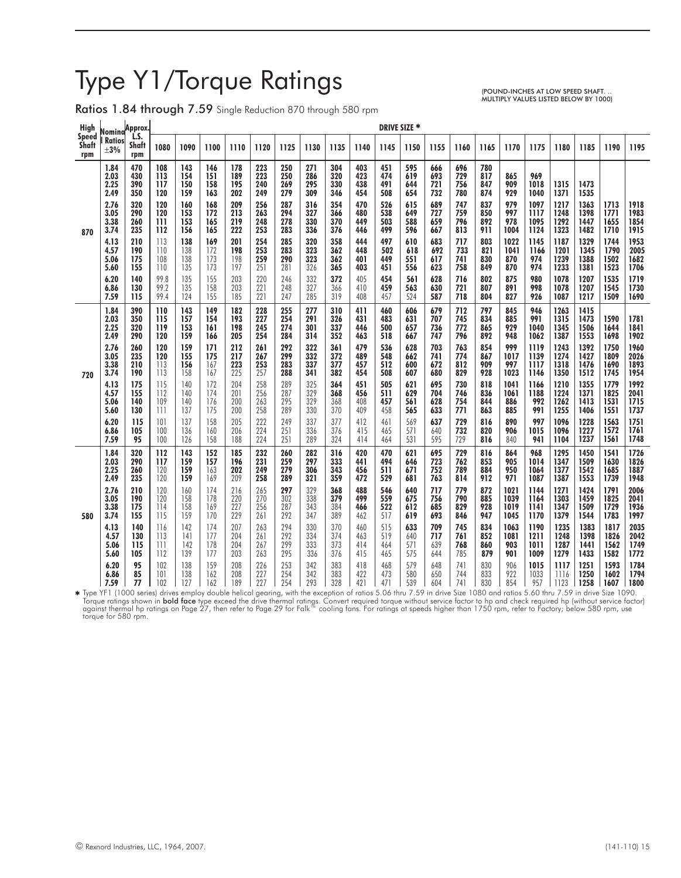# Type Y1/Torque Ratings

(POUND-INCHES AT LOW SPEED SHAFT. .. MULTIPLY VALUES LISTED BELOW BY 1000)

**Ratios 1.84 through 7.59** Single Reduction 870 through 580 rpm

| High Speed Shaft rpm | Nominal Ratios ±3% | Approx. L.S. Shaft rpm | DRIVE SIZE * | | | | | | | | | | | | | | | | | | | |
|---|---|---|---|---|---|---|---|---|---|---|---|---|---|---|---|---|---|---|---|---|---|---|
| | | | 1080 | 1090 | 1100 | 1110 | 1120 | 1125 | 1130 | 1135 | 1140 | 1145 | 1150 | 1155 | 1160 | 1165 | 1170 | 1175 | 1180 | 1185 | 1190 | 1195 |
| 870 | 1.84 | 470 | 108 | 143 | 146 | 178 | 223 | 250 | 271 | 304 | 403 | 451 | 595 | 666 | 696 | 780 | | | | | | |
| | 2.03 | 430 | 113 | 154 | 151 | 189 | 223 | 250 | 286 | 320 | 423 | 474 | 619 | 693 | 729 | 817 | 865 | 969 | | | | |
| | 2.25 | 390 | 117 | 150 | 158 | 195 | 240 | 269 | 295 | 330 | 438 | 491 | 644 | 721 | 756 | 847 | 909 | 1018 | 1315 | 1473 | | |
| | 2.49 | 350 | 120 | 159 | 163 | 202 | 249 | 279 | 309 | 346 | 454 | 508 | 654 | 732 | 780 | 874 | 929 | 1040 | 1371 | 1535 | | |
| | 2.76 | 320 | 120 | 160 | 168 | 209 | 256 | 287 | 316 | 354 | 470 | 526 | 615 | 689 | 747 | 837 | 979 | 1097 | 1217 | 1363 | 1713 | 1918 |
| | 3.05 | 290 | 120 | 153 | 172 | 213 | 263 | 294 | 327 | 366 | 480 | 538 | 649 | 727 | 759 | 850 | 997 | 1117 | 1248 | 1398 | 1771 | 1983 |
| | 3.38 | 260 | 111 | 153 | 165 | 219 | 248 | 278 | 330 | 370 | 449 | 503 | 588 | 659 | 796 | 892 | 978 | 1095 | 1292 | 1447 | 1655 | 1854 |
| | 3.74 | 235 | 112 | 156 | 165 | 222 | 253 | 283 | 336 | 376 | 446 | 499 | 596 | 667 | 813 | 911 | 1004 | 1124 | 1323 | 1482 | 1710 | 1915 |
| | 4.13 | 210 | 113 | 138 | 169 | 201 | 254 | 285 | 320 | 358 | 444 | 497 | 610 | 683 | 717 | 803 | 1022 | 1145 | 1187 | 1329 | 1744 | 1953 |
| | 4.57 | 190 | 110 | 138 | 172 | 198 | 253 | 283 | 323 | 362 | 448 | 502 | 618 | 692 | 733 | 821 | 1041 | 1166 | 1201 | 1345 | 1790 | 2005 |
| | 5.06 | 175 | 108 | 138 | 173 | 198 | 259 | 290 | 323 | 362 | 401 | 449 | 551 | 617 | 741 | 830 | 870 | 974 | 1239 | 1388 | 1502 | 1682 |
| | 5.60 | 155 | 110 | 135 | 173 | 197 | 251 | 281 | 326 | 365 | 403 | 451 | 556 | 623 | 758 | 849 | 870 | 974 | 1233 | 1381 | 1523 | 1706 |
| | 6.20 | 140 | 99.8 | 135 | 155 | 203 | 220 | 246 | 332 | 372 | 405 | 454 | 561 | 628 | 716 | 802 | 875 | 980 | 1078 | 1207 | 1535 | 1719 |
| | 6.86 | 130 | 99.2 | 135 | 158 | 203 | 221 | 248 | 327 | 366 | 410 | 459 | 563 | 630 | 721 | 807 | 891 | 998 | 1078 | 1207 | 1545 | 1730 |
| | 7.59 | 115 | 99.4 | 124 | 155 | 185 | 221 | 247 | 285 | 319 | 408 | 457 | 524 | 587 | 718 | 804 | 827 | 926 | 1087 | 1217 | 1509 | 1690 |
| 720 | 1.84 | 390 | 110 | 143 | 149 | 182 | 228 | 255 | 277 | 310 | 411 | 460 | 606 | 679 | 712 | 797 | 845 | 946 | 1263 | 1415 | | |
| | 2.03 | 350 | 115 | 157 | 154 | 193 | 227 | 254 | 291 | 326 | 431 | 483 | 631 | 707 | 745 | 834 | 885 | 991 | 1315 | 1473 | 1590 | 1781 |
| | 2.25 | 320 | 119 | 153 | 161 | 198 | 245 | 274 | 301 | 337 | 446 | 500 | 657 | 736 | 772 | 865 | 929 | 1040 | 1345 | 1506 | 1644 | 1841 |
| | 2.49 | 290 | 120 | 159 | 166 | 205 | 254 | 284 | 314 | 352 | 463 | 518 | 667 | 747 | 796 | 892 | 948 | 1062 | 1387 | 1553 | 1698 | 1902 |
| | 2.76 | 260 | 120 | 159 | 171 | 212 | 261 | 292 | 322 | 361 | 479 | 536 | 628 | 703 | 763 | 854 | 999 | 1119 | 1243 | 1392 | 1750 | 1960 |
| | 3.05 | 235 | 120 | 155 | 175 | 217 | 267 | 299 | 332 | 372 | 489 | 548 | 662 | 741 | 774 | 867 | 1017 | 1139 | 1274 | 1427 | 1809 | 2026 |
| | 3.38 | 210 | 113 | 156 | 167 | 223 | 253 | 283 | 337 | 377 | 457 | 512 | 600 | 672 | 812 | 909 | 997 | 1117 | 1318 | 1476 | 1690 | 1893 |
| | 3.74 | 190 | 113 | 158 | 167 | 225 | 257 | 288 | 341 | 382 | 454 | 508 | 607 | 680 | 829 | 928 | 1023 | 1146 | 1350 | 1512 | 1745 | 1954 |
| | 4.13 | 175 | 115 | 140 | 172 | 204 | 258 | 289 | 325 | 364 | 451 | 505 | 621 | 695 | 730 | 818 | 1041 | 1166 | 1210 | 1355 | 1779 | 1992 |
| | 4.57 | 155 | 112 | 140 | 174 | 201 | 256 | 287 | 329 | 368 | 456 | 511 | 629 | 704 | 746 | 836 | 1061 | 1188 | 1224 | 1371 | 1825 | 2041 |
| | 5.06 | 140 | 109 | 140 | 176 | 200 | 263 | 295 | 329 | 368 | 408 | 457 | 561 | 628 | 754 | 844 | 886 | 992 | 1262 | 1413 | 1531 | 1715 |
| | 5.60 | 130 | 111 | 137 | 175 | 200 | 258 | 289 | 330 | 370 | 409 | 458 | 565 | 633 | 771 | 863 | 885 | 991 | 1255 | 1406 | 1551 | 1737 |
| | 6.20 | 115 | 101 | 137 | 158 | 205 | 222 | 249 | 337 | 377 | 412 | 461 | 569 | 637 | 729 | 816 | 890 | 997 | 1096 | 1228 | 1563 | 1751 |
| | 6.86 | 105 | 100 | 136 | 160 | 206 | 224 | 251 | 336 | 376 | 415 | 465 | 571 | 640 | 732 | 820 | 906 | 1015 | 1096 | 1227 | 1572 | 1761 |
| | 7.59 | 95 | 100 | 126 | 158 | 188 | 224 | 251 | 289 | 324 | 414 | 464 | 531 | 595 | 729 | 816 | 840 | 941 | 1104 | 1237 | 1561 | 1748 |
| 580 | 1.84 | 320 | 112 | 143 | 152 | 185 | 232 | 260 | 282 | 316 | 420 | 470 | 621 | 695 | 729 | 816 | 864 | 968 | 1295 | 1450 | 1541 | 1726 |
| | 2.03 | 290 | 117 | 159 | 157 | 196 | 231 | 259 | 297 | 333 | 441 | 494 | 646 | 723 | 762 | 853 | 905 | 1014 | 1347 | 1509 | 1630 | 1826 |
| | 2.25 | 260 | 120 | 159 | 163 | 202 | 249 | 279 | 306 | 343 | 456 | 511 | 671 | 752 | 789 | 884 | 950 | 1064 | 1377 | 1542 | 1685 | 1887 |
| | 2.49 | 235 | 120 | 159 | 169 | 209 | 258 | 289 | 321 | 359 | 472 | 529 | 681 | 763 | 814 | 912 | 971 | 1087 | 1387 | 1553 | 1739 | 1948 |
| | 2.76 | 210 | 120 | 160 | 174 | 216 | 265 | 297 | 329 | 368 | 488 | 546 | 640 | 717 | 779 | 872 | 1021 | 1144 | 1271 | 1424 | 1791 | 2006 |
| | 3.05 | 190 | 120 | 158 | 178 | 220 | 270 | 302 | 338 | 379 | 499 | 559 | 675 | 756 | 790 | 885 | 1039 | 1164 | 1303 | 1459 | 1825 | 2041 |
| | 3.38 | 175 | 114 | 158 | 169 | 227 | 256 | 287 | 343 | 384 | 466 | 522 | 612 | 685 | 829 | 928 | 1019 | 1141 | 1347 | 1509 | 1729 | 1936 |
| | 3.74 | 155 | 115 | 159 | 170 | 229 | 261 | 292 | 347 | 389 | 462 | 517 | 619 | 693 | 846 | 947 | 1045 | 1170 | 1379 | 1544 | 1783 | 1997 |
| | 4.13 | 140 | 116 | 142 | 174 | 207 | 263 | 294 | 330 | 370 | 460 | 515 | 633 | 709 | 745 | 834 | 1063 | 1190 | 1235 | 1383 | 1817 | 2035 |
| | 4.57 | 130 | 113 | 141 | 177 | 204 | 261 | 292 | 334 | 374 | 463 | 519 | 640 | 717 | 761 | 852 | 1081 | 1211 | 1248 | 1398 | 1826 | 2042 |
| | 5.06 | 115 | 111 | 142 | 178 | 204 | 267 | 299 | 333 | 373 | 414 | 464 | 571 | 639 | 768 | 860 | 903 | 1011 | 1287 | 1441 | 1562 | 1749 |
| | 5.60 | 105 | 112 | 139 | 177 | 203 | 263 | 295 | 336 | 376 | 415 | 465 | 575 | 644 | 785 | 879 | 901 | 1009 | 1279 | 1433 | 1582 | 1772 |
| | 6.20 | 95 | 102 | 138 | 159 | 208 | 226 | 253 | 342 | 383 | 418 | 468 | 579 | 648 | 741 | 830 | 906 | 1015 | 1117 | 1251 | 1593 | 1784 |
| | 6.86 | 85 | 101 | 138 | 162 | 208 | 227 | 254 | 342 | 383 | 422 | 473 | 580 | 650 | 744 | 833 | 922 | 1033 | 1116 | 1250 | 1602 | 1794 |
| | 7.59 | 77 | 102 | 127 | 162 | 189 | 227 | 254 | 293 | 328 | 421 | 471 | 539 | 604 | 741 | 830 | 854 | 957 | 1123 | 1258 | 1607 | 1800 |

* Type YF1 (1000 series) drives employ double helical gearing, with the exception of ratios 5.06 thru 7.59 in drive Size 1080 and ratios 5.60 thru 7.59 in drive Size 1090. Torque ratings shown in **bold face** type exceed the drive thermal ratings. Convert required torque without service factor to hp and check required hp (without service factor) against thermal hp ratings on Page 27, then refer to Page 29 for Falk™ cooling fans. For ratings at speeds higher than 1750 rpm, refer to Factory; below 580 rpm, use torque for 580 rpm.

© Rexnord Industries, LLC, 1964, 2007.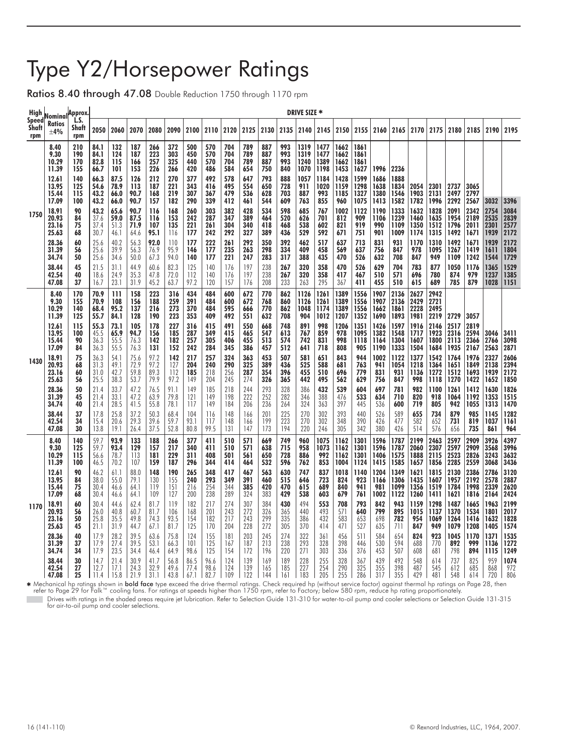# Type Y2/Horsepower Ratings

**Ratios 8.40 through 47.08** Double Reduction 1750 through 1170 rpm

| High Speed Shaft rpm | Nominal Ratios ±4% | Approx. L.S. Shaft rpm | DRIVE SIZE * 2050 | 2060 | 2070 | 2080 | 2090 | 2100 | 2110 | 2120 | 2125 | 2130 | 2135 | 2140 | 2145 | 2150 | 2155 | 2160 | 2165 | 2170 | 2175 | 2180 | 2185 | 2190 | 2195 |
|---|---|---|---|---|---|---|---|---|---|---|---|---|---|---|---|---|---|---|---|---|---|---|---|---|---|
| 1750 | 8.40 | 210 | 84.1 | 132 | 187 | 266 | 372 | 500 | 570 | 704 | 789 | 887 | 993 | 1319 | 1477 | 1662 | 1861 | | | | | | | | |
| | 9.30 | 190 | 84.1 | 124 | 187 | 223 | 303 | 450 | 570 | 704 | 789 | 887 | 993 | 1319 | 1477 | 1662 | 1861 | | | | | | | | |
| | 10.29 | 170 | 82.8 | 115 | 166 | 257 | 325 | 440 | 570 | 704 | 789 | 887 | 993 | 1240 | 1389 | 1662 | 1861 | | | | | | | | |
| | 11.39 | 155 | 66.7 | 101 | 153 | 226 | 266 | 420 | 486 | 584 | 654 | 750 | 840 | 1070 | 1198 | 1453 | 1627 | 1996 | 2236 | | | | | | |
| | 12.61 | 140 | 66.3 | 87.5 | 126 | 212 | 270 | 377 | 492 | 578 | 647 | 793 | 888 | 1057 | 1184 | 1428 | 1599 | 1686 | 1888 | | | | | | |
| | 13.95 | 125 | 54.6 | 78.9 | 113 | 187 | 221 | 343 | 416 | 495 | 554 | 650 | 728 | 911 | 1020 | 1159 | 1298 | 1638 | 1834 | 2054 | 2301 | 2737 | 3065 | | |
| | 15.44 | 115 | 43.2 | 66.0 | 90.7 | 168 | 219 | 307 | 367 | 479 | 536 | 628 | 703 | 887 | 993 | 1185 | 1327 | 1380 | 1546 | 1903 | 2131 | 2497 | 2797 | | |
| | 17.09 | 100 | 43.2 | 66.0 | 90.7 | 157 | 182 | 290 | 339 | 412 | 461 | 544 | 609 | 763 | 855 | 960 | 1075 | 1413 | 1582 | 1782 | 1996 | 2292 | 2567 | 3032 | 3396 |
| | 18.91 | 90 | 43.2 | 65.6 | 90.7 | 116 | 168 | 260 | 303 | 382 | 428 | 534 | 598 | 685 | 767 | 1002 | 1122 | 1190 | 1333 | 1632 | 1828 | 2091 | 2342 | 2754 | 3084 |
| | 20.93 | 84 | 37.6 | 59.0 | 87.5 | 116 | 153 | 242 | 287 | 347 | 389 | 464 | 520 | 626 | 701 | 812 | 909 | 1106 | 1239 | 1460 | 1635 | 1954 | 2189 | 2535 | 2839 |
| | 23.16 | 75 | 37.4 | 51.3 | 71.9 | 107 | 135 | 221 | 261 | 304 | 340 | 418 | 468 | 538 | 602 | 821 | 919 | 990 | 1109 | 1350 | 1512 | 1796 | 2011 | 2301 | 2577 |
| | 25.63 | 68 | 30.7 | 46.1 | 64.6 | 95.1 | 116 | 177 | 242 | 292 | 327 | 389 | 436 | 529 | 592 | 671 | 751 | 901 | 1009 | 1174 | 1315 | 1492 | 1671 | 1939 | 2172 |
| | 28.36 | 60 | 25.6 | 40.2 | 56.3 | 92.0 | 110 | 177 | 222 | 261 | 292 | 350 | 392 | 462 | 517 | 637 | 713 | 831 | 931 | 1170 | 1310 | 1492 | 1671 | 1939 | 2172 |
| | 31.39 | 56 | 25.6 | 39.9 | 56.3 | 76.9 | 95.9 | 146 | 177 | 235 | 263 | 298 | 334 | 409 | 458 | 569 | 637 | 756 | 847 | 978 | 1095 | 1267 | 1419 | 1611 | 1804 |
| | 34.74 | 50 | 25.6 | 34.6 | 50.0 | 67.3 | 94.0 | 140 | 177 | 221 | 247 | 283 | 317 | 388 | 435 | 470 | 526 | 632 | 708 | 847 | 949 | 1109 | 1242 | 1544 | 1729 |
| | 38.44 | 45 | 21.5 | 31.1 | 44.9 | 60.6 | 82.3 | 125 | 140 | 176 | 197 | 238 | 267 | 320 | 358 | 470 | 526 | 629 | 704 | 783 | 877 | 1050 | 1176 | 1365 | 1529 |
| | 42.54 | 40 | 18.6 | 24.9 | 35.3 | 47.8 | 72.0 | 112 | 140 | 176 | 197 | 238 | 267 | 320 | 358 | 417 | 467 | 510 | 571 | 696 | 780 | 874 | 979 | 1237 | 1385 |
| | 47.08 | 37 | 16.7 | 23.1 | 31.9 | 45.2 | 63.7 | 97.2 | 120 | 157 | 176 | 208 | 233 | 263 | 295 | 367 | 411 | 455 | 510 | 615 | 689 | 785 | 879 | 1028 | 1151 |
| 1430 | 8.40 | 170 | 70.9 | 111 | 158 | 223 | 316 | 434 | 484 | 600 | 672 | 770 | 862 | 1126 | 1261 | 1389 | 1556 | 1907 | 2136 | 2627 | 2942 | | | | |
| | 9.30 | 155 | 70.9 | 108 | 156 | 188 | 259 | 391 | 484 | 600 | 672 | 768 | 860 | 1126 | 1261 | 1389 | 1556 | 1907 | 2136 | 2429 | 2721 | | | | |
| | 10.29 | 140 | 68.4 | 95.2 | 137 | 216 | 273 | 370 | 484 | 595 | 666 | 770 | 862 | 1048 | 1174 | 1389 | 1556 | 1662 | 1861 | 2228 | 2495 | | | | |
| | 11.39 | 125 | 55.7 | 84.1 | 128 | 190 | 223 | 353 | 409 | 492 | 551 | 632 | 708 | 904 | 1012 | 1207 | 1352 | 1690 | 1893 | 1981 | 2219 | 2729 | 3057 | | |
| | 12.61 | 115 | 55.3 | 73.1 | 105 | 178 | 227 | 316 | 415 | 491 | 550 | 668 | 748 | 891 | 998 | 1206 | 1351 | 1426 | 1597 | 1916 | 2146 | 2517 | 2819 | | |
| | 13.95 | 100 | 45.5 | 65.9 | 94.7 | 156 | 185 | 287 | 349 | 415 | 465 | 547 | 613 | 767 | 859 | 978 | 1095 | 1382 | 1548 | 1717 | 1923 | 2316 | 2594 | 3046 | 3411 |
| | 15.44 | 90 | 36.3 | 55.5 | 76.3 | 142 | 182 | 257 | 305 | 406 | 455 | 513 | 574 | 742 | 831 | 998 | 1118 | 1164 | 1304 | 1607 | 1800 | 2113 | 2366 | 2766 | 3098 |
| | 17.09 | 84 | 36.3 | 55.5 | 76.3 | 131 | 152 | 242 | 284 | 345 | 386 | 457 | 512 | 641 | 718 | 808 | 905 | 1190 | 1333 | 1504 | 1684 | 1935 | 2167 | 2563 | 2871 |
| | 18.91 | 75 | 36.3 | 54.1 | 75.6 | 97.2 | 142 | 217 | 257 | 324 | 363 | 453 | 507 | 581 | 651 | 843 | 944 | 1002 | 1122 | 1377 | 1542 | 1764 | 1976 | 2327 | 2606 |
| | 20.93 | 68 | 31.3 | 49.1 | 72.9 | 97.2 | 127 | 204 | 240 | 290 | 325 | 389 | 436 | 525 | 588 | 681 | 763 | 941 | 1054 | 1218 | 1364 | 1651 | 1849 | 2138 | 2394 |
| | 23.16 | 60 | 31.0 | 42.7 | 59.8 | 89.3 | 112 | 185 | 218 | 256 | 287 | 354 | 396 | 455 | 510 | 696 | 779 | 831 | 931 | 1136 | 1272 | 1512 | 1693 | 1939 | 2172 |
| | 25.63 | 56 | 25.5 | 38.3 | 53.7 | 79.9 | 97.2 | 149 | 204 | 245 | 274 | 326 | 365 | 442 | 495 | 562 | 629 | 756 | 847 | 998 | 1118 | 1270 | 1422 | 1652 | 1850 |
| | 28.36 | 50 | 21.4 | 33.7 | 47.2 | 76.5 | 91.1 | 149 | 185 | 218 | 244 | 293 | 328 | 386 | 432 | 539 | 604 | 697 | 781 | 982 | 1100 | 1261 | 1412 | 1630 | 1826 |
| | 31.39 | 45 | 21.4 | 33.1 | 47.2 | 63.9 | 79.8 | 121 | 149 | 198 | 222 | 252 | 282 | 346 | 388 | 476 | 533 | 634 | 710 | 820 | 918 | 1064 | 1192 | 1353 | 1515 |
| | 34.74 | 40 | 21.4 | 28.5 | 41.5 | 55.8 | 78.1 | 117 | 149 | 184 | 206 | 236 | 264 | 324 | 363 | 397 | 445 | 536 | 600 | 719 | 805 | 942 | 1055 | 1313 | 1470 |
| | 38.44 | 37 | 17.8 | 25.8 | 37.2 | 50.3 | 68.4 | 104 | 116 | 148 | 166 | 201 | 225 | 270 | 302 | 393 | 440 | 526 | 589 | 655 | 734 | 879 | 985 | 1145 | 1282 |
| | 42.54 | 34 | 15.4 | 20.6 | 29.3 | 39.6 | 59.7 | 93.1 | 117 | 148 | 166 | 199 | 223 | 270 | 302 | 348 | 390 | 426 | 477 | 582 | 652 | 731 | 819 | 1037 | 1161 |
| | 47.08 | 30 | 13.8 | 19.1 | 26.4 | 37.5 | 52.8 | 80.8 | 99.5 | 131 | 147 | 173 | 194 | 220 | 246 | 305 | 342 | 380 | 426 | 514 | 576 | 656 | 735 | 861 | 964 |
| 1170 | 8.40 | 140 | 59.7 | 93.9 | 133 | 188 | 266 | 377 | 411 | 510 | 571 | 669 | 749 | 960 | 1075 | 1162 | 1301 | 1596 | 1787 | 2199 | 2463 | 2597 | 2909 | 3926 | 4397 |
| | 9.30 | 125 | 59.7 | 93.4 | 129 | 157 | 217 | 340 | 411 | 510 | 571 | 638 | 715 | 958 | 1073 | 1162 | 1301 | 1596 | 1787 | 2060 | 2307 | 2597 | 2909 | 3568 | 3996 |
| | 10.29 | 115 | 56.6 | 78.7 | 113 | 181 | 229 | 311 | 408 | 501 | 561 | 650 | 728 | 886 | 992 | 1162 | 1301 | 1406 | 1575 | 1888 | 2115 | 2523 | 2826 | 3243 | 3632 |
| | 11.39 | 100 | 46.5 | 70.2 | 107 | 159 | 187 | 296 | 344 | 414 | 464 | 532 | 596 | 762 | 853 | 1004 | 1124 | 1415 | 1585 | 1657 | 1856 | 2285 | 2559 | 3068 | 3436 |
| | 12.61 | 90 | 46.2 | 61.1 | 88.0 | 148 | 190 | 265 | 348 | 417 | 467 | 563 | 630 | 747 | 837 | 1018 | 1140 | 1204 | 1349 | 1621 | 1815 | 2130 | 2386 | 2786 | 3120 |
| | 13.95 | 84 | 38.0 | 55.0 | 79.1 | 130 | 155 | 240 | 293 | 349 | 391 | 460 | 515 | 646 | 723 | 824 | 923 | 1166 | 1306 | 1435 | 1607 | 1957 | 2192 | 2578 | 2887 |
| | 15.44 | 75 | 30.4 | 46.6 | 64.1 | 119 | 151 | 216 | 254 | 344 | 385 | 420 | 470 | 615 | 689 | 840 | 941 | 981 | 1099 | 1356 | 1519 | 1784 | 1998 | 2339 | 2620 |
| | 17.09 | 68 | 30.4 | 46.6 | 64.1 | 109 | 127 | 200 | 238 | 289 | 324 | 383 | 429 | 538 | 603 | 679 | 761 | 1002 | 1122 | 1260 | 1411 | 1621 | 1816 | 2164 | 2424 |
| | 18.91 | 60 | 30.4 | 44.6 | 62.4 | 81.7 | 119 | 182 | 217 | 274 | 307 | 384 | 430 | 494 | 553 | 708 | 793 | 842 | 943 | 1159 | 1298 | 1487 | 1665 | 1963 | 2199 |
| | 20.93 | 56 | 26.0 | 40.8 | 60.7 | 81.7 | 106 | 168 | 201 | 243 | 272 | 326 | 365 | 440 | 493 | 571 | 640 | 799 | 895 | 1015 | 1137 | 1370 | 1534 | 1801 | 2017 |
| | 23.16 | 50 | 25.8 | 35.5 | 49.8 | 74.3 | 93.5 | 154 | 182 | 217 | 243 | 299 | 335 | 386 | 432 | 583 | 653 | 698 | 782 | 954 | 1069 | 1264 | 1416 | 1632 | 1828 |
| | 25.63 | 45 | 21.1 | 31.9 | 44.7 | 67.1 | 81.7 | 125 | 170 | 204 | 228 | 272 | 305 | 370 | 414 | 471 | 527 | 635 | 711 | 847 | 949 | 1079 | 1208 | 1405 | 1574 |
| | 28.36 | 40 | 17.9 | 28.2 | 39.5 | 63.6 | 75.8 | 124 | 155 | 181 | 203 | 245 | 274 | 322 | 361 | 456 | 511 | 584 | 654 | 824 | 923 | 1045 | 1170 | 1371 | 1535 |
| | 31.39 | 37 | 17.9 | 27.4 | 39.5 | 53.1 | 66.3 | 101 | 125 | 167 | 187 | 213 | 238 | 293 | 328 | 398 | 446 | 530 | 594 | 688 | 770 | 892 | 999 | 1136 | 1272 |
| | 34.74 | 34 | 17.9 | 23.5 | 34.4 | 46.4 | 64.9 | 98.6 | 125 | 154 | 172 | 196 | 220 | 271 | 303 | 336 | 376 | 453 | 507 | 608 | 681 | 798 | 894 | 1115 | 1249 |
| | 38.44 | 30 | 14.7 | 21.4 | 30.9 | 41.7 | 56.8 | 86.5 | 96.6 | 124 | 139 | 169 | 189 | 228 | 255 | 328 | 367 | 439 | 492 | 548 | 614 | 737 | 825 | 959 | 1074 |
| | 42.54 | 27 | 12.7 | 17.1 | 24.3 | 32.9 | 49.6 | 77.4 | 98.6 | 124 | 139 | 165 | 185 | 227 | 254 | 290 | 325 | 355 | 398 | 487 | 545 | 612 | 685 | 868 | 972 |
| | 47.08 | 25 | 11.4 | 15.8 | 21.9 | 31.1 | 43.8 | 67.1 | 82.7 | 109 | 122 | 144 | 161 | 183 | 205 | 255 | 286 | 317 | 355 | 429 | 481 | 548 | 614 | 720 | 806 |

* Mechanical hp ratings shown in **bold face** type exceed the drive thermal ratings. Check required hp (without service factor) against thermal hp ratings on Page 28, then refer to Page 29 for Falk™ cooling fans. For ratings at speeds higher than 1750 rpm, refer to Factory; below 580 rpm, reduce hp rating proportionately.

Drives with ratings in the shaded areas require jet lubrication. Refer to Selection Guide 131-310 for water-to-oil pump and cooler selections or Selection Guide 131-315 for air-to-oil pump and cooler selections.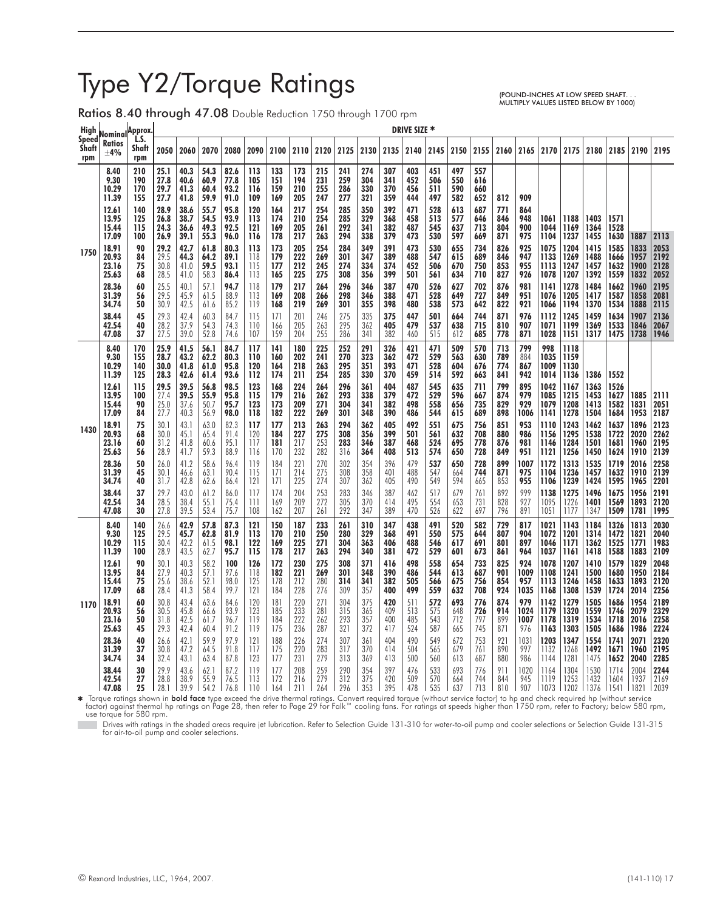# Type Y2/Torque Ratings

(POUND-INCHES AT LOW SPEED SHAFT. . . MULTIPLY VALUES LISTED BELOW BY 1000)

## Ratios 8.40 through 47.08 Double Reduction 1750 through 1700 rpm

| High Speed Shaft rpm | Nominal Ratios ±4% | Approx. L.S. Shaft rpm | DRIVE SIZE * | | | | | | | | | | | | | | | | | | | | | | |
|---|---|---|---|---|---|---|---|---|---|---|---|---|---|---|---|---|---|---|---|---|---|---|---|---|---|
| | | | 2050 | 2060 | 2070 | 2080 | 2090 | 2100 | 2110 | 2120 | 2125 | 2130 | 2135 | 2140 | 2145 | 2150 | 2155 | 2160 | 2165 | 2170 | 2175 | 2180 | 2185 | 2190 | 2195 |
| 1750 | 8.40 | 210 | 25.1 | 40.3 | 54.3 | 82.6 | 113 | 133 | 173 | 215 | 241 | 274 | 307 | 403 | 451 | 497 | 557 | | | | | | | | |
| | 9.30 | 190 | 27.8 | 40.6 | 60.9 | 77.8 | 105 | 151 | 194 | 231 | 259 | 304 | 341 | 452 | 506 | 550 | 616 | | | | | | | | |
| | 10.29 | 170 | 29.7 | 41.3 | 60.4 | 93.2 | 116 | 159 | 210 | 255 | 286 | 330 | 370 | 456 | 511 | 590 | 660 | | | | | | | | |
| | 11.39 | 155 | 27.7 | 41.8 | 59.9 | 91.0 | 109 | 169 | 205 | 247 | 277 | 321 | 359 | 444 | 497 | 582 | 652 | 812 | 909 | | | | | | |
| | 12.61 | 140 | 28.9 | 38.6 | 55.7 | 95.8 | 120 | 164 | 217 | 254 | 285 | 350 | 392 | 471 | 528 | 613 | 687 | 771 | 864 | | | | | | |
| | 13.95 | 125 | 26.8 | 38.7 | 54.5 | 93.9 | 113 | 174 | 210 | 254 | 285 | 329 | 368 | 458 | 513 | 577 | 646 | 846 | 948 | 1061 | 1188 | 1403 | 1571 | | |
| | 15.44 | 115 | 24.3 | 36.6 | 49.3 | 92.5 | 121 | 169 | 205 | 261 | 292 | 341 | 382 | 487 | 545 | 637 | 713 | 804 | 900 | 1044 | 1169 | 1364 | 1528 | | |
| | 17.09 | 100 | 26.9 | 39.1 | 55.3 | 96.0 | 116 | 178 | 217 | 263 | 294 | 338 | 379 | 473 | 530 | 597 | 669 | 871 | 975 | 1104 | 1237 | 1455 | 1630 | 1887 | 2113 |
| | 18.91 | 90 | 29.2 | 42.7 | 61.8 | 80.3 | 113 | 173 | 205 | 254 | 284 | 349 | 391 | 473 | 530 | 655 | 734 | 826 | 925 | 1075 | 1204 | 1415 | 1585 | 1833 | 2053 |
| | 20.93 | 84 | 29.5 | 44.3 | 64.2 | 89.1 | 118 | 179 | 222 | 269 | 301 | 347 | 389 | 488 | 547 | 615 | 689 | 846 | 947 | 1133 | 1269 | 1488 | 1666 | 1957 | 2192 |
| | 23.16 | 75 | 30.8 | 41.0 | 59.5 | 93.1 | 115 | 177 | 212 | 245 | 274 | 334 | 374 | 452 | 506 | 670 | 750 | 853 | 955 | 1113 | 1247 | 1457 | 1632 | 1900 | 2128 |
| | 25.63 | 68 | 28.5 | 41.0 | 58.3 | 86.4 | 113 | 165 | 225 | 275 | 308 | 356 | 399 | 501 | 561 | 634 | 710 | 827 | 926 | 1078 | 1207 | 1392 | 1559 | 1832 | 2052 |
| | 28.36 | 60 | 25.5 | 40.1 | 57.1 | 94.7 | 118 | 179 | 217 | 264 | 296 | 346 | 387 | 470 | 526 | 627 | 702 | 876 | 981 | 1141 | 1278 | 1484 | 1662 | 1960 | 2195 |
| | 31.39 | 56 | 29.5 | 45.9 | 61.5 | 88.9 | 113 | 169 | 208 | 266 | 298 | 346 | 388 | 471 | 528 | 649 | 727 | 849 | 951 | 1076 | 1205 | 1417 | 1587 | 1858 | 2081 |
| | 34.74 | 50 | 30.9 | 42.5 | 61.6 | 85.2 | 119 | 168 | 219 | 269 | 301 | 355 | 398 | 480 | 538 | 573 | 642 | 822 | 921 | 1066 | 1194 | 1370 | 1534 | 1888 | 2115 |
| | 38.44 | 45 | 29.3 | 42.4 | 60.3 | 84.7 | 115 | 171 | 201 | 246 | 275 | 335 | 375 | 447 | 501 | 664 | 744 | 871 | 976 | 1112 | 1245 | 1459 | 1634 | 1907 | 2136 |
| | 42.54 | 40 | 28.2 | 37.9 | 54.3 | 74.3 | 110 | 166 | 205 | 263 | 295 | 362 | 405 | 479 | 537 | 638 | 715 | 810 | 907 | 1071 | 1199 | 1369 | 1533 | 1846 | 2067 |
| | 47.08 | 37 | 27.5 | 39.0 | 52.8 | 74.6 | 107 | 159 | 204 | 255 | 286 | 341 | 382 | 460 | 515 | 612 | 685 | 778 | 871 | 1028 | 1151 | 1317 | 1475 | 1738 | 1946 |
| 1430 | 8.40 | 170 | 25.9 | 41.5 | 56.1 | 84.7 | 117 | 141 | 180 | 225 | 252 | 291 | 326 | 421 | 471 | 509 | 570 | 713 | 799 | 998 | 1118 | | | | |
| | 9.30 | 155 | 28.7 | 43.2 | 62.2 | 80.3 | 110 | 160 | 202 | 241 | 270 | 323 | 362 | 472 | 529 | 563 | 630 | 789 | 884 | 1035 | 1159 | | | | |
| | 10.29 | 140 | 30.0 | 41.8 | 61.0 | 95.8 | 120 | 164 | 218 | 263 | 295 | 351 | 393 | 471 | 528 | 604 | 676 | 774 | 867 | 1009 | 1130 | | | | |
| | 11.39 | 125 | 28.3 | 42.6 | 61.4 | 93.6 | 112 | 174 | 211 | 254 | 285 | 330 | 370 | 459 | 514 | 592 | 663 | 841 | 942 | 1014 | 1136 | 1386 | 1552 | | |
| | 12.61 | 115 | 29.5 | 39.5 | 56.8 | 98.5 | 123 | 168 | 224 | 264 | 296 | 361 | 404 | 487 | 545 | 635 | 711 | 799 | 895 | 1042 | 1167 | 1363 | 1526 | | |
| | 13.95 | 100 | 27.4 | 39.5 | 55.9 | 95.8 | 115 | 179 | 216 | 262 | 293 | 329 | 379 | 472 | 529 | 596 | 667 | 874 | 979 | 1085 | 1215 | 1453 | 1627 | 1885 | 2111 |
| | 15.44 | 90 | 25.0 | 37.6 | 50.7 | 95.7 | 123 | 173 | 209 | 271 | 304 | 341 | 382 | 498 | 558 | 656 | 735 | 829 | 929 | 1079 | 1208 | 1413 | 1582 | 1831 | 2051 |
| | 17.09 | 84 | 27.7 | 40.3 | 56.9 | 98.0 | 118 | 182 | 222 | 269 | 301 | 348 | 390 | 486 | 544 | 615 | 689 | 898 | 1006 | 1141 | 1278 | 1504 | 1684 | 1953 | 2187 |
| | 18.91 | 75 | 30.1 | 43.1 | 63.0 | 82.3 | 117 | 177 | 213 | 263 | 294 | 362 | 405 | 492 | 551 | 675 | 756 | 851 | 953 | 1110 | 1243 | 1462 | 1637 | 1896 | 2123 |
| | 20.93 | 68 | 30.0 | 45.1 | 65.4 | 91.4 | 120 | 184 | 227 | 275 | 308 | 356 | 399 | 501 | 561 | 632 | 708 | 880 | 986 | 1156 | 1295 | 1538 | 1722 | 2020 | 2262 |
| | 23.16 | 60 | 31.2 | 41.8 | 60.6 | 95.1 | 117 | 181 | 217 | 253 | 283 | 346 | 387 | 468 | 524 | 695 | 778 | 876 | 981 | 1146 | 1284 | 1501 | 1681 | 1960 | 2195 |
| | 25.63 | 56 | 28.9 | 41.7 | 59.3 | 88.9 | 116 | 170 | 232 | 282 | 316 | 364 | 408 | 513 | 574 | 650 | 728 | 849 | 951 | 1121 | 1256 | 1450 | 1624 | 1910 | 2139 |
| | 28.36 | 50 | 26.0 | 41.2 | 58.6 | 96.4 | 119 | 184 | 221 | 270 | 302 | 354 | 396 | 479 | 537 | 650 | 728 | 899 | 1007 | 1172 | 1313 | 1535 | 1719 | 2016 | 2258 |
| | 31.39 | 45 | 30.1 | 46.6 | 63.1 | 90.4 | 115 | 171 | 214 | 275 | 308 | 358 | 401 | 488 | 547 | 664 | 744 | 871 | 975 | 1104 | 1236 | 1457 | 1632 | 1910 | 2139 |
| | 34.74 | 40 | 31.7 | 42.8 | 62.6 | 86.4 | 121 | 171 | 225 | 274 | 307 | 362 | 405 | 490 | 549 | 594 | 665 | 853 | 955 | 1106 | 1239 | 1424 | 1595 | 1965 | 2201 |
| | 38.44 | 37 | 29.7 | 43.0 | 61.2 | 86.0 | 117 | 174 | 204 | 253 | 283 | 346 | 387 | 462 | 517 | 679 | 761 | 892 | 999 | 1138 | 1275 | 1496 | 1675 | 1956 | 2191 |
| | 42.54 | 34 | 28.5 | 38.4 | 55.1 | 75.4 | 111 | 169 | 209 | 272 | 305 | 370 | 414 | 495 | 554 | 653 | 731 | 828 | 927 | 1095 | 1226 | 1401 | 1569 | 1893 | 2120 |
| | 47.08 | 30 | 27.8 | 39.5 | 53.4 | 75.7 | 108 | 162 | 207 | 261 | 292 | 347 | 389 | 470 | 526 | 622 | 697 | 796 | 891 | 1051 | 1177 | 1347 | 1509 | 1781 | 1995 |
| 1170 | 8.40 | 140 | 26.6 | 42.9 | 57.8 | 87.3 | 121 | 150 | 187 | 233 | 261 | 310 | 347 | 438 | 491 | 520 | 582 | 729 | 817 | 1021 | 1143 | 1184 | 1326 | 1813 | 2030 |
| | 9.30 | 125 | 29.5 | 45.7 | 62.8 | 81.9 | 113 | 170 | 210 | 250 | 280 | 329 | 368 | 491 | 550 | 575 | 644 | 807 | 904 | 1072 | 1201 | 1314 | 1472 | 1821 | 2040 |
| | 10.29 | 115 | 30.4 | 42.2 | 61.5 | 98.1 | 122 | 169 | 225 | 271 | 304 | 363 | 406 | 488 | 546 | 617 | 691 | 801 | 897 | 1046 | 1171 | 1362 | 1525 | 1771 | 1983 |
| | 11.39 | 100 | 28.9 | 43.5 | 62.7 | 95.7 | 115 | 178 | 217 | 263 | 294 | 340 | 381 | 472 | 529 | 601 | 673 | 861 | 964 | 1037 | 1161 | 1418 | 1588 | 1883 | 2109 |
| | 12.61 | 90 | 30.1 | 40.3 | 58.2 | 100 | 126 | 172 | 230 | 275 | 308 | 371 | 416 | 498 | 558 | 654 | 733 | 825 | 924 | 1078 | 1207 | 1410 | 1579 | 1829 | 2048 |
| | 13.95 | 84 | 27.9 | 40.3 | 57.1 | 97.6 | 118 | 182 | 221 | 269 | 301 | 348 | 390 | 486 | 544 | 613 | 687 | 901 | 1009 | 1108 | 1241 | 1500 | 1680 | 1950 | 2184 |
| | 15.44 | 75 | 25.6 | 38.6 | 52.1 | 98.0 | 125 | 178 | 212 | 280 | 314 | 341 | 382 | 505 | 566 | 675 | 756 | 854 | 957 | 1113 | 1246 | 1458 | 1633 | 1893 | 2120 |
| | 17.09 | 68 | 28.4 | 41.3 | 58.4 | 99.7 | 121 | 184 | 228 | 276 | 309 | 357 | 400 | 499 | 559 | 632 | 708 | 924 | 1035 | 1168 | 1308 | 1539 | 1724 | 2014 | 2256 |
| | 18.91 | 60 | 30.8 | 43.4 | 63.6 | 84.6 | 120 | 181 | 220 | 271 | 304 | 375 | 420 | 511 | 572 | 693 | 776 | 874 | 979 | 1142 | 1279 | 1505 | 1686 | 1954 | 2189 |
| | 20.93 | 56 | 30.5 | 45.8 | 66.6 | 93.9 | 123 | 185 | 233 | 281 | 315 | 365 | 409 | 513 | 575 | 648 | 726 | 914 | 1024 | 1179 | 1320 | 1559 | 1746 | 2079 | 2329 |
| | 23.16 | 50 | 31.8 | 42.5 | 61.7 | 96.7 | 119 | 184 | 222 | 262 | 293 | 357 | 400 | 485 | 543 | 712 | 797 | 899 | 1007 | 1178 | 1319 | 1534 | 1718 | 2016 | 2258 |
| | 25.63 | 45 | 29.3 | 42.4 | 60.4 | 91.2 | 119 | 175 | 236 | 287 | 321 | 372 | 417 | 524 | 587 | 665 | 745 | 871 | 976 | 1163 | 1303 | 1505 | 1686 | 1986 | 2224 |
| | 28.36 | 40 | 26.6 | 42.1 | 59.9 | 97.9 | 121 | 188 | 226 | 274 | 307 | 361 | 404 | 490 | 549 | 672 | 753 | 921 | 1031 | 1203 | 1347 | 1554 | 1741 | 2071 | 2320 |
| | 31.39 | 37 | 30.8 | 47.2 | 64.5 | 91.8 | 117 | 175 | 220 | 283 | 317 | 370 | 414 | 504 | 565 | 679 | 761 | 890 | 997 | 1132 | 1268 | 1492 | 1671 | 1960 | 2195 |
| | 34.74 | 34 | 32.4 | 43.1 | 63.4 | 87.8 | 123 | 177 | 231 | 279 | 313 | 369 | 413 | 500 | 560 | 613 | 687 | 880 | 986 | 1144 | 1281 | 1475 | 1652 | 2040 | 2285 |
| | 38.44 | 30 | 29.9 | 43.6 | 62.1 | 87.2 | 119 | 177 | 208 | 259 | 290 | 354 | 397 | 476 | 533 | 693 | 776 | 911 | 1020 | 1164 | 1304 | 1530 | 1714 | 2004 | 2244 |
| | 42.54 | 27 | 28.8 | 38.9 | 55.9 | 76.5 | 113 | 172 | 216 | 279 | 312 | 375 | 420 | 509 | 570 | 664 | 744 | 844 | 945 | 1119 | 1253 | 1432 | 1604 | 1937 | 2169 |
| | 47.08 | 25 | 28.1 | 39.9 | 54.2 | 76.8 | 110 | 164 | 211 | 264 | 296 | 353 | 395 | 478 | 535 | 637 | 713 | 810 | 907 | 1073 | 1202 | 1376 | 1541 | 1821 | 2039 |

* Torque ratings shown in **bold face** type exceed the drive thermal ratings. Convert required torque (without service factor) to hp and check required hp (without service factor) against thermal hp ratings on Page 28, then refer to Page 29 for Falk™ cooling fans. For ratings at speeds higher than 1750 rpm, refer to Factory; below 580 rpm, use torque for 580 rpm.

Drives with ratings in the shaded areas require jet lubrication. Refer to Selection Guide 131-310 for water-to-oil pump and cooler selections or Selection Guide 131-315 for air-to-oil pump and cooler selections.

© Rexnord Industries, LLC, 1964, 2007.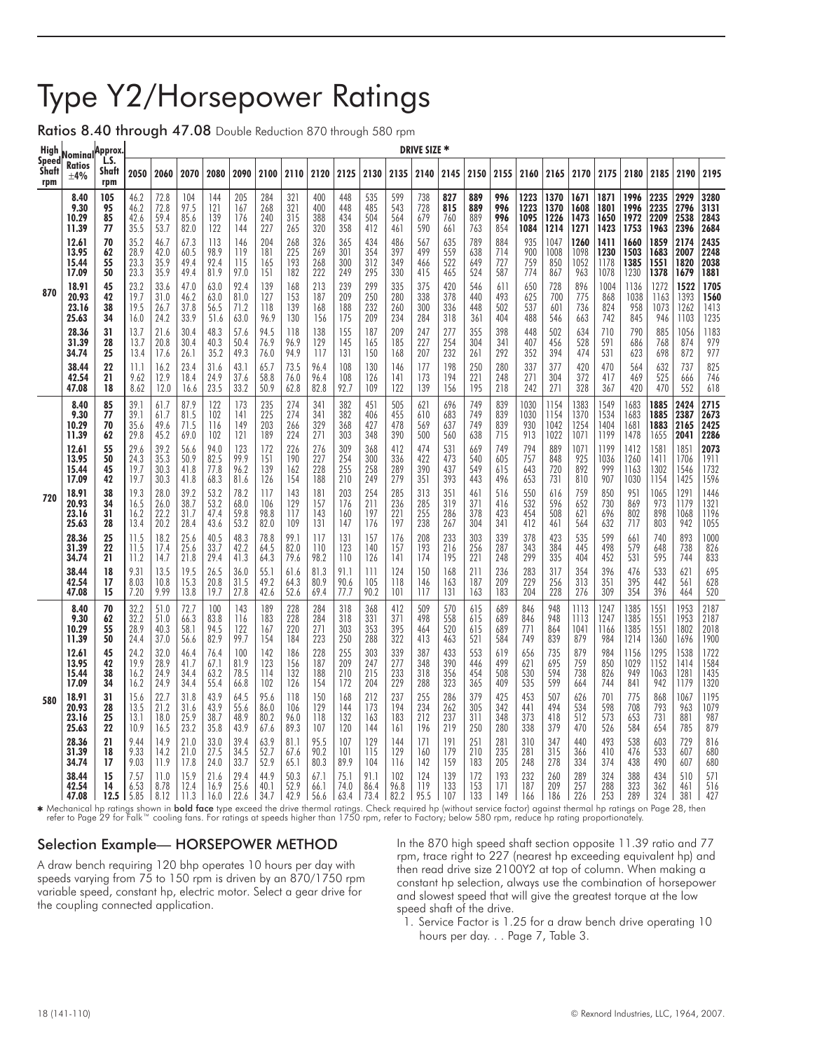# Type Y2/Horsepower Ratings

**Ratios 8.40 through 47.08** Double Reduction 870 through 580 rpm

| High Speed Shaft rpm | Nominal Ratios ±4% | Approx. L.S. Shaft rpm | 2050 | 2060 | 2070 | 2080 | 2090 | 2100 | 2110 | 2120 | 2125 | 2130 | 2135 | 2140 | 2145 | 2150 | 2155 | 2160 | 2165 | 2170 | 2175 | 2180 | 2185 | 2190 | 2195 |
|---|---|---|---|---|---|---|---|---|---|---|---|---|---|---|---|---|---|---|---|---|---|---|---|---|---|
| | | | **DRIVE SIZE *** | | | | | | | | | | | | | | | | | | | | | | |
| 870 | **8.40** | **105** | 46.2 | 72.8 | 104 | 144 | 205 | 284 | 321 | 400 | 448 | 535 | 599 | 738 | **827** | **889** | **996** | **1223** | **1370** | **1671** | **1871** | **1996** | **2235** | **2929** | **3280** |
| | **9.30** | **95** | 46.2 | 72.8 | 97.5 | 121 | 167 | 268 | 321 | 400 | 448 | 485 | 543 | 728 | **815** | **889** | **996** | **1223** | **1370** | **1608** | **1801** | **1996** | **2235** | **2796** | **3131** |
| | **10.29** | **85** | 42.6 | 59.4 | 85.6 | 139 | 176 | 240 | 315 | 388 | 434 | 504 | 564 | 679 | 760 | 889 | **996** | **1095** | **1226** | **1473** | **1650** | **1972** | **2209** | **2538** | **2843** |
| | **11.39** | **77** | 35.5 | 53.7 | 82.0 | 122 | 144 | 227 | 265 | 320 | 358 | 412 | 461 | 590 | 661 | 763 | 854 | **1084** | **1214** | **1271** | **1423** | **1753** | **1963** | **2396** | **2684** |
| | **12.61** | **70** | 35.2 | 46.7 | 67.3 | 113 | 146 | 204 | 268 | 326 | 365 | 434 | 486 | 567 | 635 | 789 | 884 | 935 | 1047 | **1260** | **1411** | **1660** | **1859** | **2174** | **2435** |
| | **13.95** | **62** | 28.9 | 42.0 | 60.5 | 98.9 | 119 | 181 | 225 | 269 | 301 | 354 | 397 | 499 | 559 | 638 | 714 | 900 | 1008 | 1098 | **1230** | **1503** | **1683** | **2007** | **2248** |
| | **15.44** | **55** | 23.3 | 35.9 | 49.4 | 92.4 | 115 | 165 | 193 | 268 | 300 | 312 | 349 | 466 | 522 | 649 | 727 | 759 | 850 | 1052 | 1178 | **1385** | **1551** | **1820** | **2038** |
| | **17.09** | **50** | 23.3 | 35.9 | 49.4 | 81.9 | 97.0 | 151 | 182 | 222 | 249 | 295 | 330 | 415 | 465 | 524 | 587 | 774 | 867 | 963 | 1078 | 1230 | **1378** | **1679** | **1881** |
| | **18.91** | **45** | 23.2 | 33.6 | 47.0 | 63.0 | 92.4 | 139 | 168 | 213 | 239 | 299 | 335 | 375 | 420 | 546 | 611 | 650 | 728 | 896 | 1004 | 1136 | 1272 | **1522** | **1705** |
| | **20.93** | **42** | 19.7 | 31.0 | 46.2 | 63.0 | 81.0 | 127 | 153 | 187 | 209 | 250 | 280 | 338 | 378 | 440 | 493 | 625 | 700 | 775 | 868 | 1038 | 1163 | 1393 | **1560** |
| | **23.16** | **38** | 19.5 | 26.7 | 37.8 | 56.5 | 71.2 | 118 | 139 | 168 | 188 | 232 | 260 | 300 | 336 | 448 | 502 | 537 | 601 | 736 | 824 | 958 | 1073 | 1262 | 1413 |
| | **25.63** | **34** | 16.0 | 24.2 | 33.9 | 51.6 | 63.0 | 96.9 | 130 | 156 | 175 | 209 | 234 | 284 | 318 | 361 | 404 | 488 | 546 | 663 | 742 | 845 | 946 | 1103 | 1235 |
| | **28.36** | **31** | 13.7 | 21.6 | 30.4 | 48.3 | 57.6 | 94.5 | 118 | 138 | 155 | 187 | 209 | 247 | 277 | 355 | 398 | 448 | 502 | 634 | 710 | 790 | 885 | 1056 | 1183 |
| | **31.39** | **28** | 13.7 | 20.8 | 30.4 | 40.3 | 50.4 | 76.9 | 96.9 | 129 | 145 | 165 | 185 | 227 | 254 | 304 | 341 | 407 | 456 | 528 | 591 | 686 | 768 | 874 | 979 |
| | **34.74** | **25** | 13.4 | 17.6 | 26.1 | 35.2 | 49.3 | 76.0 | 94.9 | 117 | 131 | 150 | 168 | 207 | 232 | 261 | 292 | 352 | 394 | 474 | 531 | 623 | 698 | 872 | 977 |
| | **38.44** | **22** | 11.1 | 16.2 | 23.4 | 31.6 | 43.1 | 65.7 | 73.5 | 96.4 | 108 | 130 | 146 | 177 | 198 | 250 | 280 | 337 | 377 | 420 | 470 | 564 | 632 | 737 | 825 |
| | **42.54** | **21** | 9.62 | 12.9 | 18.4 | 24.9 | 37.6 | 58.8 | 76.0 | 96.4 | 108 | 126 | 141 | 173 | 194 | 221 | 248 | 271 | 304 | 372 | 417 | 469 | 525 | 666 | 746 |
| | **47.08** | **18** | 8.62 | 12.0 | 16.6 | 23.5 | 33.2 | 50.9 | 62.8 | 82.8 | 92.7 | 109 | 122 | 139 | 156 | 195 | 218 | 242 | 271 | 328 | 367 | 420 | 470 | 552 | 618 |
| 720 | **8.40** | **85** | 39.1 | 61.7 | 87.9 | 122 | 173 | 235 | 274 | 341 | 382 | 451 | 505 | 621 | 696 | 749 | 839 | 1030 | 1154 | 1383 | 1549 | 1683 | **1885** | **2424** | **2715** |
| | **9.30** | **77** | 39.1 | 61.7 | 81.5 | 102 | 141 | 225 | 274 | 341 | 382 | 406 | 455 | 610 | 683 | 749 | 839 | 1030 | 1154 | 1370 | 1534 | 1683 | **1885** | **2387** | **2673** |
| | **10.29** | **70** | 35.6 | 49.6 | 71.5 | 116 | 149 | 203 | 266 | 329 | 368 | 427 | 478 | 569 | 637 | 749 | 839 | 930 | 1042 | 1254 | 1404 | 1681 | **1883** | **2165** | **2425** |
| | **11.39** | **62** | 29.8 | 45.2 | 69.0 | 102 | 121 | 189 | 224 | 271 | 303 | 348 | 390 | 500 | 560 | 638 | 715 | 913 | 1022 | 1071 | 1199 | 1478 | 1655 | **2041** | **2286** |
| | **12.61** | **55** | 29.6 | 39.2 | 56.6 | 94.0 | 123 | 172 | 226 | 276 | 309 | 368 | 412 | 474 | 531 | 669 | 749 | 794 | 889 | 1071 | 1199 | 1412 | 1581 | 1851 | **2073** |
| | **13.95** | **50** | 24.3 | 35.3 | 50.9 | 82.5 | 99.9 | 151 | 190 | 227 | 254 | 300 | 336 | 422 | 473 | 540 | 605 | 757 | 848 | 925 | 1036 | 1260 | 1411 | 1706 | 1911 |
| | **15.44** | **45** | 19.7 | 30.3 | 41.8 | 77.8 | 96.2 | 139 | 162 | 228 | 255 | 258 | 289 | 390 | 437 | 549 | 615 | 643 | 720 | 892 | 999 | 1163 | 1302 | 1546 | 1732 |
| | **17.09** | **42** | 19.7 | 30.3 | 41.8 | 68.3 | 81.6 | 126 | 154 | 188 | 210 | 249 | 279 | 351 | 393 | 443 | 496 | 653 | 731 | 810 | 907 | 1030 | 1154 | 1425 | 1596 |
| | **18.91** | **38** | 19.3 | 28.0 | 39.2 | 53.2 | 78.2 | 117 | 143 | 181 | 203 | 254 | 285 | 313 | 351 | 461 | 516 | 550 | 616 | 759 | 850 | 951 | 1065 | 1291 | 1446 |
| | **20.93** | **34** | 16.5 | 26.0 | 38.7 | 53.2 | 68.0 | 106 | 129 | 157 | 176 | 211 | 236 | 285 | 319 | 371 | 416 | 532 | 596 | 652 | 730 | 869 | 973 | 1179 | 1321 |
| | **23.16** | **31** | 16.2 | 22.2 | 31.7 | 47.4 | 59.8 | 98.8 | 117 | 143 | 160 | 197 | 221 | 255 | 286 | 378 | 423 | 454 | 508 | 621 | 696 | 802 | 898 | 1068 | 1196 |
| | **25.63** | **28** | 13.4 | 20.2 | 28.4 | 43.6 | 53.2 | 82.0 | 109 | 131 | 147 | 176 | 197 | 238 | 267 | 304 | 341 | 412 | 461 | 564 | 632 | 717 | 803 | 942 | 1055 |
| | **28.36** | **25** | 11.5 | 18.2 | 25.6 | 40.5 | 48.3 | 78.8 | 99.1 | 117 | 131 | 157 | 176 | 208 | 233 | 303 | 339 | 378 | 423 | 535 | 599 | 661 | 740 | 893 | 1000 |
| | **31.39** | **22** | 11.5 | 17.4 | 25.6 | 33.7 | 42.2 | 64.5 | 82.0 | 110 | 123 | 140 | 157 | 193 | 216 | 256 | 287 | 343 | 384 | 445 | 498 | 579 | 648 | 738 | 826 |
| | **34.74** | **21** | 11.2 | 14.7 | 21.8 | 29.4 | 41.3 | 64.3 | 79.6 | 98.2 | 110 | 126 | 141 | 174 | 195 | 221 | 248 | 299 | 335 | 404 | 452 | 531 | 595 | 744 | 833 |
| | **38.44** | **18** | 9.31 | 13.5 | 19.5 | 26.5 | 36.0 | 55.1 | 61.6 | 81.3 | 91.1 | 111 | 124 | 150 | 168 | 211 | 236 | 283 | 317 | 354 | 396 | 476 | 533 | 621 | 695 |
| | **42.54** | **17** | 8.03 | 10.8 | 15.3 | 20.8 | 31.5 | 49.2 | 64.3 | 80.9 | 90.6 | 105 | 118 | 146 | 163 | 187 | 209 | 229 | 256 | 313 | 351 | 395 | 442 | 561 | 628 |
| | **47.08** | **15** | 7.20 | 9.99 | 13.8 | 19.7 | 27.8 | 42.6 | 52.6 | 69.4 | 77.7 | 90.2 | 101 | 117 | 131 | 163 | 183 | 204 | 228 | 276 | 309 | 354 | 396 | 464 | 520 |
| 580 | **8.40** | **70** | 32.2 | 51.0 | 72.7 | 100 | 143 | 189 | 228 | 284 | 318 | 368 | 412 | 509 | 570 | 615 | 689 | 846 | 948 | 1113 | 1247 | 1385 | 1551 | 1953 | 2187 |
| | **9.30** | **62** | 32.2 | 51.0 | 66.3 | 83.8 | 116 | 183 | 228 | 284 | 318 | 331 | 371 | 498 | 558 | 615 | 689 | 846 | 948 | 1113 | 1247 | 1385 | 1551 | 1953 | 2187 |
| | **10.29** | **55** | 28.9 | 40.3 | 58.1 | 94.5 | 122 | 167 | 220 | 271 | 303 | 353 | 395 | 464 | 520 | 615 | 689 | 771 | 864 | 1041 | 1166 | 1385 | 1551 | 1802 | 2018 |
| | **11.39** | **50** | 24.4 | 37.0 | 56.6 | 82.9 | 99.7 | 154 | 184 | 223 | 250 | 288 | 322 | 413 | 463 | 521 | 584 | 749 | 839 | 879 | 984 | 1214 | 1360 | 1696 | 1900 |
| | **12.61** | **45** | 24.2 | 32.0 | 46.4 | 76.4 | 100 | 142 | 186 | 228 | 255 | 303 | 339 | 387 | 433 | 553 | 619 | 656 | 735 | 879 | 984 | 1156 | 1295 | 1538 | 1722 |
| | **13.95** | **42** | 19.9 | 28.9 | 41.7 | 67.1 | 81.9 | 123 | 156 | 187 | 209 | 247 | 277 | 348 | 390 | 446 | 499 | 621 | 695 | 759 | 850 | 1029 | 1152 | 1414 | 1584 |
| | **15.44** | **38** | 16.2 | 24.9 | 34.4 | 63.2 | 78.5 | 114 | 132 | 188 | 210 | 215 | 233 | 318 | 356 | 454 | 508 | 530 | 594 | 738 | 826 | 949 | 1063 | 1281 | 1435 |
| | **17.09** | **34** | 16.2 | 24.9 | 34.4 | 55.4 | 66.8 | 102 | 126 | 154 | 172 | 204 | 229 | 288 | 323 | 365 | 409 | 535 | 599 | 664 | 744 | 841 | 942 | 1179 | 1320 |
| | **18.91** | **31** | 15.6 | 22.7 | 31.8 | 43.9 | 64.5 | 95.6 | 118 | 150 | 168 | 212 | 237 | 255 | 286 | 379 | 425 | 453 | 507 | 626 | 701 | 775 | 868 | 1067 | 1195 |
| | **20.93** | **28** | 13.5 | 21.2 | 31.6 | 43.9 | 55.6 | 86.0 | 106 | 129 | 144 | 173 | 194 | 234 | 262 | 305 | 342 | 441 | 494 | 534 | 598 | 708 | 793 | 963 | 1079 |
| | **23.16** | **25** | 13.1 | 18.0 | 25.9 | 38.7 | 48.9 | 80.2 | 96.0 | 118 | 132 | 163 | 183 | 212 | 237 | 311 | 348 | 373 | 418 | 512 | 573 | 653 | 731 | 881 | 987 |
| | **25.63** | **23** | 10.9 | 16.5 | 23.2 | 35.8 | 43.9 | 67.6 | 89.3 | 107 | 120 | 144 | 161 | 196 | 219 | 250 | 280 | 338 | 379 | 470 | 526 | 584 | 654 | 785 | 879 |
| | **28.36** | **21** | 9.44 | 14.9 | 21.0 | 33.0 | 39.4 | 63.9 | 81.1 | 95.5 | 107 | 129 | 144 | 171 | 191 | 251 | 281 | 310 | 347 | 440 | 493 | 538 | 603 | 729 | 816 |
| | **31.39** | **18** | 9.33 | 14.2 | 21.0 | 27.5 | 34.5 | 52.7 | 67.6 | 90.2 | 101 | 115 | 129 | 160 | 179 | 210 | 235 | 281 | 315 | 366 | 410 | 476 | 533 | 607 | 680 |
| | **34.74** | **17** | 9.03 | 11.9 | 17.8 | 24.0 | 33.7 | 52.9 | 65.1 | 80.3 | 89.9 | 104 | 116 | 142 | 159 | 183 | 205 | 248 | 278 | 334 | 374 | 438 | 490 | 607 | 680 |
| | **38.44** | **15** | 7.57 | 11.0 | 15.9 | 21.6 | 29.4 | 44.9 | 50.3 | 67.1 | 75.1 | 91.1 | 102 | 124 | 139 | 172 | 193 | 232 | 260 | 289 | 324 | 388 | 434 | 510 | 571 |
| | **42.54** | **14** | 6.53 | 8.78 | 12.4 | 16.9 | 25.6 | 40.1 | 52.9 | 66.1 | 74.0 | 86.4 | 96.8 | 119 | 133 | 153 | 171 | 187 | 209 | 257 | 288 | 323 | 362 | 461 | 516 |
| | **47.08** | **12.5** | 5.85 | 8.12 | 11.3 | 16.0 | 22.6 | 34.7 | 42.9 | 56.6 | 63.4 | 73.4 | 82.2 | 95.5 | 107 | 133 | 149 | 166 | 186 | 226 | 253 | 289 | 324 | 381 | 427 |

* Mechanical hp ratings shown in **bold face** type exceed the drive thermal ratings. Check required hp (without service factor) against thermal hp ratings on Page 28, then refer to Page 29 for Falk™ cooling fans. For ratings at speeds higher than 1750 rpm, refer to Factory; below 580 rpm, reduce hp rating proportionately.

## Selection Example— HORSEPOWER METHOD

A draw bench requiring 120 bhp operates 10 hours per day with speeds varying from 75 to 150 rpm is driven by an 870/1750 rpm variable speed, constant hp, electric motor. Select a gear drive for the coupling connected application.

In the 870 high speed shaft section opposite 11.39 ratio and 77 rpm, trace right to 227 (nearest hp exceeding equivalent hp) and then read drive size 2100Y2 at top of column. When making a constant hp selection, always use the combination of horsepower and slowest speed that will give the greatest torque at the low speed shaft of the drive.

1. Service Factor is 1.25 for a draw bench drive operating 10 hours per day. . . Page 7, Table 3.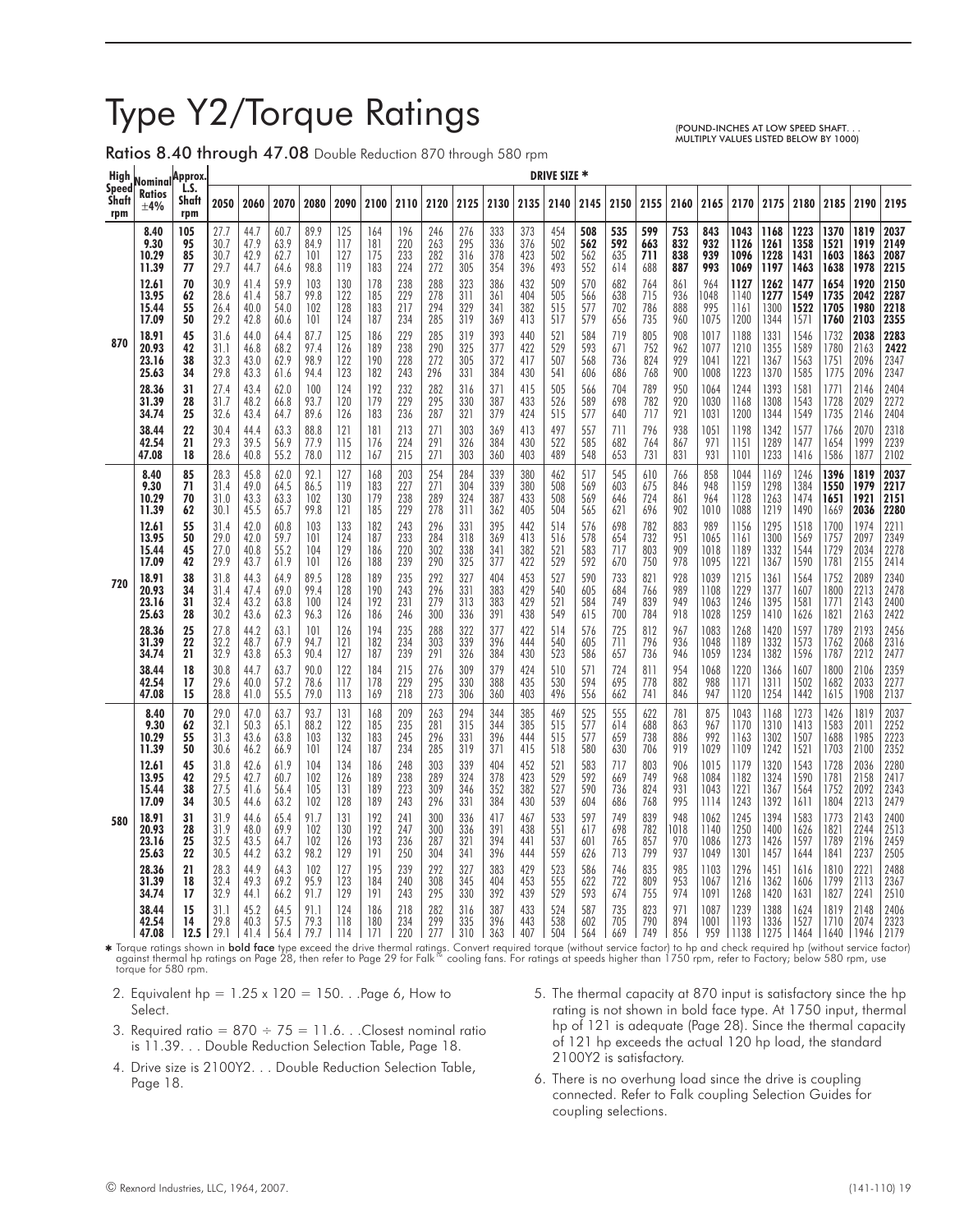# Type Y2/Torque Ratings

(POUND-INCHES AT LOW SPEED SHAFT. . . MULTIPLY VALUES LISTED BELOW BY 1000)

## Ratios 8.40 through 47.08 Double Reduction 870 through 580 rpm

| High Speed Shaft rpm | Nominal Ratios ±4% | Approx. L.S. Shaft rpm | DRIVE SIZE * | | | | | | | | | | | | | | | | | | | | | | |
|---|---|---|---|---|---|---|---|---|---|---|---|---|---|---|---|---|---|---|---|---|---|---|---|---|---|
| | | | 2050 | 2060 | 2070 | 2080 | 2090 | 2100 | 2110 | 2120 | 2125 | 2130 | 2135 | 2140 | 2145 | 2150 | 2155 | 2160 | 2165 | 2170 | 2175 | 2180 | 2185 | 2190 | 2195 |
| 870 | 8.40 | 105 | 27.7 | 44.7 | 60.7 | 89.9 | 125 | 164 | 196 | 246 | 276 | 333 | 373 | 454 | **508** | **535** | **599** | **753** | **843** | **1043** | **1168** | **1223** | **1370** | **1819** | **2037** |
| | 9.30 | 95 | 30.7 | 47.9 | 63.9 | 84.9 | 117 | 181 | 220 | 263 | 295 | 336 | 376 | 502 | **562** | **592** | **663** | **832** | **932** | **1126** | **1261** | **1358** | **1521** | **1919** | **2149** |
| | 10.29 | 85 | 30.7 | 42.9 | 62.7 | 101 | 127 | 175 | 233 | 282 | 316 | 378 | 423 | 502 | 562 | 635 | **711** | **838** | **939** | **1096** | **1228** | **1431** | **1603** | **1863** | **2087** |
| | 11.39 | 77 | 29.7 | 44.7 | 64.6 | 98.8 | 119 | 183 | 224 | 272 | 305 | 354 | 396 | 493 | 552 | 614 | 688 | **887** | **993** | **1069** | **1197** | **1463** | **1638** | **1978** | **2215** |
| | 12.61 | 70 | 30.9 | 41.4 | 59.9 | 103 | 130 | 178 | 238 | 288 | 323 | 386 | 432 | 509 | 570 | 682 | 764 | 861 | 964 | **1127** | **1262** | **1477** | **1654** | **1920** | **2150** |
| | 13.95 | 62 | 28.6 | 41.4 | 58.7 | 99.8 | 122 | 185 | 229 | 278 | 311 | 361 | 404 | 505 | 566 | 638 | 715 | 936 | 1048 | 1140 | **1277** | **1549** | **1735** | **2042** | **2287** |
| | 15.44 | 55 | 26.4 | 40.0 | 54.0 | 102 | 128 | 183 | 217 | 294 | 329 | 341 | 382 | 515 | 577 | 702 | 786 | 888 | 995 | 1161 | 1300 | **1522** | **1705** | **1980** | **2218** |
| | 17.09 | 50 | 29.2 | 42.8 | 60.6 | 101 | 124 | 187 | 234 | 285 | 319 | 369 | 413 | 517 | 579 | 656 | 735 | 960 | 1075 | 1200 | 1344 | 1571 | **1760** | **2103** | **2355** |
| | 18.91 | 45 | 31.6 | 44.0 | 64.4 | 87.7 | 125 | 186 | 229 | 285 | 319 | 393 | 440 | 521 | 584 | 719 | 805 | 908 | 1017 | 1188 | 1331 | 1546 | 1732 | **2038** | **2283** |
| | 20.93 | 42 | 31.1 | 46.8 | 68.2 | 97.4 | 126 | 189 | 238 | 290 | 325 | 377 | 422 | 529 | 593 | 671 | 752 | 962 | 1077 | 1210 | 1355 | 1589 | 1780 | 2163 | **2422** |
| | 23.16 | 38 | 32.3 | 43.0 | 62.9 | 98.9 | 122 | 190 | 228 | 272 | 305 | 372 | 417 | 507 | 568 | 736 | 824 | 929 | 1041 | 1221 | 1367 | 1563 | 1751 | 2096 | 2347 |
| | 25.63 | 34 | 29.8 | 43.3 | 61.6 | 94.4 | 123 | 182 | 243 | 296 | 331 | 384 | 430 | 541 | 606 | 686 | 768 | 900 | 1008 | 1223 | 1370 | 1585 | 1775 | 2096 | 2347 |
| | 28.36 | 31 | 27.4 | 43.4 | 62.0 | 100 | 124 | 192 | 232 | 282 | 316 | 371 | 415 | 505 | 566 | 704 | 789 | 950 | 1064 | 1244 | 1393 | 1581 | 1771 | 2146 | 2404 |
| | 31.39 | 28 | 31.7 | 48.2 | 66.8 | 93.7 | 120 | 179 | 229 | 295 | 330 | 387 | 433 | 526 | 589 | 698 | 782 | 920 | 1030 | 1168 | 1308 | 1543 | 1728 | 2029 | 2272 |
| | 34.74 | 25 | 32.6 | 43.4 | 64.7 | 89.6 | 126 | 183 | 236 | 287 | 321 | 379 | 424 | 515 | 577 | 640 | 717 | 921 | 1031 | 1200 | 1344 | 1549 | 1735 | 2146 | 2404 |
| | 38.44 | 22 | 30.4 | 44.4 | 63.3 | 88.8 | 121 | 181 | 213 | 271 | 303 | 369 | 413 | 497 | 557 | 711 | 796 | 938 | 1051 | 1198 | 1342 | 1577 | 1766 | 2070 | 2318 |
| | 42.54 | 21 | 29.3 | 39.5 | 56.9 | 77.9 | 115 | 176 | 224 | 291 | 326 | 384 | 430 | 522 | 585 | 682 | 764 | 867 | 971 | 1151 | 1289 | 1477 | 1654 | 1999 | 2239 |
| | 47.08 | 18 | 28.6 | 40.8 | 55.2 | 78.0 | 112 | 167 | 215 | 271 | 303 | 360 | 403 | 489 | 548 | 653 | 731 | 831 | 931 | 1101 | 1233 | 1416 | 1586 | 1877 | 2102 |
| 720 | 8.40 | 85 | 28.3 | 45.8 | 62.0 | 92.1 | 127 | 168 | 203 | 254 | 284 | 339 | 380 | 462 | 517 | 545 | 610 | 766 | 858 | 1044 | 1169 | 1246 | **1396** | **1819** | **2037** |
| | 9.30 | 71 | 31.4 | 49.0 | 64.5 | 86.5 | 119 | 183 | 227 | 271 | 304 | 339 | 380 | 508 | 569 | 603 | 675 | 846 | 948 | 1159 | 1298 | 1384 | **1550** | **1979** | **2217** |
| | 10.29 | 70 | 31.0 | 43.3 | 63.3 | 102 | 130 | 179 | 238 | 289 | 324 | 387 | 433 | 508 | 569 | 646 | 724 | 861 | 964 | 1128 | 1263 | 1474 | **1651** | **1921** | **2151** |
| | 11.39 | 62 | 30.1 | 45.5 | 65.7 | 99.8 | 121 | 185 | 229 | 278 | 311 | 362 | 405 | 504 | 565 | 621 | 696 | 902 | 1010 | 1088 | 1219 | 1490 | 1669 | **2036** | **2280** |
| | 12.61 | 55 | 31.4 | 42.0 | 60.8 | 103 | 133 | 182 | 243 | 296 | 331 | 395 | 442 | 514 | 576 | 698 | 782 | 883 | 989 | 1156 | 1295 | 1518 | 1700 | 1974 | 2211 |
| | 13.95 | 50 | 29.0 | 42.0 | 59.7 | 101 | 124 | 187 | 233 | 284 | 318 | 369 | 413 | 516 | 578 | 654 | 732 | 951 | 1065 | 1161 | 1300 | 1569 | 1757 | 2097 | 2349 |
| | 15.44 | 45 | 27.0 | 40.8 | 55.2 | 104 | 129 | 186 | 220 | 302 | 338 | 341 | 382 | 521 | 583 | 717 | 803 | 909 | 1018 | 1189 | 1332 | 1544 | 1729 | 2034 | 2278 |
| | 17.09 | 42 | 29.9 | 43.7 | 61.9 | 101 | 126 | 188 | 239 | 290 | 325 | 377 | 422 | 529 | 592 | 670 | 750 | 978 | 1095 | 1221 | 1367 | 1590 | 1781 | 2155 | 2414 |
| | 18.91 | 38 | 31.8 | 44.3 | 64.9 | 89.5 | 128 | 189 | 235 | 292 | 327 | 404 | 453 | 527 | 590 | 733 | 821 | 928 | 1039 | 1215 | 1361 | 1564 | 1752 | 2089 | 2340 |
| | 20.93 | 34 | 31.4 | 47.4 | 69.0 | 99.4 | 128 | 190 | 243 | 296 | 331 | 383 | 429 | 540 | 605 | 684 | 766 | 989 | 1108 | 1229 | 1377 | 1607 | 1800 | 2213 | 2478 |
| | 23.16 | 31 | 32.4 | 43.2 | 63.8 | 100 | 124 | 192 | 231 | 279 | 313 | 383 | 429 | 521 | 584 | 749 | 839 | 949 | 1063 | 1246 | 1395 | 1581 | 1771 | 2143 | 2400 |
| | 25.63 | 28 | 30.2 | 43.6 | 62.3 | 96.3 | 126 | 186 | 246 | 300 | 336 | 391 | 438 | 549 | 615 | 700 | 784 | 918 | 1028 | 1259 | 1410 | 1626 | 1821 | 2163 | 2422 |
| | 28.36 | 25 | 27.8 | 44.2 | 63.1 | 101 | 126 | 194 | 235 | 288 | 322 | 377 | 422 | 514 | 576 | 725 | 812 | 967 | 1083 | 1268 | 1420 | 1597 | 1789 | 2193 | 2456 |
| | 31.39 | 22 | 32.2 | 48.7 | 67.9 | 94.7 | 121 | 182 | 234 | 303 | 339 | 396 | 444 | 540 | 605 | 711 | 796 | 936 | 1048 | 1189 | 1332 | 1573 | 1762 | 2068 | 2316 |
| | 34.74 | 21 | 32.9 | 43.8 | 65.3 | 90.4 | 127 | 187 | 239 | 291 | 326 | 384 | 430 | 523 | 586 | 657 | 736 | 946 | 1059 | 1234 | 1382 | 1596 | 1787 | 2212 | 2477 |
| | 38.44 | 18 | 30.8 | 44.7 | 63.7 | 90.0 | 122 | 184 | 215 | 276 | 309 | 379 | 424 | 510 | 571 | 724 | 811 | 954 | 1068 | 1220 | 1366 | 1607 | 1800 | 2106 | 2359 |
| | 42.54 | 17 | 29.6 | 40.0 | 57.2 | 78.6 | 117 | 178 | 229 | 295 | 330 | 388 | 435 | 530 | 594 | 695 | 778 | 882 | 988 | 1171 | 1311 | 1502 | 1682 | 2033 | 2277 |
| | 47.08 | 15 | 28.8 | 41.0 | 55.5 | 79.0 | 113 | 169 | 218 | 273 | 306 | 360 | 403 | 496 | 556 | 662 | 741 | 846 | 947 | 1120 | 1254 | 1442 | 1615 | 1908 | 2137 |
| 580 | 8.40 | 70 | 29.0 | 47.0 | 63.7 | 93.7 | 131 | 168 | 209 | 263 | 294 | 344 | 385 | 469 | 525 | 555 | 622 | 781 | 875 | 1043 | 1168 | 1273 | 1426 | 1819 | 2037 |
| | 9.30 | 62 | 32.1 | 50.3 | 65.1 | 88.2 | 122 | 185 | 235 | 281 | 315 | 344 | 385 | 515 | 577 | 614 | 688 | 863 | 967 | 1170 | 1310 | 1413 | 1583 | 2011 | 2252 |
| | 10.29 | 55 | 31.3 | 43.6 | 63.8 | 103 | 132 | 183 | 245 | 296 | 331 | 396 | 444 | 515 | 577 | 659 | 738 | 886 | 992 | 1163 | 1302 | 1507 | 1688 | 1985 | 2223 |
| | 11.39 | 50 | 30.6 | 46.2 | 66.9 | 101 | 124 | 187 | 234 | 285 | 319 | 371 | 415 | 518 | 580 | 630 | 706 | 919 | 1029 | 1109 | 1242 | 1521 | 1703 | 2100 | 2352 |
| | 12.61 | 45 | 31.8 | 42.6 | 61.9 | 104 | 134 | 186 | 248 | 303 | 339 | 404 | 452 | 521 | 583 | 717 | 803 | 906 | 1015 | 1179 | 1320 | 1543 | 1728 | 2036 | 2280 |
| | 13.95 | 42 | 29.5 | 42.7 | 60.7 | 102 | 126 | 189 | 238 | 289 | 324 | 378 | 423 | 529 | 592 | 669 | 749 | 968 | 1084 | 1182 | 1324 | 1590 | 1781 | 2158 | 2417 |
| | 15.44 | 38 | 27.5 | 41.6 | 56.4 | 105 | 131 | 189 | 223 | 309 | 346 | 352 | 382 | 527 | 590 | 736 | 824 | 931 | 1043 | 1221 | 1367 | 1564 | 1752 | 2092 | 2343 |
| | 17.09 | 34 | 30.5 | 44.6 | 63.2 | 102 | 128 | 189 | 243 | 296 | 331 | 384 | 430 | 539 | 604 | 686 | 768 | 995 | 1114 | 1243 | 1392 | 1611 | 1804 | 2213 | 2479 |
| | 18.91 | 31 | 31.9 | 44.6 | 65.4 | 91.7 | 131 | 192 | 241 | 300 | 336 | 417 | 467 | 533 | 597 | 749 | 839 | 948 | 1062 | 1245 | 1394 | 1583 | 1773 | 2143 | 2400 |
| | 20.93 | 28 | 31.9 | 48.0 | 69.9 | 102 | 130 | 192 | 247 | 300 | 336 | 391 | 438 | 551 | 617 | 698 | 782 | 1018 | 1140 | 1250 | 1400 | 1626 | 1821 | 2244 | 2513 |
| | 23.16 | 25 | 32.5 | 43.5 | 64.7 | 102 | 126 | 193 | 236 | 287 | 321 | 394 | 441 | 537 | 601 | 765 | 857 | 970 | 1086 | 1273 | 1426 | 1597 | 1789 | 2196 | 2459 |
| | 25.63 | 22 | 30.5 | 44.2 | 63.2 | 98.2 | 129 | 191 | 250 | 304 | 341 | 396 | 444 | 559 | 626 | 713 | 799 | 937 | 1049 | 1301 | 1457 | 1644 | 1841 | 2237 | 2505 |
| | 28.36 | 21 | 28.3 | 44.9 | 64.3 | 102 | 127 | 195 | 239 | 292 | 327 | 383 | 429 | 523 | 586 | 746 | 835 | 985 | 1103 | 1296 | 1451 | 1616 | 1810 | 2221 | 2488 |
| | 31.39 | 18 | 32.4 | 49.3 | 69.2 | 95.9 | 123 | 184 | 240 | 308 | 345 | 404 | 453 | 555 | 622 | 722 | 809 | 953 | 1067 | 1216 | 1362 | 1606 | 1799 | 2113 | 2367 |
| | 34.74 | 17 | 32.9 | 44.1 | 66.2 | 91.7 | 129 | 191 | 243 | 295 | 330 | 392 | 439 | 529 | 593 | 674 | 755 | 974 | 1091 | 1268 | 1420 | 1631 | 1827 | 2241 | 2510 |
| | 38.44 | 15 | 31.1 | 45.2 | 64.5 | 91.1 | 124 | 186 | 218 | 282 | 316 | 387 | 433 | 524 | 587 | 735 | 823 | 971 | 1087 | 1239 | 1388 | 1624 | 1819 | 2148 | 2406 |
| | 42.54 | 14 | 29.8 | 40.3 | 57.5 | 79.3 | 118 | 180 | 234 | 299 | 335 | 396 | 443 | 538 | 602 | 705 | 790 | 954 | 1001 | 1193 | 1336 | 1527 | 1710 | 2074 | 2323 |
| | 47.08 | 12.5 | 29.1 | 41.4 | 56.4 | 79.7 | 114 | 171 | 220 | 277 | 310 | 363 | 407 | 504 | 564 | 669 | 749 | 856 | 959 | 1138 | 1275 | 1464 | 1640 | 1946 | 2179 |

* Torque ratings shown in **bold face** type exceed the drive thermal ratings. Convert required torque (without service factor) to hp and check required hp (without service factor) against thermal hp ratings on Page 28, then refer to Page 29 for Falk™ cooling fans. For ratings at speeds higher than 1750 rpm, refer to Factory; below 580 rpm, use torque for 580 rpm.

2. Equivalent hp = 1.25 x 120 = 150. . .Page 6, How to Select.
3. Required ratio = 870 ÷ 75 = 11.6. . .Closest nominal ratio is 11.39. . . Double Reduction Selection Table, Page 18.
4. Drive size is 2100Y2. . . Double Reduction Selection Table, Page 18.
5. The thermal capacity at 870 input is satisfactory since the hp rating is not shown in bold face type. At 1750 input, thermal hp of 121 is adequate (Page 28). Since the thermal capacity of 121 hp exceeds the actual 120 hp load, the standard 2100Y2 is satisfactory.
6. There is no overhung load since the drive is coupling connected. Refer to Falk coupling Selection Guides for coupling selections.

© Rexnord Industries, LLC, 1964, 2007. (141-110)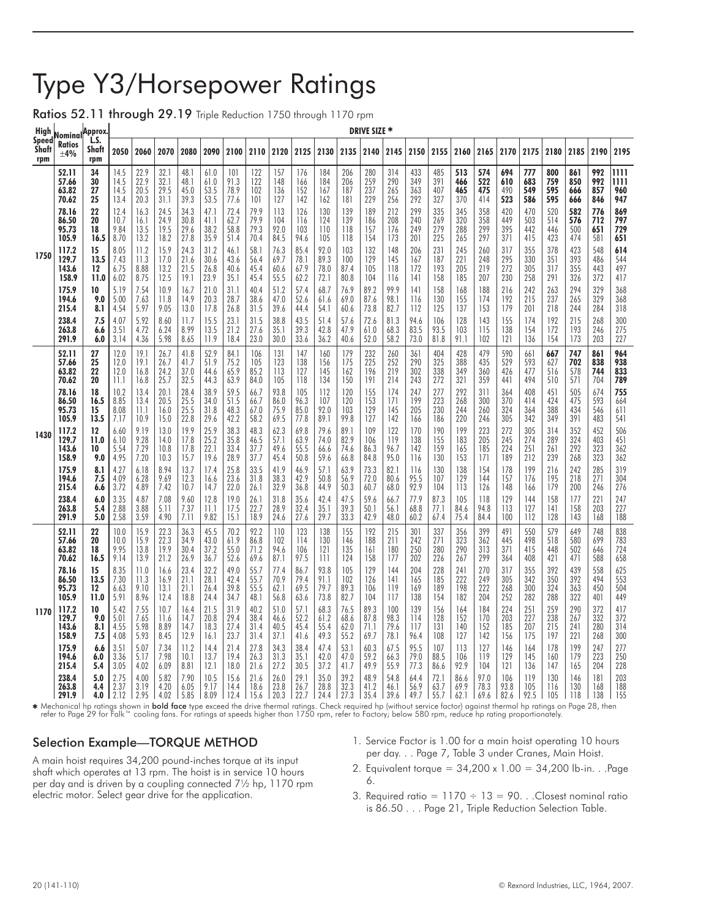# Type Y3/Horsepower Ratings

**Ratios 52.11 through 29.19** Triple Reduction 1750 through 1170 rpm

| High Speed Shaft rpm | Nominal Ratios ±4% | Approx. L.S. Shaft rpm | 2050 | 2060 | 2070 | 2080 | 2090 | 2100 | 2110 | 2120 | 2125 | 2130 | 2135 | 2140 | 2145 | 2150 | 2155 | 2160 | 2165 | 2170 | 2175 | 2180 | 2185 | 2190 | 2195 |
|---|---|---|---|---|---|---|---|---|---|---|---|---|---|---|---|---|---|---|---|---|---|---|---|---|---|
| | | | DRIVE SIZE * | | | | | | | | | | | | | | | | | | | | | | |
| 1750 | 52.11 | 34 | 14.5 | 22.9 | 32.1 | 48.1 | 61.0 | 101 | 122 | 157 | 176 | 184 | 206 | 280 | 314 | 433 | 485 | **513** | **574** | **694** | **777** | **800** | **861** | **992** | **1111** |
| | 57.66 | 30 | 14.5 | 22.9 | 32.1 | 48.1 | 61.0 | 91.3 | 122 | 148 | 166 | 184 | 206 | 259 | 290 | 349 | 391 | **466** | **522** | **610** | **683** | **759** | **850** | **992** | **1111** |
| | 63.82 | 27 | 14.5 | 20.5 | 29.5 | 45.0 | 53.5 | 78.9 | 102 | 136 | 152 | 167 | 187 | 237 | 265 | 363 | 407 | **465** | **475** | 490 | **549** | **595** | **666** | **857** | **960** |
| | 70.62 | 25 | 13.4 | 20.3 | 31.1 | 39.3 | 53.5 | 77.6 | 101 | 127 | 142 | 162 | 181 | 229 | 256 | 292 | 327 | 370 | 414 | **523** | **586** | **595** | **666** | **846** | **947** |
| | 78.16 | 22 | 12.4 | 16.3 | 24.5 | 34.3 | 47.1 | 72.4 | 79.9 | 113 | 126 | 130 | 139 | 189 | 212 | 299 | 335 | 345 | 358 | 420 | 470 | 520 | **582** | **776** | **869** |
| | 86.50 | 20 | 10.7 | 16.1 | 24.9 | 30.8 | 41.1 | 62.7 | 79.9 | 104 | 116 | 124 | 139 | 186 | 208 | 240 | 269 | 320 | 358 | 449 | 503 | 514 | **576** | **712** | **797** |
| | 95.73 | 18 | 9.84 | 13.5 | 19.5 | 29.6 | 38.2 | 58.8 | 79.3 | 92.0 | 103 | 110 | 118 | 157 | 176 | 249 | 279 | 288 | 299 | 395 | 442 | 446 | 500 | **651** | **729** |
| | 105.9 | 16.5 | 8.70 | 13.2 | 18.2 | 27.8 | 35.9 | 51.4 | 70.4 | 84.5 | 94.6 | 105 | 118 | 154 | 173 | 201 | 225 | 265 | 297 | 371 | 415 | 423 | 474 | 581 | **651** |
| | 117.2 | 15 | 8.05 | 11.2 | 15.9 | 24.3 | 31.2 | 46.1 | 58.1 | 76.3 | 85.4 | 92.0 | 103 | 132 | 148 | 206 | 231 | 245 | 260 | 317 | 355 | 378 | 423 | 548 | **614** |
| | 129.7 | 13.5 | 7.43 | 11.3 | 17.0 | 21.6 | 30.6 | 43.6 | 56.4 | 69.7 | 78.1 | 89.3 | 100 | 129 | 145 | 167 | 187 | 221 | 248 | 295 | 330 | 351 | 393 | 486 | 544 |
| | 143.6 | 12 | 6.75 | 8.88 | 13.2 | 21.5 | 26.8 | 40.6 | 45.4 | 60.6 | 67.9 | 78.0 | 87.4 | 105 | 118 | 172 | 193 | 205 | 219 | 272 | 305 | 317 | 355 | 443 | 497 |
| | 158.9 | 11.0 | 6.02 | 8.75 | 12.5 | 19.1 | 23.9 | 35.1 | 45.4 | 55.5 | 62.2 | 72.1 | 80.8 | 104 | 116 | 141 | 158 | 185 | 207 | 230 | 258 | 291 | 326 | 372 | 417 |
| | 175.9 | 10 | 5.19 | 7.54 | 10.9 | 16.7 | 21.0 | 31.1 | 40.4 | 51.2 | 57.4 | 68.7 | 76.9 | 89.2 | 99.9 | 141 | 158 | 168 | 188 | 216 | 242 | 263 | 294 | 329 | 368 |
| | 194.6 | 9.0 | 5.00 | 7.63 | 11.8 | 14.9 | 20.3 | 28.7 | 38.6 | 47.0 | 52.6 | 61.6 | 69.0 | 87.6 | 98.1 | 116 | 130 | 155 | 174 | 192 | 215 | 237 | 265 | 329 | 368 |
| | 215.4 | 8.1 | 4.54 | 5.97 | 9.05 | 13.0 | 17.8 | 26.8 | 31.5 | 39.6 | 44.4 | 54.1 | 60.6 | 73.8 | 82.7 | 112 | 125 | 137 | 153 | 179 | 201 | 218 | 244 | 284 | 318 |
| | 238.4 | 7.5 | 4.07 | 5.92 | 8.60 | 11.7 | 15.5 | 23.1 | 31.5 | 38.8 | 43.5 | 51.4 | 57.6 | 72.6 | 81.3 | 94.6 | 106 | 128 | 143 | 155 | 174 | 192 | 215 | 268 | 300 |
| | 263.8 | 6.6 | 3.51 | 4.72 | 6.24 | 8.99 | 13.5 | 21.2 | 27.6 | 35.1 | 39.3 | 42.8 | 47.9 | 61.0 | 68.3 | 83.5 | 93.5 | 103 | 115 | 138 | 154 | 172 | 193 | 246 | 275 |
| | 291.9 | 6.0 | 3.14 | 4.36 | 5.98 | 8.65 | 11.9 | 18.4 | 23.0 | 30.0 | 33.6 | 36.2 | 40.6 | 52.0 | 58.2 | 73.0 | 81.8 | 91.1 | 102 | 121 | 136 | 154 | 173 | 203 | 227 |
| 1430 | 52.11 | 27 | 12.0 | 19.1 | 26.7 | 41.8 | 52.9 | 84.1 | 106 | 131 | 147 | 160 | 179 | 232 | 260 | 361 | 404 | 428 | 479 | 590 | 661 | **667** | **747** | **861** | **964** |
| | 57.66 | 25 | 12.0 | 19.1 | 26.7 | 41.7 | 51.9 | 75.2 | 105 | 123 | 138 | 156 | 175 | 225 | 252 | 290 | 325 | 388 | 435 | 529 | 593 | 627 | **702** | **838** | **938** |
| | 63.82 | 22 | 12.0 | 16.8 | 24.2 | 37.0 | 44.6 | 65.9 | 85.2 | 113 | 127 | 145 | 162 | 196 | 219 | 302 | 338 | 349 | 360 | 426 | 477 | 516 | 578 | **744** | **833** |
| | 70.62 | 20 | 11.1 | 16.8 | 25.7 | 32.5 | 44.3 | 63.9 | 84.0 | 105 | 118 | 134 | 150 | 191 | 214 | 243 | 272 | 321 | 359 | 441 | 494 | 510 | 571 | 704 | **789** |
| | 78.16 | 18 | 10.2 | 13.4 | 20.1 | 28.4 | 38.9 | 59.5 | 66.7 | 93.8 | 105 | 112 | 120 | 155 | 174 | 247 | 277 | 292 | 311 | 364 | 408 | 451 | 505 | 674 | **755** |
| | 86.50 | 16.5 | 8.85 | 13.4 | 20.5 | 25.5 | 34.0 | 51.5 | 66.7 | 86.0 | 96.3 | 107 | 120 | 153 | 171 | 199 | 223 | 268 | 300 | 370 | 414 | 424 | 475 | 593 | 664 |
| | 95.73 | 15 | 8.08 | 11.1 | 16.0 | 25.5 | 31.8 | 48.3 | 67.0 | 75.9 | 85.0 | 92.0 | 103 | 129 | 145 | 205 | 230 | 244 | 260 | 324 | 364 | 388 | 434 | 546 | 611 |
| | 105.9 | 13.5 | 7.17 | 10.9 | 15.0 | 22.8 | 29.6 | 42.2 | 58.2 | 69.5 | 77.8 | 89.1 | 99.8 | 127 | 142 | 166 | 186 | 220 | 246 | 305 | 342 | 349 | 391 | 483 | 541 |
| | 117.2 | 12 | 6.60 | 9.19 | 13.0 | 19.9 | 25.9 | 38.3 | 48.3 | 62.3 | 69.8 | 79.6 | 89.1 | 109 | 122 | 170 | 190 | 199 | 223 | 272 | 305 | 314 | 352 | 452 | 506 |
| | 129.7 | 11.0 | 6.10 | 9.28 | 14.0 | 17.8 | 25.2 | 35.8 | 46.5 | 57.1 | 63.9 | 74.0 | 82.9 | 106 | 119 | 138 | 155 | 183 | 205 | 245 | 274 | 289 | 324 | 403 | 451 |
| | 143.6 | 10 | 5.54 | 7.29 | 10.8 | 17.8 | 22.1 | 33.4 | 37.7 | 49.6 | 55.5 | 66.6 | 74.6 | 86.3 | 96.7 | 142 | 159 | 165 | 185 | 224 | 251 | 261 | 292 | 323 | 362 |
| | 158.9 | 9.0 | 4.95 | 7.20 | 10.3 | 15.7 | 19.6 | 28.9 | 37.7 | 45.4 | 50.8 | 59.6 | 66.8 | 84.8 | 95.0 | 116 | 130 | 153 | 171 | 189 | 212 | 239 | 268 | 323 | 362 |
| | 175.9 | 8.1 | 4.27 | 6.18 | 8.94 | 13.7 | 17.4 | 25.8 | 33.5 | 41.9 | 46.9 | 57.1 | 63.9 | 73.3 | 82.1 | 116 | 130 | 138 | 154 | 178 | 199 | 216 | 242 | 285 | 319 |
| | 194.6 | 7.5 | 4.09 | 6.28 | 9.69 | 12.3 | 16.6 | 23.6 | 31.8 | 38.3 | 42.9 | 50.8 | 56.9 | 72.0 | 80.6 | 95.5 | 107 | 129 | 144 | 157 | 176 | 195 | 218 | 271 | 304 |
| | 215.4 | 6.6 | 3.72 | 4.89 | 7.42 | 10.7 | 14.7 | 22.0 | 26.1 | 32.9 | 36.8 | 44.9 | 50.3 | 60.7 | 68.0 | 92.9 | 104 | 113 | 126 | 148 | 166 | 179 | 200 | 246 | 276 |
| | 238.4 | 6.0 | 3.35 | 4.87 | 7.08 | 9.60 | 12.8 | 19.0 | 26.1 | 31.8 | 35.6 | 42.4 | 47.5 | 59.6 | 66.7 | 77.9 | 87.3 | 105 | 118 | 129 | 144 | 158 | 177 | 221 | 247 |
| | 263.8 | 5.4 | 2.88 | 3.88 | 5.11 | 7.37 | 11.1 | 17.5 | 22.7 | 28.9 | 32.4 | 35.1 | 39.3 | 50.1 | 56.1 | 68.8 | 77.1 | 84.6 | 94.8 | 113 | 127 | 141 | 158 | 203 | 227 |
| | 291.9 | 5.0 | 2.58 | 3.59 | 4.90 | 7.11 | 9.82 | 15.1 | 18.9 | 24.6 | 27.6 | 29.7 | 33.3 | 42.9 | 48.0 | 60.2 | 67.4 | 75.4 | 84.4 | 100 | 112 | 128 | 143 | 168 | 188 |
| 1170 | 52.11 | 22 | 10.0 | 15.9 | 22.3 | 36.3 | 45.5 | 70.2 | 92.2 | 110 | 123 | 138 | 155 | 192 | 215 | 301 | 337 | 356 | 399 | 491 | 550 | 579 | 649 | 748 | 838 |
| | 57.66 | 20 | 10.0 | 15.9 | 22.3 | 34.9 | 43.0 | 61.9 | 86.8 | 102 | 114 | 130 | 146 | 188 | 211 | 242 | 271 | 323 | 362 | 445 | 498 | 518 | 580 | 699 | 783 |
| | 63.82 | 18 | 9.95 | 13.8 | 19.9 | 30.4 | 37.2 | 55.0 | 71.2 | 94.6 | 106 | 121 | 135 | 161 | 180 | 250 | 280 | 290 | 313 | 371 | 415 | 448 | 502 | 646 | 724 |
| | 70.62 | 16.5 | 9.14 | 13.9 | 21.2 | 26.9 | 36.7 | 52.6 | 69.6 | 87.1 | 97.5 | 111 | 124 | 158 | 177 | 202 | 226 | 267 | 299 | 364 | 408 | 421 | 471 | 588 | 658 |
| | 78.16 | 15 | 8.35 | 11.0 | 16.6 | 23.4 | 32.2 | 49.0 | 55.7 | 77.4 | 86.7 | 93.8 | 105 | 129 | 144 | 204 | 228 | 241 | 270 | 317 | 355 | 392 | 439 | 558 | 625 |
| | 86.50 | 13.5 | 7.30 | 11.3 | 16.9 | 21.1 | 28.1 | 42.4 | 55.7 | 70.9 | 79.4 | 91.1 | 102 | 126 | 141 | 165 | 185 | 222 | 249 | 305 | 342 | 350 | 392 | 494 | 553 |
| | 95.73 | 12 | 6.63 | 9.10 | 13.1 | 21.1 | 26.4 | 39.8 | 55.5 | 62.1 | 69.5 | 79.7 | 89.3 | 106 | 119 | 169 | 189 | 198 | 222 | 268 | 300 | 324 | 363 | 450 | 504 |
| | 105.9 | 11.0 | 5.91 | 8.96 | 12.4 | 18.8 | 24.4 | 34.7 | 48.1 | 56.8 | 63.6 | 73.8 | 82.7 | 104 | 117 | 138 | 154 | 182 | 204 | 252 | 282 | 288 | 322 | 401 | 449 |
| | 117.2 | 10 | 5.42 | 7.55 | 10.7 | 16.4 | 21.5 | 31.9 | 40.2 | 51.0 | 57.1 | 68.3 | 76.5 | 89.3 | 100 | 139 | 156 | 164 | 184 | 224 | 251 | 259 | 290 | 372 | 417 |
| | 129.7 | 9.0 | 5.01 | 7.65 | 11.6 | 14.7 | 20.8 | 29.4 | 38.4 | 46.6 | 52.2 | 61.2 | 68.6 | 87.8 | 98.3 | 114 | 128 | 152 | 170 | 203 | 227 | 238 | 267 | 332 | 372 |
| | 143.6 | 8.1 | 4.55 | 5.98 | 8.89 | 14.7 | 18.3 | 27.4 | 31.4 | 40.5 | 45.4 | 55.4 | 62.0 | 71.1 | 79.6 | 117 | 131 | 140 | 152 | 185 | 207 | 215 | 241 | 280 | 314 |
| | 158.9 | 7.5 | 4.08 | 5.93 | 8.45 | 12.9 | 16.1 | 23.7 | 31.4 | 37.1 | 41.6 | 49.3 | 55.2 | 69.7 | 78.1 | 96.4 | 108 | 127 | 142 | 156 | 175 | 197 | 221 | 268 | 300 |
| | 175.9 | 6.6 | 3.51 | 5.07 | 7.34 | 11.2 | 14.4 | 21.4 | 27.8 | 34.3 | 38.4 | 47.4 | 53.1 | 60.3 | 67.5 | 95.5 | 107 | 113 | 127 | 146 | 164 | 178 | 199 | 247 | 277 |
| | 194.6 | 6.0 | 3.36 | 5.17 | 7.98 | 10.1 | 13.7 | 19.4 | 26.3 | 31.3 | 35.1 | 42.0 | 47.0 | 59.2 | 66.3 | 79.0 | 88.5 | 106 | 119 | 129 | 145 | 160 | 179 | 223 | 250 |
| | 215.4 | 5.4 | 3.05 | 4.02 | 6.09 | 8.81 | 12.1 | 18.0 | 21.6 | 27.2 | 30.5 | 37.2 | 41.7 | 49.9 | 55.9 | 77.3 | 86.6 | 92.9 | 104 | 121 | 136 | 147 | 165 | 204 | 228 |
| | 238.4 | 5.0 | 2.75 | 4.00 | 5.82 | 7.90 | 10.5 | 15.6 | 21.6 | 26.0 | 29.1 | 35.0 | 39.2 | 48.9 | 54.8 | 64.4 | 72.1 | 86.6 | 97.0 | 106 | 119 | 130 | 146 | 181 | 203 |
| | 263.8 | 4.4 | 2.37 | 3.19 | 4.20 | 6.05 | 9.17 | 14.4 | 18.6 | 23.8 | 26.7 | 28.8 | 32.3 | 41.2 | 46.1 | 56.9 | 63.7 | 69.9 | 78.3 | 93.8 | 105 | 116 | 130 | 168 | 188 |
| | 291.9 | 4.0 | 2.12 | 2.95 | 4.02 | 5.85 | 8.09 | 12.4 | 15.6 | 20.3 | 22.7 | 24.4 | 27.3 | 35.4 | 39.6 | 49.7 | 55.7 | 62.1 | 69.6 | 82.6 | 92.5 | 105 | 118 | 138 | 155 |

* Mechanical hp ratings shown in **bold face** type exceed the drive thermal ratings. Check required hp (without service factor) against thermal hp ratings on Page 28, then refer to Page 29 for Falk™ cooling fans. For ratings at speeds higher than 1750 rpm, refer to Factory; below 580 rpm, reduce hp rating proportionately.

## Selection Example—TORQUE METHOD

A main hoist requires 34,200 pound-inches torque at its input shaft which operates at 13 rpm. The hoist is in service 10 hours per day and is driven by a coupling connected 7½ hp, 1170 rpm electric motor. Select gear drive for the application.

1. Service Factor is 1.00 for a main hoist operating 10 hours per day. . . Page 7, Table 3 under Cranes, Main Hoist.
2. Equivalent torque = 34,200 x 1.00 = 34,200 lb-in. . .Page 6.
3. Required ratio = 1170 ÷ 13 = 90. . .Closest nominal ratio is 86.50 . . . Page 21, Triple Reduction Selection Table.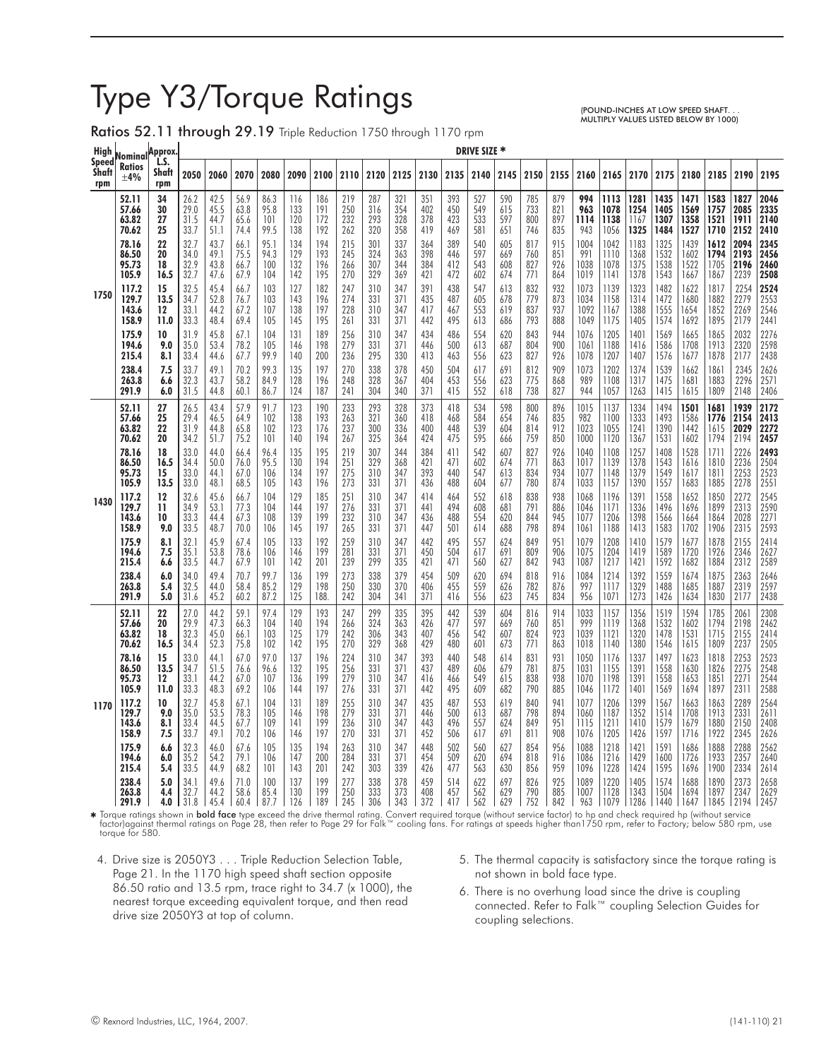# Type Y3/Torque Ratings

(POUND-INCHES AT LOW SPEED SHAFT. . . MULTIPLY VALUES LISTED BELOW BY 1000)

**Ratios 52.11 through 29.19** Triple Reduction 1750 through 1170 rpm

| High Speed Shaft rpm | Nominal Ratios ±4% | Approx. L.S. Shaft rpm | 2050 | 2060 | 2070 | 2080 | 2090 | 2100 | 2110 | 2120 | 2125 | 2130 | 2135 | 2140 | 2145 | 2150 | 2155 | 2160 | 2165 | 2170 | 2175 | 2180 | 2185 | 2190 | 2195 |
|---|---|---|---|---|---|---|---|---|---|---|---|---|---|---|---|---|---|---|---|---|---|---|---|---|---|
| 1750 | **52.11** | **34** | 26.2 | 42.5 | 56.9 | 86.3 | 116 | 186 | 219 | 287 | 321 | 351 | 393 | 527 | 590 | 785 | 879 | **994** | **1113** | **1281** | **1435** | **1471** | **1583** | **1827** | **2046** |
| | **57.66** | **30** | 29.0 | 45.5 | 63.8 | 95.8 | 133 | 191 | 250 | 316 | 354 | 402 | 450 | 549 | 615 | 733 | 821 | **963** | **1078** | **1254** | **1405** | **1569** | **1757** | **2085** | **2335** |
| | **63.82** | **27** | 31.5 | 44.7 | 65.6 | 101 | 120 | 172 | 232 | 293 | 328 | 378 | 423 | 533 | 597 | 800 | 897 | **1114** | **1138** | 1167 | **1307** | **1358** | **1521** | **1911** | **2140** |
| | **70.62** | **25** | 33.7 | 51.1 | 74.4 | 99.5 | 138 | 192 | 262 | 320 | 358 | 419 | 469 | 581 | 651 | 746 | 835 | 943 | 1056 | **1325** | **1484** | **1527** | **1710** | **2152** | **2410** |
| | **78.16** | **22** | 32.7 | 43.7 | 66.1 | 95.1 | 134 | 194 | 215 | 301 | 337 | 364 | 389 | 540 | 605 | 817 | 915 | 1004 | 1042 | 1183 | 1325 | 1439 | **1612** | **2094** | **2345** |
| | **86.50** | **20** | 34.0 | 49.1 | 75.5 | 94.3 | 129 | 193 | 245 | 324 | 363 | 398 | 446 | 597 | 669 | 760 | 851 | 991 | 1110 | 1368 | 1532 | 1602 | **1794** | **2193** | **2456** |
| | **95.73** | **18** | 32.9 | 43.8 | 66.7 | 100 | 132 | 196 | 266 | 307 | 344 | 384 | 412 | 543 | 608 | 827 | 926 | 1038 | 1078 | 1375 | 1538 | 1522 | 1705 | **2196** | **2460** |
| | **105.9** | **16.5** | 32.7 | 47.6 | 67.9 | 104 | 142 | 195 | 270 | 329 | 369 | 421 | 472 | 602 | 674 | 771 | 864 | 1019 | 1141 | 1378 | 1543 | 1667 | 1867 | 2239 | **2508** |
| | **117.2** | **15** | 32.5 | 45.4 | 66.7 | 103 | 127 | 182 | 247 | 310 | 347 | 391 | 438 | 547 | 613 | 832 | 932 | 1073 | 1139 | 1323 | 1482 | 1622 | 1817 | 2254 | **2524** |
| | **129.7** | **13.5** | 34.7 | 52.8 | 76.7 | 103 | 143 | 196 | 274 | 331 | 371 | 435 | 487 | 605 | 678 | 779 | 873 | 1034 | 1158 | 1314 | 1472 | 1680 | 1882 | 2279 | 2553 |
| | **143.6** | **12** | 33.1 | 44.2 | 67.2 | 107 | 138 | 197 | 228 | 310 | 347 | 417 | 467 | 553 | 619 | 837 | 937 | 1092 | 1167 | 1388 | 1555 | 1654 | 1852 | 2269 | 2546 |
| | **158.9** | **11.0** | 33.3 | 48.4 | 69.4 | 105 | 145 | 195 | 261 | 331 | 371 | 442 | 495 | 613 | 686 | 793 | 888 | 1049 | 1175 | 1405 | 1574 | 1692 | 1895 | 2179 | 2441 |
| | **175.9** | **10** | 31.9 | 45.8 | 67.1 | 104 | 131 | 189 | 256 | 310 | 347 | 434 | 486 | 554 | 620 | 843 | 944 | 1076 | 1205 | 1401 | 1569 | 1665 | 1865 | 2032 | 2276 |
| | **194.6** | **9.0** | 35.0 | 53.4 | 78.2 | 105 | 146 | 198 | 279 | 331 | 371 | 446 | 500 | 613 | 687 | 804 | 900 | 1061 | 1188 | 1416 | 1586 | 1708 | 1913 | 2320 | 2598 |
| | **215.4** | **8.1** | 33.4 | 44.6 | 67.7 | 99.9 | 140 | 200 | 236 | 295 | 330 | 413 | 463 | 556 | 623 | 827 | 926 | 1078 | 1207 | 1407 | 1576 | 1677 | 1878 | 2177 | 2438 |
| | **238.4** | **7.5** | 33.7 | 49.1 | 70.2 | 99.3 | 135 | 197 | 270 | 338 | 378 | 450 | 504 | 617 | 691 | 812 | 909 | 1073 | 1202 | 1374 | 1539 | 1662 | 1861 | 2345 | 2626 |
| | **263.8** | **6.6** | 32.3 | 43.7 | 58.2 | 84.9 | 128 | 196 | 248 | 328 | 367 | 404 | 453 | 556 | 623 | 775 | 868 | 989 | 1108 | 1317 | 1475 | 1681 | 1883 | 2296 | 2571 |
| | **291.9** | **6.0** | 31.5 | 44.8 | 60.1 | 86.7 | 124 | 187 | 241 | 304 | 340 | 371 | 415 | 552 | 618 | 738 | 827 | 944 | 1057 | 1263 | 1415 | 1615 | 1809 | 2148 | 2406 |
| 1430 | **52.11** | **27** | 26.5 | 43.4 | 57.9 | 91.7 | 123 | 190 | 233 | 293 | 328 | 373 | 418 | 534 | 598 | 800 | 896 | 1015 | 1137 | 1334 | 1494 | **1501** | **1681** | **1939** | **2172** |
| | **57.66** | **25** | 29.4 | 46.5 | 64.9 | 102 | 138 | 193 | 263 | 321 | 360 | 418 | 468 | 584 | 654 | 746 | 835 | 982 | 1100 | 1333 | 1493 | 1586 | **1776** | **2154** | **2413** |
| | **63.82** | **22** | 31.9 | 44.8 | 65.8 | 102 | 123 | 176 | 237 | 300 | 336 | 400 | 448 | 539 | 604 | 814 | 912 | 1023 | 1055 | 1241 | 1390 | 1442 | 1615 | **2029** | **2272** |
| | **70.62** | **20** | 34.2 | 51.7 | 75.2 | 101 | 140 | 194 | 267 | 325 | 364 | 424 | 475 | 595 | 666 | 759 | 850 | 1000 | 1120 | 1367 | 1531 | 1602 | 1794 | 2194 | **2457** |
| | **78.16** | **18** | 33.0 | 44.0 | 66.4 | 96.4 | 135 | 195 | 219 | 307 | 344 | 384 | 411 | 542 | 607 | 827 | 926 | 1040 | 1108 | 1257 | 1408 | 1528 | 1711 | 2226 | **2493** |
| | **86.50** | **16.5** | 34.4 | 50.0 | 76.0 | 95.5 | 130 | 194 | 251 | 329 | 368 | 421 | 471 | 602 | 674 | 771 | 863 | 1017 | 1139 | 1378 | 1543 | 1616 | 1810 | 2236 | 2504 |
| | **95.73** | **15** | 33.0 | 44.1 | 67.0 | 106 | 134 | 197 | 275 | 310 | 347 | 393 | 440 | 547 | 613 | 834 | 934 | 1077 | 1148 | 1379 | 1549 | 1617 | 1811 | 2253 | 2523 |
| | **105.9** | **13.5** | 33.0 | 48.1 | 68.5 | 105 | 143 | 196 | 273 | 331 | 371 | 436 | 488 | 604 | 677 | 780 | 874 | 1033 | 1157 | 1390 | 1557 | 1683 | 1885 | 2278 | 2551 |
| | **117.2** | **12** | 32.6 | 45.6 | 66.7 | 104 | 129 | 185 | 251 | 310 | 347 | 414 | 464 | 552 | 618 | 838 | 938 | 1068 | 1196 | 1391 | 1558 | 1652 | 1850 | 2272 | 2545 |
| | **129.7** | **11** | 34.9 | 53.1 | 77.3 | 104 | 144 | 197 | 276 | 331 | 371 | 441 | 494 | 608 | 681 | 791 | 886 | 1046 | 1171 | 1336 | 1496 | 1696 | 1899 | 2313 | 2590 |
| | **143.6** | **10** | 33.3 | 44.4 | 67.3 | 108 | 139 | 199 | 232 | 310 | 347 | 436 | 488 | 554 | 620 | 844 | 945 | 1077 | 1206 | 1398 | 1566 | 1664 | 1864 | 2028 | 2271 |
| | **158.9** | **9.0** | 33.5 | 48.7 | 70.0 | 106 | 145 | 197 | 265 | 331 | 371 | 447 | 501 | 614 | 688 | 798 | 894 | 1061 | 1188 | 1413 | 1583 | 1702 | 1906 | 2315 | 2593 |
| | **175.9** | **8.1** | 32.1 | 45.9 | 67.4 | 105 | 133 | 192 | 259 | 310 | 347 | 442 | 495 | 557 | 624 | 849 | 951 | 1079 | 1208 | 1410 | 1579 | 1677 | 1878 | 2155 | 2414 |
| | **194.6** | **7.5** | 35.1 | 53.8 | 78.6 | 106 | 146 | 199 | 281 | 331 | 371 | 450 | 504 | 617 | 691 | 809 | 906 | 1075 | 1204 | 1419 | 1589 | 1720 | 1926 | 2346 | 2627 |
| | **215.4** | **6.6** | 33.5 | 44.7 | 67.9 | 101 | 142 | 201 | 239 | 299 | 335 | 421 | 471 | 560 | 627 | 842 | 943 | 1087 | 1217 | 1421 | 1592 | 1682 | 1884 | 2312 | 2589 |
| | **238.4** | **6.0** | 34.0 | 49.4 | 70.7 | 99.7 | 136 | 199 | 273 | 338 | 379 | 454 | 509 | 620 | 694 | 818 | 916 | 1084 | 1214 | 1392 | 1559 | 1674 | 1875 | 2363 | 2646 |
| | **263.8** | **5.4** | 32.5 | 44.0 | 58.4 | 85.2 | 129 | 198 | 250 | 330 | 370 | 406 | 455 | 559 | 626 | 782 | 876 | 997 | 1117 | 1329 | 1488 | 1685 | 1887 | 2319 | 2597 |
| | **291.9** | **5.0** | 31.6 | 45.2 | 60.2 | 87.2 | 125 | 188. | 242 | 304 | 341 | 371 | 416 | 556 | 623 | 745 | 834 | 956 | 1071 | 1273 | 1426 | 1634 | 1830 | 2177 | 2438 |
| 1170 | **52.11** | **22** | 27.0 | 44.2 | 59.1 | 97.4 | 129 | 193 | 247 | 299 | 335 | 395 | 442 | 539 | 604 | 816 | 914 | 1033 | 1157 | 1356 | 1519 | 1594 | 1785 | 2061 | 2308 |
| | **57.66** | **20** | 29.9 | 47.3 | 66.3 | 104 | 140 | 194 | 266 | 324 | 363 | 426 | 477 | 597 | 669 | 760 | 851 | 999 | 1119 | 1368 | 1532 | 1602 | 1794 | 2198 | 2462 |
| | **63.82** | **18** | 32.3 | 45.0 | 66.1 | 103 | 125 | 179 | 241 | 306 | 343 | 407 | 456 | 542 | 607 | 824 | 923 | 1039 | 1121 | 1320 | 1478 | 1531 | 1715 | 2155 | 2414 |
| | **70.62** | **16.5** | 34.4 | 52.3 | 75.8 | 102 | 142 | 195 | 270 | 329 | 368 | 429 | 480 | 601 | 673 | 771 | 863 | 1018 | 1140 | 1380 | 1546 | 1615 | 1809 | 2237 | 2505 |
| | **78.16** | **15** | 33.0 | 44.1 | 67.0 | 97.0 | 137 | 196 | 224 | 310 | 347 | 393 | 440 | 548 | 614 | 831 | 931 | 1050 | 1176 | 1337 | 1497 | 1623 | 1818 | 2253 | 2523 |
| | **86.50** | **13.5** | 34.7 | 51.5 | 76.6 | 96.6 | 132 | 195 | 256 | 331 | 371 | 437 | 489 | 606 | 679 | 781 | 875 | 1031 | 1155 | 1391 | 1558 | 1630 | 1826 | 2275 | 2548 |
| | **95.73** | **12** | 33.1 | 44.2 | 67.0 | 107 | 136 | 199 | 279 | 310 | 347 | 416 | 466 | 549 | 615 | 838 | 938 | 1070 | 1198 | 1391 | 1558 | 1653 | 1851 | 2271 | 2544 |
| | **105.9** | **11.0** | 33.3 | 48.3 | 69.2 | 106 | 144 | 197 | 276 | 331 | 371 | 442 | 495 | 609 | 682 | 790 | 885 | 1046 | 1172 | 1401 | 1569 | 1694 | 1897 | 2311 | 2588 |
| | **117.2** | **10** | 32.7 | 45.8 | 67.1 | 104 | 131 | 189 | 255 | 310 | 347 | 435 | 487 | 553 | 619 | 840 | 941 | 1077 | 1206 | 1399 | 1567 | 1663 | 1863 | 2289 | 2564 |
| | **129.7** | **9.0** | 35.0 | 53.5 | 78.3 | 105 | 146 | 198 | 279 | 331 | 371 | 446 | 500 | 613 | 687 | 798 | 894 | 1060 | 1187 | 1352 | 1514 | 1708 | 1913 | 2331 | 2611 |
| | **143.6** | **8.1** | 33.4 | 44.5 | 67.7 | 109 | 141 | 199 | 236 | 310 | 347 | 443 | 496 | 557 | 624 | 849 | 951 | 1115 | 1211 | 1410 | 1579 | 1679 | 1880 | 2150 | 2408 |
| | **158.9** | **7.5** | 33.7 | 49.1 | 70.2 | 106 | 146 | 197 | 270 | 331 | 371 | 452 | 506 | 617 | 691 | 811 | 908 | 1076 | 1205 | 1426 | 1597 | 1716 | 1922 | 2345 | 2626 |
| | **175.9** | **6.6** | 32.3 | 46.0 | 67.6 | 105 | 135 | 194 | 263 | 310 | 347 | 448 | 502 | 560 | 627 | 854 | 956 | 1088 | 1218 | 1421 | 1591 | 1686 | 1888 | 2288 | 2562 |
| | **194.6** | **6.0** | 35.2 | 54.2 | 79.1 | 106 | 147 | 200 | 284 | 331 | 371 | 454 | 509 | 620 | 694 | 818 | 916 | 1086 | 1216 | 1429 | 1600 | 1726 | 1933 | 2357 | 2640 |
| | **215.4** | **5.4** | 33.5 | 44.9 | 68.2 | 101 | 143 | 201 | 242 | 303 | 339 | 426 | 477 | 563 | 630 | 856 | 959 | 1096 | 1228 | 1424 | 1595 | 1696 | 1900 | 2334 | 2614 |
| | **238.4** | **5.0** | 34.1 | 49.6 | 71.0 | 100 | 137 | 199 | 277 | 338 | 378 | 459 | 514 | 622 | 697 | 826 | 925 | 1089 | 1220 | 1405 | 1574 | 1688 | 1890 | 2373 | 2658 |
| | **263.8** | **4.4** | 32.7 | 44.2 | 58.6 | 85.4 | 130 | 199 | 250 | 333 | 373 | 408 | 457 | 562 | 629 | 790 | 885 | 1007 | 1128 | 1343 | 1504 | 1694 | 1897 | 2347 | 2629 |
| | **291.9** | **4.0** | 31.8 | 45.4 | 60.4 | 87.7 | 126 | 189 | 245 | 306 | 343 | 372 | 417 | 562 | 629 | 752 | 842 | 963 | 1079 | 1286 | 1440 | 1647 | 1845 | 2194 | 2457 |

\* Torque ratings shown in **bold face** type exceed the drive thermal rating. Convert required torque (without service factor) to hp and check required hp (without service factor)against thermal ratings on Page 28, then refer to Page 29 for Falk™ cooling fans. For ratings at speeds higher than1750 rpm, refer to Factory; below 580 rpm, use torque for 580.

4. Drive size is 2050Y3 . . . Triple Reduction Selection Table, Page 21. In the 1170 high speed shaft section opposite 86.50 ratio and 13.5 rpm, trace right to 34.7 (x 1000), the nearest torque exceeding equivalent torque, and then read drive size 2050Y3 at top of column.

5. The thermal capacity is satisfactory since the torque rating is not shown in bold face type.

6. There is no overhung load since the drive is coupling connected. Refer to Falk™ coupling Selection Guides for coupling selections.

© Rexnord Industries, LLC, 1964, 2007.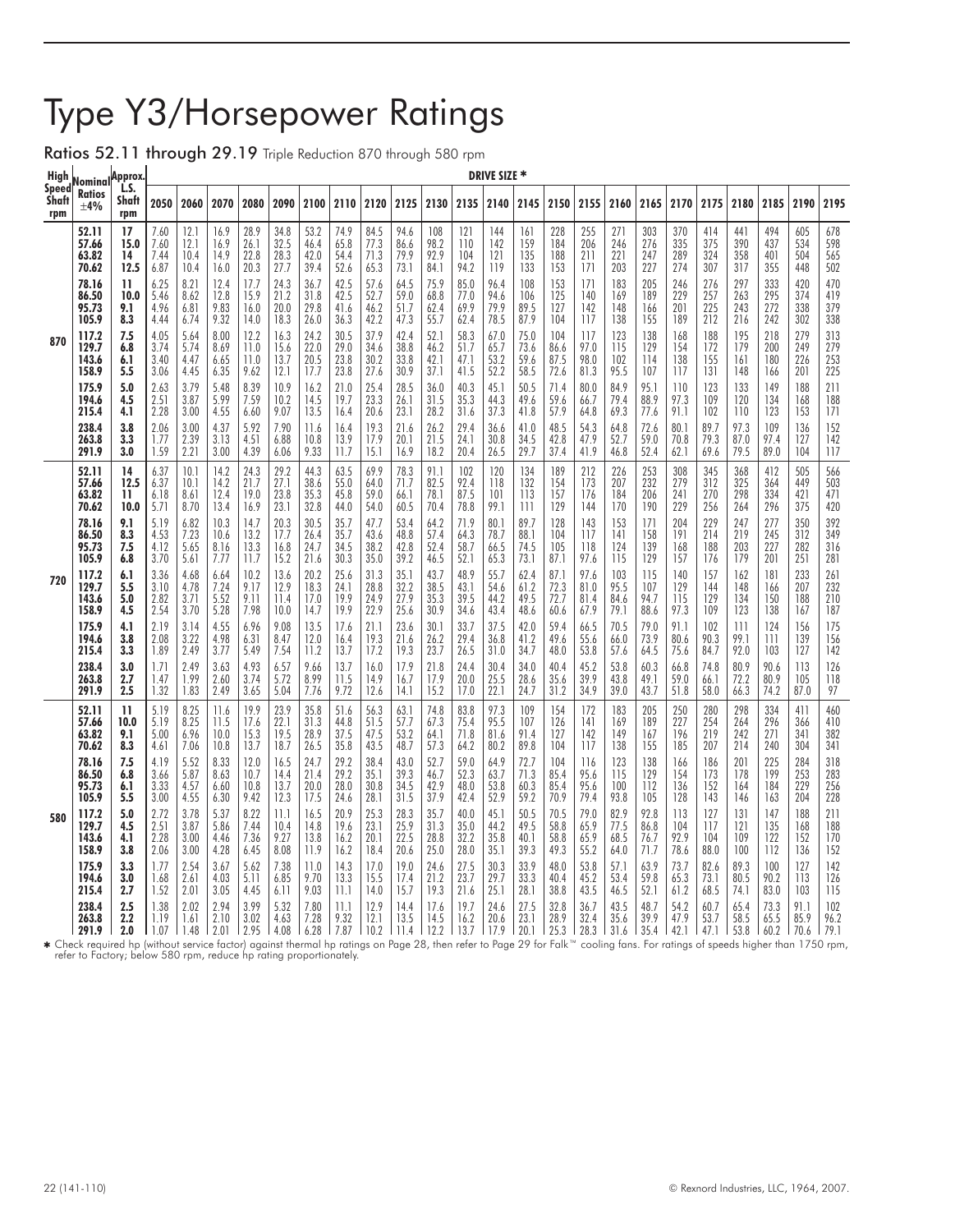# Type Y3/Horsepower Ratings

**Ratios 52.11 through 29.19** Triple Reduction 870 through 580 rpm

| High Speed Shaft rpm | Nominal Ratios ±4% | Approx. L.S. Shaft rpm | 2050 | 2060 | 2070 | 2080 | 2090 | 2100 | 2110 | 2120 | 2125 | 2130 | 2135 | 2140 | 2145 | 2150 | 2155 | 2160 | 2165 | 2170 | 2175 | 2180 | 2185 | 2190 | 2195 |
|---|---|---|---|---|---|---|---|---|---|---|---|---|---|---|---|---|---|---|---|---|---|---|---|---|---|
| | | | **DRIVE SIZE *** | | | | | | | | | | | | | | | | | | | | | | |
| 870 | 52.11 | 17 | 7.60 | 12.1 | 16.9 | 28.9 | 34.8 | 53.2 | 74.9 | 84.5 | 94.6 | 108 | 121 | 144 | 161 | 228 | 255 | 271 | 303 | 370 | 414 | 441 | 494 | 605 | 678 |
| | 57.66 | 15.0 | 7.60 | 12.1 | 16.9 | 26.1 | 32.5 | 46.4 | 65.8 | 77.3 | 86.6 | 98.2 | 110 | 142 | 159 | 184 | 206 | 246 | 276 | 335 | 375 | 390 | 437 | 534 | 598 |
| | 63.82 | 14 | 7.44 | 10.4 | 14.9 | 22.8 | 28.3 | 42.0 | 54.4 | 71.3 | 79.9 | 92.9 | 104 | 121 | 135 | 188 | 211 | 221 | 247 | 289 | 324 | 358 | 401 | 504 | 565 |
| | 70.62 | 12.5 | 6.87 | 10.4 | 16.0 | 20.3 | 27.7 | 39.4 | 52.6 | 65.3 | 73.1 | 84.1 | 94.2 | 119 | 133 | 153 | 171 | 203 | 227 | 274 | 307 | 317 | 355 | 448 | 502 |
| | 78.16 | 11 | 6.25 | 8.21 | 12.4 | 17.7 | 24.3 | 36.7 | 42.5 | 57.6 | 64.5 | 75.9 | 85.0 | 96.4 | 108 | 153 | 171 | 183 | 205 | 246 | 276 | 297 | 333 | 420 | 470 |
| | 86.50 | 10.0 | 5.46 | 8.62 | 12.8 | 15.9 | 21.2 | 31.8 | 42.5 | 52.7 | 59.0 | 68.8 | 77.0 | 94.6 | 106 | 125 | 140 | 169 | 189 | 229 | 257 | 263 | 295 | 374 | 419 |
| | 95.73 | 9.1 | 4.96 | 6.81 | 9.83 | 16.0 | 20.0 | 29.8 | 41.6 | 46.2 | 51.7 | 62.4 | 69.9 | 79.9 | 89.5 | 127 | 142 | 148 | 166 | 201 | 225 | 243 | 272 | 338 | 379 |
| | 105.9 | 8.3 | 4.44 | 6.74 | 9.32 | 14.0 | 18.3 | 26.0 | 36.3 | 42.2 | 47.3 | 55.7 | 62.4 | 78.5 | 87.9 | 104 | 117 | 138 | 155 | 189 | 212 | 216 | 242 | 302 | 338 |
| | 117.2 | 7.5 | 4.05 | 5.64 | 8.00 | 12.2 | 16.3 | 24.2 | 30.5 | 37.9 | 42.4 | 52.1 | 58.3 | 67.0 | 75.0 | 104 | 117 | 123 | 138 | 168 | 188 | 195 | 218 | 279 | 313 |
| | 129.7 | 6.8 | 3.74 | 5.74 | 8.69 | 11.0 | 15.6 | 22.0 | 29.0 | 34.6 | 38.8 | 46.2 | 51.7 | 65.7 | 73.6 | 86.6 | 97.0 | 115 | 129 | 154 | 172 | 179 | 200 | 249 | 279 |
| | 143.6 | 6.1 | 3.40 | 4.47 | 6.65 | 11.0 | 13.7 | 20.5 | 23.8 | 30.2 | 33.8 | 42.1 | 47.1 | 53.2 | 59.6 | 87.5 | 98.0 | 102 | 114 | 138 | 155 | 161 | 180 | 226 | 253 |
| | 158.9 | 5.5 | 3.06 | 4.45 | 6.35 | 9.62 | 12.1 | 17.7 | 23.8 | 27.6 | 30.9 | 37.1 | 41.5 | 52.2 | 58.5 | 72.6 | 81.3 | 95.5 | 107 | 117 | 131 | 148 | 166 | 201 | 225 |
| | 175.9 | 5.0 | 2.63 | 3.79 | 5.48 | 8.39 | 10.9 | 16.2 | 21.0 | 25.4 | 28.5 | 36.0 | 40.3 | 45.1 | 50.5 | 71.4 | 80.0 | 84.9 | 95.1 | 110 | 123 | 133 | 149 | 188 | 211 |
| | 194.6 | 4.5 | 2.51 | 3.87 | 5.99 | 7.59 | 10.2 | 14.5 | 19.7 | 23.3 | 26.1 | 31.5 | 35.3 | 44.3 | 49.6 | 59.6 | 66.7 | 79.4 | 88.9 | 97.3 | 109 | 120 | 134 | 168 | 188 |
| | 215.4 | 4.1 | 2.28 | 3.00 | 4.55 | 6.60 | 9.07 | 13.5 | 16.4 | 20.6 | 23.1 | 28.2 | 31.6 | 37.3 | 41.8 | 57.9 | 64.8 | 69.3 | 77.6 | 91.1 | 102 | 110 | 123 | 153 | 171 |
| | 238.4 | 3.8 | 2.06 | 3.00 | 4.37 | 5.92 | 7.90 | 11.6 | 16.4 | 19.3 | 21.6 | 26.2 | 29.4 | 36.6 | 41.0 | 48.5 | 54.3 | 64.8 | 72.6 | 80.1 | 89.7 | 97.3 | 109 | 136 | 152 |
| | 263.8 | 3.3 | 1.77 | 2.39 | 3.13 | 4.51 | 6.88 | 10.8 | 13.9 | 17.9 | 20.1 | 21.5 | 24.1 | 30.8 | 34.5 | 42.8 | 47.9 | 52.7 | 59.0 | 70.8 | 79.3 | 87.0 | 97.4 | 127 | 142 |
| | 291.9 | 3.0 | 1.59 | 2.21 | 3.00 | 4.39 | 6.06 | 9.33 | 11.7 | 15.1 | 16.9 | 18.2 | 20.4 | 26.5 | 29.7 | 37.4 | 41.9 | 46.8 | 52.4 | 62.1 | 69.6 | 79.5 | 89.0 | 104 | 117 |
| 720 | 52.11 | 14 | 6.37 | 10.1 | 14.2 | 24.3 | 29.2 | 44.3 | 63.5 | 69.9 | 78.3 | 91.1 | 102 | 120 | 134 | 189 | 212 | 226 | 253 | 308 | 345 | 368 | 412 | 505 | 566 |
| | 57.66 | 12.5 | 6.37 | 10.1 | 14.2 | 21.7 | 27.1 | 38.6 | 55.0 | 64.0 | 71.7 | 82.5 | 92.4 | 118 | 132 | 154 | 173 | 207 | 232 | 279 | 312 | 325 | 364 | 449 | 503 |
| | 63.82 | 11 | 6.18 | 8.61 | 12.4 | 19.0 | 23.8 | 35.3 | 45.8 | 59.0 | 66.1 | 78.1 | 87.5 | 101 | 113 | 157 | 176 | 184 | 206 | 241 | 270 | 298 | 334 | 421 | 471 |
| | 70.62 | 10.0 | 5.71 | 8.70 | 13.4 | 16.9 | 23.1 | 32.8 | 44.0 | 54.0 | 60.5 | 70.4 | 78.8 | 99.1 | 111 | 129 | 144 | 170 | 190 | 229 | 256 | 264 | 296 | 375 | 420 |
| | 78.16 | 9.1 | 5.19 | 6.82 | 10.3 | 14.7 | 20.3 | 30.5 | 35.7 | 47.7 | 53.4 | 64.2 | 71.9 | 80.1 | 89.7 | 128 | 143 | 153 | 171 | 204 | 229 | 247 | 277 | 350 | 392 |
| | 86.50 | 8.3 | 4.53 | 7.23 | 10.6 | 13.2 | 17.7 | 26.4 | 35.7 | 43.6 | 48.8 | 57.4 | 64.3 | 78.7 | 88.1 | 104 | 117 | 141 | 158 | 191 | 214 | 219 | 245 | 312 | 349 |
| | 95.73 | 7.5 | 4.12 | 5.65 | 8.16 | 13.3 | 16.8 | 24.7 | 34.5 | 38.2 | 42.8 | 52.4 | 58.7 | 66.5 | 74.5 | 105 | 118 | 124 | 139 | 168 | 188 | 203 | 227 | 282 | 316 |
| | 105.9 | 6.8 | 3.70 | 5.61 | 7.77 | 11.7 | 15.2 | 21.6 | 30.3 | 35.0 | 39.2 | 46.5 | 52.1 | 65.3 | 73.1 | 87.1 | 97.6 | 115 | 129 | 157 | 176 | 179 | 201 | 251 | 281 |
| | 117.2 | 6.1 | 3.36 | 4.68 | 6.64 | 10.2 | 13.6 | 20.2 | 25.6 | 31.3 | 35.1 | 43.7 | 48.9 | 55.7 | 62.4 | 87.1 | 97.6 | 103 | 115 | 140 | 157 | 162 | 181 | 233 | 261 |
| | 129.7 | 5.5 | 3.10 | 4.78 | 7.24 | 9.17 | 12.9 | 18.3 | 24.1 | 28.8 | 32.2 | 38.5 | 43.1 | 54.6 | 61.2 | 72.3 | 81.0 | 95.5 | 107 | 129 | 144 | 148 | 166 | 207 | 232 |
| | 143.6 | 5.0 | 2.82 | 3.71 | 5.52 | 9.11 | 11.4 | 17.0 | 19.9 | 24.9 | 27.9 | 35.3 | 39.5 | 44.2 | 49.5 | 72.7 | 81.4 | 84.6 | 94.7 | 115 | 129 | 134 | 150 | 188 | 210 |
| | 158.9 | 4.5 | 2.54 | 3.70 | 5.28 | 7.98 | 10.0 | 14.7 | 19.9 | 22.9 | 25.6 | 30.9 | 34.6 | 43.4 | 48.6 | 60.6 | 67.9 | 79.1 | 88.6 | 97.3 | 109 | 123 | 138 | 167 | 187 |
| | 175.9 | 4.1 | 2.19 | 3.14 | 4.55 | 6.96 | 9.08 | 13.5 | 17.6 | 21.1 | 23.6 | 30.1 | 33.7 | 37.5 | 42.0 | 59.4 | 66.5 | 70.5 | 79.0 | 91.1 | 102 | 111 | 124 | 156 | 175 |
| | 194.6 | 3.8 | 2.08 | 3.22 | 4.98 | 6.31 | 8.47 | 12.0 | 16.4 | 19.3 | 21.6 | 26.2 | 29.4 | 36.8 | 41.2 | 49.6 | 55.6 | 66.0 | 73.9 | 80.6 | 90.3 | 99.1 | 111 | 139 | 156 |
| | 215.4 | 3.3 | 1.89 | 2.49 | 3.77 | 5.49 | 7.54 | 11.2 | 13.7 | 17.2 | 19.3 | 23.7 | 26.5 | 31.0 | 34.7 | 48.0 | 53.8 | 57.6 | 64.5 | 75.6 | 84.7 | 92.0 | 103 | 127 | 142 |
| | 238.4 | 3.0 | 1.71 | 2.49 | 3.63 | 4.93 | 6.57 | 9.66 | 13.7 | 16.0 | 17.9 | 21.8 | 24.4 | 30.4 | 34.0 | 40.4 | 45.2 | 53.8 | 60.3 | 66.8 | 74.8 | 80.9 | 90.6 | 113 | 126 |
| | 263.8 | 2.7 | 1.47 | 1.99 | 2.60 | 3.74 | 5.72 | 8.99 | 11.5 | 14.9 | 16.7 | 17.9 | 20.0 | 25.5 | 28.6 | 35.6 | 39.9 | 43.8 | 49.1 | 59.0 | 66.1 | 72.2 | 80.9 | 105 | 118 |
| | 291.9 | 2.5 | 1.32 | 1.83 | 2.49 | 3.65 | 5.04 | 7.76 | 9.72 | 12.6 | 14.1 | 15.2 | 17.0 | 22.1 | 24.7 | 31.2 | 34.9 | 39.0 | 43.7 | 51.8 | 58.0 | 66.3 | 74.2 | 87.0 | 97 |
| 580 | 52.11 | 11 | 5.19 | 8.25 | 11.6 | 19.9 | 23.9 | 35.8 | 51.6 | 56.3 | 63.1 | 74.8 | 83.8 | 97.3 | 109 | 154 | 172 | 183 | 205 | 250 | 280 | 298 | 334 | 411 | 460 |
| | 57.66 | 10.0 | 5.19 | 8.25 | 11.5 | 17.6 | 22.1 | 31.3 | 44.8 | 51.5 | 57.7 | 67.3 | 75.4 | 95.5 | 107 | 126 | 141 | 169 | 189 | 227 | 254 | 264 | 296 | 366 | 410 |
| | 63.82 | 9.1 | 5.00 | 6.96 | 10.0 | 15.3 | 19.5 | 28.9 | 37.5 | 47.5 | 53.2 | 64.1 | 71.8 | 81.6 | 91.4 | 127 | 142 | 149 | 167 | 196 | 219 | 242 | 271 | 341 | 382 |
| | 70.62 | 8.3 | 4.61 | 7.06 | 10.8 | 13.7 | 18.7 | 26.5 | 35.8 | 43.5 | 48.7 | 57.3 | 64.2 | 80.2 | 89.8 | 104 | 117 | 138 | 155 | 185 | 207 | 214 | 240 | 304 | 341 |
| | 78.16 | 7.5 | 4.19 | 5.52 | 8.33 | 12.0 | 16.5 | 24.7 | 29.2 | 38.4 | 43.0 | 52.7 | 59.0 | 64.9 | 72.7 | 104 | 116 | 123 | 138 | 166 | 186 | 201 | 225 | 284 | 318 |
| | 86.50 | 6.8 | 3.66 | 5.87 | 8.63 | 10.7 | 14.4 | 21.4 | 29.2 | 35.1 | 39.3 | 46.7 | 52.3 | 63.7 | 71.3 | 85.4 | 95.6 | 115 | 129 | 154 | 173 | 178 | 199 | 253 | 283 |
| | 95.73 | 6.1 | 3.33 | 4.57 | 6.60 | 10.8 | 13.7 | 20.0 | 28.0 | 30.8 | 34.5 | 42.9 | 48.0 | 53.8 | 60.3 | 85.4 | 95.6 | 100 | 112 | 136 | 152 | 164 | 184 | 229 | 256 |
| | 105.9 | 5.5 | 3.00 | 4.55 | 6.30 | 9.42 | 12.3 | 17.5 | 24.6 | 28.1 | 31.5 | 37.9 | 42.4 | 52.9 | 59.2 | 70.9 | 79.4 | 93.8 | 105 | 128 | 143 | 146 | 163 | 204 | 228 |
| | 117.2 | 5.0 | 2.72 | 3.78 | 5.37 | 8.22 | 11.1 | 16.5 | 20.9 | 25.3 | 28.3 | 35.7 | 40.0 | 45.1 | 50.5 | 70.5 | 79.0 | 82.9 | 92.8 | 113 | 127 | 131 | 147 | 188 | 211 |
| | 129.7 | 4.5 | 2.51 | 3.87 | 5.86 | 7.44 | 10.4 | 14.8 | 19.6 | 23.1 | 25.9 | 31.3 | 35.0 | 44.2 | 49.5 | 58.8 | 65.9 | 77.5 | 86.8 | 104 | 117 | 121 | 135 | 168 | 188 |
| | 143.6 | 4.1 | 2.28 | 3.00 | 4.46 | 7.36 | 9.27 | 13.8 | 16.2 | 20.1 | 22.5 | 28.8 | 32.2 | 35.8 | 40.1 | 58.8 | 65.9 | 68.5 | 76.7 | 92.9 | 104 | 109 | 122 | 152 | 170 |
| | 158.9 | 3.8 | 2.06 | 3.00 | 4.28 | 6.45 | 8.08 | 11.9 | 16.2 | 18.4 | 20.6 | 25.0 | 28.0 | 35.1 | 39.3 | 49.3 | 55.2 | 64.0 | 71.7 | 78.6 | 88.0 | 100 | 112 | 136 | 152 |
| | 175.9 | 3.3 | 1.77 | 2.54 | 3.67 | 5.62 | 7.38 | 11.0 | 14.3 | 17.0 | 19.0 | 24.6 | 27.5 | 30.3 | 33.9 | 48.0 | 53.8 | 57.1 | 63.9 | 73.7 | 82.6 | 89.3 | 100 | 127 | 142 |
| | 194.6 | 3.0 | 1.68 | 2.61 | 4.03 | 5.11 | 6.85 | 9.70 | 13.3 | 15.5 | 17.4 | 21.2 | 23.7 | 29.7 | 33.3 | 40.4 | 45.2 | 53.4 | 59.8 | 65.3 | 73.1 | 80.5 | 90.2 | 113 | 126 |
| | 215.4 | 2.7 | 1.52 | 2.01 | 3.05 | 4.45 | 6.11 | 9.03 | 11.1 | 14.0 | 15.7 | 19.3 | 21.6 | 25.1 | 28.1 | 38.8 | 43.5 | 46.5 | 52.1 | 61.2 | 68.5 | 74.1 | 83.0 | 103 | 115 |
| | 238.4 | 2.5 | 1.38 | 2.02 | 2.94 | 3.99 | 5.32 | 7.80 | 11.1 | 12.9 | 14.4 | 17.6 | 19.7 | 24.6 | 27.5 | 32.8 | 36.7 | 43.5 | 48.7 | 54.2 | 60.7 | 65.4 | 73.3 | 91.1 | 102 |
| | 263.8 | 2.2 | 1.19 | 1.61 | 2.10 | 3.02 | 4.63 | 7.28 | 9.32 | 12.1 | 13.5 | 14.5 | 16.2 | 20.6 | 23.1 | 28.9 | 32.4 | 35.6 | 39.9 | 47.9 | 53.7 | 58.5 | 65.5 | 85.9 | 96.2 |
| | 291.9 | 2.0 | 1.07 | 1.48 | 2.01 | 2.95 | 4.08 | 6.28 | 7.87 | 10.2 | 11.4 | 12.2 | 13.7 | 17.9 | 20.1 | 25.3 | 28.3 | 31.6 | 35.4 | 42.1 | 47.1 | 53.8 | 60.2 | 70.6 | 79.1 |

* Check required hp (without service factor) against thermal hp ratings on Page 28, then refer to Page 29 for Falk™ cooling fans. For ratings of speeds higher than 1750 rpm, refer to Factory; below 580 rpm, reduce hp rating proportionately.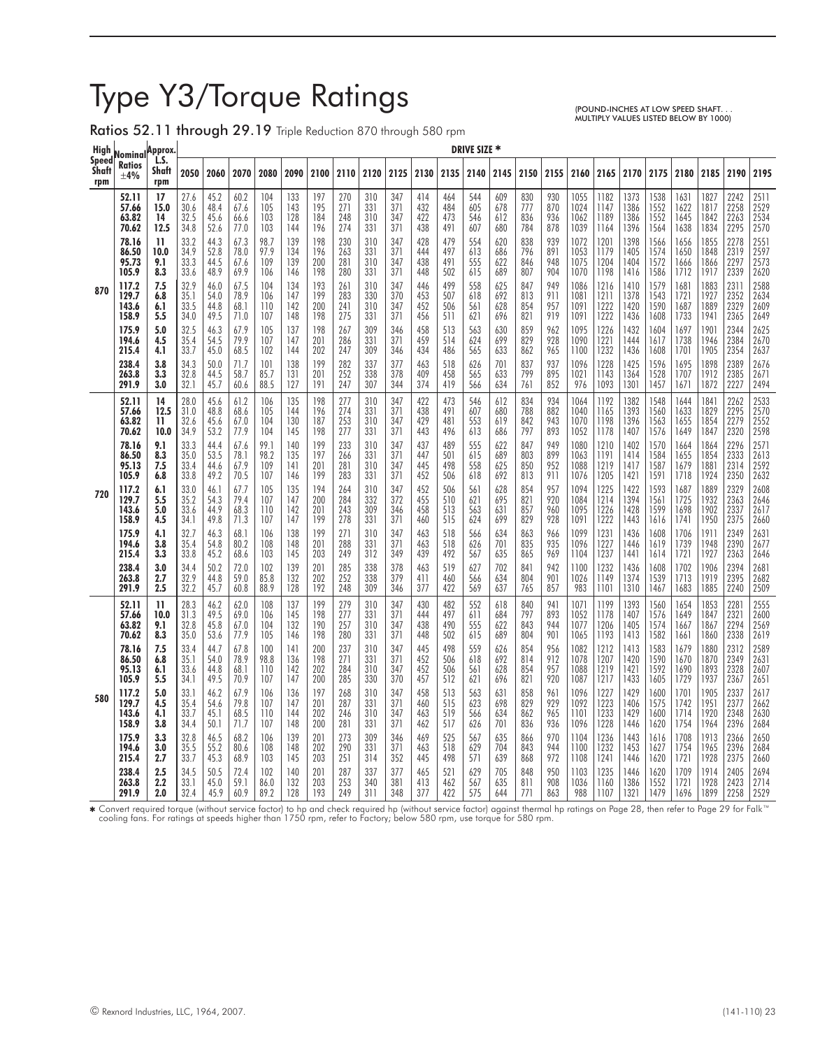# Type Y3/Torque Ratings

(POUND-INCHES AT LOW SPEED SHAFT. . . MULTIPLY VALUES LISTED BELOW BY 1000)

## Ratios 52.11 through 29.19 Triple Reduction 870 through 580 rpm

| High Speed Shaft rpm | Nominal Ratios ±4% | Approx. L.S. Shaft rpm | DRIVE SIZE * | | | | | | | | | | | | | | | | | | | | | | | | | | | |
|---|---|---|---|---|---|---|---|---|---|---|---|---|---|---|---|---|---|---|---|---|---|---|---|---|---|---|---|---|
| | | | 2050 | 2060 | 2070 | 2080 | 2090 | 2100 | 2110 | 2120 | 2125 | 2130 | 2135 | 2140 | 2145 | 2150 | 2155 | 2160 | 2165 | 2170 | 2175 | 2180 | 2185 | 2190 | 2195 |
| 870 | **52.11** | **17** | 27.6 | 45.2 | 60.2 | 104 | 133 | 197 | 270 | 310 | 347 | 414 | 464 | 544 | 609 | 830 | 930 | 1055 | 1182 | 1373 | 1538 | 1631 | 1827 | 2242 | 2511 |
| | **57.66** | **15.0** | 30.6 | 48.4 | 67.6 | 105 | 143 | 195 | 271 | 331 | 371 | 432 | 484 | 605 | 678 | 777 | 870 | 1024 | 1147 | 1386 | 1552 | 1622 | 1817 | 2258 | 2529 |
| | **63.82** | **14** | 32.5 | 45.6 | 66.6 | 103 | 128 | 184 | 248 | 310 | 347 | 422 | 473 | 546 | 612 | 836 | 936 | 1062 | 1189 | 1386 | 1552 | 1645 | 1842 | 2263 | 2534 |
| | **70.62** | **12.5** | 34.8 | 52.6 | 77.0 | 103 | 144 | 196 | 274 | 331 | 371 | 438 | 491 | 607 | 680 | 784 | 878 | 1039 | 1164 | 1396 | 1564 | 1638 | 1834 | 2295 | 2570 |
| | **78.16** | **11** | 33.2 | 44.3 | 67.3 | 98.7 | 139 | 198 | 230 | 310 | 347 | 428 | 479 | 554 | 620 | 838 | 939 | 1072 | 1201 | 1398 | 1566 | 1656 | 1855 | 2278 | 2551 |
| | **86.50** | **10.0** | 34.9 | 52.8 | 78.0 | 97.9 | 134 | 196 | 263 | 331 | 371 | 444 | 497 | 613 | 686 | 796 | 891 | 1053 | 1179 | 1405 | 1574 | 1650 | 1848 | 2319 | 2597 |
| | **95.73** | **9.1** | 33.3 | 44.5 | 66.6 | 109 | 139 | 200 | 281 | 310 | 347 | 438 | 491 | 555 | 622 | 846 | 948 | 1075 | 1204 | 1404 | 1572 | 1666 | 1866 | 2297 | 2573 |
| | **105.9** | **8.3** | 33.6 | 48.9 | 69.9 | 106 | 146 | 198 | 280 | 331 | 371 | 448 | 502 | 615 | 689 | 807 | 904 | 1070 | 1198 | 1416 | 1586 | 1712 | 1917 | 2339 | 2620 |
| | **117.2** | **7.5** | 32.9 | 46.0 | 67.5 | 104 | 134 | 193 | 261 | 310 | 347 | 446 | 499 | 558 | 625 | 847 | 949 | 1086 | 1216 | 1410 | 1579 | 1681 | 1883 | 2311 | 2588 |
| | **129.7** | **6.8** | 35.1 | 54.0 | 78.9 | 106 | 147 | 199 | 283 | 330 | 370 | 453 | 507 | 618 | 692 | 813 | 911 | 1081 | 1211 | 1378 | 1543 | 1721 | 1927 | 2352 | 2634 |
| | **143.6** | **6.1** | 33.5 | 44.8 | 68.1 | 110 | 142 | 200 | 241 | 310 | 347 | 452 | 506 | 561 | 628 | 854 | 957 | 1091 | 1222 | 1420 | 1590 | 1687 | 1889 | 2329 | 2609 |
| | **158.9** | **5.5** | 34.0 | 49.5 | 71.0 | 107 | 148 | 198 | 275 | 331 | 371 | 456 | 511 | 621 | 696 | 821 | 919 | 1091 | 1222 | 1436 | 1608 | 1733 | 1941 | 2365 | 2649 |
| | **175.9** | **5.0** | 32.5 | 46.3 | 67.9 | 105 | 137 | 198 | 267 | 309 | 346 | 458 | 513 | 563 | 630 | 859 | 962 | 1095 | 1226 | 1432 | 1604 | 1697 | 1901 | 2344 | 2625 |
| | **194.6** | **4.5** | 35.4 | 54.5 | 79.9 | 107 | 147 | 201 | 286 | 331 | 371 | 459 | 514 | 624 | 699 | 829 | 928 | 1090 | 1221 | 1444 | 1617 | 1738 | 1946 | 2384 | 2670 |
| | **215.4** | **4.1** | 33.7 | 45.0 | 68.5 | 102 | 144 | 202 | 247 | 309 | 346 | 434 | 486 | 565 | 633 | 862 | 965 | 1100 | 1232 | 1436 | 1608 | 1701 | 1905 | 2354 | 2637 |
| | **238.4** | **3.8** | 34.3 | 50.0 | 71.7 | 101 | 138 | 199 | 282 | 337 | 377 | 463 | 518 | 626 | 701 | 837 | 937 | 1096 | 1228 | 1425 | 1596 | 1695 | 1898 | 2389 | 2676 |
| | **263.8** | **3.3** | 32.8 | 44.5 | 58.7 | 85.7 | 131 | 201 | 252 | 338 | 378 | 409 | 458 | 565 | 633 | 799 | 895 | 1021 | 1143 | 1364 | 1528 | 1707 | 1912 | 2385 | 2671 |
| | **291.9** | **3.0** | 32.1 | 45.7 | 60.6 | 88.5 | 127 | 191 | 247 | 307 | 344 | 374 | 419 | 566 | 634 | 761 | 852 | 976 | 1093 | 1301 | 1457 | 1671 | 1872 | 2227 | 2494 |
| 720 | **52.11** | **14** | 28.0 | 45.6 | 61.2 | 106 | 135 | 198 | 277 | 310 | 347 | 422 | 473 | 546 | 612 | 834 | 934 | 1064 | 1192 | 1382 | 1548 | 1644 | 1841 | 2262 | 2533 |
| | **57.66** | **12.5** | 31.0 | 48.8 | 68.6 | 105 | 144 | 196 | 274 | 331 | 371 | 438 | 491 | 607 | 680 | 788 | 882 | 1040 | 1165 | 1393 | 1560 | 1633 | 1829 | 2295 | 2570 |
| | **63.82** | **11** | 32.6 | 45.6 | 67.0 | 104 | 130 | 187 | 253 | 310 | 347 | 429 | 481 | 553 | 619 | 842 | 943 | 1070 | 1198 | 1396 | 1563 | 1655 | 1854 | 2279 | 2552 |
| | **70.62** | **10.0** | 34.9 | 53.2 | 77.9 | 104 | 145 | 198 | 277 | 331 | 371 | 443 | 496 | 613 | 686 | 797 | 893 | 1052 | 1178 | 1407 | 1576 | 1649 | 1847 | 2320 | 2598 |
| | **78.16** | **9.1** | 33.3 | 44.4 | 67.6 | 99.1 | 140 | 199 | 233 | 310 | 347 | 437 | 489 | 555 | 622 | 847 | 949 | 1080 | 1210 | 1402 | 1570 | 1664 | 1864 | 2296 | 2571 |
| | **86.50** | **8.3** | 35.0 | 53.5 | 78.1 | 98.2 | 135 | 197 | 266 | 331 | 371 | 447 | 501 | 615 | 689 | 803 | 899 | 1063 | 1191 | 1414 | 1584 | 1655 | 1854 | 2333 | 2613 |
| | **95.13** | **7.5** | 33.4 | 44.6 | 67.9 | 109 | 141 | 201 | 281 | 310 | 347 | 445 | 498 | 558 | 625 | 850 | 952 | 1088 | 1219 | 1417 | 1587 | 1679 | 1881 | 2314 | 2592 |
| | **105.9** | **6.8** | 33.8 | 49.2 | 70.5 | 107 | 146 | 199 | 283 | 331 | 371 | 452 | 506 | 618 | 692 | 813 | 911 | 1076 | 1205 | 1421 | 1591 | 1718 | 1924 | 2350 | 2632 |
| | **117.2** | **6.1** | 33.0 | 46.1 | 67.7 | 105 | 135 | 194 | 264 | 310 | 347 | 452 | 506 | 561 | 628 | 854 | 957 | 1094 | 1225 | 1422 | 1593 | 1687 | 1889 | 2329 | 2608 |
| | **129.7** | **5.5** | 35.2 | 54.3 | 79.4 | 107 | 147 | 200 | 284 | 332 | 372 | 455 | 510 | 621 | 695 | 821 | 920 | 1084 | 1214 | 1394 | 1561 | 1725 | 1932 | 2363 | 2646 |
| | **143.6** | **5.0** | 33.6 | 44.9 | 68.3 | 110 | 142 | 201 | 243 | 309 | 346 | 458 | 513 | 563 | 631 | 857 | 960 | 1095 | 1226 | 1428 | 1599 | 1698 | 1902 | 2337 | 2617 |
| | **158.9** | **4.5** | 34.1 | 49.8 | 71.3 | 107 | 147 | 199 | 278 | 331 | 371 | 460 | 515 | 624 | 699 | 829 | 928 | 1091 | 1222 | 1443 | 1616 | 1741 | 1950 | 2375 | 2660 |
| | **175.9** | **4.1** | 32.7 | 46.3 | 68.1 | 106 | 138 | 199 | 271 | 310 | 347 | 463 | 518 | 566 | 634 | 863 | 966 | 1099 | 1231 | 1436 | 1608 | 1706 | 1911 | 2349 | 2631 |
| | **194.6** | **3.8** | 35.4 | 54.8 | 80.2 | 108 | 148 | 201 | 288 | 331 | 371 | 463 | 518 | 626 | 701 | 835 | 935 | 1096 | 1227 | 1446 | 1619 | 1739 | 1948 | 2390 | 2677 |
| | **215.4** | **3.3** | 33.8 | 45.2 | 68.6 | 103 | 145 | 203 | 249 | 312 | 349 | 439 | 492 | 567 | 635 | 865 | 969 | 1104 | 1237 | 1441 | 1614 | 1721 | 1927 | 2363 | 2646 |
| | **238.4** | **3.0** | 34.4 | 50.2 | 72.0 | 102 | 139 | 201 | 285 | 338 | 378 | 463 | 519 | 627 | 702 | 841 | 942 | 1100 | 1232 | 1436 | 1608 | 1702 | 1906 | 2394 | 2681 |
| | **263.8** | **2.7** | 32.9 | 44.8 | 59.0 | 85.8 | 132 | 202 | 252 | 338 | 379 | 411 | 460 | 566 | 634 | 804 | 901 | 1026 | 1149 | 1374 | 1539 | 1713 | 1919 | 2395 | 2682 |
| | **291.9** | **2.5** | 32.2 | 45.7 | 60.8 | 88.9 | 128 | 192 | 248 | 309 | 346 | 377 | 422 | 569 | 637 | 765 | 857 | 983 | 1101 | 1310 | 1467 | 1683 | 1885 | 2240 | 2509 |
| 580 | **52.11** | **11** | 28.3 | 46.2 | 62.0 | 108 | 137 | 199 | 279 | 310 | 347 | 430 | 482 | 552 | 618 | 840 | 941 | 1071 | 1199 | 1393 | 1560 | 1654 | 1853 | 2281 | 2555 |
| | **57.66** | **10.0** | 31.3 | 49.5 | 69.0 | 106 | 145 | 198 | 277 | 331 | 371 | 444 | 497 | 611 | 684 | 797 | 893 | 1052 | 1178 | 1407 | 1576 | 1649 | 1847 | 2321 | 2600 |
| | **63.82** | **9.1** | 32.8 | 45.8 | 67.0 | 104 | 132 | 190 | 257 | 310 | 347 | 438 | 490 | 555 | 622 | 843 | 944 | 1077 | 1206 | 1405 | 1574 | 1667 | 1867 | 2294 | 2569 |
| | **70.62** | **8.3** | 35.0 | 53.6 | 77.9 | 105 | 146 | 198 | 280 | 331 | 371 | 448 | 502 | 615 | 689 | 804 | 901 | 1065 | 1193 | 1413 | 1582 | 1661 | 1860 | 2338 | 2619 |
| | **78.16** | **7.5** | 33.4 | 44.7 | 67.8 | 100 | 141 | 200 | 237 | 310 | 347 | 445 | 498 | 559 | 626 | 854 | 956 | 1082 | 1212 | 1413 | 1583 | 1679 | 1880 | 2312 | 2589 |
| | **86.50** | **6.8** | 35.1 | 54.0 | 78.9 | 98.8 | 136 | 198 | 271 | 331 | 371 | 452 | 506 | 618 | 692 | 814 | 912 | 1078 | 1207 | 1420 | 1590 | 1670 | 1870 | 2349 | 2631 |
| | **95.13** | **6.1** | 33.6 | 44.8 | 68.1 | 110 | 142 | 202 | 284 | 310 | 347 | 452 | 506 | 561 | 628 | 854 | 957 | 1088 | 1219 | 1421 | 1592 | 1690 | 1893 | 2328 | 2607 |
| | **105.9** | **5.5** | 34.1 | 49.5 | 70.9 | 107 | 147 | 200 | 285 | 330 | 370 | 457 | 512 | 621 | 696 | 821 | 920 | 1087 | 1217 | 1433 | 1605 | 1729 | 1937 | 2367 | 2651 |
| | **117.2** | **5.0** | 33.1 | 46.2 | 67.9 | 106 | 136 | 197 | 268 | 310 | 347 | 458 | 513 | 563 | 631 | 858 | 961 | 1096 | 1227 | 1429 | 1600 | 1701 | 1905 | 2337 | 2617 |
| | **129.7** | **4.5** | 35.4 | 54.6 | 79.8 | 107 | 147 | 201 | 287 | 331 | 371 | 460 | 515 | 623 | 698 | 829 | 929 | 1092 | 1223 | 1406 | 1575 | 1742 | 1951 | 2377 | 2662 |
| | **143.6** | **4.1** | 33.7 | 45.1 | 68.5 | 110 | 144 | 202 | 246 | 310 | 347 | 463 | 519 | 566 | 634 | 862 | 965 | 1101 | 1233 | 1429 | 1600 | 1714 | 1920 | 2348 | 2630 |
| | **158.9** | **3.8** | 34.4 | 50.1 | 71.7 | 107 | 148 | 200 | 281 | 331 | 371 | 462 | 517 | 626 | 701 | 836 | 936 | 1096 | 1228 | 1446 | 1620 | 1754 | 1964 | 2396 | 2684 |
| | **175.9** | **3.3** | 32.8 | 46.5 | 68.2 | 106 | 139 | 201 | 273 | 309 | 346 | 469 | 525 | 567 | 635 | 866 | 970 | 1104 | 1236 | 1443 | 1616 | 1708 | 1913 | 2366 | 2650 |
| | **194.6** | **3.0** | 35.5 | 55.2 | 80.6 | 108 | 148 | 202 | 290 | 331 | 371 | 463 | 518 | 629 | 704 | 843 | 944 | 1100 | 1232 | 1453 | 1627 | 1754 | 1965 | 2396 | 2684 |
| | **215.4** | **2.7** | 33.7 | 45.3 | 68.9 | 103 | 145 | 203 | 251 | 314 | 352 | 445 | 498 | 571 | 639 | 868 | 972 | 1108 | 1241 | 1446 | 1620 | 1721 | 1928 | 2375 | 2660 |
| | **238.4** | **2.5** | 34.5 | 50.5 | 72.4 | 102 | 140 | 201 | 287 | 337 | 377 | 465 | 521 | 629 | 705 | 848 | 950 | 1103 | 1235 | 1446 | 1620 | 1709 | 1914 | 2405 | 2694 |
| | **263.8** | **2.2** | 33.1 | 45.0 | 59.1 | 86.0 | 132 | 203 | 253 | 340 | 381 | 413 | 462 | 567 | 635 | 811 | 908 | 1036 | 1160 | 1386 | 1552 | 1721 | 1928 | 2423 | 2714 |
| | **291.9** | **2.0** | 32.4 | 45.9 | 60.9 | 89.2 | 128 | 193 | 249 | 311 | 348 | 377 | 422 | 575 | 644 | 771 | 863 | 988 | 1107 | 1321 | 1479 | 1696 | 1899 | 2258 | 2529 |

* Convert required torque (without service factor) to hp and check required hp (without service factor) against thermal hp ratings on Page 28, then refer to Page 29 for Falk™ cooling fans. For ratings at speeds higher than 1750 rpm, refer to Factory; below 580 rpm, use torque for 580 rpm.

© Rexnord Industries, LLC, 1964, 2007.

(141-110) 23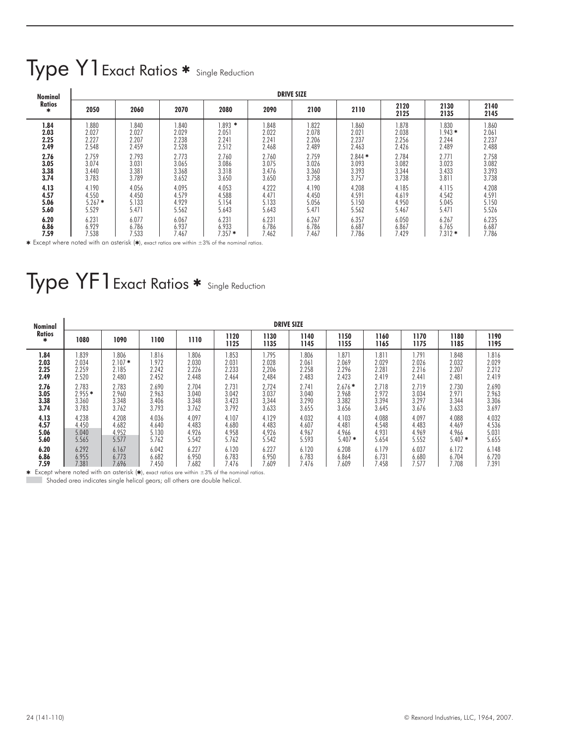# Type Y1 Exact Ratios * Single Reduction

| Nominal Ratios * | DRIVE SIZE | | | | | | | | | |
|---|---|---|---|---|---|---|---|---|---|---|
| | 2050 | 2060 | 2070 | 2080 | 2090 | 2100 | 2110 | 2120 2125 | 2130 2135 | 2140 2145 |
| 1.84 | 1.880 | 1.840 | 1.840 | 1.893 * | 1.848 | 1.822 | 1.860 | 1.878 | 1.830 | 1.860 |
| 2.03 | 2.027 | 2.027 | 2.029 | 2.051 | 2.022 | 2.078 | 2.021 | 2.038 | 1.943 * | 2.061 |
| 2.25 | 2.227 | 2.207 | 2.238 | 2.241 | 2.241 | 2.206 | 2.237 | 2.256 | 2.244 | 2.237 |
| 2.49 | 2.548 | 2.459 | 2.528 | 2.512 | 2.468 | 2.489 | 2.463 | 2.426 | 2.489 | 2.488 |
| 2.76 | 2.759 | 2.793 | 2.773 | 2.760 | 2.760 | 2.759 | 2.844 * | 2.784 | 2.771 | 2.758 |
| 3.05 | 3.074 | 3.031 | 3.065 | 3.086 | 3.075 | 3.026 | 3.093 | 3.082 | 3.023 | 3.082 |
| 3.38 | 3.440 | 3.381 | 3.368 | 3.318 | 3.476 | 3.360 | 3.393 | 3.344 | 3.433 | 3.393 |
| 3.74 | 3.783 | 3.789 | 3.652 | 3.650 | 3.650 | 3.758 | 3.757 | 3.738 | 3.811 | 3.738 |
| 4.13 | 4.190 | 4.056 | 4.095 | 4.053 | 4.222 | 4.190 | 4.208 | 4.185 | 4.115 | 4.208 |
| 4.57 | 4.550 | 4.450 | 4.579 | 4.588 | 4.471 | 4.450 | 4.591 | 4.619 | 4.542 | 4.591 |
| 5.06 | 5.267 * | 5.133 | 4.929 | 5.154 | 5.133 | 5.056 | 5.150 | 4.950 | 5.045 | 5.150 |
| 5.60 | 5.529 | 5.471 | 5.562 | 5.643 | 5.643 | 5.471 | 5.562 | 5.467 | 5.471 | 5.526 |
| 6.20 | 6.231 | 6.077 | 6.067 | 6.231 | 6.231 | 6.267 | 6.357 | 6.050 | 6.267 | 6.235 |
| 6.86 | 6.929 | 6.786 | 6.937 | 6.933 | 6.786 | 6.786 | 6.687 | 6.867 | 6.765 | 6.687 |
| 7.59 | 7.538 | 7.533 | 7.467 | 7.357 * | 7.462 | 7.467 | 7.786 | 7.429 | 7.312 * | 7.786 |

* Except where noted with an asterisk (*), exact ratios are within ±3% of the nominal ratios.

# Type YF1 Exact Ratios * Single Reduction

| Nominal Ratios * | DRIVE SIZE | | | | | | | | | | | |
|---|---|---|---|---|---|---|---|---|---|---|---|---|
| | 1080 | 1090 | 1100 | 1110 | 1120 1125 | 1130 1135 | 1140 1145 | 1150 1155 | 1160 1165 | 1170 1175 | 1180 1185 | 1190 1195 |
| 1.84 | 1.839 | 1.806 | 1.816 | 1.806 | 1.853 | 1.795 | 1.806 | 1.871 | 1.811 | 1.791 | 1.848 | 1.816 |
| 2.03 | 2.034 | 2.107 * | 1.972 | 2.030 | 2.031 | 2.028 | 2.061 | 2.069 | 2.029 | 2.026 | 2.032 | 2.029 |
| 2.25 | 2.259 | 2.185 | 2.242 | 2.226 | 2.233 | 2,206 | 2.258 | 2.296 | 2.281 | 2.216 | 2.207 | 2.212 |
| 2.49 | 2.520 | 2.480 | 2.452 | 2.448 | 2.464 | 2,484 | 2.483 | 2.423 | 2.419 | 2.441 | 2.481 | 2.419 |
| 2.76 | 2.783 | 2.783 | 2.690 | 2.704 | 2.731 | 2,724 | 2.741 | 2.676 * | 2.718 | 2.719 | 2.730 | 2.690 |
| 3.05 | 2.955 * | 2.960 | 2.963 | 3.040 | 3.042 | 3.037 | 3.040 | 2.968 | 2.972 | 3.034 | 2.971 | 2.963 |
| 3.38 | 3.360 | 3.348 | 3.406 | 3.348 | 3.423 | 3,344 | 3.290 | 3.382 | 3.394 | 3.297 | 3.344 | 3.306 |
| 3.74 | 3.783 | 3.762 | 3.793 | 3.762 | 3.792 | 3.633 | 3.655 | 3.656 | 3.645 | 3.676 | 3.633 | 3.697 |
| 4.13 | 4.238 | 4.208 | 4.036 | 4.097 | 4.107 | 4.129 | 4.032 | 4.103 | 4.088 | 4.097 | 4.088 | 4.032 |
| 4.57 | 4.450 | 4.682 | 4.640 | 4.483 | 4.680 | 4.483 | 4.607 | 4.481 | 4.548 | 4.483 | 4.469 | 4.536 |
| 5.06 | 5.040 | 4.952 | 5.130 | 4.926 | 4.958 | 4,926 | 4.967 | 4.966 | 4.931 | 4.969 | 4.966 | 5.031 |
| 5.60 | 5.565 | 5.577 | 5.762 | 5.542 | 5.762 | 5.542 | 5.593 | 5.407 * | 5.654 | 5.552 | 5.407 * | 5.655 |
| 6.20 | 6.292 | 6.167 | 6.042 | 6.227 | 6.120 | 6.227 | 6.120 | 6.208 | 6.179 | 6.037 | 6.172 | 6.148 |
| 6.86 | 6.955 | 6.773 | 6.682 | 6.950 | 6.783 | 6.950 | 6.783 | 6.864 | 6.731 | 6.680 | 6.704 | 6.720 |
| 7.59 | 7.381 | 7.696 | 7.450 | 7.682 | 7.476 | 7.609 | 7.476 | 7.609 | 7.458 | 7.577 | 7.708 | 7.391 |

* Except where noted with an asterisk (*), exact ratios are within ±3% of the nominal ratios.

Shaded area indicates single helical gears; all others are double helical.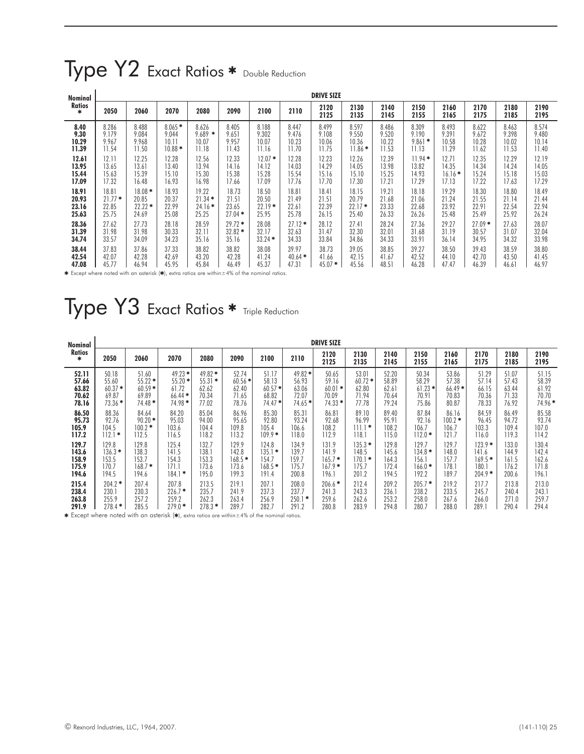# Type Y2 Exact Ratios * Double Reduction

| Nominal Ratios * | DRIVE SIZE | | | | | | | | | | | | | | |
|---|---|---|---|---|---|---|---|---|---|---|---|---|---|---|---|
| | 2050 | 2060 | 2070 | 2080 | 2090 | 2100 | 2110 | 2120 2125 | 2130 2135 | 2140 2145 | 2150 2155 | 2160 2165 | 2170 2175 | 2180 2185 | 2190 2195 |
| 8.40 | 8.286 | 8.488 | 8.065 * | 8.626 | 8.405 | 8.188 | 8.447 | 8.499 | 8.597 | 8.486 | 8.309 | 8.493 | 8.622 | 8.463 | 8.574 |
| 9.30 | 9.179 | 9.084 | 9.044 | 9.689 * | 9.651 | 9.302 | 9.476 | 9.108 | 9.550 | 9.520 | 9.190 | 9.391 | 9.672 | 9.398 | 9.480 |
| 10.29 | 9.967 | 9.968 | 10.11 | 10.07 | 9.957 | 10.07 | 10.23 | 10.06 | 10.36 | 10.22 | 9.861 * | 10.58 | 10.28 | 10.02 | 10.14 |
| 11.39 | 11.54 | 11.50 | 10.88 * | 11.18 | 11.43 | 11.16 | 11.70 | 11.75 | 11.86 * | 11.53 | 11.13 | 11.29 | 11.62 | 11.53 | 11.40 |
| 12.61 | 12.11 | 12.25 | 12.28 | 12.56 | 12.33 | 12.07 * | 12.28 | 12.23 | 12.26 | 12.39 | 11.94 * | 12.71 | 12.35 | 12.29 | 12.19 |
| 13.95 | 13.65 | 13.61 | 13.40 | 13.94 | 14.16 | 14.12 | 14.03 | 14.29 | 14.05 | 13.98 | 13.82 | 14.35 | 14.34 | 14.24 | 14.05 |
| 15.44 | 15.63 | 15.39 | 15.10 | 15.30 | 15.38 | 15.28 | 15.54 | 15.16 | 15.10 | 15.25 | 14.93 | 16.16 * | 15.24 | 15.18 | 15.03 |
| 17.09 | 17.32 | 16.48 | 16.93 | 16.98 | 17.66 | 17.09 | 17.76 | 17.70 | 17.30 | 17.21 | 17.29 | 17.13 | 17.22 | 17.63 | 17.29 |
| 18.91 | 18.81 | 18.08 * | 18.93 | 19.22 | 18.73 | 18.50 | 18.81 | 18.41 | 18.15 | 19.21 | 18.18 | 19.29 | 18.30 | 18.80 | 18.49 |
| 20.93 | 21.77 * | 20.85 | 20.37 | 21.34 * | 21.51 | 20.50 | 21.49 | 21.51 | 20.79 | 21.68 | 21.06 | 21.24 | 21.55 | 21.14 | 21.44 |
| 23.16 | 22.85 | 22.22 * | 22.99 | 24.16 * | 23.65 | 22.19 * | 22.61 | 22.39 | 22.17 * | 23.33 | 22.68 | 23.92 | 22.91 | 22.54 | 22.94 |
| 25.63 | 25.75 | 24.69 | 25.08 | 25.25 | 27.04 * | 25.95 | 25.78 | 26.15 | 25.40 | 26.33 | 26.26 | 25.48 | 25.49 | 25.92 | 26.24 |
| 28.36 | 27.62 | 27.73 | 28.18 | 28.59 | 29.72 * | 28.08 | 27.12 * | 28.12 | 27.41 | 28.24 | 27.36 | 29.27 | 27.09 * | 27.63 | 28.07 |
| 31.39 | 31.98 | 31.98 | 30.33 | 32.11 | 32.82 * | 32.17 | 32.63 | 31.47 | 32.30 | 32.01 | 31.68 | 31.19 | 30.57 | 31.07 | 32.04 |
| 34.74 | 33.57 | 34.09 | 34.23 | 35.16 | 35.16 | 33.24 * | 34.33 | 33.84 | 34.86 | 34.33 | 33.91 | 36.14 | 34.95 | 34.32 | 33.98 |
| 38.44 | 37.83 | 37.86 | 37.33 | 38.82 | 38.82 | 38.08 | 39.97 | 38.73 | 39.05 | 38.85 | 39.27 | 38.50 | 39.43 | 38.59 | 38.80 |
| 42.54 | 42.07 | 42.28 | 42.69 | 43.20 | 42.28 | 41.24 | 40.64 * | 41.66 | 42.15 | 41.67 | 42.52 | 44.10 | 42.70 | 43.50 | 41.45 |
| 47.08 | 45.77 | 46.94 | 45.95 | 45.84 | 46.49 | 45.37 | 47.31 | 45.07 * | 45.56 | 48.51 | 46.28 | 47.47 | 46.39 | 46.61 | 46.97 |

* Except where noted with an asterisk (*), extra ratios are within ±4% of the nominal ratios.

# Type Y3 Exact Ratios * Triple Reduction

| Nominal Ratios * | DRIVE SIZE | | | | | | | | | | | | | | |
|---|---|---|---|---|---|---|---|---|---|---|---|---|---|---|---|
| | 2050 | 2060 | 2070 | 2080 | 2090 | 2100 | 2110 | 2120 2125 | 2130 2135 | 2140 2145 | 2150 2155 | 2160 2165 | 2170 2175 | 2180 2185 | 2190 2195 |
| 52.11 | 50.18 | 51.60 | 49.23 * | 49.82 * | 52.74 | 51.17 | 49.82 * | 50.65 | 53.01 | 52.20 | 50.34 | 53.86 | 51.29 | 51.07 | 51.15 |
| 57.66 | 55.60 | 55.22 * | 55.20 * | 55.31 * | 60.56 * | 58.13 | 56.93 | 59.16 | 60.72 * | 58.89 | 58.29 | 57.38 | 57.14 | 57.43 | 58.39 |
| 63.82 | 60.37 * | 60.59 * | 61.72 | 62.62 | 62.40 | 60.57 * | 63.06 | 60.01 * | 62.80 | 62.61 | 61.23 * | 66.49 * | 66.15 | 63.44 | 61.92 |
| 70.62 | 69.87 | 69.89 | 66.44 * | 70.34 | 71.65 | 68.82 | 72.07 | 70.09 | 71.94 | 70.64 | 70.91 | 70.83 | 70.36 | 71.33 | 70.70 |
| 78.16 | 73.36 * | 74.48 * | 74.98 * | 77.02 | 78.76 | 74.47 * | 74.65 * | 74.33 * | 77.78 | 79.24 | 75.86 | 80.87 | 78.33 | 76.92 | 74.96 * |
| 86.50 | 88.36 | 84.64 | 84.20 | 85.04 | 86.96 | 85.30 | 85.31 | 86.81 | 89.10 | 89.40 | 87.84 | 86.16 | 84.59 | 86.49 | 85.58 |
| 95.73 | 92.76 | 90.20 * | 95.03 | 94.00 | 95.65 | 92.80 | 93.24 | 92.68 | 96.99 | 95.91 | 92.16 | 100.2 * | 96.45 | 94.72 | 93.74 |
| 105.9 | 104.5 | 100.2 * | 103.6 | 104.4 | 109.8 | 105.4 | 106.6 | 108.2 | 111.1 * | 108.2 | 106.7 | 106.7 | 103.3 | 109.4 | 107.0 |
| 117.2 | 112.1 * | 112.5 | 116.5 | 118.2 | 113.2 | 109.9 * | 118.0 | 112.9 | 118.1 | 115.0 | 112.0 * | 121.7 | 116.0 | 119.3 | 114.2 |
| 129.7 | 129.8 | 129.8 | 125.4 | 132.7 | 129.9 | 124.8 | 134.9 | 131.9 | 135.3 * | 129.8 | 129.7 | 129.7 | 123.9 * | 133.0 | 130.4 |
| 143.6 | 136.3 * | 138.3 | 141.5 | 138.1 | 142.8 | 135.1 * | 139.7 | 141.9 | 148.5 | 145.6 | 134.8 * | 148.0 | 141.6 | 144.9 | 142.4 |
| 158.9 | 153.5 | 153.7 | 154.3 | 153.3 | 168.5 * | 154.7 | 159.7 | 165.7 * | 170.1 * | 164.3 | 156.1 | 157.7 | 169.5 * | 161.5 | 162.6 |
| 175.9 | 170.7 | 168.7 * | 171.1 | 173.6 | 173.6 | 168.5 * | 175.7 | 167.9 * | 175.7 | 172.4 | 166.0 * | 178.1 | 180.1 | 176.2 | 171.8 |
| 194.6 | 194.5 | 194.6 | 184.1 * | 195.0 | 199.3 | 191.4 | 200.8 | 196.1 | 201.2 | 194.5 | 192.2 | 189.7 | 204.9 * | 200.6 | 196.1 |
| 215.4 | 204.2 * | 207.4 | 207.8 | 213.5 | 219.1 | 207.1 | 208.0 | 206.6 * | 212.4 | 209.2 | 205.7 * | 219.2 | 217.7 | 213.8 | 213.0 |
| 238.4 | 230.1 | 230.3 | 226.7 * | 235.7 | 241.9 | 237.3 | 237.7 | 241.3 | 243.3 | 236.1 | 238.2 | 233.5 | 245.7 | 240.4 | 243.1 |
| 263.8 | 255.9 | 257.2 | 259.2 | 262.3 | 263.4 | 256.9 | 250.1 * | 259.6 | 262.6 | 253.2 | 258.0 | 267.6 | 266.0 | 271.0 | 259.7 |
| 291.9 | 278.4 * | 285.5 | 279.0 * | 278.3 * | 289.7 | 282.7 | 291.2 | 280.8 | 283.9 | 294.8 | 280.7 | 288.0 | 289.1 | 290.4 | 294.4 |

* Except where noted with an asterisk (*), extra ratios are within ±4% of the nominal ratios.

© Rexnord Industries, LLC, 1964, 2007.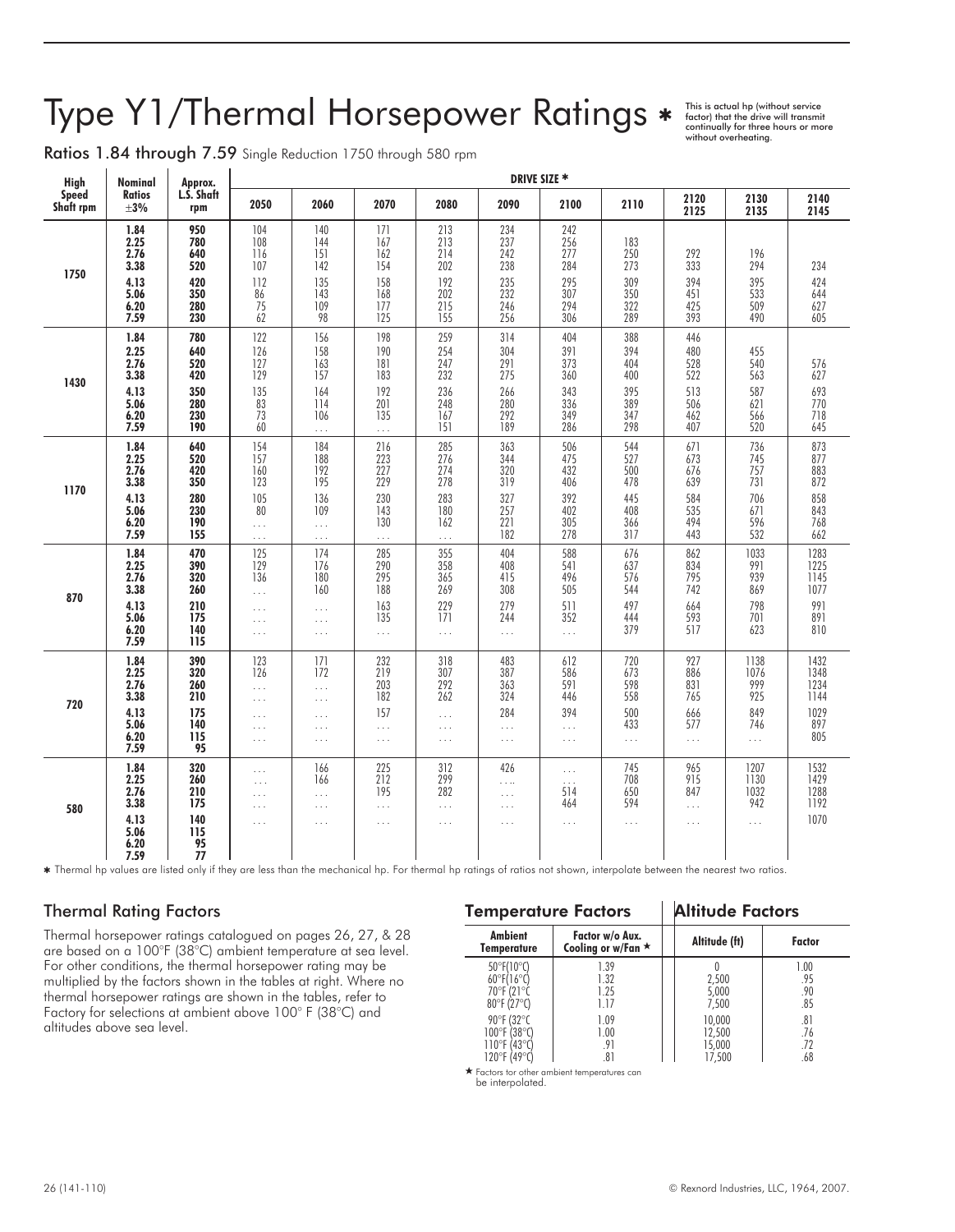# Type Y1/Thermal Horsepower Ratings *

This is actual hp (without service factor) that the drive will transmit continually for three hours or more without overheating.

**Ratios 1.84 through 7.59** Single Reduction 1750 through 580 rpm

| High Speed Shaft rpm | Nominal Ratios ±3% | Approx. L.S. Shaft rpm | DRIVE SIZE * 2050 | 2060 | 2070 | 2080 | 2090 | 2100 | 2110 | 2120 2125 | 2130 2135 | 2140 2145 |
|---|---|---|---|---|---|---|---|---|---|---|---|---|
| 1750 | 1.84 | 950 | 104 | 140 | 171 | 213 | 234 | 242 | | | | |
| | 2.25 | 780 | 108 | 144 | 167 | 213 | 237 | 256 | 183 | | | |
| | 2.76 | 640 | 116 | 151 | 162 | 214 | 242 | 277 | 250 | 292 | 196 | |
| | 3.38 | 520 | 107 | 142 | 154 | 202 | 238 | 284 | 273 | 333 | 294 | 234 |
| | 4.13 | 420 | 112 | 135 | 158 | 192 | 235 | 295 | 309 | 394 | 395 | 424 |
| | 5.06 | 350 | 86 | 143 | 168 | 202 | 232 | 307 | 350 | 451 | 533 | 644 |
| | 6.20 | 280 | 75 | 109 | 177 | 215 | 246 | 294 | 322 | 425 | 509 | 627 |
| | 7.59 | 230 | 62 | 98 | 125 | 155 | 256 | 306 | 289 | 393 | 490 | 605 |
| 1430 | 1.84 | 780 | 122 | 156 | 198 | 259 | 314 | 404 | 388 | 446 | | |
| | 2.25 | 640 | 126 | 158 | 190 | 254 | 304 | 391 | 394 | 480 | 455 | |
| | 2.76 | 520 | 127 | 163 | 181 | 247 | 291 | 373 | 404 | 528 | 540 | 576 |
| | 3.38 | 420 | 129 | 157 | 183 | 232 | 275 | 360 | 400 | 522 | 563 | 627 |
| | 4.13 | 350 | 135 | 164 | 192 | 236 | 266 | 343 | 395 | 513 | 587 | 693 |
| | 5.06 | 280 | 83 | 114 | 201 | 248 | 280 | 336 | 389 | 506 | 621 | 770 |
| | 6.20 | 230 | 73 | 106 | 135 | 167 | 292 | 349 | 347 | 462 | 566 | 718 |
| | 7.59 | 190 | 60 | ... | ... | 151 | 189 | 286 | 298 | 407 | 520 | 645 |
| 1170 | 1.84 | 640 | 154 | 184 | 216 | 285 | 363 | 506 | 544 | 671 | 736 | 873 |
| | 2.25 | 520 | 157 | 188 | 223 | 276 | 344 | 475 | 527 | 673 | 745 | 877 |
| | 2.76 | 420 | 160 | 192 | 227 | 274 | 320 | 432 | 500 | 676 | 757 | 883 |
| | 3.38 | 350 | 123 | 195 | 229 | 278 | 319 | 406 | 478 | 639 | 731 | 872 |
| | 4.13 | 280 | 105 | 136 | 230 | 283 | 327 | 392 | 445 | 584 | 706 | 858 |
| | 5.06 | 230 | 80 | 109 | 143 | 180 | 257 | 402 | 408 | 535 | 671 | 843 |
| | 6.20 | 190 | ... | ... | 130 | 162 | 221 | 305 | 366 | 494 | 596 | 768 |
| | 7.59 | 155 | ... | ... | ... | ... | 182 | 278 | 317 | 443 | 532 | 662 |
| 870 | 1.84 | 470 | 125 | 174 | 285 | 355 | 404 | 588 | 676 | 862 | 1033 | 1283 |
| | 2.25 | 390 | 129 | 176 | 290 | 358 | 408 | 541 | 637 | 834 | 991 | 1225 |
| | 2.76 | 320 | 136 | 180 | 295 | 365 | 415 | 496 | 576 | 795 | 939 | 1145 |
| | 3.38 | 260 | ... | 160 | 188 | 269 | 308 | 505 | 544 | 742 | 869 | 1077 |
| | 4.13 | 210 | ... | ... | 163 | 229 | 279 | 511 | 497 | 664 | 798 | 991 |
| | 5.06 | 175 | ... | ... | 135 | 171 | 244 | 352 | 444 | 593 | 701 | 891 |
| | 6.20 | 140 | ... | ... | ... | ... | ... | ... | 379 | 517 | 623 | 810 |
| | 7.59 | 115 | ... | ... | | | | | | | | |
| 720 | 1.84 | 390 | 123 | 171 | 232 | 318 | 483 | 612 | 720 | 927 | 1138 | 1432 |
| | 2.25 | 320 | 126 | 172 | 219 | 307 | 387 | 586 | 673 | 886 | 1076 | 1348 |
| | 2.76 | 260 | ... | ... | 203 | 292 | 363 | 591 | 598 | 831 | 999 | 1234 |
| | 3.38 | 210 | ... | ... | 182 | 262 | 324 | 446 | 558 | 765 | 925 | 1144 |
| | 4.13 | 175 | ... | ... | 157 | ... | 284 | 394 | 500 | 666 | 849 | 1029 |
| | 5.06 | 140 | ... | ... | ... | ... | ... | ... | 433 | 577 | 746 | 897 |
| | 6.20 | 115 | ... | ... | ... | ... | ... | ... | ... | ... | ... | 805 |
| | 7.59 | 95 | | | | | | | | | | |
| 580 | 1.84 | 320 | ... | 166 | 225 | 312 | 426 | ... | 745 | 965 | 1207 | 1532 |
| | 2.25 | 260 | ... | 166 | 212 | 299 | ... | ... | 708 | 915 | 1130 | 1429 |
| | 2.76 | 210 | ... | ... | 195 | 282 | ... | 514 | 650 | 847 | 1032 | 1288 |
| | 3.38 | 175 | ... | ... | ... | ... | ... | 464 | 594 | ... | 942 | 1192 |
| | 4.13 | 140 | ... | ... | ... | ... | ... | ... | ... | ... | ... | 1070 |
| | 5.06 | 115 | | | | | | | | | | |
| | 6.20 | 95 | | | | | | | | | | |
| | 7.59 | 77 | | | | | | | | | | |

* Thermal hp values are listed only if they are less than the mechanical hp. For thermal hp ratings of ratios not shown, interpolate between the nearest two ratios.

## Thermal Rating Factors

Thermal horsepower ratings catalogued on pages 26, 27, & 28 are based on a 100°F (38°C) ambient temperature at sea level. For other conditions, the thermal horsepower rating may be multiplied by the factors shown in the tables at right. Where no thermal horsepower ratings are shown in the tables, refer to Factory for selections at ambient above 100° F (38°C) and altitudes above sea level.

## Temperature Factors

| Ambient Temperature | Factor w/o Aux. Cooling or w/Fan ★ |
|---|---|
| 50°F(10°C) | 1.39 |
| 60°F(16°C) | 1.32 |
| 70°F (21°C | 1.25 |
| 80°F (27°C) | 1.17 |
| 90°F (32°C | 1.09 |
| 100°F (38°C) | 1.00 |
| 110°F (43°C) | .91 |
| 120°F (49°C) | .81 |

★ Factors for other ambient temperatures can be interpolated.

## Altitude Factors

| Altitude (ft) | Factor |
|---|---|
| 0 | 1.00 |
| 2,500 | .95 |
| 5,000 | .90 |
| 7,500 | .85 |
| 10,000 | .81 |
| 12,500 | .76 |
| 15,000 | .72 |
| 17,500 | .68 |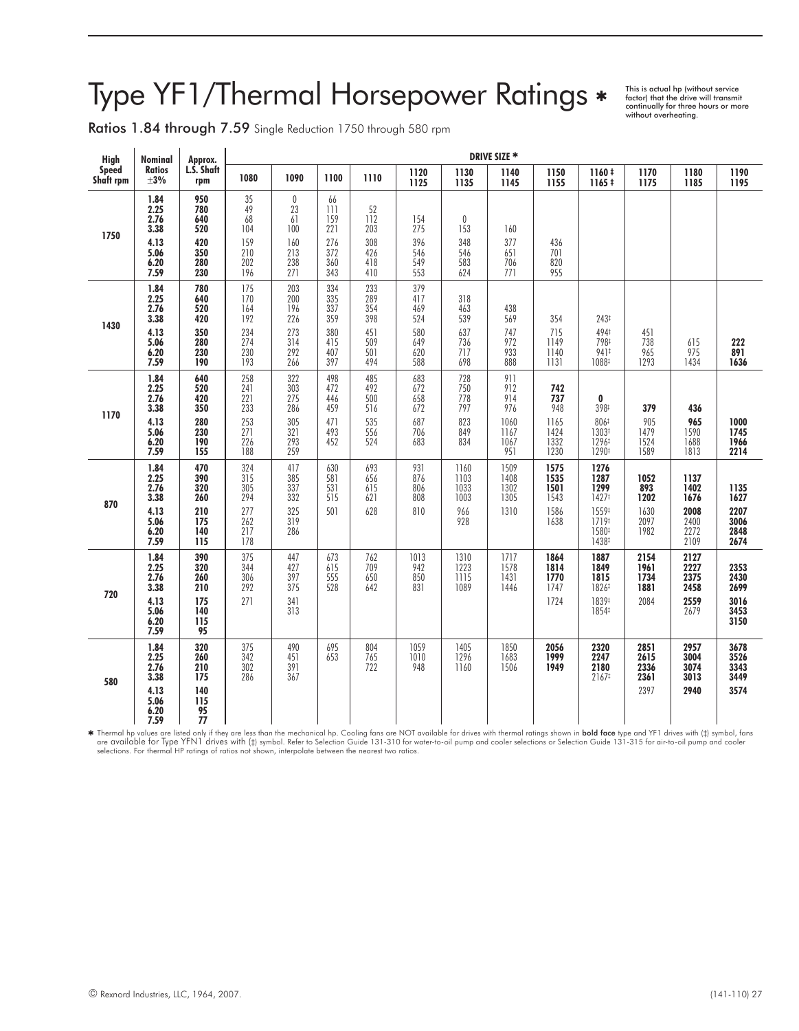# Type YF1/Thermal Horsepower Ratings *

This is actual hp (without service factor) that the drive will transmit continually for three hours or more without overheating.

**Ratios 1.84 through 7.59** Single Reduction 1750 through 580 rpm

| High Speed Shaft rpm | Nominal Ratios ±3% | Approx. L.S. Shaft rpm | DRIVE SIZE * | | | | | | | | | | | |
|---|---|---|---|---|---|---|---|---|---|---|---|---|---|---|
| | | | 1080 | 1090 | 1100 | 1110 | 1120 1125 | 1130 1135 | 1140 1145 | 1150 1155 | 1160 ‡ 1165 ‡ | 1170 1175 | 1180 1185 | 1190 1195 |
| 1750 | 1.84 | 950 | 35 | 0 | 66 | | | | | | | | | |
| | 2.25 | 780 | 49 | 23 | 111 | 52 | | | | | | | | |
| | 2.76 | 640 | 68 | 61 | 159 | 112 | 154 | 0 | | | | | | |
| | 3.38 | 520 | 104 | 100 | 221 | 203 | 275 | 153 | 160 | | | | | |
| | 4.13 | 420 | 159 | 160 | 276 | 308 | 396 | 348 | 377 | 436 | | | | |
| | 5.06 | 350 | 210 | 213 | 372 | 426 | 546 | 546 | 651 | 701 | | | | |
| | 6.20 | 280 | 202 | 238 | 360 | 418 | 549 | 583 | 706 | 820 | | | | |
| | 7.59 | 230 | 196 | 271 | 343 | 410 | 553 | 624 | 771 | 955 | | | | |
| 1430 | 1.84 | 780 | 175 | 203 | 334 | 233 | 379 | | | | | | | |
| | 2.25 | 640 | 170 | 200 | 335 | 289 | 417 | 318 | | | | | | |
| | 2.76 | 520 | 164 | 196 | 337 | 354 | 469 | 463 | 438 | | | | | |
| | 3.38 | 420 | 192 | 226 | 359 | 398 | 524 | 539 | 569 | 354 | 243‡ | | | |
| | 4.13 | 350 | 234 | 273 | 380 | 451 | 580 | 637 | 747 | 715 | 494‡ | 451 | | |
| | 5.06 | 280 | 274 | 314 | 415 | 509 | 649 | 736 | 972 | 1149 | 798‡ | 738 | 615 | **222** |
| | 6.20 | 230 | 230 | 292 | 407 | 501 | 620 | 717 | 933 | 1140 | 941‡ | 965 | 975 | **891** |
| | 7.59 | 190 | 193 | 266 | 397 | 494 | 588 | 698 | 888 | 1131 | 1088‡ | 1293 | 1434 | **1636** |
| 1170 | 1.84 | 640 | 258 | 322 | 498 | 485 | 683 | 728 | 911 | | | | | |
| | 2.25 | 520 | 241 | 303 | 472 | 492 | 672 | 750 | 912 | **742** | | | | |
| | 2.76 | 420 | 221 | 275 | 446 | 500 | 658 | 778 | 914 | **737** | **0** | **379** | **436** | |
| | 3.38 | 350 | 233 | 286 | 459 | 516 | 672 | 797 | 976 | 948 | 398‡ | | | |
| | 4.13 | 280 | 253 | 305 | 471 | 535 | 687 | 823 | 1060 | 1165 | 806‡ | 905 | **965** | **1000** |
| | 5.06 | 230 | 271 | 321 | 493 | 556 | 706 | 849 | 1167 | 1424 | 1303‡ | 1479 | 1590 | **1745** |
| | 6.20 | 190 | 226 | 293 | 452 | 524 | 683 | 834 | 1067 | 1332 | 1296‡ | 1524 | 1688 | **1966** |
| | 7.59 | 155 | 188 | 259 | | | | | 951 | 1230 | 1290‡ | 1589 | 1813 | **2214** |
| 870 | 1.84 | 470 | 324 | 417 | 630 | 693 | 931 | 1160 | 1509 | **1575** | **1276** | | | |
| | 2.25 | 390 | 315 | 385 | 581 | 656 | 876 | 1103 | 1408 | **1535** | **1287** | **1052** | **1137** | |
| | 2.76 | 320 | 305 | 337 | 531 | 615 | 806 | 1033 | 1302 | **1501** | **1299** | **893** | **1402** | **1135** |
| | 3.38 | 260 | 294 | 332 | 515 | 621 | 808 | 1003 | 1305 | 1543 | 1427‡ | **1202** | **1676** | **1627** |
| | 4.13 | 210 | 277 | 325 | 501 | 628 | 810 | 966 | 1310 | 1586 | 1559‡ | 1630 | **2008** | **2207** |
| | 5.06 | 175 | 262 | 319 | | | | 928 | | 1638 | 1719‡ | 2097 | 2400 | **3006** |
| | 6.20 | 140 | 217 | 286 | | | | | | | 1580‡ | 1982 | 2272 | **2848** |
| | 7.59 | 115 | 178 | | | | | | | | 1438‡ | | 2109 | **2674** |
| 720 | 1.84 | 390 | 375 | 447 | 673 | 762 | 1013 | 1310 | 1717 | **1864** | **1887** | **2154** | **2127** | |
| | 2.25 | 320 | 344 | 427 | 615 | 709 | 942 | 1223 | 1578 | **1814** | **1849** | **1961** | **2227** | **2353** |
| | 2.76 | 260 | 306 | 397 | 555 | 650 | 850 | 1115 | 1431 | **1770** | **1815** | **1734** | **2375** | **2430** |
| | 3.38 | 210 | 292 | 375 | 528 | 642 | 831 | 1089 | 1446 | 1747 | 1826‡ | **1881** | **2458** | **2699** |
| | 4.13 | 175 | 271 | 341 | | | | | | 1724 | 1839‡ | 2084 | **2559** | **3016** |
| | 5.06 | 140 | | 313 | | | | | | | 1854‡ | | 2679 | **3453** |
| | 6.20 | 115 | | | | | | | | | | | | **3150** |
| | 7.59 | 95 | | | | | | | | | | | | |
| 580 | 1.84 | 320 | 375 | 490 | 695 | 804 | 1059 | 1405 | 1850 | **2056** | **2320** | **2851** | **2957** | **3678** |
| | 2.25 | 260 | 342 | 451 | 653 | 765 | 1010 | 1296 | 1683 | **1999** | **2247** | **2615** | **3004** | **3526** |
| | 2.76 | 210 | 302 | 391 | | 722 | 948 | 1160 | 1506 | **1949** | **2180** | **2336** | **3074** | **3343** |
| | 3.38 | 175 | 286 | 367 | | | | | | | 2167‡ | **2361** | **3013** | **3449** |
| | 4.13 | 140 | | | | | | | | | | 2397 | **2940** | **3574** |
| | 5.06 | 115 | | | | | | | | | | | | |
| | 6.20 | 95 | | | | | | | | | | | | |
| | 7.59 | 77 | | | | | | | | | | | | |

* Thermal hp values are listed only if they are less than the mechanical hp. Cooling fans are NOT available for drives with thermal ratings shown in **bold face** type and YF1 drives with (‡) symbol, fans are available for Type YFN1 drives with (‡) symbol. Refer to Selection Guide 131-310 for water-to-oil pump and cooler selections or Selection Guide 131-315 for air-to-oil pump and cooler selections. For thermal HP ratings of ratios not shown, interpolate between the nearest two ratios.

© Rexnord Industries, LLC, 1964, 2007.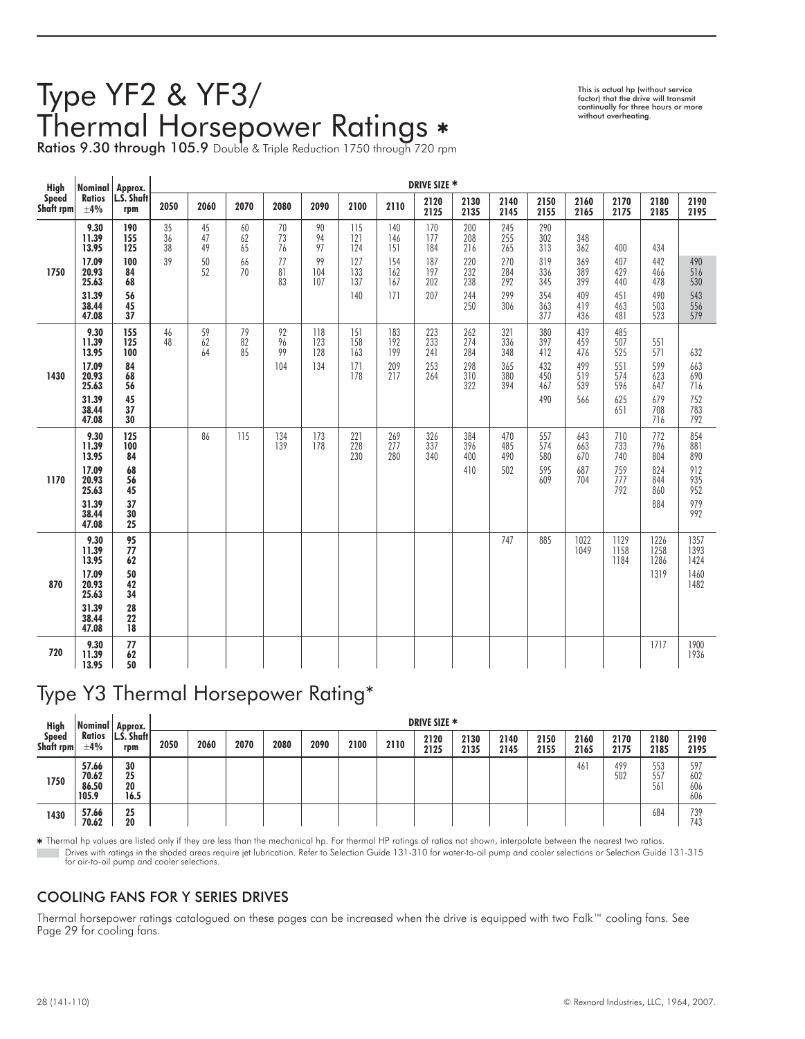# Type YF2 & YF3/ Thermal Horsepower Ratings ✱

**Ratios 9.30 through 105.9** Double & Triple Reduction 1750 through 720 rpm

This is actual hp (without service factor) that the drive will transmit continually for three hours or more without overheating.

| High Speed Shaft rpm | Nominal Ratios ±4% | Approx. L.S. Shaft rpm | DRIVE SIZE ✱ 2050 | 2060 | 2070 | 2080 | 2090 | 2100 | 2110 | 2120 2125 | 2130 2135 | 2140 2145 | 2150 2155 | 2160 2165 | 2170 2175 | 2180 2185 | 2190 2195 |
|---|---|---|---|---|---|---|---|---|---|---|---|---|---|---|---|---|---|
| 1750 | 9.30 | 190 | 35 | 45 | 60 | 70 | 90 | 115 | 140 | 170 | 200 | 245 | 290 | | | | |
| | 11.39 | 155 | 36 | 47 | 62 | 73 | 94 | 121 | 146 | 177 | 208 | 255 | 302 | 348 | | | |
| | 13.95 | 125 | 38 | 49 | 65 | 76 | 97 | 124 | 151 | 184 | 216 | 265 | 313 | 362 | 400 | 434 | |
| | 17.09 | 100 | 39 | 50 | 66 | 77 | 99 | 127 | 154 | 187 | 220 | 270 | 319 | 369 | 407 | 442 | 490 |
| | 20.93 | 84 | | 52 | 70 | 81 | 104 | 133 | 162 | 197 | 232 | 284 | 336 | 389 | 429 | 466 | 516 |
| | 25.63 | 68 | | | | 83 | 107 | 137 | 167 | 202 | 238 | 292 | 345 | 399 | 440 | 478 | 530 |
| | 31.39 | 56 | | | | | | 140 | 171 | 207 | 244 | 299 | 354 | 409 | 451 | 490 | 543 |
| | 38.44 | 45 | | | | | | | | | 250 | 306 | 363 | 419 | 463 | 503 | 556 |
| | 47.08 | 37 | | | | | | | | | | | 377 | 436 | 481 | 523 | 579 |
| 1430 | 9.30 | 155 | 46 | 59 | 79 | 92 | 118 | 151 | 183 | 223 | 262 | 321 | 380 | 439 | 485 | | |
| | 11.39 | 125 | 48 | 62 | 82 | 96 | 123 | 158 | 192 | 233 | 274 | 336 | 397 | 459 | 507 | 551 | |
| | 13.95 | 100 | | 64 | 85 | 99 | 128 | 163 | 199 | 241 | 284 | 348 | 412 | 476 | 525 | 571 | 632 |
| | 17.09 | 84 | | | | 104 | 134 | 171 | 209 | 253 | 298 | 365 | 432 | 499 | 551 | 599 | 663 |
| | 20.93 | 68 | | | | | | 178 | 217 | 264 | 310 | 380 | 450 | 519 | 574 | 623 | 690 |
| | 25.63 | 56 | | | | | | | | | 322 | 394 | 467 | 539 | 596 | 647 | 716 |
| | 31.39 | 45 | | | | | | | | | | | 490 | 566 | 625 | 679 | 752 |
| | 38.44 | 37 | | | | | | | | | | | | | 651 | 708 | 783 |
| | 47.08 | 30 | | | | | | | | | | | | | | 716 | 792 |
| 1170 | 9.30 | 125 | | 86 | 115 | 134 | 173 | 221 | 269 | 326 | 384 | 470 | 557 | 643 | 710 | 772 | 854 |
| | 11.39 | 100 | | | | 139 | 178 | 228 | 277 | 337 | 396 | 485 | 574 | 663 | 733 | 796 | 881 |
| | 13.95 | 84 | | | | | | 230 | 280 | 340 | 400 | 490 | 580 | 670 | 740 | 804 | 890 |
| | 17.09 | 68 | | | | | | | | | 410 | 502 | 595 | 687 | 759 | 824 | 912 |
| | 20.93 | 56 | | | | | | | | | | | 609 | 704 | 777 | 844 | 935 |
| | 25.63 | 45 | | | | | | | | | | | | | 792 | 860 | 952 |
| | 31.39 | 37 | | | | | | | | | | | | | | 884 | 979 |
| | 38.44 | 30 | | | | | | | | | | | | | | | 992 |
| | 47.08 | 25 | | | | | | | | | | | | | | | |
| 870 | 9.30 | 95 | | | | | | | | | | 747 | 885 | 1022 | 1129 | 1226 | 1357 |
| | 11.39 | 77 | | | | | | | | | | | | 1049 | 1158 | 1258 | 1393 |
| | 13.95 | 62 | | | | | | | | | | | | | 1184 | 1286 | 1424 |
| | 17.09 | 50 | | | | | | | | | | | | | | 1319 | 1460 |
| | 20.93 | 42 | | | | | | | | | | | | | | | 1482 |
| | 25.63 | 34 | | | | | | | | | | | | | | | |
| | 31.39 | 28 | | | | | | | | | | | | | | | |
| | 38.44 | 22 | | | | | | | | | | | | | | | |
| | 47.08 | 18 | | | | | | | | | | | | | | | |
| 720 | 9.30 | 77 | | | | | | | | | | | | | | 1717 | 1900 |
| | 11.39 | 62 | | | | | | | | | | | | | | | 1936 |
| | 13.95 | 50 | | | | | | | | | | | | | | | |

# Type Y3 Thermal Horsepower Rating*

| High Speed Shaft rpm | Nominal Ratios ±4% | Approx. L.S. Shaft rpm | DRIVE SIZE ✱ 2050 | 2060 | 2070 | 2080 | 2090 | 2100 | 2110 | 2120 2125 | 2130 2135 | 2140 2145 | 2150 2155 | 2160 2165 | 2170 2175 | 2180 2185 | 2190 2195 |
|---|---|---|---|---|---|---|---|---|---|---|---|---|---|---|---|---|---|
| 1750 | 57.66 | 30 | | | | | | | | | | | | 461 | 499 | 553 | 597 |
| | 70.62 | 25 | | | | | | | | | | | | | 502 | 557 | 602 |
| | 86.50 | 20 | | | | | | | | | | | | | | 561 | 606 |
| | 105.9 | 16.5 | | | | | | | | | | | | | | | 606 |
| 1430 | 57.66 | 25 | | | | | | | | | | | | | | 684 | 739 |
| | 70.62 | 20 | | | | | | | | | | | | | | | 743 |

✱ Thermal hp values are listed only if they are less than the mechanical hp. For thermal HP ratings of ratios not shown, interpolate between the nearest two ratios.

Drives with ratings in the shaded areas require jet lubrication. Refer to Selection Guide 131-310 for water-to-oil pump and cooler selections or Selection Guide 131-315 for air-to-oil pump and cooler selections.

## COOLING FANS FOR Y SERIES DRIVES

Thermal horsepower ratings catalogued on these pages can be increased when the drive is equipped with two Falk™ cooling fans. See Page 29 for cooling fans.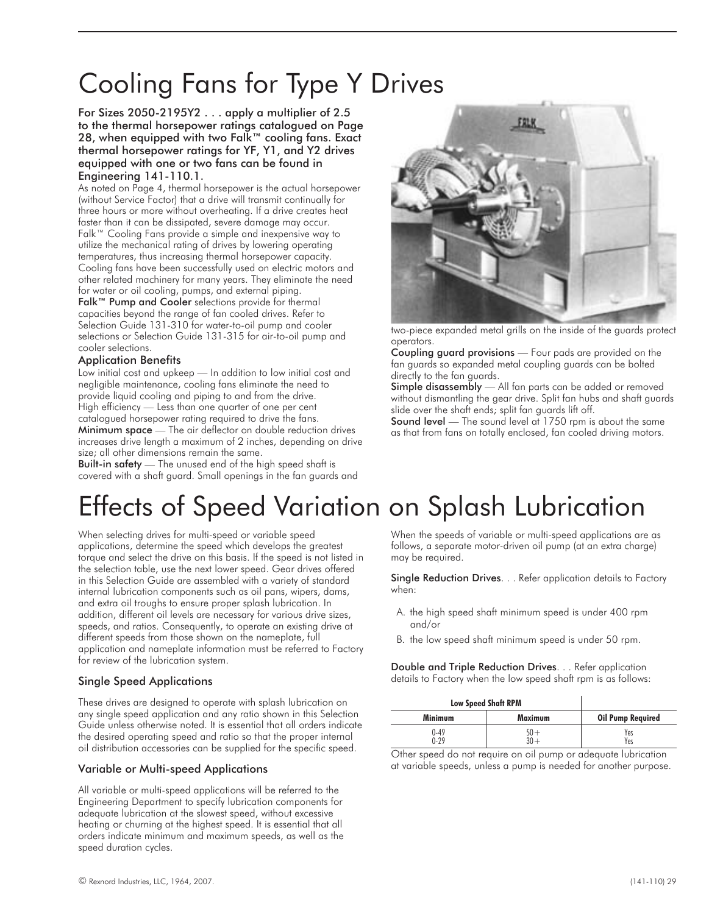# Cooling Fans for Type Y Drives

**For Sizes 2050-2195Y2 . . . apply a multiplier of 2.5 to the thermal horsepower ratings catalogued on Page 28, when equipped with two Falk™ cooling fans. Exact thermal horsepower ratings for YF, Y1, and Y2 drives equipped with one or two fans can be found in Engineering 141-110.1.**

As noted on Page 4, thermal horsepower is the actual horsepower (without Service Factor) that a drive will transmit continually for three hours or more without overheating. If a drive creates heat faster than it can be dissipated, severe damage may occur. Falk™ Cooling Fans provide a simple and inexpensive way to utilize the mechanical rating of drives by lowering operating temperatures, thus increasing thermal horsepower capacity. Cooling fans have been successfully used on electric motors and other related machinery for many years. They eliminate the need for water or oil cooling, pumps, and external piping.

**Falk™ Pump and Cooler** selections provide for thermal capacities beyond the range of fan cooled drives. Refer to Selection Guide 131-310 for water-to-oil pump and cooler selections or Selection Guide 131-315 for air-to-oil pump and cooler selections.

### Application Benefits

Low initial cost and upkeep — In addition to low initial cost and negligible maintenance, cooling fans eliminate the need to provide liquid cooling and piping to and from the drive.

High efficiency — Less than one quarter of one per cent catalogued horsepower rating required to drive the fans.

**Minimum space** — The air deflector on double reduction drives increases drive length a maximum of 2 inches, depending on drive size; all other dimensions remain the same.

**Built-in safety** — The unused end of the high speed shaft is covered with a shaft guard. Small openings in the fan guards and two-piece expanded metal grills on the inside of the guards protect operators.

**Coupling guard provisions** — Four pads are provided on the fan guards so expanded metal coupling guards can be bolted directly to the fan guards.

**Simple disassembly** — All fan parts can be added or removed without dismantling the gear drive. Split fan hubs and shaft guards slide over the shaft ends; split fan guards lift off.

**Sound level** — The sound level at 1750 rpm is about the same as that from fans on totally enclosed, fan cooled driving motors.

# Effects of Speed Variation on Splash Lubrication

When selecting drives for multi-speed or variable speed applications, determine the speed which develops the greatest torque and select the drive on this basis. If the speed is not listed in the selection table, use the next lower speed. Gear drives offered in this Selection Guide are assembled with a variety of standard internal lubrication components such as oil pans, wipers, dams, and extra oil troughs to ensure proper splash lubrication. In addition, different oil levels are necessary for various drive sizes, speeds, and ratios. Consequently, to operate an existing drive at different speeds from those shown on the nameplate, full application and nameplate information must be referred to Factory for review of the lubrication system.

### Single Speed Applications

These drives are designed to operate with splash lubrication on any single speed application and any ratio shown in this Selection Guide unless otherwise noted. It is essential that all orders indicate the desired operating speed and ratio so that the proper internal oil distribution accessories can be supplied for the specific speed.

### Variable or Multi-speed Applications

All variable or multi-speed applications will be referred to the Engineering Department to specify lubrication components for adequate lubrication at the slowest speed, without excessive heating or churning at the highest speed. It is essential that all orders indicate minimum and maximum speeds, as well as the speed duration cycles.

When the speeds of variable or multi-speed applications are as follows, a separate motor-driven oil pump (at an extra charge) may be required.

**Single Reduction Drives**. . . Refer application details to Factory when:

A. the high speed shaft minimum speed is under 400 rpm and/or
B. the low speed shaft minimum speed is under 50 rpm.

**Double and Triple Reduction Drives**. . . Refer application details to Factory when the low speed shaft rpm is as follows:

| Low Speed Shaft RPM | | |
|---|---|---|
| **Minimum** | **Maximum** | **Oil Pump Required** |
| 0-49 | 50+ | Yes |
| 0-29 | 30+ | Yes |

Other speed do not require on oil pump or adequate lubrication at variable speeds, unless a pump is needed for another purpose.

© Rexnord Industries, LLC, 1964, 2007.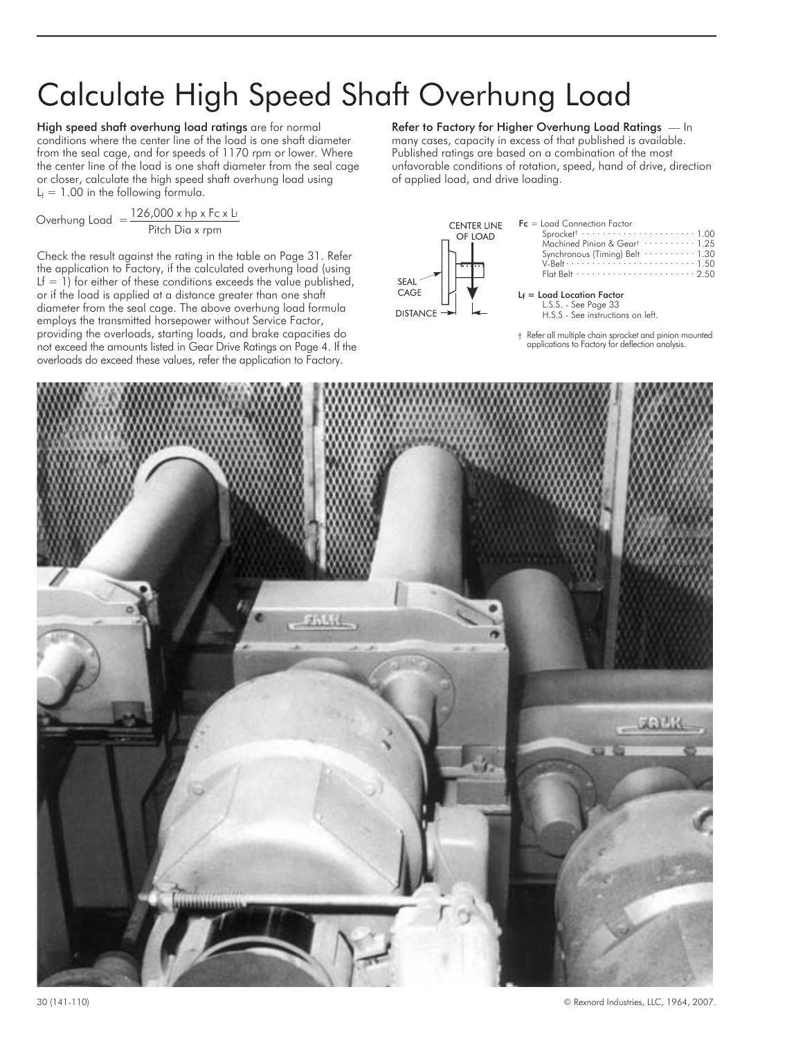# Calculate High Speed Shaft Overhung Load

**High speed shaft overhung load ratings** are for normal conditions where the center line of the load is one shaft diameter from the seal cage, and for speeds of 1170 rpm or lower. Where the center line of the load is one shaft diameter from the seal cage or closer, calculate the high speed shaft overhung load using $L_f = 1.00$ in the following formula.

$$\text{Overhung Load} = \frac{126{,}000 \times \text{hp} \times F_c \times L_f}{\text{Pitch Dia} \times \text{rpm}}$$

Check the result against the rating in the table on Page 31. Refer the application to Factory, if the calculated overhung load (using $L_f = 1$) for either of these conditions exceeds the value published, or if the load is applied at a distance greater than one shaft diameter from the seal cage. The above overhung load formula employs the transmitted horsepower without Service Factor, providing the overloads, starting loads, and brake capacities do not exceed the amounts listed in Gear Drive Ratings on Page 4. If the overloads do exceed these values, refer the application to Factory.

**Refer to Factory for Higher Overhung Load Ratings** — In many cases, capacity in excess of that published is available. Published ratings are based on a combination of the most unfavorable conditions of rotation, speed, hand of drive, direction of applied load, and drive loading.

CENTER LINE OF LOAD

SEAL CAGE

DISTANCE

**$F_c$** = Load Connection Factor

| | |
|---|---|
| Sprocket† | 1.00 |
| Machined Pinion & Gear† | 1.25 |
| Synchronous (Timing) Belt | 1.30 |
| V-Belt | 1.50 |
| Flat Belt | 2.50 |

**$L_f$ = Load Location Factor**

L.S.S. - See Page 33

H.S.S - See instructions on left.

† Refer all multiple chain sprocket and pinion mounted applications to Factory for deflection analysis.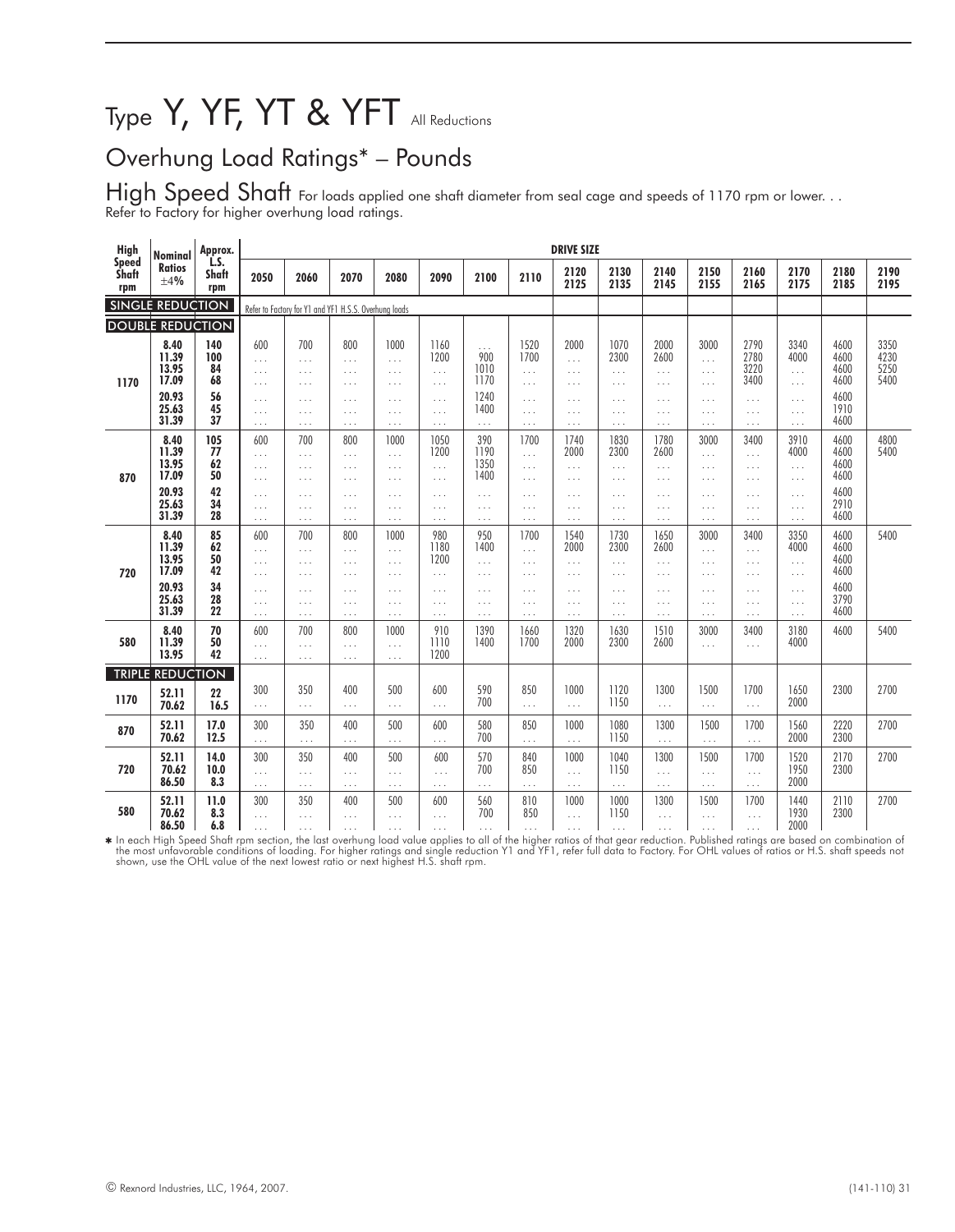# Type Y, YF, YT & YFT All Reductions

## Overhung Load Ratings* – Pounds

### High Speed Shaft

For loads applied one shaft diameter from seal cage and speeds of 1170 rpm or lower. . . Refer to Factory for higher overhung load ratings.

| High Speed Shaft rpm | Nominal Ratios ±4% | Approx. L.S. Shaft rpm | 2050 | 2060 | 2070 | 2080 | 2090 | 2100 | 2110 | 2120 2125 | 2130 2135 | 2140 2145 | 2150 2155 | 2160 2165 | 2170 2175 | 2180 2185 | 2190 2195 |
|---|---|---|---|---|---|---|---|---|---|---|---|---|---|---|---|---|---|
| **SINGLE REDUCTION** | | | Refer to Factory for Y1 and YF1 H.S.S. Overhung loads | | | | | | | | | | | | | | |
| **DOUBLE REDUCTION** | | | | | | | | | | | | | | | | | |
| 1170 | 8.40 | 140 | 600 | 700 | 800 | 1000 | 1160 | ... | 1520 | 2000 | 1070 | 2000 | 3000 | 2790 | 3340 | 4600 | 3350 |
| | 11.39 | 100 | ... | ... | ... | ... | 1200 | 900 | 1700 | ... | 2300 | 2600 | ... | 2780 | 4000 | 4600 | 4230 |
| | 13.95 | 84 | ... | ... | ... | ... | ... | 1010 | ... | ... | ... | ... | ... | 3220 | ... | 4600 | 5250 |
| | 17.09 | 68 | ... | ... | ... | ... | ... | 1170 | ... | ... | ... | ... | ... | 3400 | ... | 4600 | 5400 |
| | 20.93 | 56 | ... | ... | ... | ... | ... | 1240 | ... | ... | ... | ... | ... | ... | ... | 4600 | |
| | 25.63 | 45 | ... | ... | ... | ... | ... | 1400 | ... | ... | ... | ... | ... | ... | ... | 1910 | |
| | 31.39 | 37 | ... | ... | ... | ... | ... | ... | ... | ... | ... | ... | ... | ... | ... | 4600 | |
| 870 | 8.40 | 105 | 600 | 700 | 800 | 1000 | 1050 | 390 | 1700 | 1740 | 1830 | 1780 | 3000 | 3400 | 3910 | 4600 | 4800 |
| | 11.39 | 77 | ... | ... | ... | ... | 1200 | 1190 | ... | 2000 | 2300 | 2600 | ... | ... | 4000 | 4600 | 5400 |
| | 13.95 | 62 | ... | ... | ... | ... | ... | 1350 | ... | ... | ... | ... | ... | ... | ... | 4600 | |
| | 17.09 | 50 | ... | ... | ... | ... | ... | 1400 | ... | ... | ... | ... | ... | ... | ... | 4600 | |
| | 20.93 | 42 | ... | ... | ... | ... | ... | ... | ... | ... | ... | ... | ... | ... | ... | 4600 | |
| | 25.63 | 34 | ... | ... | ... | ... | ... | ... | ... | ... | ... | ... | ... | ... | ... | 2910 | |
| | 31.39 | 28 | ... | ... | ... | ... | ... | ... | ... | ... | ... | ... | ... | ... | ... | 4600 | |
| 720 | 8.40 | 85 | 600 | 700 | 800 | 1000 | 980 | 950 | 1700 | 1540 | 1730 | 1650 | 3000 | 3400 | 3350 | 4600 | 5400 |
| | 11.39 | 62 | ... | ... | ... | ... | 1180 | 1400 | ... | 2000 | 2300 | 2600 | ... | ... | 4000 | 4600 | |
| | 13.95 | 50 | ... | ... | ... | ... | 1200 | ... | ... | ... | ... | ... | ... | ... | ... | 4600 | |
| | 17.09 | 42 | ... | ... | ... | ... | ... | ... | ... | ... | ... | ... | ... | ... | ... | 4600 | |
| | 20.93 | 34 | ... | ... | ... | ... | ... | ... | ... | ... | ... | ... | ... | ... | ... | 4600 | |
| | 25.63 | 28 | ... | ... | ... | ... | ... | ... | ... | ... | ... | ... | ... | ... | ... | 3790 | |
| | 31.39 | 22 | ... | ... | ... | ... | ... | ... | ... | ... | ... | ... | ... | ... | ... | 4600 | |
| 580 | 8.40 | 70 | 600 | 700 | 800 | 1000 | 910 | 1390 | 1660 | 1320 | 1630 | 1510 | 3000 | 3400 | 3180 | 4600 | 5400 |
| | 11.39 | 50 | ... | ... | ... | ... | 1110 | 1400 | 1700 | 2000 | 2300 | 2600 | ... | ... | 4000 | | |
| | 13.95 | 42 | ... | ... | ... | ... | 1200 | | | | | | | | | | |
| **TRIPLE REDUCTION** | | | | | | | | | | | | | | | | | |
| 1170 | 52.11 | 22 | 300 | 350 | 400 | 500 | 600 | 590 | 850 | 1000 | 1120 | 1300 | 1500 | 1700 | 1650 | 2300 | 2700 |
| | 70.62 | 16.5 | ... | ... | ... | ... | ... | 700 | ... | ... | 1150 | ... | ... | ... | 2000 | | |
| 870 | 52.11 | 17.0 | 300 | 350 | 400 | 500 | 600 | 580 | 850 | 1000 | 1080 | 1300 | 1500 | 1700 | 1560 | 2220 | 2700 |
| | 70.62 | 12.5 | ... | ... | ... | ... | ... | 700 | ... | ... | 1150 | ... | ... | ... | 2000 | 2300 | |
| 720 | 52.11 | 14.0 | 300 | 350 | 400 | 500 | 600 | 570 | 840 | 1000 | 1040 | 1300 | 1500 | 1700 | 1520 | 2170 | 2700 |
| | 70.62 | 10.0 | ... | ... | ... | ... | ... | 700 | 850 | ... | 1150 | ... | ... | ... | 1950 | 2300 | |
| | 86.50 | 8.3 | ... | ... | ... | ... | ... | ... | ... | ... | ... | ... | ... | ... | 2000 | | |
| 580 | 52.11 | 11.0 | 300 | 350 | 400 | 500 | 600 | 560 | 810 | 1000 | 1000 | 1300 | 1500 | 1700 | 1440 | 2110 | 2700 |
| | 70.62 | 8.3 | ... | ... | ... | ... | ... | 700 | 850 | ... | 1150 | ... | ... | ... | 1930 | 2300 | |
| | 86.50 | 6.8 | ... | ... | ... | ... | ... | ... | ... | ... | ... | ... | ... | ... | 2000 | | |

* In each High Speed Shaft rpm section, the last overhung load value applies to all of the higher ratios of that gear reduction. Published ratings are based on combination of the most unfavorable conditions of loading. For higher ratings and single reduction Y1 and YF1, refer full data to Factory. For OHL values of ratios or H.S. shaft speeds not shown, use the OHL value of the next lowest ratio or next highest H.S. shaft rpm.

© Rexnord Industries, LLC, 1964, 2007.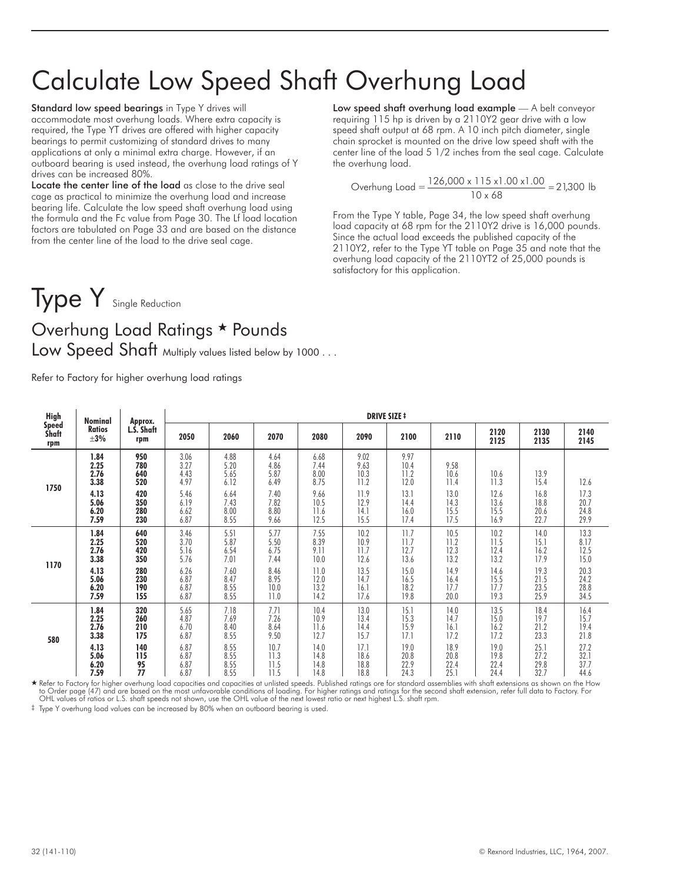# Calculate Low Speed Shaft Overhung Load

**Standard low speed bearings** in Type Y drives will accommodate most overhung loads. Where extra capacity is required, the Type YT drives are offered with higher capacity bearings to permit customizing of standard drives to many applications at only a minimal extra charge. However, if an outboard bearing is used instead, the overhung load ratings of Y drives can be increased 80%.

**Locate the center line of the load** as close to the drive seal cage as practical to minimize the overhung load and increase bearing life. Calculate the low speed shaft overhung load using the formula and the Fc value from Page 30. The Lf load location factors are tabulated on Page 33 and are based on the distance from the center line of the load to the drive seal cage.

**Low speed shaft overhung load example** — A belt conveyor requiring 115 hp is driven by a 2110Y2 gear drive with a low speed shaft output at 68 rpm. A 10 inch pitch diameter, single chain sprocket is mounted on the drive low speed shaft with the center line of the load 5 1/2 inches from the seal cage. Calculate the overhung load.

$$\text{Overhung Load} = \frac{126{,}000 \times 115 \times 1.00 \times 1.00}{10 \times 68} = 21{,}300 \text{ lb}$$

From the Type Y table, Page 34, the low speed shaft overhung load capacity at 68 rpm for the 2110Y2 drive is 16,000 pounds. Since the actual load exceeds the published capacity of the 2110Y2, refer to the Type YT table on Page 35 and note that the overhung load capacity of the 2110YT2 of 25,000 pounds is satisfactory for this application.

# Type Y Single Reduction

## Overhung Load Ratings ★ Pounds

### Low Speed Shaft Multiply values listed below by 1000 . . .

Refer to Factory for higher overhung load ratings

| High Speed Shaft rpm | Nominal Ratios ±3% | Approx. L.S. Shaft rpm | DRIVE SIZE ‡ | | | | | | | | | |
|---|---|---|---|---|---|---|---|---|---|---|---|---|
| | | | 2050 | 2060 | 2070 | 2080 | 2090 | 2100 | 2110 | 2120 2125 | 2130 2135 | 2140 2145 |
| 1750 | 1.84 | 950 | 3.06 | 4.88 | 4.64 | 6.68 | 9.02 | 9.97 | | | | |
| | 2.25 | 780 | 3.27 | 5.20 | 4.86 | 7.44 | 9.63 | 10.4 | 9.58 | | | |
| | 2.76 | 640 | 4.43 | 5.65 | 5.87 | 8.00 | 10.3 | 11.2 | 10.6 | 10.6 | 13.9 | |
| | 3.38 | 520 | 4.97 | 6.12 | 6.49 | 8.75 | 11.2 | 12.0 | 11.4 | 11.3 | 15.4 | 12.6 |
| | 4.13 | 420 | 5.46 | 6.64 | 7.40 | 9.66 | 11.9 | 13.1 | 13.0 | 12.6 | 16.8 | 17.3 |
| | 5.06 | 350 | 6.19 | 7.43 | 7.82 | 10.5 | 12.9 | 14.4 | 14.3 | 13.6 | 18.8 | 20.7 |
| | 6.20 | 280 | 6.62 | 8.00 | 8.80 | 11.6 | 14.1 | 16.0 | 15.5 | 15.5 | 20.6 | 24.8 |
| | 7.59 | 230 | 6.87 | 8.55 | 9.66 | 12.5 | 15.5 | 17.4 | 17.5 | 16.9 | 22.7 | 29.9 |
| 1170 | 1.84 | 640 | 3.46 | 5.51 | 5.77 | 7.55 | 10.2 | 11.7 | 10.5 | 10.2 | 14.0 | 13.3 |
| | 2.25 | 520 | 3.70 | 5.87 | 5.50 | 8.39 | 10.9 | 11.7 | 11.2 | 11.5 | 15.1 | 8.17 |
| | 2.76 | 420 | 5.16 | 6.54 | 6.75 | 9.11 | 11.7 | 12.7 | 12.3 | 12.4 | 16.2 | 12.5 |
| | 3.38 | 350 | 5.76 | 7.01 | 7.44 | 10.0 | 12.6 | 13.6 | 13.2 | 13.2 | 17.9 | 15.0 |
| | 4.13 | 280 | 6.26 | 7.60 | 8.46 | 11.0 | 13.5 | 15.0 | 14.9 | 14.6 | 19.3 | 20.3 |
| | 5.06 | 230 | 6.87 | 8.47 | 8.95 | 12.0 | 14.7 | 16.5 | 16.4 | 15.5 | 21.5 | 24.2 |
| | 6.20 | 190 | 6.87 | 8.55 | 10.0 | 13.2 | 16.1 | 18.2 | 17.7 | 17.7 | 23.5 | 28.8 |
| | 7.59 | 155 | 6.87 | 8.55 | 11.0 | 14.2 | 17.6 | 19.8 | 20.0 | 19.3 | 25.9 | 34.5 |
| 580 | 1.84 | 320 | 5.65 | 7.18 | 7.71 | 10.4 | 13.0 | 15.1 | 14.0 | 13.5 | 18.4 | 16.4 |
| | 2.25 | 260 | 4.87 | 7.69 | 7.26 | 10.9 | 13.4 | 15.3 | 14.7 | 15.0 | 19.7 | 15.7 |
| | 2.76 | 210 | 6.70 | 8.40 | 8.64 | 11.6 | 14.4 | 15.9 | 16.1 | 16.2 | 21.2 | 19.4 |
| | 3.38 | 175 | 6.87 | 8.55 | 9.50 | 12.7 | 15.7 | 17.1 | 17.2 | 17.2 | 23.3 | 21.8 |
| | 4.13 | 140 | 6.87 | 8.55 | 10.7 | 14.0 | 17.1 | 19.0 | 18.9 | 19.0 | 25.1 | 27.2 |
| | 5.06 | 115 | 6.87 | 8.55 | 11.3 | 14.8 | 18.6 | 20.8 | 20.8 | 19.8 | 27.2 | 32.1 |
| | 6.20 | 95 | 6.87 | 8.55 | 11.5 | 14.8 | 18.8 | 22.9 | 22.4 | 22.4 | 29.8 | 37.7 |
| | 7.59 | 77 | 6.87 | 8.55 | 11.5 | 14.8 | 18.8 | 24.3 | 25.1 | 24.4 | 32.7 | 44.6 |

★ Refer to Factory for higher overhung load capacities and capacities at unlisted speeds. Published ratings are for standard assemblies with shaft extensions as shown on the How to Order page (47) and are based on the most unfavorable conditions of loading. For higher ratings and ratings for the second shaft extension, refer full data to Factory. For OHL values of ratios or L.S. shaft speeds not shown, use the OHL value of the next lowest ratio or next highest L.S. shaft rpm.

‡ Type Y overhung load values can be increased by 80% when an outboard bearing is used.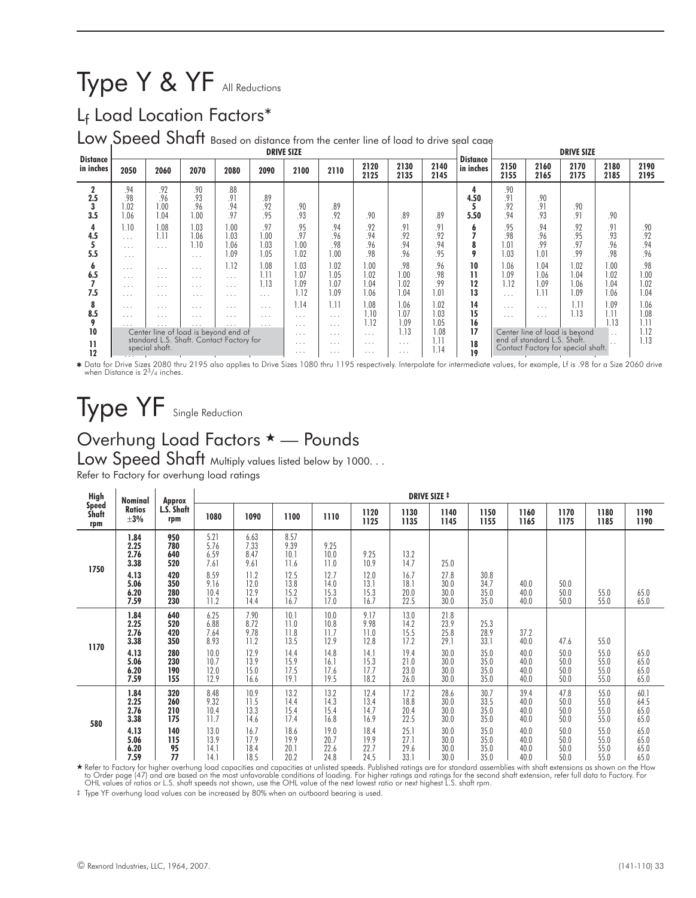# Type Y & YF All Reductions

## $L_f$ Load Location Factors*

### Low Speed Shaft Based on distance from the center line of load to drive seal cage

| Distance in inches | DRIVE SIZE | | | | | | | | | |
|---|---|---|---|---|---|---|---|---|---|---|
| | 2050 | 2060 | 2070 | 2080 | 2090 | 2100 | 2110 | 2120 2125 | 2130 2135 | 2140 2145 |
| 2 | .94 | .92 | .90 | .88 | | | | | | |
| 2.5 | .98 | .96 | .93 | .91 | .89 | | | | | |
| 3 | 1.02 | 1.00 | .96 | .94 | .92 | .90 | .89 | | | |
| 3.5 | 1.06 | 1.04 | 1.00 | .97 | .95 | .93 | .92 | .90 | .89 | .89 |
| 4 | 1.10 | 1.08 | 1.03 | 1.00 | .97 | .95 | .94 | .92 | .91 | .91 |
| 4.5 | . . . | 1.11 | 1.06 | 1.03 | 1.00 | .97 | .96 | .94 | .92 | .92 |
| 5 | . . . | . . . | 1.10 | 1.06 | 1.03 | 1.00 | .98 | .96 | .94 | .94 |
| 5.5 | . . . | | . . . | 1.09 | 1.05 | 1.02 | 1.00 | .98 | .96 | .95 |
| 6 | . . . | . . . | . . . | 1.12 | 1.08 | 1.03 | 1.02 | 1.00 | .98 | .96 |
| 6.5 | . . . | . . . | . . . | . . . | 1.11 | 1.07 | 1.05 | 1.02 | 1.00 | .98 |
| 7 | . . . | . . . | . . . | . . . | 1.13 | 1.09 | 1.07 | 1.04 | 1.02 | .99 |
| 7.5 | . . . | . . . | . . . | . . . | . . . | 1.12 | 1.09 | 1.06 | 1.04 | 1.01 |
| 8 | . . . | . . . | . . . | . . . | . . . | 1.14 | 1.11 | 1.08 | 1.06 | 1.02 |
| 8.5 | . . . | . . . | . . . | . . . | . . . | . . . | . . . | 1.10 | 1.07 | 1.03 |
| 9 | . . . | . . . | . . . | . . . | . . . | . . . | . . . | 1.12 | 1.09 | 1.05 |
| 10 | Center line of load is beyond end of standard L.S. Shaft. Contact Factory for special shaft. | | | | | . . . | . . . | . . . | 1.13 | 1.08 |
| 11 | | | | | | . . . | . . . | . . . | . . . | 1.11 |
| 12 | | | | | | . . . | . . . | . . . | . . . | 1.14 |

| Distance in inches | DRIVE SIZE | | | | |
|---|---|---|---|---|---|
| | 2150 2155 | 2160 2165 | 2170 2175 | 2180 2185 | 2190 2195 |
| 4 | .90 | | | | |
| 4.50 | .91 | .90 | | | |
| 5 | .92 | .91 | .90 | | |
| 5.50 | .94 | .93 | .91 | .90 | |
| 6 | .95 | .94 | .92 | .91 | .90 |
| 7 | .98 | .96 | .95 | .93 | .92 |
| 8 | 1.01 | .99 | .97 | .96 | .94 |
| 9 | 1.03 | 1.01 | .99 | .98 | .96 |
| 10 | 1.06 | 1.04 | 1.02 | 1.00 | .98 |
| 11 | 1.09 | 1.06 | 1.04 | 1.02 | 1.00 |
| 12 | 1.12 | 1.09 | 1.06 | 1.04 | 1.02 |
| 13 | . . . | 1.11 | 1.09 | 1.06 | 1.04 |
| 14 | . . . | . . . | 1.11 | 1.09 | 1.06 |
| 15 | . . . | . . . | 1.13 | 1.11 | 1.08 |
| 16 | | | | 1.13 | 1.11 |
| 17 | Center line of load is beyond end of standard L.S. Shaft. Contact Factory for special shaft. | | | . . . | 1.12 |
| 18 | | | | . . . | 1.13 |
| 19 | | | | | |

* Data for Drive Sizes 2080 thru 2195 also applies to Drive Sizes 1080 thru 1195 respectively. Interpolate for intermediate values, for example, Lf is .98 for a Size 2060 drive when Distance is $2\frac{3}{4}$ inches.

# Type YF Single Reduction

## Overhung Load Factors ★ — Pounds

### Low Speed Shaft Multiply values listed below by 1000. . .

Refer to Factory for overhung load ratings

| High Speed Shaft rpm | Nominal Ratios ±3% | Approx L.S. Shaft rpm | DRIVE SIZE ‡ | | | | | | | | | | | |
|---|---|---|---|---|---|---|---|---|---|---|---|---|---|---|
| | | | 1080 | 1090 | 1100 | 1110 | 1120 1125 | 1130 1135 | 1140 1145 | 1150 1155 | 1160 1165 | 1170 1175 | 1180 1185 | 1190 1190 |
| 1750 | 1.84 | 950 | 5.21 | 6.63 | 8.57 | | | | | | | | | |
| | 2.25 | 780 | 5.76 | 7.33 | 9.39 | 9.25 | | | | | | | | |
| | 2.76 | 640 | 6.59 | 8.47 | 10.1 | 10.0 | 9.25 | 13.2 | | | | | | |
| | 3.38 | 520 | 7.61 | 9.61 | 11.6 | 11.0 | 10.9 | 14.7 | 25.0 | | | | | |
| | 4.13 | 420 | 8.59 | 11.2 | 12.5 | 12.7 | 12.0 | 16.7 | 27.8 | 30.8 | | | | |
| | 5.06 | 350 | 9.16 | 12.0 | 13.8 | 14.0 | 13.1 | 18.1 | 30.0 | 34.7 | 40.0 | 50.0 | | |
| | 6.20 | 280 | 10.4 | 12.9 | 15.2 | 15.3 | 15.3 | 20.0 | 30.0 | 35.0 | 40.0 | 50.0 | 55.0 | 65.0 |
| | 7.59 | 230 | 11.2 | 14.4 | 16.7 | 17.0 | 16.7 | 22.5 | 30.0 | 35.0 | 40.0 | 50.0 | 55.0 | 65.0 |
| 1170 | 1.84 | 640 | 6.25 | 7.90 | 10.1 | 10.0 | 9.17 | 13.0 | 21.8 | | | | | |
| | 2.25 | 520 | 6.88 | 8.72 | 11.0 | 10.8 | 9.98 | 14.2 | 23.9 | 25.3 | | | | |
| | 2.76 | 420 | 7.64 | 9.78 | 11.8 | 11.7 | 11.0 | 15.5 | 25.8 | 28.9 | 37.2 | | | |
| | 3.38 | 350 | 8.93 | 11.2 | 13.5 | 12.9 | 12.8 | 17.2 | 29.1 | 33.1 | 40.0 | 47.6 | 55.0 | |
| | 4.13 | 280 | 10.0 | 12.9 | 14.4 | 14.8 | 14.1 | 19.4 | 30.0 | 35.0 | 40.0 | 50.0 | 55.0 | 65.0 |
| | 5.06 | 230 | 10.7 | 13.9 | 15.9 | 16.1 | 15.3 | 21.0 | 30.0 | 35.0 | 40.0 | 50.0 | 55.0 | 65.0 |
| | 6.20 | 190 | 12.0 | 15.0 | 17.5 | 17.6 | 17.7 | 23.0 | 30.0 | 35.0 | 40.0 | 50.0 | 55.0 | 65.0 |
| | 7.59 | 155 | 12.9 | 16.6 | 19.1 | 19.5 | 18.2 | 26.0 | 30.0 | 35.0 | 40.0 | 50.0 | 55.0 | 65.0 |
| 580 | 1.84 | 320 | 8.48 | 10.9 | 13.2 | 13.2 | 12.4 | 17.2 | 28.6 | 30.7 | 39.4 | 47.8 | 55.0 | 60.1 |
| | 2.25 | 260 | 9.32 | 11.5 | 14.4 | 14.3 | 13.4 | 18.8 | 30.0 | 33.5 | 40.0 | 50.0 | 55.0 | 64.5 |
| | 2.76 | 210 | 10.4 | 13.3 | 15.4 | 15.4 | 14.7 | 20.4 | 30.0 | 35.0 | 40.0 | 50.0 | 55.0 | 65.0 |
| | 3.38 | 175 | 11.7 | 14.6 | 17.4 | 16.8 | 16.9 | 22.5 | 30.0 | 35.0 | 40.0 | 50.0 | 55.0 | 65.0 |
| | 4.13 | 140 | 13.0 | 16.7 | 18.6 | 19.0 | 18.4 | 25.1 | 30.0 | 35.0 | 40.0 | 50.0 | 55.0 | 65.0 |
| | 5.06 | 115 | 13.9 | 17.9 | 19.9 | 20.7 | 19.9 | 27.1 | 30.0 | 35.0 | 40.0 | 50.0 | 55.0 | 65.0 |
| | 6.20 | 95 | 14.1 | 18.4 | 20.1 | 22.6 | 22.7 | 29.6 | 30.0 | 35.0 | 40.0 | 50.0 | 55.0 | 65.0 |
| | 7.59 | 77 | 14.1 | 18.5 | 20.2 | 24.8 | 24.5 | 33.1 | 30.0 | 35.0 | 40.0 | 50.0 | 55.0 | 65.0 |

★ Refer to Factory for higher overhung load capacities and capacities at unlisted speeds. Published ratings are for standard assemblies with shaft extensions as shown on the How to Order page (47) and are based on the most unfavorable conditions of loading. For higher ratings and ratings for the second shaft extension, refer full data to Factory. For OHL values of ratios or L.S. shaft speeds not shown, use the OHL value of the next lowest ratio or next highest L.S. shaft rpm.

‡ Type YF overhung load values can be increased by 80% when an outboard bearing is used.

© Rexnord Industries, LLC, 1964, 2007.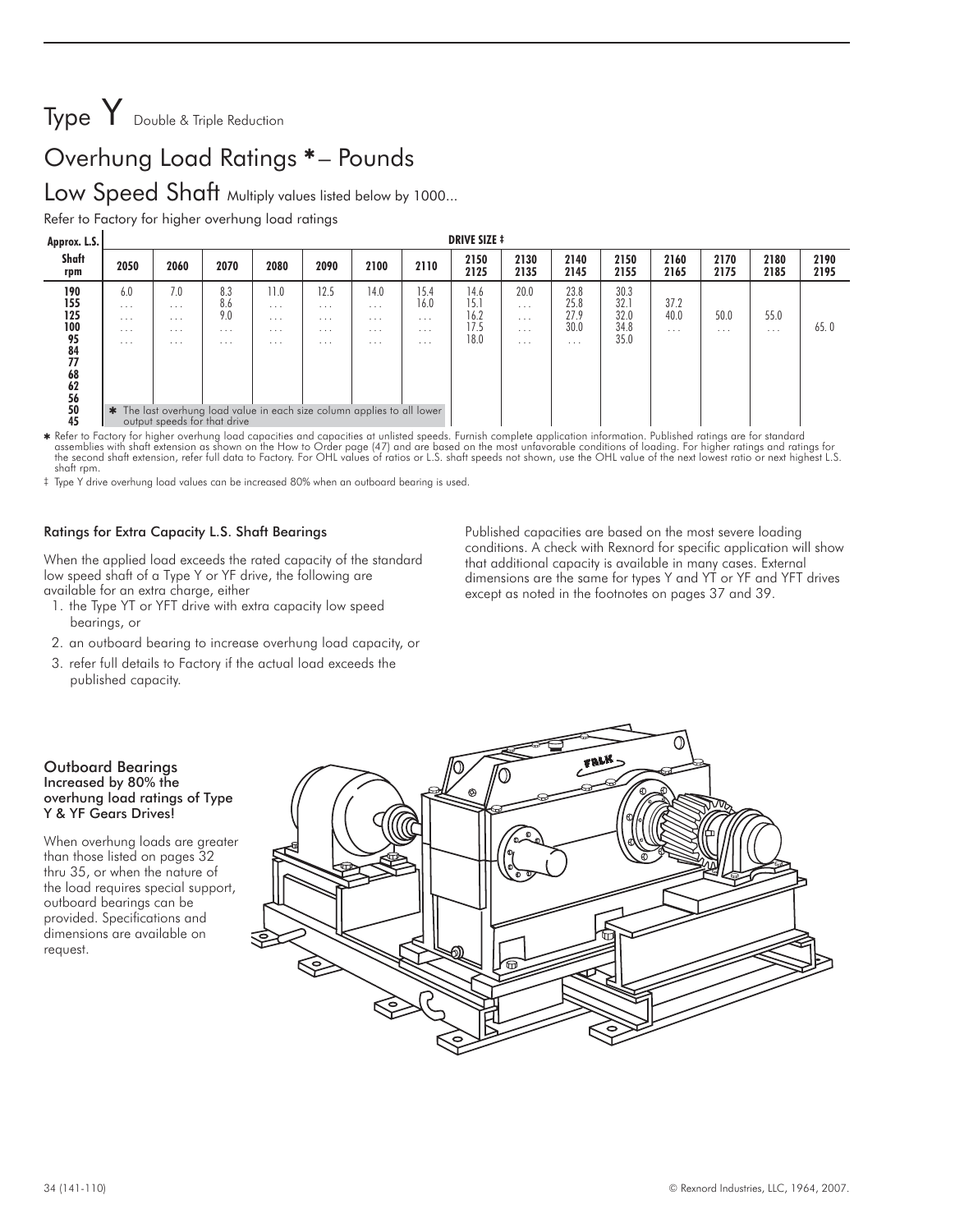# Type Y Double & Triple Reduction

## Overhung Load Ratings ✱– Pounds

### Low Speed Shaft Multiply values listed below by 1000...

Refer to Factory for higher overhung load ratings

| Approx. L.S. Shaft rpm | DRIVE SIZE ‡ 2050 | 2060 | 2070 | 2080 | 2090 | 2100 | 2110 | 2150 2125 | 2130 2135 | 2140 2145 | 2150 2155 | 2160 2165 | 2170 2175 | 2180 2185 | 2190 2195 |
|---|---|---|---|---|---|---|---|---|---|---|---|---|---|---|---|
| 190 | 6.0 | 7.0 | 8.3 | 11.0 | 12.5 | 14.0 | 15.4 | 14.6 | 20.0 | 23.8 | 30.3 | | | | |
| 155 | . . . | . . . | 8.6 | . . . | . . . | . . . | 16.0 | 15.1 | . . . | 25.8 | 32.1 | 37.2 | | | |
| 125 | . . . | . . . | 9.0 | . . . | . . . | . . . | . . . | 16.2 | . . . | 27.9 | 32.0 | 40.0 | 50.0 | 55.0 | 65.0 |
| 100 | . . . | . . . | . . . | . . . | . . . | . . . | . . . | 17.5 | . . . | 30.0 | 34.8 | . . . | . . . | . . . | |
| 95 | . . . | . . . | . . . | . . . | . . . | . . . | . . . | 18.0 | . . . | . . . | 35.0 | | | | |
| 84 | | | | | | | | | | | | | | | |
| 77 | | | | | | | | | | | | | | | |
| 68 | | | | | | | | | | | | | | | |
| 62 | | | | | | | | | | | | | | | |
| 56 | | | | | | | | | | | | | | | |
| 50 | | | | | | | | | | | | | | | |
| 45 | | | | | | | | | | | | | | | |

✱ The last overhung load value in each size column applies to all lower output speeds for that drive

✱ Refer to Factory for higher overhung load capacities and capacities at unlisted speeds. Furnish complete application information. Published ratings are for standard assemblies with shaft extension as shown on the How to Order page (47) and are based on the most unfavorable conditions of loading. For higher ratings and ratings for the second shaft extension, refer full data to Factory. For OHL values of ratios or L.S. shaft speeds not shown, use the OHL value of the next lowest ratio or next highest L.S. shaft rpm.

‡ Type Y drive overhung load values can be increased 80% when an outboard bearing is used.

#### Ratings for Extra Capacity L.S. Shaft Bearings

When the applied load exceeds the rated capacity of the standard low speed shaft of a Type Y or YF drive, the following are available for an extra charge, either

1. the Type YT or YFT drive with extra capacity low speed bearings, or
2. an outboard bearing to increase overhung load capacity, or
3. refer full details to Factory if the actual load exceeds the published capacity.

Published capacities are based on the most severe loading conditions. A check with Rexnord for specific application will show that additional capacity is available in many cases. External dimensions are the same for types Y and YT or YF and YFT drives except as noted in the footnotes on pages 37 and 39.

#### Outboard Bearings Increased by 80% the overhung load ratings of Type Y & YF Gears Drives!

When overhung loads are greater than those listed on pages 32 thru 35, or when the nature of the load requires special support, outboard bearings can be provided. Specifications and dimensions are available on request.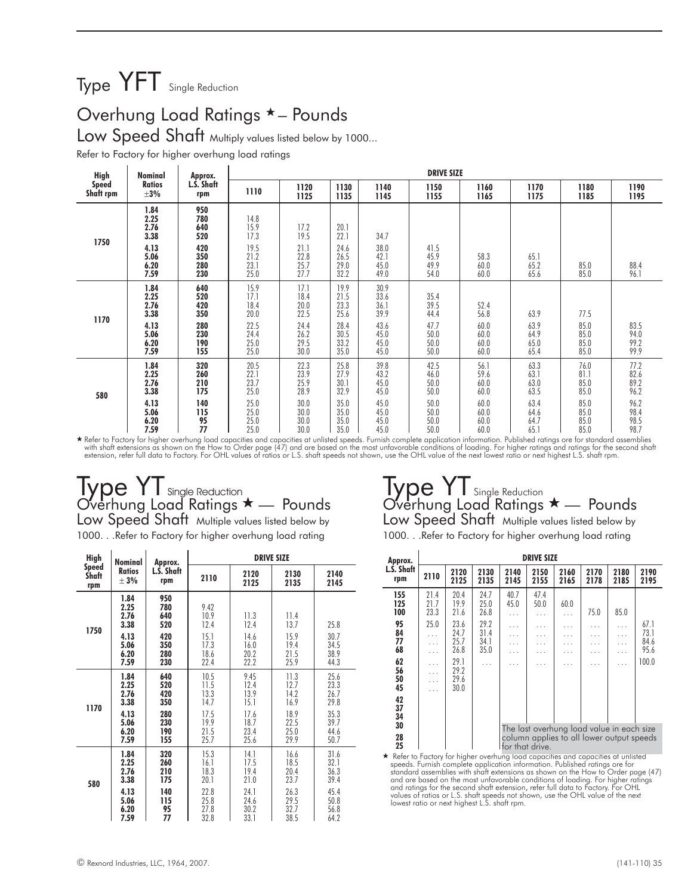# Type YFT Single Reduction

## Overhung Load Ratings ★ – Pounds

### Low Speed Shaft Multiply values listed below by 1000...

Refer to Factory for higher overhung load ratings

| High Speed Shaft rpm | Nominal Ratios ±3% | Approx. L.S. Shaft rpm | DRIVE SIZE | | | | | | | | |
|---|---|---|---|---|---|---|---|---|---|---|---|
| | | | 1110 | 1120 1125 | 1130 1135 | 1140 1145 | 1150 1155 | 1160 1165 | 1170 1175 | 1180 1185 | 1190 1195 |
| 1750 | 1.84 | 950 | | | | | | | | | |
| | 2.25 | 780 | 14.8 | | | | | | | | |
| | 2.76 | 640 | 15.9 | 17.2 | 20.1 | | | | | | |
| | 3.38 | 520 | 17.3 | 19.5 | 22.1 | 34.7 | | | | | |
| | 4.13 | 420 | 19.5 | 21.1 | 24.6 | 38.0 | 41.5 | | | | |
| | 5.06 | 350 | 21.2 | 22.8 | 26.5 | 42.1 | 45.9 | 58.3 | 65.1 | | |
| | 6.20 | 280 | 23.1 | 25.7 | 29.0 | 45.0 | 49.9 | 60.0 | 65.2 | 85.0 | 88.4 |
| | 7.59 | 230 | 25.0 | 27.7 | 32.2 | 49.0 | 54.0 | 60.0 | 65.6 | 85.0 | 96.1 |
| 1170 | 1.84 | 640 | 15.9 | 17.1 | 19.9 | 30.9 | | | | | |
| | 2.25 | 520 | 17.1 | 18.4 | 21.5 | 33.6 | 35.4 | | | | |
| | 2.76 | 420 | 18.4 | 20.0 | 23.3 | 36.1 | 39.5 | 52.4 | | | |
| | 3.38 | 350 | 20.0 | 22.5 | 25.6 | 39.9 | 44.4 | 56.8 | 63.9 | 77.5 | |
| | 4.13 | 280 | 22.5 | 24.4 | 28.4 | 43.6 | 47.7 | 60.0 | 63.9 | 85.0 | 83.5 |
| | 5.06 | 230 | 24.4 | 26.2 | 30.5 | 45.0 | 50.0 | 60.0 | 64.9 | 85.0 | 94.0 |
| | 6.20 | 190 | 25.0 | 29.5 | 33.2 | 45.0 | 50.0 | 60.0 | 65.0 | 85.0 | 99.2 |
| | 7.59 | 155 | 25.0 | 30.0 | 35.0 | 45.0 | 50.0 | 60.0 | 65.4 | 85.0 | 99.9 |
| 580 | 1.84 | 320 | 20.5 | 22.3 | 25.8 | 39.8 | 42.5 | 56.1 | 63.3 | 76.0 | 77.2 |
| | 2.25 | 260 | 22.1 | 23.9 | 27.9 | 43.2 | 46.0 | 59.6 | 63.1 | 81.1 | 82.6 |
| | 2.76 | 210 | 23.7 | 25.9 | 30.1 | 45.0 | 50.0 | 60.0 | 63.0 | 85.0 | 89.2 |
| | 3.38 | 175 | 25.0 | 28.9 | 32.9 | 45.0 | 50.0 | 60.0 | 63.5 | 85.0 | 96.2 |
| | 4.13 | 140 | 25.0 | 30.0 | 35.0 | 45.0 | 50.0 | 60.0 | 63.4 | 85.0 | 96.2 |
| | 5.06 | 115 | 25.0 | 30.0 | 35.0 | 45.0 | 50.0 | 60.0 | 64.6 | 85.0 | 98.4 |
| | 6.20 | 95 | 25.0 | 30.0 | 35.0 | 45.0 | 50.0 | 60.0 | 64.7 | 85.0 | 98.5 |
| | 7.59 | 77 | 25.0 | 30.0 | 35.0 | 45.0 | 50.0 | 60.0 | 65.1 | 85.0 | 98.7 |

★ Refer to Factory for higher overhung load capacities and capacities at unlisted speeds. Furnish complete application information. Published ratings are for standard assemblies with shaft extensions as shown on the How to Order page (47) and are based on the most unfavorable conditions of loading. For higher ratings and ratings for the second shaft extension, refer full data to Factory. For OHL values of ratios or L.S. shaft speeds not shown, use the OHL value of the next lowest ratio or next highest L.S. shaft rpm.

# Type YT Single Reduction

## Overhung Load Ratings ★ — Pounds

### Low Speed Shaft Multiple values listed below by 1000. . .Refer to Factory for higher overhung load rating

| High Speed Shaft rpm | Nominal Ratios ± 3% | Approx. L.S. Shaft rpm | DRIVE SIZE | | | |
|---|---|---|---|---|---|---|
| | | | 2110 | 2120 2125 | 2130 2135 | 2140 2145 |
| 1750 | 1.84 | 950 | | | | |
| | 2.25 | 780 | 9.42 | | | |
| | 2.76 | 640 | 10.9 | 11.3 | 11.4 | |
| | 3.38 | 520 | 12.4 | 12.4 | 13.7 | 25.8 |
| | 4.13 | 420 | 15.1 | 14.6 | 15.9 | 30.7 |
| | 5.06 | 350 | 17.3 | 16.0 | 19.4 | 34.5 |
| | 6.20 | 280 | 18.6 | 20.2 | 21.5 | 38.9 |
| | 7.59 | 230 | 22.4 | 22.2 | 25.9 | 44.3 |
| 1170 | 1.84 | 640 | 10.5 | 9.45 | 11.3 | 25.6 |
| | 2.25 | 520 | 11.5 | 12.4 | 12.7 | 23.3 |
| | 2.76 | 420 | 13.3 | 13.9 | 14.2 | 26.7 |
| | 3.38 | 350 | 14.7 | 15.1 | 16.9 | 29.8 |
| | 4.13 | 280 | 17.5 | 17.6 | 18.9 | 35.3 |
| | 5.06 | 230 | 19.9 | 18.7 | 22.5 | 39.7 |
| | 6.20 | 190 | 21.5 | 23.4 | 25.0 | 44.6 |
| | 7.59 | 155 | 25.7 | 25.6 | 29.9 | 50.7 |
| 580 | 1.84 | 320 | 15.3 | 14.1 | 16.6 | 31.6 |
| | 2.25 | 260 | 16.1 | 17.5 | 18.5 | 32.1 |
| | 2.76 | 210 | 18.3 | 19.4 | 20.4 | 36.3 |
| | 3.38 | 175 | 20.1 | 21.0 | 23.7 | 39.4 |
| | 4.13 | 140 | 22.8 | 24.1 | 26.3 | 45.4 |
| | 5.06 | 115 | 25.8 | 24.6 | 29.5 | 50.8 |
| | 6.20 | 95 | 27.8 | 30.2 | 32.7 | 56.8 |
| | 7.59 | 77 | 32.8 | 33.1 | 38.5 | 64.2 |

# Type YT Single Reduction

## Overhung Load Ratings ★ — Pounds

### Low Speed Shaft Multiple values listed below by 1000. . .Refer to Factory for higher overhung load rating

| Approx. L.S. Shaft rpm | DRIVE SIZE | | | | | | | | |
|---|---|---|---|---|---|---|---|---|---|
| | 2110 | 2120 2125 | 2130 2135 | 2140 2145 | 2150 2155 | 2160 2165 | 2170 2178 | 2180 2185 | 2190 2195 |
| 155 | 21.4 | 20.4 | 24.7 | 40.7 | 47.4 | | | | |
| 125 | 21.7 | 19.9 | 25.0 | 45.0 | 50.0 | 60.0 | | | |
| 100 | 23.3 | 21.6 | 26.8 | ... | ... | ... | 75.0 | 85.0 | |
| 95 | 25.0 | 23.6 | 29.2 | ... | ... | ... | ... | ... | 67.1 |
| 84 | ... | 24.7 | 31.4 | ... | ... | ... | ... | ... | 73.1 |
| 77 | ... | 25.7 | 34.1 | ... | ... | ... | ... | ... | 84.6 |
| 68 | ... | 26.8 | 35.0 | ... | ... | ... | ... | ... | 95.6 |
| 62 | ... | 29.1 | ... | ... | ... | ... | ... | ... | 100.0 |
| 56 | ... | 29.2 | | | | | | | |
| 50 | ... | 29.6 | | | | | | | |
| 45 | ... | 30.0 | | | | | | | |
| 42 | | | | | | | | | |
| 37 | | | | | | | | | |
| 34 | | | | | | | | | |
| 30 | | | | | | | | | |
| 28 | | | | | | | | | |
| 25 | | | | | | | | | |

The last overhung load value in each size column applies to all lower output speeds for that drive.

★ Refer to Factory for higher overhung load capacities and capacities at unlisted speeds. Furnish complete application information. Published ratings are for standard assemblies with shaft extensions as shown on the How to Order page (47) and are based on the most unfavorable conditions of loading. For higher ratings and ratings for the second shaft extension, refer full data to Factory. For OHL values of ratios or L.S. shaft speeds not shown, use the OHL value of the next lowest ratio or next highest L.S. shaft rpm.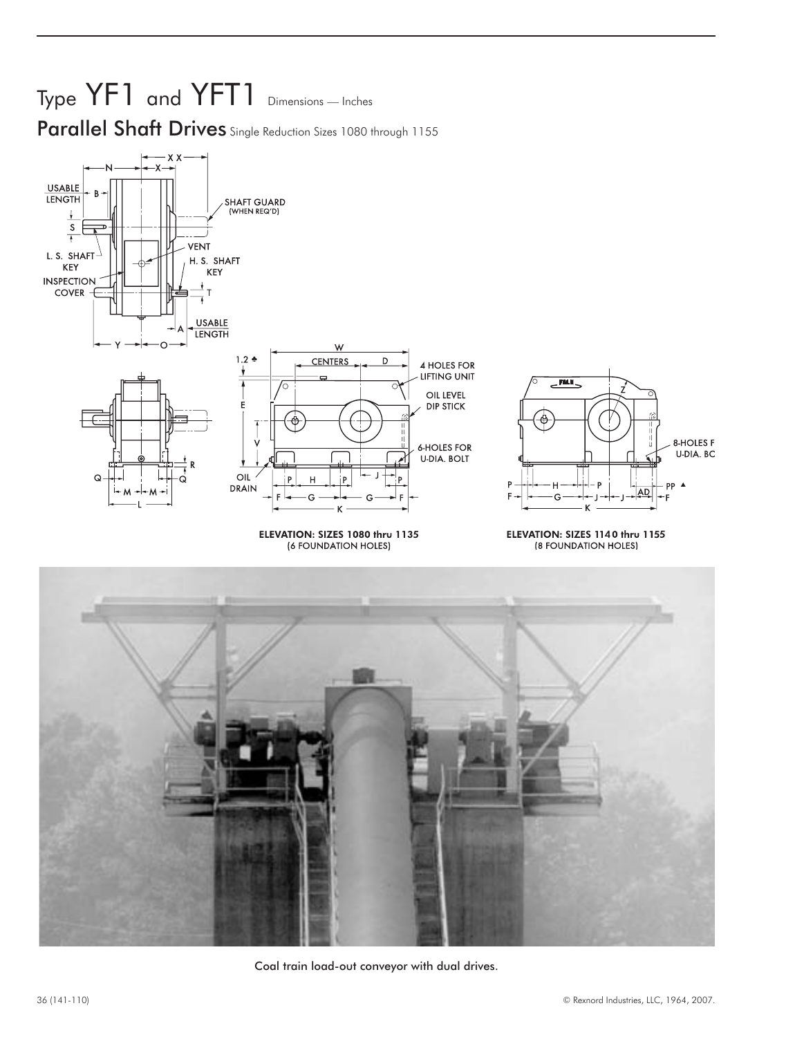# Type YF1 and YFT1 Dimensions — Inches

## Parallel Shaft Drives Single Reduction Sizes 1080 through 1155

ELEVATION: SIZES 1080 thru 1135 (6 FOUNDATION HOLES)

ELEVATION: SIZES 1140 thru 1155 (8 FOUNDATION HOLES)

Coal train load-out conveyor with dual drives.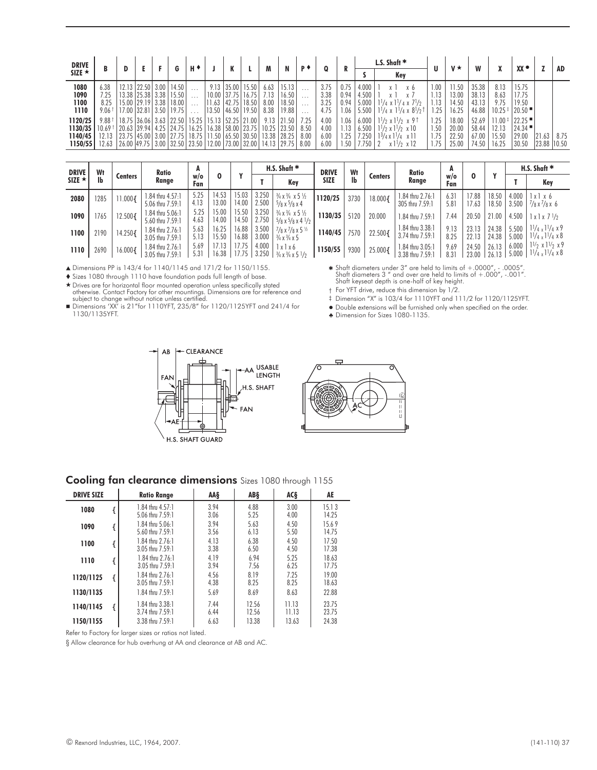| DRIVE SIZE ★ | B | D | E | F | G | H ♦ | J | K | L | M | N | P ♦ | Q | R | L.S. Shaft * | | U | V ★ | W | X | XX ● | Z | AD |
|---|---|---|---|---|---|---|---|---|---|---|---|---|---|---|---|---|---|---|---|---|---|---|---|
| | | | | | | | | | | | | | | | S | Key | | | | | | | |
| 1080 | 6.38 | 12.13 | 22.50 | 3.00 | 14.50 | ... | 9.13 | 35.00 | 15.50 | 6.63 | 15.13 | ... | 3.75 | 0.75 | 4.000 | 1 x 1 x 6 | 1.00 | 11.50 | 35.38 | 8.13 | 15.75 | | |
| 1090 | 7.25 | 13.38 | 25.38 | 3.38 | 15.50 | ... | 10.00 | 37.75 | 16.75 | 7.13 | 16.50 | ... | 3.38 | 0.94 | 4.500 | 1 x 1 x 7 | 1.13 | 13.00 | 38.13 | 8.63 | 17.75 | | |
| 1100 | 8.25 | 15.00 | 29.19 | 3.38 | 18.00 | ... | 11.63 | 42.75 | 18.50 | 8.00 | 18.50 | ... | 3.25 | 0.94 | 5.000 | 1¼ x 1¼ x 7½ | 1.13 | 14.50 | 43.13 | 9.75 | 19.50 | | |
| 1110 | 9.06 † | 17.00 | 32.81 | 3.50 | 19.75 | ... | 13.50 | 46.50 | 19.50 | 8.38 | 19.88 | ... | 4.75 | 1.06 | 5.500 | 1¼ x 1¼ x 8½ † | 1.25 | 16.25 | 46.88 | 10.25 ‡ | 20.50 ■ | | |
| 1120/25 | 9.88 † | 18.75 | 36.06 | 3.63 | 22.50 | 15.25 | 15.13 | 52.25 | 21.00 | 9.13 | 21.50 | 7.25 | 4.00 | 1.06 | 6.000 | 1½ x 1½ x 9 † | 1.25 | 18.00 | 52.69 | 11.00 ‡ | 22.25 ■ | | |
| 1130/35 | 10.69 † | 20.63 | 39.94 | 4.25 | 24.75 | 16.25 | 16.38 | 58.00 | 23.75 | 10.25 | 23.50 | 8.50 | 4.00 | 1.13 | 6.500 | 1½ x 1½ x 10 | 1.50 | 20.00 | 58.44 | 12.13 | 24.34 ■ | | |
| 1140/45 | 12.13 | 23.75 | 45.00 | 3.00 | 27.75 | 18.75 | 11.50 | 65.50 | 30.50 | 13.38 | 28.25 | 8.00 | 6.00 | 1.25 | 7.250 | 1¾ x 1¼ x 11 | 1.75 | 22.50 | 67.00 | 15.50 | 29.00 | 21.63 | 8.75 |
| 1150/55 | 12.63 | 26.00 | 49.75 | 3.00 | 32.50 | 23.50 | 12.00 | 73.00 | 32.00 | 14.13 | 29.75 | 8.00 | 6.00 | 1.50 | 7.750 | 2 x 1½ x 12 | 1.75 | 25.00 | 74.50 | 16.25 | 30.50 | 23.88 | 10.50 |

| DRIVE SIZE ★ | Wt lb | Centers | Ratio Range | A w/o Fan | O | Y | H.S. Shaft * | |
|---|---|---|---|---|---|---|---|---|
| | | | | | | | T | Key |
| 2080 | 1285 | 11.000 | 1.84 thru 4.57:1 | 5.25 | 14.53 | 15.03 | 3.250 | ¾ x ¾ x 5½ |
| | | | 5.06 thru 7.59:1 | 4.13 | 13.00 | 14.00 | 2.500 | ⅝ x ⅝ x 4 |
| 1090 | 1765 | 12.500 | 1.84 thru 5.06:1 | 5.25 | 15.00 | 15.50 | 3.250 | ¾ x ¾ x 5½ |
| | | | 5.60 thru 7.59:1 | 4.63 | 14.00 | 14.50 | 2.750 | ⅝ x ⅝ x 4½ |
| 1100 | 2190 | 14.250 | 1.84 thru 2.76:1 | 5.63 | 16.25 | 16.88 | 3.500 | ⅞ x ⅞ x 5½ |
| | | | 3.05 thru 7.59:1 | 5.13 | 15.50 | 16.88 | 3.000 | ¾ x ¾ x 5 |
| 1110 | 2690 | 16.000 | 1.84 thru 2.76:1 | 5.69 | 17.13 | 17.75 | 4.000 | 1 x 1 x 6 |
| | | | 3.05 thru 7.59:1 | 5.31 | 16.38 | 17.75 | 3.250 | ¾ x ¾ x 5½ |

| DRIVE SIZE | Wt lb | Centers | Ratio Range | A w/o Fan | O | Y | H.S. Shaft * | |
|---|---|---|---|---|---|---|---|---|
| | | | | | | | T | Key |
| 1120/25 | 3730 | 18.000 | 1.84 thru 2.76:1 | 6.31 | 17.88 | 18.50 | 4.000 | 1 x 1 x 6 |
| | | | 305 thru 7.59:1 | 5.81 | 17.63 | 18.50 | 3.500 | ⅞ x ⅞ x 6 |
| 1130/35 | 5120 | 20.000 | 1.84 thru 7.59:1 | 7.44 | 20.50 | 21.00 | 4.500 | 1 x 1 x 7½ |
| 1140/45 | 7570 | 22.500 | 1.84 thru 3.38:1 | 9.13 | 23.13 | 24.38 | 5.500 | 1¼ x 1¼ x 9 |
| | | | 3.74 thru 7.59:1 | 8.25 | 22.13 | 24.38 | 5.000 | 1¼ x 1¼ x 8 |
| 1150/55 | 9300 | 25.000 | 1.84 thru 3.05:1 | 9.69 | 24.50 | 26.13 | 6.000 | 1½ x 1½ x 9 |
| | | | 3.38 thru 7.59:1 | 8.31 | 23.00 | 26.13 | 5.000 | 1¼ x 1¼ x 8 |

▲ Dimensions PP is 143/4 for 1140/1145 and 171/2 for 1150/1155.

♦ Sizes 1080 through 1110 have foundation pads full length of base.

★ Drives are for horizontal floor mounted operation unless specifically stated otherwise. Contact Factory for other mountings. Dimensions are for reference and subject to change without notice unless certified.

■ Dimensions 'XX' is 21" for 1110YFT, 235/8" for 1120/1125YFT and 241/4 for 1130/1135YFT.

* Shaft diameters under 3" are held to limits of +.0000", -.0005". Shaft diameters 3" and over are held to limits of +.000", -.001". Shaft keyseat depth is one-half of key height.

† For YFT drive, reduce this dimension by 1/2.

‡ Dimension "X" is 103/4 for 1110YFT and 111/2 for 1120/1125YFT.

● Double extensions will be furnished only when specified on the order.

♣ Dimension for Sizes 1080-1135.

AB — CLEARANCE — AA USABLE LENGTH — FAN — H.S. SHAFT — FAN — AE — H.S. SHAFT GUARD — AC

## Cooling fan clearance dimensions Sizes 1080 through 1155

| DRIVE SIZE | Ratio Range | AA§ | AB§ | AC§ | AE |
|---|---|---|---|---|---|
| 1080 | 1.84 thru 4.57:1 | 3.94 | 4.88 | 3.00 | 15.13 |
| | 5.06 thru 7.59:1 | 3.06 | 5.25 | 4.00 | 14.25 |
| 1090 | 1.84 thru 5.06:1 | 3.94 | 5.63 | 4.50 | 15.69 |
| | 5.60 thru 7.59:1 | 3.56 | 6.13 | 5.50 | 14.75 |
| 1100 | 1.84 thru 2.76:1 | 4.13 | 6.38 | 4.50 | 17.50 |
| | 3.05 thru 7.59:1 | 3.38 | 6.50 | 4.50 | 17.38 |
| 1110 | 1.84 thru 2.76:1 | 4.19 | 6.94 | 5.25 | 18.63 |
| | 3.05 thru 7.59:1 | 3.94 | 7.56 | 6.25 | 17.75 |
| 1120/1125 | 1.84 thru 2.76:1 | 4.56 | 8.19 | 7.25 | 19.00 |
| | 3.05 thru 7.59:1 | 4.38 | 8.25 | 8.25 | 18.63 |
| 1130/1135 | 1.84 thru 7.59:1 | 5.69 | 8.69 | 8.63 | 22.88 |
| 1140/1145 | 1.84 thru 3.38:1 | 7.44 | 12.56 | 11.13 | 23.75 |
| | 3.74 thru 7.59:1 | 6.44 | 12.56 | 11.13 | 23.75 |
| 1150/1155 | 3.38 thru 7.59:1 | 6.63 | 13.38 | 13.63 | 24.38 |

Refer to Factory for larger sizes or ratios not listed.

§ Allow clearance for hub overhung at AA and clearance at AB and AC.

© Rexnord Industries, LLC, 1964, 2007.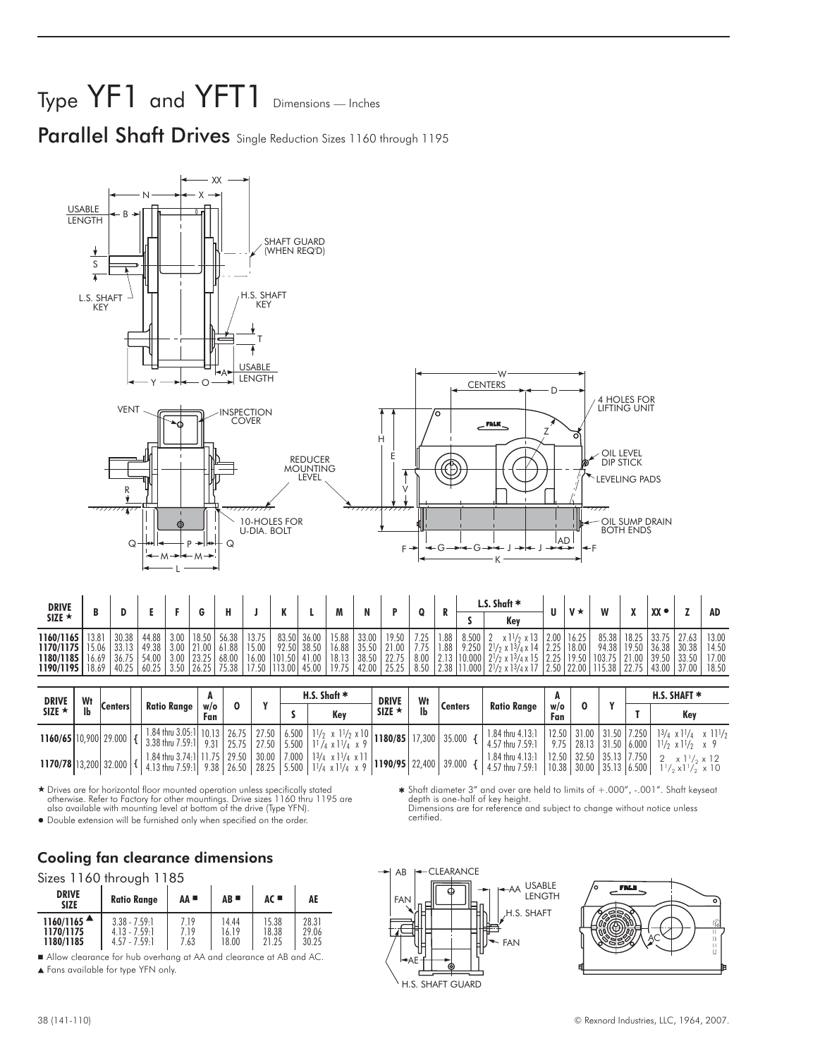# Type YF1 and YFT1 Dimensions — Inches

## Parallel Shaft Drives Single Reduction Sizes 1160 through 1195

| DRIVE SIZE ★ | B | D | E | F | G | H | J | K | L | M | N | P | Q | R | L.S. Shaft ✱ | | U | V ★ | W | X | XX ● | Z | AD |
|---|---|---|---|---|---|---|---|---|---|---|---|---|---|---|---|---|---|---|---|---|---|---|---|
| | | | | | | | | | | | | | | | S | Key | | | | | | | |
| **1160/1165** | 13.81 | 30.38 | 44.88 | 3.00 | 18.50 | 56.38 | 13.75 | 83.50 | 36.00 | 15.88 | 33.00 | 19.50 | 7.25 | 1.88 | 8.500 | 2 x 1½ x 13 | 2.00 | 16.25 | 85.38 | 18.25 | 33.75 | 27.63 | 13.00 |
| **1170/1175** | 15.06 | 33.13 | 49.38 | 3.00 | 21.00 | 61.88 | 15.00 | 92.50 | 38.50 | 16.88 | 35.50 | 21.00 | 7.75 | 1.88 | 9.250 | 2½ x 1¾ x 14 | 2.25 | 18.00 | 94.38 | 19.50 | 36.38 | 30.38 | 14.50 |
| **1180/1185** | 16.69 | 36.75 | 54.00 | 3.00 | 23.25 | 68.00 | 16.00 | 101.50 | 41.00 | 18.13 | 38.50 | 22.75 | 8.00 | 2.13 | 10.000 | 2½ x 1¾ x 15 | 2.25 | 19.50 | 103.75 | 21.00 | 39.50 | 33.50 | 17.00 |
| **1190/1195** | 18.69 | 40.25 | 60.25 | 3.50 | 26.25 | 75.38 | 17.50 | 113.00 | 45.00 | 19.75 | 42.00 | 25.25 | 8.50 | 2.38 | 11.000 | 2½ x 1¾ x 17 | 2.50 | 22.00 | 115.38 | 22.75 | 43.00 | 37.00 | 18.50 |

| DRIVE SIZE ★ | Wt lb | Centers | Ratio Range | A w/o Fan | O | Y | H.S. Shaft ✱ S | Key |
|---|---|---|---|---|---|---|---|---|
| **1160/65** | 10,900 | 29.000 | 1.84 thru 3.05:1 | 10.13 | 26.75 | 27.50 | 6.500 | 1½ x 1½ x 10 |
| | | | 3.38 thru 7.59:1 | 9.31 | 25.75 | 27.50 | 5.500 | 1¼ x 1¼ x 9 |
| **1170/78** | 13,200 | 32.000 | 1.84 thru 3.74:1 | 11.75 | 29.50 | 30.00 | 7.000 | 1¾ x 1¼ x 11 |
| | | | 4.13 thru 7.59:1 | 9.38 | 26.50 | 28.25 | 5.500 | 1¼ x 1¼ x 9 |
| **1180/85** | 17,300 | 35.000 | 1.84 thru 4.13:1 | 12.50 | 31.00 | 31.50 | 7.250 | 1¾ x 1¼ x 11½ |
| | | | 4.57 thru 7.59:1 | 9.75 | 28.13 | 31.50 | 6.000 | 1½ x 1½ x 9 |
| **1190/95** | 22,400 | 39.000 | 1.84 thru 4.13:1 | 12.50 | 32.50 | 35.13 | 7.750 | 2 x 1½ x 12 |
| | | | 4.57 thru 7.59:1 | 10.38 | 30.00 | 35.13 | 6.500 | 1½ x 1½ x 10 |

★ Drives are for horizontal floor mounted operation unless specifically stated otherwise. Refer to Factory for other mountings. Drive sizes 1160 thru 1195 are also available with mounting level at bottom of the drive (Type YFN).

● Double extension will be furnished only when specified on the order.

✱ Shaft diameter 3" and over are held to limits of +.000", -.001". Shaft keyseat depth is one-half of key height.
Dimensions are for reference and subject to change without notice unless certified.

### Cooling fan clearance dimensions

Sizes 1160 through 1185

| DRIVE SIZE | Ratio Range | AA ■ | AB ■ | AC ■ | AE |
|---|---|---|---|---|---|
| **1160/1165** ▲ | 3.38 - 7.59:1 | 7.19 | 14.44 | 15.38 | 28.31 |
| **1170/1175** | 4.13 - 7.59:1 | 7.19 | 16.19 | 18.38 | 29.06 |
| **1180/1185** | 4.57 - 7.59:1 | 7.63 | 18.00 | 21.25 | 30.25 |

■ Allow clearance for hub overhang at AA and clearance at AB and AC.

▲ Fans available for type YFN only.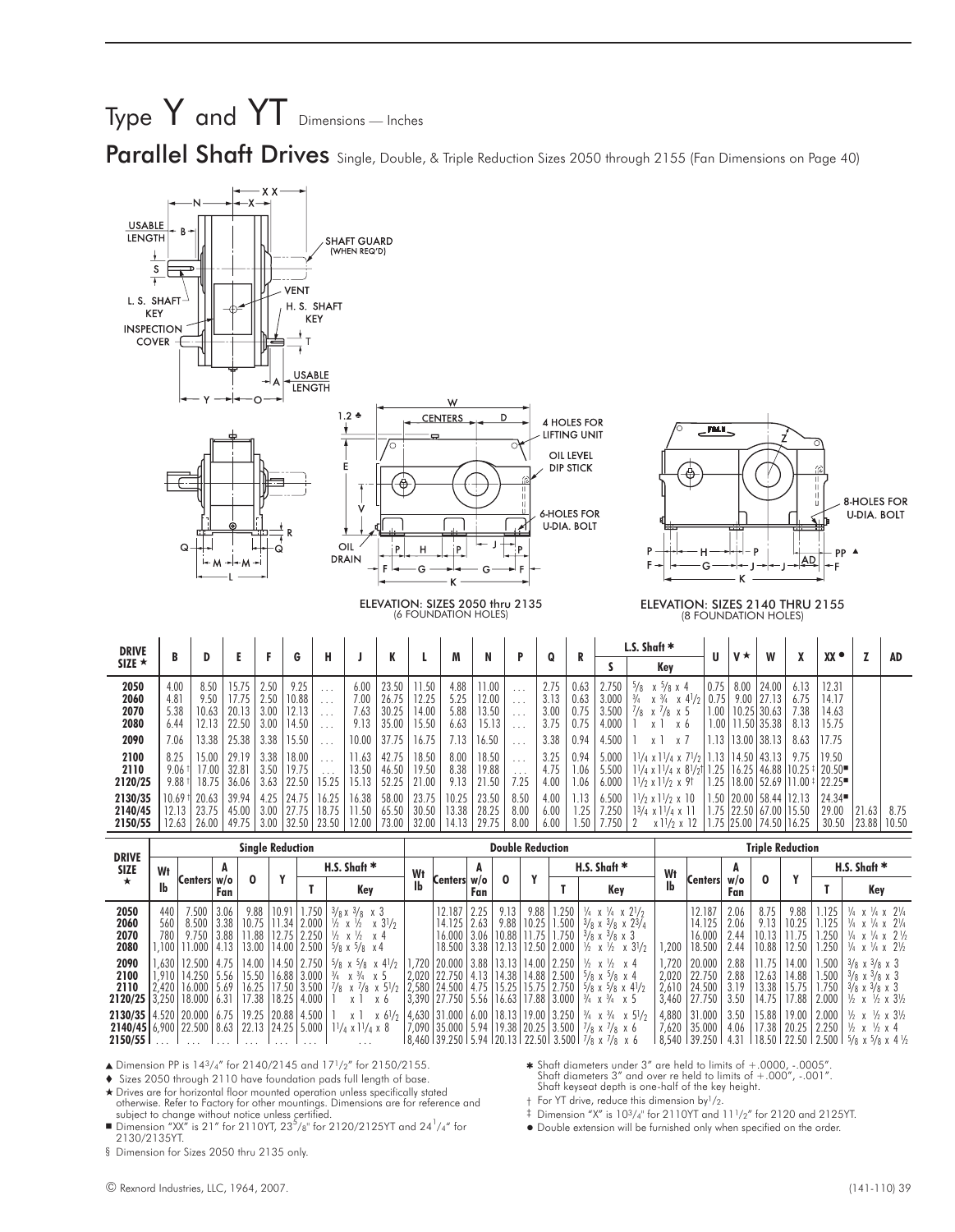# Type Y and YT Dimensions — Inches

## Parallel Shaft Drives Single, Double, & Triple Reduction Sizes 2050 through 2155 (Fan Dimensions on Page 40)

ELEVATION: SIZES 2050 thru 2135 (6 FOUNDATION HOLES)

ELEVATION: SIZES 2140 THRU 2155 (8 FOUNDATION HOLES)

| DRIVE SIZE ★ | B | D | E | F | G | H | J | K | L | M | N | P | Q | R | L.S. Shaft ✱ S | L.S. Shaft ✱ Key | U | V ♦ | W | X | XX ● | Z | AD |
|---|---|---|---|---|---|---|---|---|---|---|---|---|---|---|---|---|---|---|---|---|---|---|---|
| 2050 | 4.00 | 8.50 | 15.75 | 2.50 | 9.25 | . . . | 6.00 | 23.50 | 11.50 | 4.88 | 11.00 | . . . | 2.75 | 0.63 | 2.750 | 5/8 x 5/8 x 4 | 0.75 | 8.00 | 24.00 | 6.13 | 12.31 | | |
| 2060 | 4.81 | 9.50 | 17.75 | 2.50 | 10.88 | . . . | 7.00 | 26.75 | 12.25 | 5.25 | 12.00 | . . . | 3.13 | 0.63 | 3.000 | 3/4 x 3/4 x 4 1/2 | 0.75 | 9.00 | 27.13 | 6.75 | 14.17 | | |
| 2070 | 5.38 | 10.63 | 20.13 | 3.00 | 12.13 | . . . | 7.63 | 30.25 | 14.00 | 5.88 | 13.50 | . . . | 3.00 | 0.75 | 3.500 | 7/8 x 7/8 x 5 | 1.00 | 10.25 | 30.63 | 7.38 | 14.63 | | |
| 2080 | 6.44 | 12.13 | 22.50 | 3.00 | 14.50 | . . . | 9.13 | 35.00 | 15.50 | 6.63 | 15.13 | . . . | 3.75 | 0.75 | 4.000 | 1 x 1 x 6 | 1.00 | 11.50 | 35.38 | 8.13 | 15.75 | | |
| 2090 | 7.06 | 13.38 | 25.38 | 3.38 | 15.50 | . . . | 10.00 | 37.75 | 16.75 | 7.13 | 16.50 | . . . | 3.38 | 0.94 | 4.500 | 1 x 1 x 7 | 1.13 | 13.00 | 38.13 | 8.63 | 17.75 | | |
| 2100 | 8.25 | 15.00 | 29.19 | 3.38 | 18.00 | . . . | 11.63 | 42.75 | 18.50 | 8.00 | 18.50 | . . . | 3.25 | 0.94 | 5.000 | 1 1/4 x 1 1/4 x 7 1/2 | 1.13 | 14.50 | 43.13 | 9.75 | 19.50 | | |
| 2110 | 9.06 † | 17.00 | 32.81 | 3.50 | 19.75 | . . . | 13.50 | 46.50 | 19.50 | 8.38 | 19.88 | . . . | 4.75 | 1.06 | 5.500 | 1 1/4 x 1 1/4 x 8 1/2 † | 1.25 | 16.25 | 46.88 | 10.25 ‡ | 20.50 ■ | | |
| 2120/25 | 9.88 † | 18.75 | 36.06 | 3.63 | 22.50 | 15.25 | 15.13 | 52.25 | 21.00 | 9.13 | 21.50 | 7.25 | 4.00 | 1.06 | 6.000 | 1 1/2 x 1 1/2 x 9 † | 1.25 | 18.00 | 52.69 | 11.00 ‡ | 22.25 ■ | | |
| 2130/35 | 10.69 † | 20.63 | 39.94 | 4.25 | 24.75 | 16.25 | 16.38 | 58.00 | 23.75 | 10.25 | 23.50 | 8.50 | 4.00 | 1.13 | 6.500 | 1 1/2 x 1 1/2 x 10 | 1.50 | 20.00 | 58.44 | 12.13 | 24.34 ■ | | |
| 2140/45 | 12.13 | 23.75 | 45.00 | 3.00 | 27.75 | 18.75 | 11.50 | 65.50 | 30.50 | 13.38 | 28.25 | 8.00 | 6.00 | 1.25 | 7.250 | 1 3/4 x 1 1/4 x 11 | 1.75 | 22.50 | 67.00 | 15.50 | 29.00 | 21.63 | 8.75 |
| 2150/55 | 12.63 | 26.00 | 49.75 | 3.00 | 32.50 | 23.50 | 12.00 | 73.00 | 32.00 | 14.13 | 29.75 | 8.00 | 6.00 | 1.50 | 7.750 | 2 x 1 1/2 x 12 | 1.75 | 25.00 | 74.50 | 16.25 | 30.50 | 23.88 | 10.50 |

| DRIVE SIZE ★ | Single Reduction | | | | | | | Double Reduction | | | | | | | Triple Reduction | | | | | | |
|---|---|---|---|---|---|---|---|---|---|---|---|---|---|---|---|---|---|---|---|---|---|
| | Wt lb | Centers | A w/o Fan | O | Y | H.S. Shaft ✱ T | H.S. Shaft ✱ Key | Wt lb | Centers | A w/o Fan | O | Y | H.S. Shaft ✱ T | H.S. Shaft ✱ Key | Wt lb | Centers | A w/o Fan | O | Y | H.S. Shaft ✱ T | H.S. Shaft ✱ Key |
| 2050 | 440 | 7.500 | 3.06 | 9.88 | 10.91 | 1.750 | 3/8 x 3/8 x 3 | | 12.187 | 2.25 | 9.13 | 9.88 | 1.250 | 1/4 x 1/4 x 2 1/2 | | 12.187 | 2.06 | 8.75 | 9.88 | 1.125 | 1/4 x 1/4 x 2 1/4 |
| 2060 | 560 | 8.500 | 3.38 | 10.75 | 11.34 | 2.000 | 1/2 x 1/2 x 3 1/2 | | 14.125 | 2.63 | 9.88 | 10.25 | 1.500 | 3/8 x 3/8 x 2 3/4 | | 14.125 | 2.06 | 9.13 | 10.25 | 1.125 | 1/4 x 1/4 x 2 1/4 |
| 2070 | 780 | 9.750 | 3.88 | 11.88 | 12.75 | 2.250 | 1/2 x 1/2 x 4 | | 16.000 | 3.06 | 10.88 | 11.75 | 1.750 | 3/8 x 3/8 x 3 | | 16.000 | 2.44 | 10.13 | 11.75 | 1.250 | 1/4 x 1/4 x 2 1/2 |
| 2080 | 1,100 | 11.000 | 4.13 | 13.00 | 14.00 | 2.500 | 5/8 x 5/8 x 4 | | 18.500 | 3.38 | 12.13 | 12.50 | 2.000 | 1/2 x 1/2 x 3 1/2 | 1,200 | 18.500 | 2.44 | 10.88 | 12.50 | 1.250 | 1/4 x 1/4 x 2 1/2 |
| 2090 | 1,630 | 12.500 | 4.75 | 14.00 | 14.50 | 2.750 | 5/8 x 5/8 x 4 1/2 | 1,720 | 20.000 | 3.88 | 13.13 | 14.00 | 2.250 | 1/2 x 1/2 x 4 | 1,720 | 20.000 | 2.88 | 11.75 | 14.00 | 1.500 | 3/8 x 3/8 x 3 |
| 2100 | 1,910 | 14.250 | 5.56 | 15.50 | 16.88 | 3.000 | 3/4 x 3/4 x 5 | 2,020 | 22.750 | 4.13 | 14.38 | 14.88 | 2.500 | 5/8 x 5/8 x 4 | 2,020 | 22.750 | 2.88 | 12.63 | 14.88 | 1.500 | 3/8 x 3/8 x 3 |
| 2110 | 2,420 | 16.000 | 5.69 | 16.25 | 17.50 | 3.500 | 7/8 x 7/8 x 5 1/2 | 2,580 | 24.500 | 4.75 | 15.25 | 15.75 | 2.750 | 5/8 x 5/8 x 4 1/2 | 2,610 | 24.500 | 3.19 | 13.38 | 15.75 | 1.750 | 3/8 x 3/8 x 3 |
| 2120/25 | 3,250 | 18.000 | 6.31 | 17.38 | 18.25 | 4.000 | 1 x 1 x 6 | 3,390 | 27.750 | 5.56 | 16.63 | 17.88 | 3.000 | 3/4 x 3/4 x 5 | 3,460 | 27.750 | 3.50 | 14.75 | 17.88 | 2.000 | 1/2 x 1/2 x 3 1/2 |
| 2130/35 | 4,520 | 20.000 | 6.75 | 19.25 | 20.88 | 4.500 | 1 x 1 x 6 1/2 | 4,630 | 31.000 | 6.00 | 18.13 | 19.00 | 3.250 | 3/4 x 3/4 x 5 1/2 | 4,880 | 31.000 | 3.50 | 15.88 | 19.00 | 2.000 | 1/2 x 1/2 x 3 1/2 |
| 2140/45 | 6,900 | 22.500 | 8.63 | 22.13 | 24.25 | 5.000 | 1 1/4 x 1 1/4 x 8 | 7,090 | 35.000 | 5.94 | 19.38 | 20.25 | 3.500 | 7/8 x 7/8 x 6 | 7,620 | 35.000 | 4.06 | 17.38 | 20.25 | 2.250 | 1/2 x 1/2 x 4 |
| 2150/55 | . . . | . . . | . . . | . . . | . . . | . . . | . . . | 8,460 | 39.250 | 5.94 | 20.13 | 22.50 | 3.500 | 7/8 x 7/8 x 6 | 8,540 | 39.250 | 4.31 | 18.50 | 22.50 | 2.500 | 5/8 x 5/8 x 4 1/2 |

▲ Dimension PP is 14 3/4″ for 2140/2145 and 17 1/2″ for 2150/2155.

♦ Sizes 2050 through 2110 have foundation pads full length of base.

★ Drives are for horizontal floor mounted operation unless specifically stated otherwise. Refer to Factory for other mountings. Dimensions are for reference and subject to change without notice unless certified.

■ Dimension "XX" is 21″ for 2110YT, 23 3/8″ for 2120/2125YT and 24 1/4″ for 2130/2135YT.

§ Dimension for Sizes 2050 thru 2135 only.

✱ Shaft diameters under 3″ are held to limits of +.0000, -.0005″. Shaft diameters 3″ and over re held to limits of +.000″, -.001″. Shaft keyseat depth is one-half of the key height.

† For YT drive, reduce this dimension by 1/2.

‡ Dimension "X" is 10 3/4″ for 2110YT and 11 1/2″ for 2120 and 2125YT.

● Double extension will be furnished only when specified on the order.

© Rexnord Industries, LLC, 1964, 2007.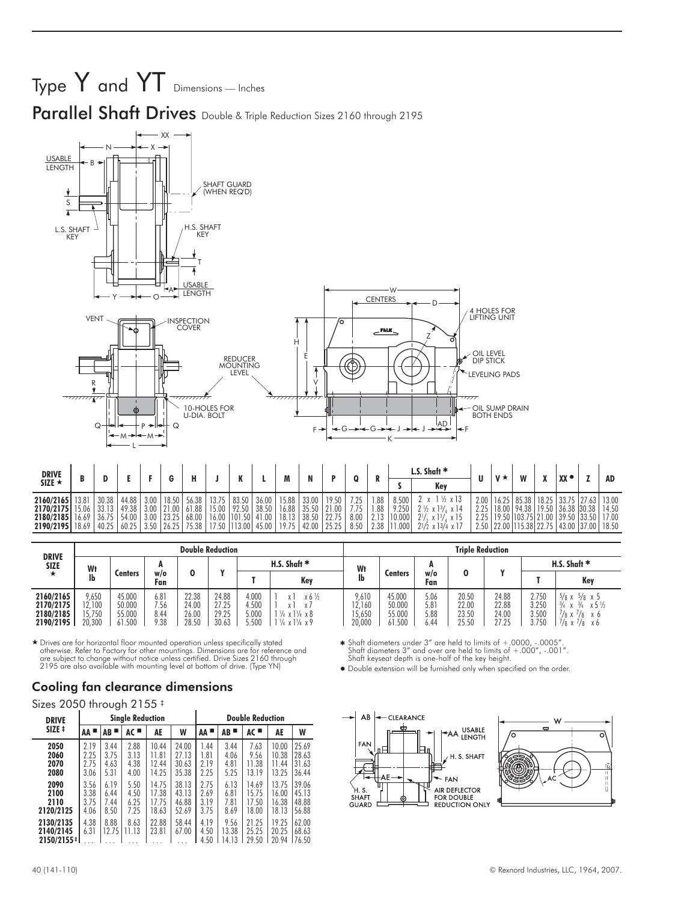# Type Y and YT Dimensions — Inches

## Parallel Shaft Drives Double & Triple Reduction Sizes 2160 through 2195

| DRIVE SIZE ★ | B | D | E | F | G | H | J | K | L | M | N | P | Q | R | L.S. Shaft ✱ S | L.S. Shaft ✱ Key | U | V ★ | W | X | XX ● | Z | AD |
|---|---|---|---|---|---|---|---|---|---|---|---|---|---|---|---|---|---|---|---|---|---|---|---|
| 2160/2165 | 13.81 | 30.38 | 44.88 | 3.00 | 18.50 | 56.38 | 13.75 | 83.50 | 36.00 | 15.88 | 33.00 | 19.50 | 7.25 | 1.88 | 8.500 | 2 x 1½ x 13 | 2.00 | 16.25 | 85.38 | 18.25 | 33.75 | 27.63 | 13.00 |
| 2170/2175 | 15.06 | 33.13 | 49.38 | 3.00 | 21.00 | 61.88 | 15.00 | 92.50 | 38.50 | 16.88 | 35.50 | 21.00 | 7.75 | 1.88 | 9.250 | 2½ x 1¾ x 14 | 2.25 | 18.00 | 94.38 | 19.50 | 36.38 | 30.38 | 14.50 |
| 2180/2185 | 16.69 | 36.75 | 54.00 | 3.00 | 23.25 | 68.00 | 16.00 | 101.50 | 41.00 | 18.13 | 38.50 | 22.75 | 8.00 | 2.13 | 10.000 | 2½ x 1¾ x 15 | 2.25 | 19.50 | 103.75 | 21.00 | 39.50 | 33.50 | 17.00 |
| 2190/2195 | 18.69 | 40.25 | 60.25 | 3.50 | 26.25 | 75.38 | 17.50 | 113.00 | 45.00 | 19.75 | 42.00 | 25.25 | 8.50 | 2.38 | 11.000 | 2½ x 1¾ x 17 | 2.50 | 22.00 | 115.38 | 22.75 | 43.00 | 37.00 | 18.50 |

| DRIVE SIZE ★ | Double Reduction | | | | | | | Triple Reduction | | | | | | |
|---|---|---|---|---|---|---|---|---|---|---|---|---|---|---|
| | Wt lb | Centers | A w/o Fan | O | Y | H.S. Shaft ✱ T | H.S. Shaft ✱ Key | Wt lb | Centers | A w/o Fan | O | Y | H.S. Shaft ✱ T | H.S. Shaft ✱ Key |
| 2160/2165 | 9,650 | 45.000 | 6.81 | 22.38 | 24.88 | 4.000 | 1 x 1 x 6½ | 9,610 | 45.000 | 5.06 | 20.50 | 24.88 | 2.750 | ⅝ x ⅝ x 5 |
| 2170/2175 | 12,100 | 50.000 | 7.56 | 24.00 | 27.25 | 4.500 | 1 x 1 x 7 | 12,160 | 50.000 | 5.81 | 22.00 | 22.88 | 3.250 | ¾ x ¾ x 5½ |
| 2180/2185 | 15,750 | 55.000 | 8.44 | 26.00 | 29.25 | 5.000 | 1¼ x 1¼ x 8 | 15,650 | 55.000 | 5.88 | 23.50 | 24.00 | 3.500 | ⅞ x ⅞ x 6 |
| 2190/2195 | 20,300 | 61.500 | 9.38 | 28.50 | 30.63 | 5.500 | 1¼ x 1¼ x 9 | 20,000 | 61.500 | 6.44 | 25.50 | 27.25 | 3.750 | ⅞ x ⅞ x 6 |

★ Drives are for horizontal floor mounted operation unless specifically stated otherwise. Refer to Factory for other mountings. Dimensions are for reference and are subject to change without notice unless certified. Drive Sizes 2160 through 2195 are also available with mounting level at bottom of drive. (Type YN)

✱ Shaft diameters under 3" are held to limits of +.0000, -.0005". Shaft diameters 3" and over are held to limits of +.000", -.001". Shaft keyseat depth is one-half of the key height.

● Double extension will be furnished only when specified on the order.

## Cooling fan clearance dimensions

Sizes 2050 through 2155 ‡

| DRIVE SIZE ‡ | Single Reduction | | | | | Double Reduction | | | | |
|---|---|---|---|---|---|---|---|---|---|---|
| | AA ■ | AB ■ | AC ■ | AE | W | AA ■ | AB ■ | AC ■ | AE | W |
| 2050 | 2.19 | 3.44 | 2.88 | 10.44 | 24.00 | 1.44 | 3.44 | 7.63 | 10.00 | 25.69 |
| 2060 | 2.25 | 3.75 | 3.13 | 11.81 | 27.13 | 1.81 | 4.06 | 9.56 | 10.38 | 28.63 |
| 2070 | 2.75 | 4.63 | 4.38 | 12.44 | 30.63 | 2.19 | 4.81 | 11.38 | 11.44 | 31.63 |
| 2080 | 3.06 | 5.31 | 4.00 | 14.25 | 35.38 | 2.25 | 5.25 | 13.19 | 13.25 | 36.44 |
| 2090 | 3.56 | 6.19 | 5.50 | 14.75 | 38.13 | 2.75 | 6.13 | 14.69 | 13.75 | 39.06 |
| 2100 | 3.38 | 6.44 | 4.50 | 17.38 | 43.13 | 2.69 | 6.81 | 15.75 | 16.00 | 45.13 |
| 2110 | 3.75 | 7.44 | 6.25 | 17.75 | 46.88 | 3.19 | 7.81 | 17.50 | 16.38 | 48.88 |
| 2120/2125 | 4.06 | 8.50 | 7.25 | 18.63 | 52.69 | 3.75 | 8.69 | 18.00 | 18.13 | 56.88 |
| 2130/2135 | 4.38 | 8.88 | 8.63 | 22.88 | 58.44 | 4.19 | 9.56 | 21.25 | 19.25 | 62.00 |
| 2140/2145 | 6.31 | 12.75 | 11.13 | 23.81 | 67.00 | 4.50 | 13.38 | 25.25 | 20.25 | 68.63 |
| 2150/2155‡ | ... | ... | ... | ... | ... | 4.50 | 14.13 | 29.50 | 20.94 | 76.50 |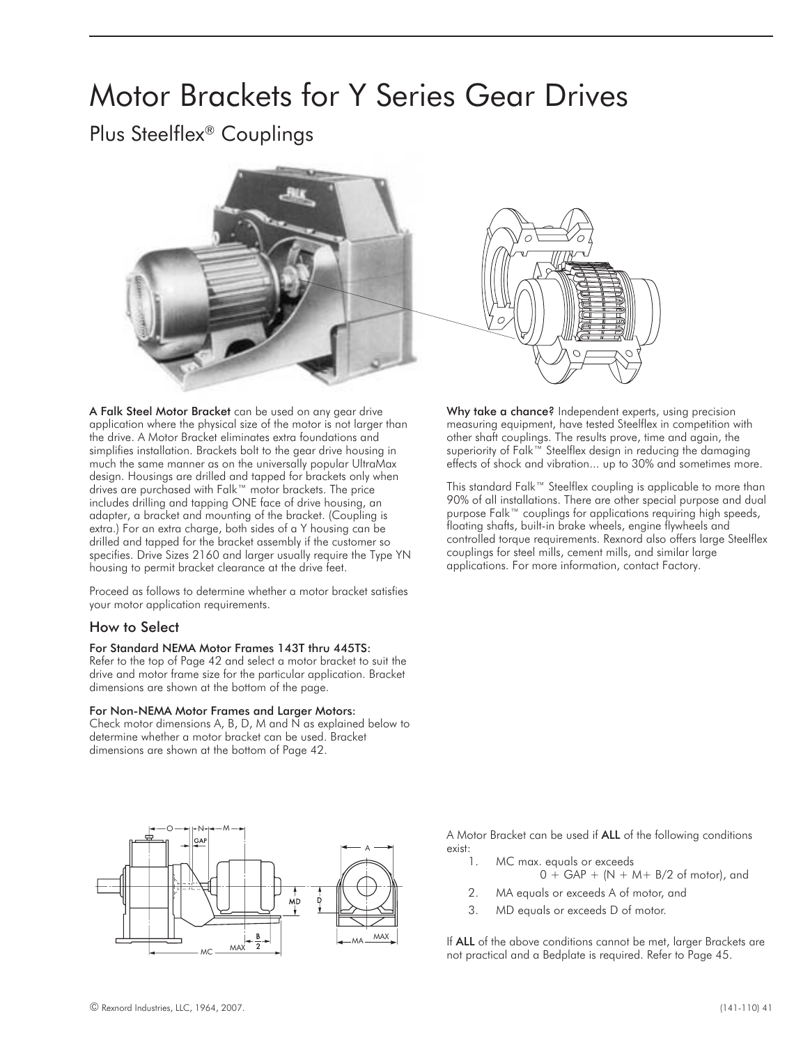# Motor Brackets for Y Series Gear Drives

## Plus Steelflex® Couplings

**A Falk Steel Motor Bracket** can be used on any gear drive application where the physical size of the motor is not larger than the drive. A Motor Bracket eliminates extra foundations and simplifies installation. Brackets bolt to the gear drive housing in much the same manner as on the universally popular UltraMax design. Housings are drilled and tapped for brackets only when drives are purchased with Falk™ motor brackets. The price includes drilling and tapping ONE face of drive housing, an adapter, a bracket and mounting of the bracket. (Coupling is extra.) For an extra charge, both sides of a Y housing can be drilled and tapped for the bracket assembly if the customer so specifies. Drive Sizes 2160 and larger usually require the Type YN housing to permit bracket clearance at the drive feet.

Proceed as follows to determine whether a motor bracket satisfies your motor application requirements.

### How to Select

**For Standard NEMA Motor Frames 143T thru 445TS:**
Refer to the top of Page 42 and select a motor bracket to suit the drive and motor frame size for the particular application. Bracket dimensions are shown at the bottom of the page.

**For Non-NEMA Motor Frames and Larger Motors:**
Check motor dimensions A, B, D, M and N as explained below to determine whether a motor bracket can be used. Bracket dimensions are shown at the bottom of Page 42.

**Why take a chance?** Independent experts, using precision measuring equipment, have tested Steelflex in competition with other shaft couplings. The results prove, time and again, the superiority of Falk™ Steelflex design in reducing the damaging effects of shock and vibration... up to 30% and sometimes more.

This standard Falk™ Steelflex coupling is applicable to more than 90% of all installations. There are other special purpose and dual purpose Falk™ couplings for applications requiring high speeds, floating shafts, built-in brake wheels, engine flywheels and controlled torque requirements. Rexnord also offers large Steelflex couplings for steel mills, cement mills, and similar large applications. For more information, contact Factory.

A Motor Bracket can be used if **ALL** of the following conditions exist:

1. MC max. equals or exceeds
   0 + GAP + (N + M+ B/2 of motor), and
2. MA equals or exceeds A of motor, and
3. MD equals or exceeds D of motor.

If **ALL** of the above conditions cannot be met, larger Brackets are not practical and a Bedplate is required. Refer to Page 45.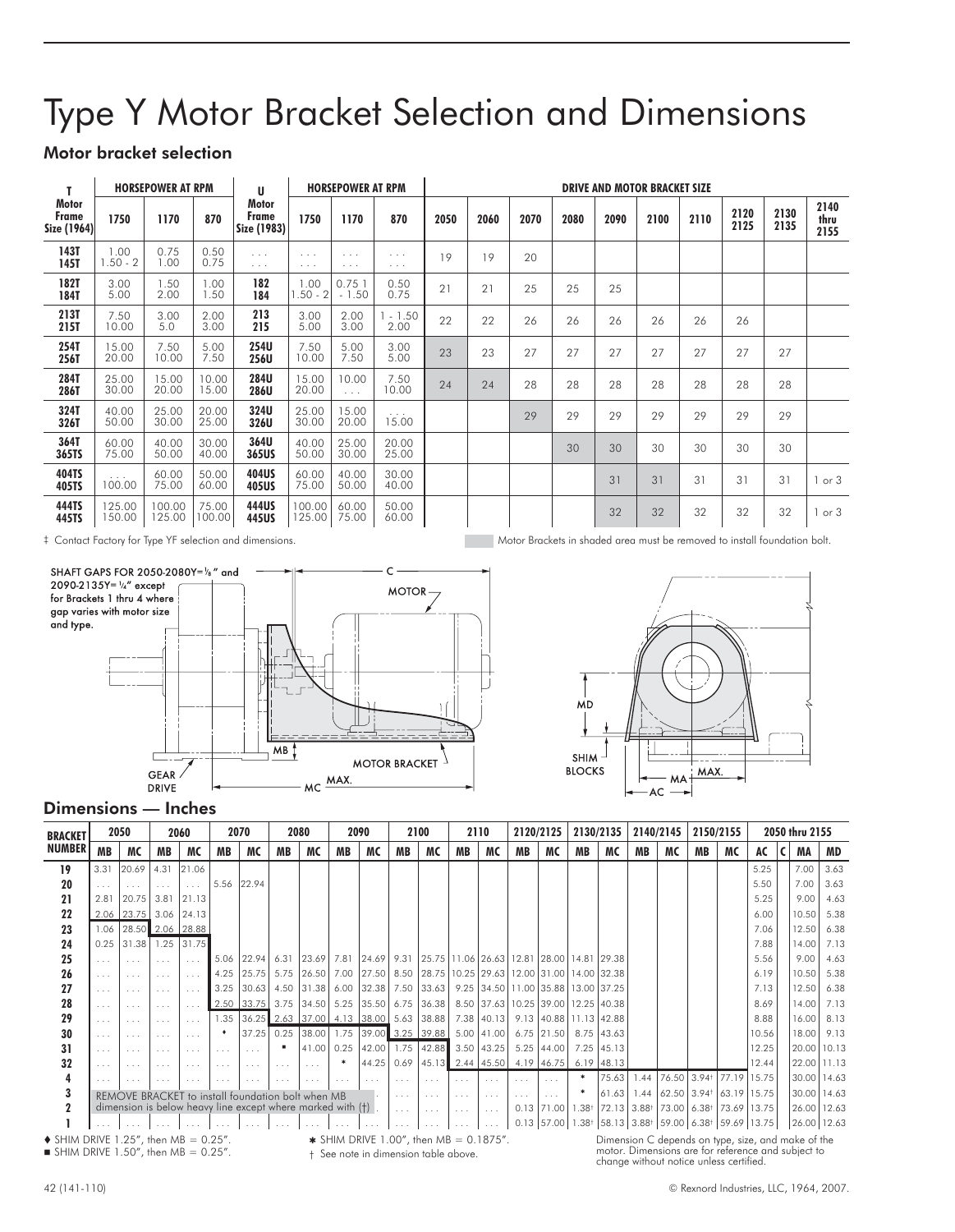# Type Y Motor Bracket Selection and Dimensions

## Motor bracket selection

| T Motor Frame Size (1964) | HORSEPOWER AT RPM 1750 | 1170 | 870 | U Motor Frame Size (1983) | HORSEPOWER AT RPM 1750 | 1170 | 870 | 2050 | 2060 | 2070 | 2080 | 2090 | 2100 | 2110 | 2120 2125 | 2130 2135 | 2140 thru 2155 |
|---|---|---|---|---|---|---|---|---|---|---|---|---|---|---|---|---|---|
| **143T** **145T** | 1.00 1.50 - 2 | 0.75 1.00 | 0.50 0.75 | . . . . . . | . . . . . . | . . . . . . | . . . . . . | 19 | 19 | 20 | | | | | | | |
| **182T** **184T** | 3.00 5.00 | 1.50 2.00 | 1.00 1.50 | **182** **184** | 1.00 1.50 - 2 | 0.75 1 - 1.50 | 0.50 0.75 | 21 | 21 | 25 | 25 | 25 | | | | | |
| **213T** **215T** | 7.50 10.00 | 3.00 5.0 | 2.00 3.00 | **213** **215** | 3.00 5.00 | 2.00 3.00 | 1 - 1.50 2.00 | 22 | 22 | 26 | 26 | 26 | 26 | 26 | 26 | | |
| **254T** **256T** | 15.00 20.00 | 7.50 10.00 | 5.00 7.50 | **254U** **256U** | 7.50 10.00 | 5.00 7.50 | 3.00 5.00 | 23 | 23 | 27 | 27 | 27 | 27 | 27 | 27 | 27 | |
| **284T** **286T** | 25.00 30.00 | 15.00 20.00 | 10.00 15.00 | **284U** **286U** | 15.00 20.00 | 10.00 . . . | 7.50 10.00 | 24 | 24 | 28 | 28 | 28 | 28 | 28 | 28 | 28 | |
| **324T** **326T** | 40.00 50.00 | 25.00 30.00 | 20.00 25.00 | **324U** **326U** | 25.00 30.00 | 15.00 20.00 | . . . 15.00 | | | 29 | 29 | 29 | 29 | 29 | 29 | 29 | |
| **364T** **365TS** | 60.00 75.00 | 40.00 50.00 | 30.00 40.00 | **364U** **365US** | 40.00 50.00 | 25.00 30.00 | 20.00 25.00 | | | | 30 | 30 | 30 | 30 | 30 | 30 | |
| **404TS** **405TS** | . . . 100.00 | 60.00 75.00 | 50.00 60.00 | **404US** **405US** | 60.00 75.00 | 40.00 50.00 | 30.00 40.00 | | | | | 31 | 31 | 31 | 31 | 31 | 1 or 3 |
| **444TS** **445TS** | 125.00 150.00 | 100.00 125.00 | 75.00 100.00 | **444US** **445US** | 100.00 125.00 | 60.00 75.00 | 50.00 60.00 | | | | | 32 | 32 | 32 | 32 | 32 | 1 or 3 |

‡ Contact Factory for Type YF selection and dimensions.

Motor Brackets in shaded area must be removed to install foundation bolt.

SHAFT GAPS FOR 2050-2080Y= 1/8" and 2090-2135Y= 1/4" except for Brackets 1 thru 4 where gap varies with motor size and type.

## Dimensions — Inches

| BRACKET NUMBER | 2050 MB | 2050 MC | 2060 MB | 2060 MC | 2070 MB | 2070 MC | 2080 MB | 2080 MC | 2090 MB | 2090 MC | 2100 MB | 2100 MC | 2110 MB | 2110 MC | 2120/2125 MB | 2120/2125 MC | 2130/2135 MB | 2130/2135 MC | 2140/2145 MB | 2140/2145 MC | 2150/2155 MB | 2150/2155 MC | 2050 thru 2155 AC | C | MA | MD |
|---|---|---|---|---|---|---|---|---|---|---|---|---|---|---|---|---|---|---|---|---|---|---|---|---|---|---|
| **19** | 3.31 | 20.69 | 4.31 | 21.06 | | | | | | | | | | | | | | | | | | | 5.25 | | 7.00 | 3.63 |
| **20** | . . . | . . . | . . . | . . . | 5.56 | 22.94 | | | | | | | | | | | | | | | | | 5.50 | | 7.00 | 3.63 |
| **21** | 2.81 | 20.75 | 3.81 | 21.13 | | | | | | | | | | | | | | | | | | | 5.25 | | 9.00 | 4.63 |
| **22** | 2.06 | 23.75 | 3.06 | 24.13 | | | | | | | | | | | | | | | | | | | 6.00 | | 10.50 | 5.38 |
| **23** | 1.06 | 28.50 | 2.06 | 28.88 | | | | | | | | | | | | | | | | | | | 7.06 | | 12.50 | 6.38 |
| **24** | 0.25 | 31.38 | 1.25 | 31.75 | | | | | | | | | | | | | | | | | | | 7.88 | | 14.00 | 7.13 |
| **25** | . . . | . . . | . . . | . . . | 5.06 | 22.94 | 6.31 | 23.69 | 7.81 | 24.69 | 9.31 | 25.75 | 11.06 | 26.63 | 12.81 | 28.00 | 14.81 | 29.38 | | | | | 5.56 | | 9.00 | 4.63 |
| **26** | . . . | . . . | . . . | . . . | 4.25 | 25.75 | 5.75 | 26.50 | 7.00 | 27.50 | 8.50 | 28.75 | 10.25 | 29.63 | 12.00 | 31.00 | 14.00 | 32.38 | | | | | 6.19 | | 10.50 | 5.38 |
| **27** | . . . | . . . | . . . | . . . | 3.25 | 30.63 | 4.50 | 31.38 | 6.00 | 32.38 | 7.50 | 33.63 | 9.25 | 34.50 | 11.00 | 35.88 | 13.00 | 37.25 | | | | | 7.13 | | 12.50 | 6.38 |
| **28** | . . . | . . . | . . . | . . . | 2.50 | 33.75 | 3.75 | 34.50 | 5.25 | 35.50 | 6.75 | 36.38 | 8.50 | 37.63 | 10.25 | 39.00 | 12.25 | 40.38 | | | | | 8.69 | | 14.00 | 7.13 |
| **29** | . . . | . . . | . . . | . . . | 1.35 | 36.25 | 2.63 | 37.00 | 4.13 | 38.00 | 5.63 | 38.88 | 7.38 | 40.13 | 9.13 | 40.88 | 11.13 | 42.88 | | | | | 8.88 | | 16.00 | 8.13 |
| **30** | . . . | . . . | . . . | . . . | ♦ | 37.25 | 0.25 | 38.00 | 1.75 | 39.00 | 3.25 | 39.88 | 5.00 | 41.00 | 6.75 | 21.50 | 8.75 | 43.63 | | | | | 10.56 | | 18.00 | 9.13 |
| **31** | . . . | . . . | . . . | . . . | . . . | . . . | ■ | 41.00 | 0.25 | 42.00 | 1.75 | 42.88 | 3.50 | 43.25 | 5.25 | 44.00 | 7.25 | 45.13 | | | | | 12.25 | | 20.00 | 10.13 |
| **32** | . . . | . . . | . . . | . . . | . . . | . . . | . . . | . . . | * | 44.25 | 0.69 | 45.13 | 2.44 | 45.50 | 4.19 | 46.75 | 6.19 | 48.13 | | | | | 12.44 | | 22.00 | 11.13 |
| **4** | . . . | . . . | . . . | . . . | . . . | . . . | . . . | . . . | . . . | . . . | . . . | . . . | . . . | . . . | . . . | . . . | * | 75.63 | 1.44 | 76.50 | 3.94† | 77.19 | 15.75 | | 30.00 | 14.63 |
| **3** | REMOVE BRACKET to install foundation bolt when MB | | | | | | | | | | . . . | . . . | . . . | . . . | . . . | . . . | * | 61.63 | 1.44 | 62.50 | 3.94† | 63.19 | 15.75 | | 30.00 | 14.63 |
| **2** | dimension is below heavy line except where marked with (†) | | | | | | | | | | . . . | . . . | . . . | . . . | 0.13 | 71.00 | 1.38† | 72.13 | 3.88† | 73.00 | 6.38† | 73.69 | 13.75 | | 26.00 | 12.63 |
| **1** | . . . | . . . | . . . | . . . | . . . | . . . | . . . | . . . | . . . | . . . | . . . | . . . | . . . | . . . | 0.13 | 57.00 | 1.38† | 58.13 | 3.88† | 59.00 | 6.38† | 59.69 | 13.75 | | 26.00 | 12.63 |

♦ SHIM DRIVE 1.25", then MB = 0.25".
■ SHIM DRIVE 1.50", then MB = 0.25".
* SHIM DRIVE 1.00", then MB = 0.1875".
† See note in dimension table above.

Dimension C depends on type, size, and make of the motor. Dimensions are for reference and subject to change without notice unless certified.

© Rexnord Industries, LLC, 1964, 2007.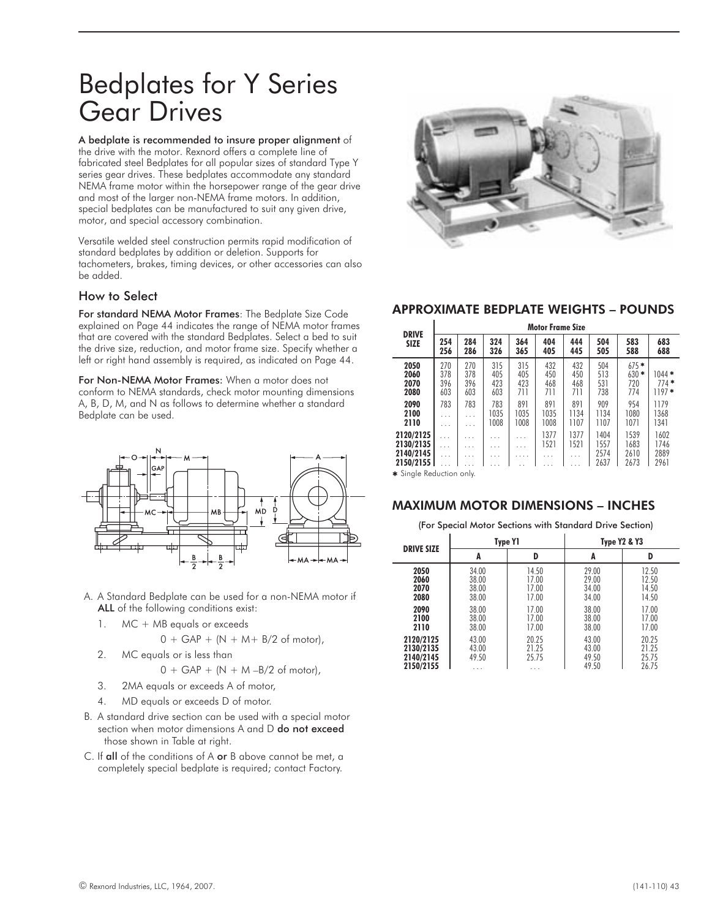# Bedplates for Y Series Gear Drives

**A bedplate is recommended to insure proper alignment** of the drive with the motor. Rexnord offers a complete line of fabricated steel Bedplates for all popular sizes of standard Type Y series gear drives. These bedplates accommodate any standard NEMA frame motor within the horsepower range of the gear drive and most of the larger non-NEMA frame motors. In addition, special bedplates can be manufactured to suit any given drive, motor, and special accessory combination.

Versatile welded steel construction permits rapid modification of standard bedplates by addition or deletion. Supports for tachometers, brakes, timing devices, or other accessories can also be added.

## How to Select

**For standard NEMA Motor Frames**: The Bedplate Size Code explained on Page 44 indicates the range of NEMA motor frames that are covered with the standard Bedplates. Select a bed to suit the drive size, reduction, and motor frame size. Specify whether a left or right hand assembly is required, as indicated on Page 44.

**For Non-NEMA Motor Frames:** When a motor does not conform to NEMA standards, check motor mounting dimensions A, B, D, M, and N as follows to determine whether a standard Bedplate can be used.

A. A Standard Bedplate can be used for a non-NEMA motor if **ALL** of the following conditions exist:

1. MC + MB equals or exceeds

   0 + GAP + (N + M+ B/2 of motor),

2. MC equals or is less than

   0 + GAP + (N + M –B/2 of motor),

3. 2MA equals or exceeds A of motor,

4. MD equals or exceeds D of motor.

B. A standard drive section can be used with a special motor section when motor dimensions A and D **do not exceed** those shown in Table at right.

C. If **all** of the conditions of A **or** B above cannot be met, a completely special bedplate is required; contact Factory.

## APPROXIMATE BEDPLATE WEIGHTS – POUNDS

| DRIVE SIZE | Motor Frame Size 254 256 | 284 286 | 324 326 | 364 365 | 404 405 | 444 445 | 504 505 | 583 588 | 683 688 |
|---|---|---|---|---|---|---|---|---|---|
| 2050 | 270 | 270 | 315 | 315 | 432 | 432 | 504 | 675 * | ... |
| 2060 | 378 | 378 | 405 | 405 | 450 | 450 | 513 | 630 * | 1044 * |
| 2070 | 396 | 396 | 423 | 423 | 468 | 468 | 531 | 720 | 774 * |
| 2080 | 603 | 603 | 603 | 711 | 711 | 711 | 738 | 774 | 1197 * |
| 2090 | 783 | 783 | 783 | 891 | 891 | 891 | 909 | 954 | 1179 |
| 2100 | ... | ... | 1035 | 1035 | 1035 | 1134 | 1134 | 1080 | 1368 |
| 2110 | ... | ... | 1008 | 1008 | 1008 | 1107 | 1107 | 1071 | 1341 |
| 2120/2125 | ... | ... | ... | ... | 1377 | 1377 | 1404 | 1539 | 1602 |
| 2130/2135 | ... | ... | ... | ... | 1521 | 1521 | 1557 | 1683 | 1746 |
| 2140/2145 | ... | ... | ... | ... | ... | ... | 2574 | 2610 | 2889 |
| 2150/2155 | ... | ... | ... | ... | ... | ... | 2637 | 2673 | 2961 |

* Single Reduction only.

## MAXIMUM MOTOR DIMENSIONS – INCHES

(For Special Motor Sections with Standard Drive Section)

| DRIVE SIZE | Type Y1 A | Type Y1 D | Type Y2 & Y3 A | Type Y2 & Y3 D |
|---|---|---|---|---|
| 2050 | 34.00 | 14.50 | 29.00 | 12.50 |
| 2060 | 38.00 | 17.00 | 29.00 | 12.50 |
| 2070 | 38.00 | 17.00 | 34.00 | 14.50 |
| 2080 | 38.00 | 17.00 | 34.00 | 14.50 |
| 2090 | 38.00 | 17.00 | 38.00 | 17.00 |
| 2100 | 38.00 | 17.00 | 38.00 | 17.00 |
| 2110 | 38.00 | 17.00 | 38.00 | 17.00 |
| 2120/2125 | 43.00 | 20.25 | 43.00 | 20.25 |
| 2130/2135 | 43.00 | 21.25 | 43.00 | 21.25 |
| 2140/2145 | 49.50 | 25.75 | 49.50 | 25.75 |
| 2150/2155 | ... | ... | 49.50 | 26.75 |

© Rexnord Industries, LLC, 1964, 2007.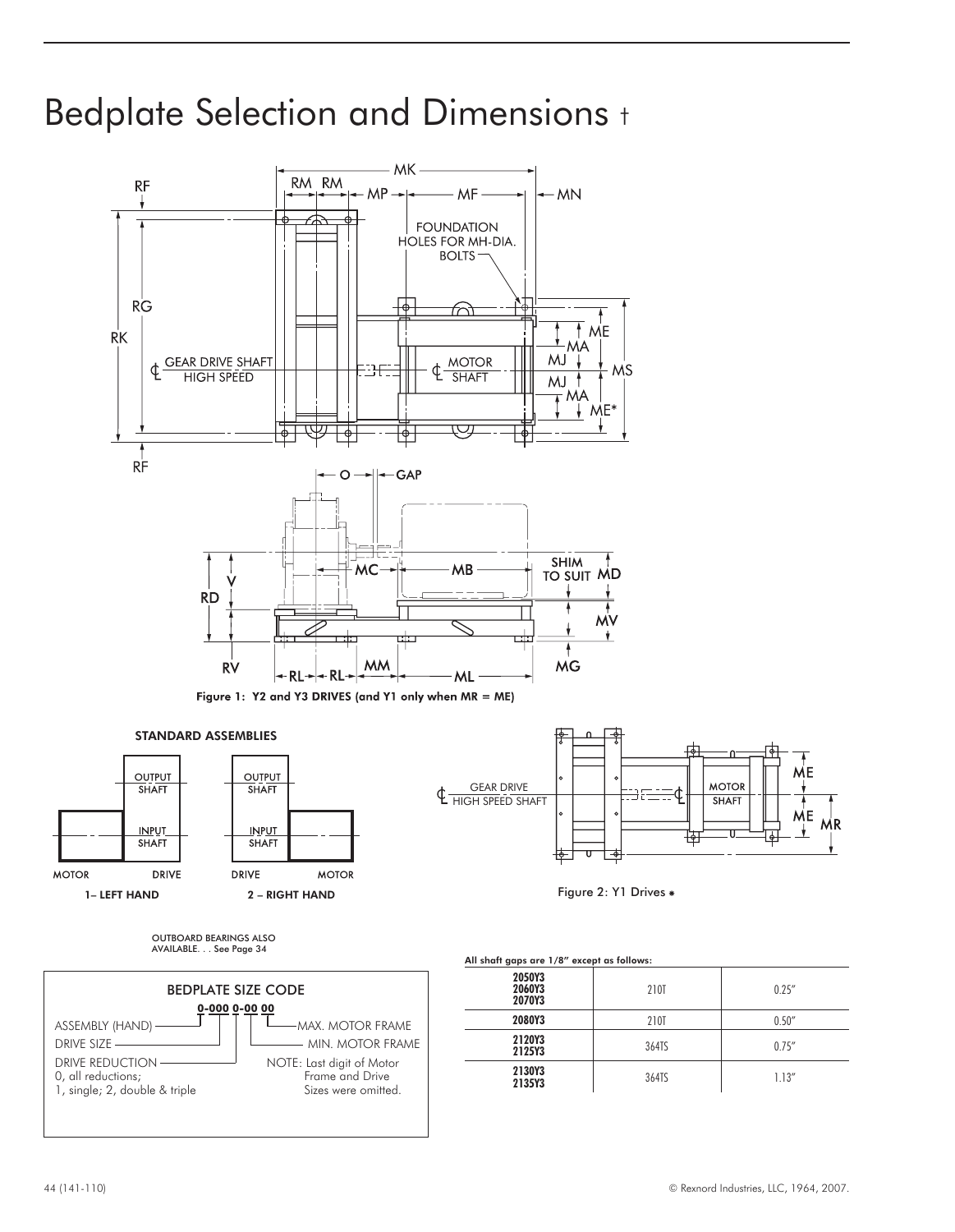# Bedplate Selection and Dimensions †

Figure 1: Y2 and Y3 DRIVES (and Y1 only when MR = ME)

**STANDARD ASSEMBLIES**

1– LEFT HAND

2 – RIGHT HAND

Figure 2: Y1 Drives *

OUTBOARD BEARINGS ALSO AVAILABLE. . . See Page 34

**BEDPLATE SIZE CODE**

**0-000 0-00 00**

- ASSEMBLY (HAND)
- DRIVE SIZE
- DRIVE REDUCTION
  0, all reductions;
  1, single; 2, double & triple
- MAX. MOTOR FRAME
- MIN. MOTOR FRAME

NOTE: Last digit of Motor Frame and Drive Sizes were omitted.

**All shaft gaps are 1/8" except as follows:**

| | | |
|---|---|---|
| **2050Y3 2060Y3 2070Y3** | 210T | 0.25" |
| **2080Y3** | 210T | 0.50" |
| **2120Y3 2125Y3** | 364TS | 0.75" |
| **2130Y3 2135Y3** | 364TS | 1.13" |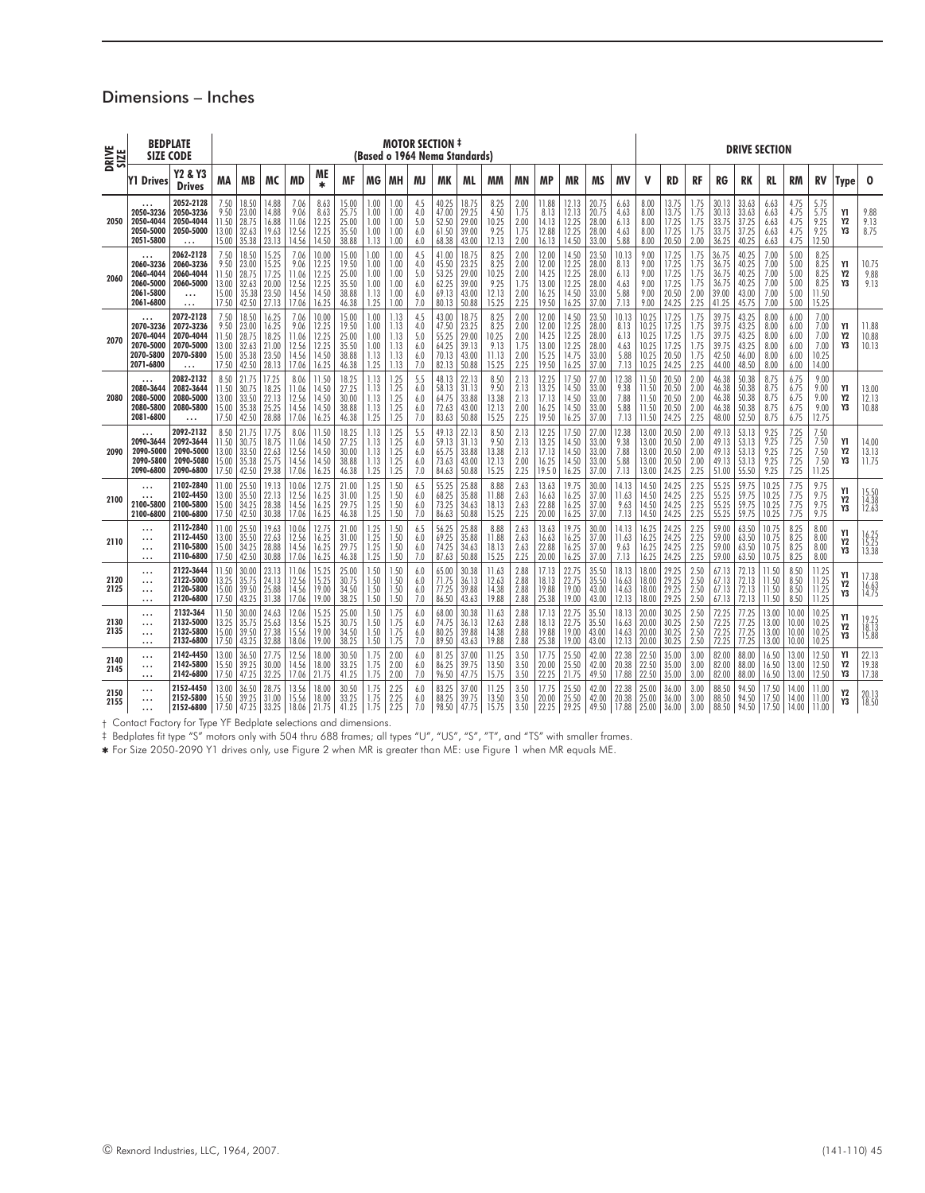## Dimensions – Inches

| DRIVE SIZE | BEDPLATE SIZE CODE Y1 Drives | BEDPLATE SIZE CODE Y2 & Y3 Drives | MA | MB | MC | MD | ME * | MF | MG | MH | MJ | MK | ML | MM | MN | MP | MR | MS | MV | V | RD | RF | RG | RK | RL | RM | RV | Type | O |
|---|---|---|---|---|---|---|---|---|---|---|---|---|---|---|---|---|---|---|---|---|---|---|---|---|---|---|---|---|---|
| | | | MOTOR SECTION ‡ (Based o 1964 Nema Standards) | | | | | | | | | | | | | | | | | DRIVE SECTION | | | | | | | | | |
| 2050 | …<br>2050-3236<br>2050-4044<br>2050-5000<br>2051-5800 | 2052-2128<br>2050-3236<br>2050-4044<br>2050-5000<br>… | 7.50<br>9.50<br>11.50<br>13.00<br>15.00 | 18.50<br>23.00<br>28.75<br>32.63<br>35.38 | 14.88<br>14.88<br>16.88<br>19.63<br>23.13 | 7.06<br>9.06<br>11.06<br>12.56<br>14.56 | 8.63<br>8.63<br>12.25<br>12.25<br>14.50 | 15.00<br>25.75<br>25.00<br>35.50<br>38.88 | 1.00<br>1.00<br>1.00<br>1.00<br>1.13 | 1.00<br>1.00<br>1.00<br>1.00<br>1.00 | 4.5<br>4.0<br>5.0<br>6.0<br>6.0 | 40.25<br>47.00<br>52.50<br>61.50<br>68.38 | 18.75<br>29.25<br>29.00<br>39.00<br>43.00 | 8.25<br>4.50<br>10.25<br>9.25<br>12.13 | 2.00<br>1.75<br>2.00<br>1.75<br>2.00 | 11.88<br>8.13<br>14.13<br>12.88<br>16.13 | 12.13<br>12.13<br>12.25<br>12.25<br>14.50 | 20.75<br>20.75<br>28.00<br>28.00<br>33.00 | 6.63<br>4.63<br>6.13<br>4.63<br>5.88 | 8.00<br>8.00<br>8.00<br>8.00<br>8.00 | 13.75<br>13.75<br>17.25<br>17.25<br>20.50 | 1.75<br>1.75<br>1.75<br>1.75<br>2.00 | 30.13<br>30.13<br>33.75<br>33.75<br>36.25 | 33.63<br>33.63<br>37.25<br>37.25<br>40.25 | 6.63<br>6.63<br>6.63<br>6.63<br>6.63 | 4.75<br>4.75<br>4.75<br>4.75<br>4.75 | 5.75<br>5.75<br>9.25<br>9.25<br>12.50 | Y1<br>Y2<br>Y3 | 9.88<br>9.13<br>8.75 |
| 2060 | …<br>2060-3236<br>2060-4044<br>2060-5000<br>2061-5800<br>2061-6800 | 2062-2128<br>2060-3236<br>2060-4044<br>2060-5000<br>…<br>… | 7.50<br>9.50<br>11.50<br>13.00<br>15.00<br>17.50 | 18.50<br>23.00<br>28.75<br>32.63<br>35.38<br>42.50 | 15.25<br>15.25<br>17.25<br>20.00<br>23.50<br>27.13 | 7.06<br>9.06<br>11.06<br>12.56<br>14.56<br>17.06 | 10.00<br>12.25<br>12.25<br>12.25<br>14.50<br>16.25 | 15.00<br>19.50<br>25.00<br>35.50<br>38.88<br>46.38 | 1.00<br>1.00<br>1.00<br>1.00<br>1.13<br>1.25 | 1.00<br>1.00<br>1.00<br>1.00<br>1.00<br>1.00 | 4.5<br>4.0<br>5.0<br>6.0<br>6.0<br>7.0 | 41.00<br>45.50<br>53.25<br>62.25<br>69.13<br>80.13 | 18.75<br>23.25<br>29.00<br>39.00<br>43.00<br>50.88 | 8.25<br>8.25<br>10.25<br>9.25<br>12.13<br>15.25 | 2.00<br>2.00<br>2.00<br>1.75<br>2.00<br>2.25 | 12.00<br>12.00<br>14.25<br>13.00<br>16.25<br>19.50 | 14.50<br>12.25<br>12.25<br>12.25<br>14.50<br>16.25 | 23.50<br>28.00<br>28.00<br>28.00<br>33.00<br>37.00 | 10.13<br>8.13<br>6.13<br>4.63<br>5.88<br>7.13 | 9.00<br>9.00<br>9.00<br>9.00<br>9.00<br>9.00 | 17.25<br>17.25<br>17.25<br>17.25<br>20.50<br>24.25 | 1.75<br>1.75<br>1.75<br>1.75<br>2.00<br>2.25 | 36.75<br>36.75<br>36.75<br>36.75<br>39.00<br>41.25 | 40.25<br>40.25<br>40.25<br>40.25<br>43.00<br>45.75 | 7.00<br>7.00<br>7.00<br>7.00<br>7.00<br>7.00 | 5.00<br>5.00<br>5.00<br>5.00<br>5.00<br>5.00 | 8.25<br>8.25<br>8.25<br>8.25<br>11.50<br>15.25 | Y1<br>Y2<br>Y3 | 10.75<br>9.88<br>9.13 |
| 2070 | …<br>2070-3236<br>2070-4044<br>2070-5000<br>2070-5800<br>2071-6800 | 2072-2128<br>2072-3236<br>2070-4044<br>2070-5000<br>2070-5800<br>… | 7.50<br>9.50<br>11.50<br>13.00<br>15.00<br>17.50 | 18.50<br>23.00<br>28.75<br>32.63<br>35.38<br>42.50 | 16.25<br>16.25<br>18.25<br>21.00<br>23.50<br>28.13 | 7.06<br>9.06<br>11.06<br>12.56<br>14.56<br>17.06 | 10.00<br>12.25<br>12.25<br>12.25<br>14.50<br>16.25 | 15.00<br>19.50<br>25.00<br>35.50<br>38.88<br>46.38 | 1.00<br>1.00<br>1.00<br>1.00<br>1.13<br>1.25 | 1.13<br>1.13<br>1.13<br>1.13<br>1.13<br>1.13 | 4.5<br>4.0<br>5.0<br>6.0<br>6.0<br>7.0 | 43.00<br>47.50<br>55.25<br>64.25<br>70.13<br>82.13 | 18.75<br>23.25<br>29.00<br>39.13<br>43.00<br>50.88 | 8.25<br>8.25<br>10.25<br>9.13<br>11.13<br>15.25 | 2.00<br>2.00<br>2.00<br>1.75<br>2.00<br>2.25 | 12.00<br>12.00<br>14.25<br>13.00<br>15.25<br>19.50 | 14.50<br>12.25<br>12.25<br>12.25<br>14.75<br>16.25 | 23.50<br>28.00<br>28.00<br>28.00<br>33.00<br>37.00 | 10.13<br>8.13<br>6.13<br>4.63<br>5.88<br>7.13 | 10.25<br>10.25<br>10.25<br>10.25<br>10.25<br>10.25 | 17.25<br>17.25<br>17.25<br>17.25<br>20.50<br>24.25 | 1.75<br>1.75<br>1.75<br>1.75<br>1.75<br>2.25 | 39.75<br>39.75<br>39.75<br>39.75<br>42.50<br>44.00 | 43.25<br>43.25<br>43.25<br>43.25<br>46.00<br>48.50 | 8.00<br>8.00<br>8.00<br>8.00<br>8.00<br>8.00 | 6.00<br>6.00<br>6.00<br>6.00<br>6.00<br>6.00 | 7.00<br>7.00<br>7.00<br>7.00<br>10.25<br>14.00 | Y1<br>Y2<br>Y3 | 11.88<br>10.88<br>10.13 |
| 2080 | …<br>2080-3644<br>2080-5000<br>2080-5800<br>2081-6800 | 2082-2132<br>2082-3644<br>2080-5000<br>2080-5800<br>… | 8.50<br>11.50<br>13.00<br>15.00<br>17.50 | 21.75<br>30.75<br>33.50<br>35.38<br>42.50 | 17.25<br>18.25<br>22.13<br>25.25<br>28.88 | 8.06<br>11.06<br>12.56<br>14.56<br>17.06 | 11.50<br>14.50<br>14.50<br>14.50<br>16.25 | 18.25<br>27.25<br>30.00<br>38.88<br>46.38 | 1.13<br>1.13<br>1.13<br>1.13<br>1.25 | 1.25<br>1.25<br>1.25<br>1.25<br>1.25 | 5.5<br>6.0<br>6.0<br>6.0<br>7.0 | 48.13<br>58.13<br>64.75<br>72.63<br>83.63 | 22.13<br>31.13<br>33.88<br>43.00<br>50.88 | 8.50<br>9.50<br>13.38<br>12.13<br>15.25 | 2.13<br>2.13<br>2.13<br>2.00<br>2.25 | 12.25<br>13.25<br>17.13<br>16.25<br>19.50 | 17.50<br>14.50<br>14.50<br>14.50<br>16.25 | 27.00<br>33.00<br>33.00<br>33.00<br>37.00 | 12.38<br>9.38<br>7.88<br>5.88<br>7.13 | 11.50<br>11.50<br>11.50<br>11.50<br>11.50 | 20.50<br>20.50<br>20.50<br>20.50<br>24.25 | 2.00<br>2.00<br>2.00<br>2.00<br>2.25 | 46.38<br>46.38<br>46.38<br>46.38<br>48.00 | 50.38<br>50.38<br>50.38<br>50.38<br>52.50 | 8.75<br>8.75<br>8.75<br>8.75<br>8.75 | 6.75<br>6.75<br>6.75<br>6.75<br>6.75 | 9.00<br>9.00<br>9.00<br>9.00<br>12.75 | Y1<br>Y2<br>Y3 | 13.00<br>12.13<br>10.88 |
| 2090 | …<br>2090-3644<br>2090-5000<br>2090-5800<br>2090-6800 | 2092-2132<br>2092-3644<br>2090-5000<br>2090-5080<br>2090-6800 | 8.50<br>11.50<br>13.00<br>15.00<br>17.50 | 21.75<br>30.75<br>33.50<br>35.38<br>42.50 | 17.75<br>18.75<br>22.63<br>25.75<br>29.38 | 8.06<br>11.06<br>12.56<br>14.56<br>17.06 | 11.50<br>14.50<br>14.50<br>14.50<br>16.25 | 18.25<br>27.25<br>30.00<br>38.88<br>46.38 | 1.13<br>1.13<br>1.13<br>1.13<br>1.25 | 1.25<br>1.25<br>1.25<br>1.25<br>1.25 | 5.5<br>6.0<br>6.0<br>6.0<br>7.0 | 49.13<br>59.13<br>65.75<br>73.63<br>84.63 | 22.13<br>31.13<br>33.88<br>43.00<br>50.88 | 8.50<br>9.50<br>13.38<br>12.13<br>15.25 | 2.13<br>2.13<br>2.13<br>2.00<br>2.25 | 12.25<br>13.25<br>17.13<br>16.25<br>19.5 0 | 17.50<br>14.50<br>14.50<br>14.50<br>16.25 | 27.00<br>33.00<br>33.00<br>33.00<br>37.00 | 12.38<br>9.38<br>7.88<br>5.88<br>7.13 | 13.00<br>13.00<br>13.00<br>13.00<br>13.00 | 20.50<br>20.50<br>20.50<br>20.50<br>24.25 | 2.00<br>2.00<br>2.00<br>2.00<br>2.25 | 49.13<br>49.13<br>49.13<br>49.13<br>51.00 | 53.13<br>53.13<br>53.13<br>53.13<br>55.50 | 9.25<br>9.25<br>9.25<br>9.25<br>9.25 | 7.25<br>7.25<br>7.25<br>7.25<br>7.25 | 7.50<br>7.50<br>7.50<br>7.50<br>11.25 | Y1<br>Y2<br>Y3 | 14.00<br>13.13<br>11.75 |
| 2100 | …<br>…<br>2100-5800<br>2100-6800 | 2102-2840<br>2102-4450<br>2100-5800<br>2100-6800 | 11.00<br>13.00<br>15.00<br>17.50 | 25.50<br>35.50<br>34.25<br>42.50 | 19.13<br>22.13<br>28.38<br>30.38 | 10.06<br>12.56<br>14.56<br>17.06 | 12.75<br>16.25<br>16.25<br>16.25 | 21.00<br>31.00<br>29.75<br>46.38 | 1.25<br>1.25<br>1.25<br>1.25 | 1.50<br>1.50<br>1.50<br>1.50 | 6.5<br>6.0<br>6.0<br>7.0 | 55.25<br>68.25<br>73.25<br>86.63 | 25.88<br>35.88<br>34.63<br>50.88 | 8.88<br>11.88<br>18.13<br>15.25 | 2.63<br>2.63<br>2.63<br>2.25 | 13.63<br>16.63<br>22.88<br>20.00 | 19.75<br>16.25<br>16.25<br>16.25 | 30.00<br>37.00<br>37.00<br>37.00 | 14.13<br>11.63<br>9.63<br>7.13 | 14.50<br>14.50<br>14.50<br>14.50 | 24.25<br>24.25<br>24.25<br>24.25 | 2.25<br>2.25<br>2.25<br>2.25 | 55.25<br>55.25<br>55.25<br>55.25 | 59.75<br>59.75<br>59.75<br>59.75 | 10.25<br>10.25<br>10.25<br>10.25 | 7.75<br>7.75<br>7.75<br>7.75 | 9.75<br>9.75<br>9.75<br>9.75 | Y1<br>Y2<br>Y3 | 15.50<br>14.38<br>12.63 |
| 2110 | …<br>…<br>…<br>… | 2112-2840<br>2112-4450<br>2110-5800<br>2110-6800 | 11.00<br>13.00<br>15.00<br>17.50 | 25.50<br>35.50<br>34.25<br>42.50 | 19.63<br>22.63<br>28.88<br>30.88 | 10.06<br>12.56<br>14.56<br>17.06 | 12.75<br>16.25<br>16.25<br>16.25 | 21.00<br>31.00<br>29.75<br>46.38 | 1.25<br>1.25<br>1.25<br>1.25 | 1.50<br>1.50<br>1.50<br>1.50 | 6.5<br>6.0<br>6.0<br>7.0 | 56.25<br>69.25<br>74.25<br>87.63 | 25.88<br>35.88<br>34.63<br>50.88 | 8.88<br>11.88<br>18.13<br>15.25 | 2.63<br>2.63<br>2.63<br>2.25 | 13.63<br>16.63<br>22.88<br>20.00 | 19.75<br>16.25<br>16.25<br>16.25 | 30.00<br>37.00<br>37.00<br>37.00 | 14.13<br>11.63<br>9.63<br>7.13 | 16.25<br>16.25<br>16.25<br>16.25 | 24.25<br>24.25<br>24.25<br>24.25 | 2.25<br>2.25<br>2.25<br>2.25 | 59.00<br>59.00<br>59.00<br>59.00 | 63.50<br>63.50<br>63.50<br>63.50 | 10.75<br>10.75<br>10.75<br>10.75 | 8.25<br>8.25<br>8.25<br>8.25 | 8.00<br>8.00<br>8.00<br>8.00 | Y1<br>Y2<br>Y3 | 16.25<br>15.25<br>13.38 |
| 2120<br>2125 | …<br>…<br>…<br>… | 2122-3644<br>2122-5000<br>2120-5800<br>2120-6800 | 11.50<br>13.25<br>15.00<br>17.50 | 30.00<br>35.75<br>39.50<br>43.25 | 23.13<br>24.13<br>25.88<br>31.38 | 11.06<br>12.56<br>14.56<br>17.06 | 15.25<br>15.25<br>19.00<br>19.00 | 25.00<br>30.75<br>34.50<br>38.25 | 1.50<br>1.50<br>1.50<br>1.50 | 1.50<br>1.50<br>1.50<br>1.50 | 6.0<br>6.0<br>6.0<br>7.0 | 65.00<br>71.75<br>77.25<br>86.50 | 30.38<br>36.13<br>39.88<br>43.63 | 11.63<br>12.63<br>14.38<br>19.88 | 2.88<br>2.88<br>2.88<br>2.88 | 17.13<br>18.13<br>19.88<br>25.38 | 22.75<br>22.75<br>19.00<br>19.00 | 35.50<br>35.50<br>43.00<br>43.00 | 18.13<br>16.63<br>14.63<br>12.13 | 18.00<br>18.00<br>18.00<br>18.00 | 29.25<br>29.25<br>29.25<br>29.25 | 2.50<br>2.50<br>2.50<br>2.50 | 67.13<br>67.13<br>67.13<br>67.13 | 72.13<br>72.13<br>72.13<br>72.13 | 11.50<br>11.50<br>11.50<br>11.50 | 8.50<br>8.50<br>8.50<br>8.50 | 11.25<br>11.25<br>11.25<br>11.25 | Y1<br>Y2<br>Y3 | 17.38<br>16.63<br>14.75 |
| 2130<br>2135 | …<br>…<br>…<br>… | 2132-364<br>2132-5000<br>2132-5800<br>2132-6800 | 11.50<br>13.25<br>15.00<br>17.50 | 30.00<br>35.75<br>39.50<br>43.25 | 24.63<br>25.63<br>27.38<br>32.88 | 12.06<br>13.56<br>15.56<br>18.06 | 15.25<br>15.25<br>19.00<br>19.00 | 25.00<br>30.75<br>34.50<br>38.25 | 1.50<br>1.50<br>1.50<br>1.50 | 1.75<br>1.75<br>1.75<br>1.75 | 6.0<br>6.0<br>6.0<br>7.0 | 68.00<br>74.75<br>80.25<br>89.50 | 30.38<br>36.13<br>39.88<br>43.63 | 11.63<br>12.63<br>14.38<br>19.88 | 2.88<br>2.88<br>2.88<br>2.88 | 17.13<br>18.13<br>19.88<br>25.38 | 22.75<br>22.75<br>19.00<br>19.00 | 35.50<br>35.50<br>43.00<br>43.00 | 18.13<br>16.63<br>14.63<br>12.13 | 20.00<br>20.00<br>20.00<br>20.00 | 30.25<br>30.25<br>30.25<br>30.25 | 2.50<br>2.50<br>2.50<br>2.50 | 72.25<br>72.25<br>72.25<br>72.25 | 77.25<br>77.25<br>77.25<br>77.25 | 13.00<br>13.00<br>13.00<br>13.00 | 10.00<br>10.00<br>10.00<br>10.00 | 10.25<br>10.25<br>10.25<br>10.25 | Y1<br>Y2<br>Y3 | 19.25<br>18.13<br>15.88 |
| 2140<br>2145 | …<br>…<br>… | 2142-4450<br>2142-5800<br>2142-6800 | 13.00<br>15.50<br>17.50 | 36.50<br>39.25<br>47.25 | 27.75<br>30.00<br>32.25 | 12.56<br>14.56<br>17.06 | 18.00<br>18.00<br>21.75 | 30.50<br>33.25<br>41.25 | 1.75<br>1.75<br>1.75 | 2.00<br>2.00<br>2.00 | 6.0<br>6.0<br>7.0 | 81.25<br>86.25<br>96.50 | 37.00<br>39.75<br>47.75 | 11.25<br>13.50<br>15.75 | 3.50<br>3.50<br>3.50 | 17.75<br>20.00<br>22.25 | 25.50<br>25.50<br>21.75 | 42.00<br>42.00<br>49.50 | 22.38<br>20.38<br>17.88 | 22.50<br>22.50<br>22.50 | 35.00<br>35.00<br>35.00 | 3.00<br>3.00<br>3.00 | 82.00<br>82.00<br>82.00 | 88.00<br>88.00<br>88.00 | 16.50<br>16.50<br>16.50 | 13.00<br>13.00<br>13.00 | 12.50<br>12.50<br>12.50 | Y1<br>Y2<br>Y3 | 22.13<br>19.38<br>17.38 |
| 2150<br>2155 | …<br>…<br>… | 2152-4450<br>2152-5800<br>2152-6800 | 13.00<br>15.50<br>17.50 | 36.50<br>39.25<br>47.25 | 28.75<br>31.00<br>33.25 | 13.56<br>15.56<br>18.06 | 18.00<br>18.00<br>21.75 | 30.50<br>33.25<br>41.25 | 1.75<br>1.75<br>1.75 | 2.25<br>2.25<br>2.25 | 6.0<br>6.0<br>7.0 | 83.25<br>88.25<br>98.50 | 37.00<br>39.75<br>47.75 | 11.25<br>13.50<br>15.75 | 3.50<br>3.50<br>3.50 | 17.75<br>20.00<br>22.25 | 25.50<br>25.50<br>29.25 | 42.00<br>42.00<br>49.50 | 22.38<br>20.38<br>17.88 | 25.00<br>25.00<br>25.00 | 36.00<br>36.00<br>36.00 | 3.00<br>3.00<br>3.00 | 88.50<br>88.50<br>88.50 | 94.50<br>94.50<br>94.50 | 17.50<br>17.50<br>17.50 | 14.00<br>14.00<br>14.00 | 11.00<br>11.00<br>11.00 | Y2<br>Y3 | 20.13<br>18.50 |

† Contact Factory for Type YF Bedplate selections and dimensions.

‡ Bedplates fit type "S" motors only with 504 thru 688 frames; all types "U", "US", "S", "T", and "TS" with smaller frames.

* For Size 2050-2090 Y1 drives only, use Figure 2 when MR is greater than ME: use Figure 1 when MR equals ME.

© Rexnord Industries, LLC, 1964, 2007. (141-110) 45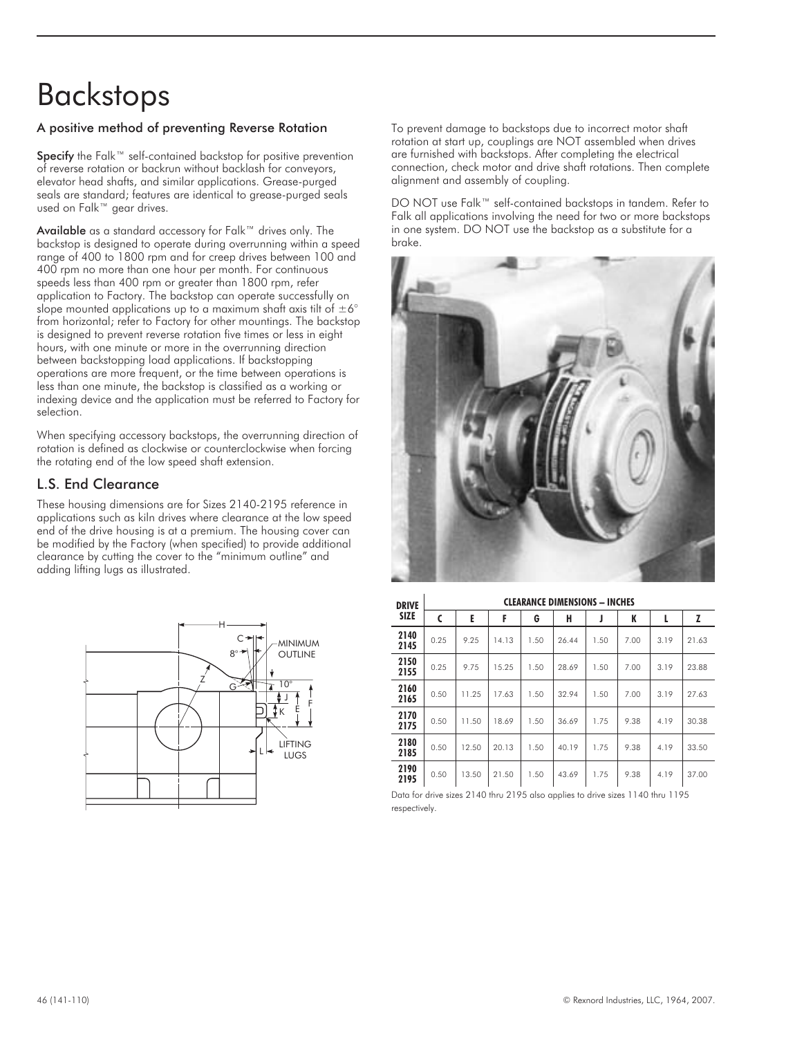# Backstops

### A positive method of preventing Reverse Rotation

**Specify** the Falk™ self-contained backstop for positive prevention of reverse rotation or backrun without backlash for conveyors, elevator head shafts, and similar applications. Grease-purged seals are standard; features are identical to grease-purged seals used on Falk™ gear drives.

**Available** as a standard accessory for Falk™ drives only. The backstop is designed to operate during overrunning within a speed range of 400 to 1800 rpm and for creep drives between 100 and 400 rpm no more than one hour per month. For continuous speeds less than 400 rpm or greater than 1800 rpm, refer application to Factory. The backstop can operate successfully on slope mounted applications up to a maximum shaft axis tilt of $\pm 6°$ from horizontal; refer to Factory for other mountings. The backstop is designed to prevent reverse rotation five times or less in eight hours, with one minute or more in the overrunning direction between backstopping load applications. If backstopping operations are more frequent, or the time between operations is less than one minute, the backstop is classified as a working or indexing device and the application must be referred to Factory for selection.

When specifying accessory backstops, the overrunning direction of rotation is defined as clockwise or counterclockwise when forcing the rotating end of the low speed shaft extension.

## L.S. End Clearance

These housing dimensions are for Sizes 2140-2195 reference in applications such as kiln drives where clearance at the low speed end of the drive housing is at a premium. The housing cover can be modified by the Factory (when specified) to provide additional clearance by cutting the cover to the "minimum outline" and adding lifting lugs as illustrated.

To prevent damage to backstops due to incorrect motor shaft rotation at start up, couplings are NOT assembled when drives are furnished with backstops. After completing the electrical connection, check motor and drive shaft rotations. Then complete alignment and assembly of coupling.

DO NOT use Falk™ self-contained backstops in tandem. Refer to Falk all applications involving the need for two or more backstops in one system. DO NOT use the backstop as a substitute for a brake.

| DRIVE SIZE | CLEARANCE DIMENSIONS – INCHES | | | | | | | | |
|---|---|---|---|---|---|---|---|---|---|
| | C | E | F | G | H | J | K | L | Z |
| 2140 2145 | 0.25 | 9.25 | 14.13 | 1.50 | 26.44 | 1.50 | 7.00 | 3.19 | 21.63 |
| 2150 2155 | 0.25 | 9.75 | 15.25 | 1.50 | 28.69 | 1.50 | 7.00 | 3.19 | 23.88 |
| 2160 2165 | 0.50 | 11.25 | 17.63 | 1.50 | 32.94 | 1.50 | 7.00 | 3.19 | 27.63 |
| 2170 2175 | 0.50 | 11.50 | 18.69 | 1.50 | 36.69 | 1.75 | 9.38 | 4.19 | 30.38 |
| 2180 2185 | 0.50 | 12.50 | 20.13 | 1.50 | 40.19 | 1.75 | 9.38 | 4.19 | 33.50 |
| 2190 2195 | 0.50 | 13.50 | 21.50 | 1.50 | 43.69 | 1.75 | 9.38 | 4.19 | 37.00 |

Data for drive sizes 2140 thru 2195 also applies to drive sizes 1140 thru 1195 respectively.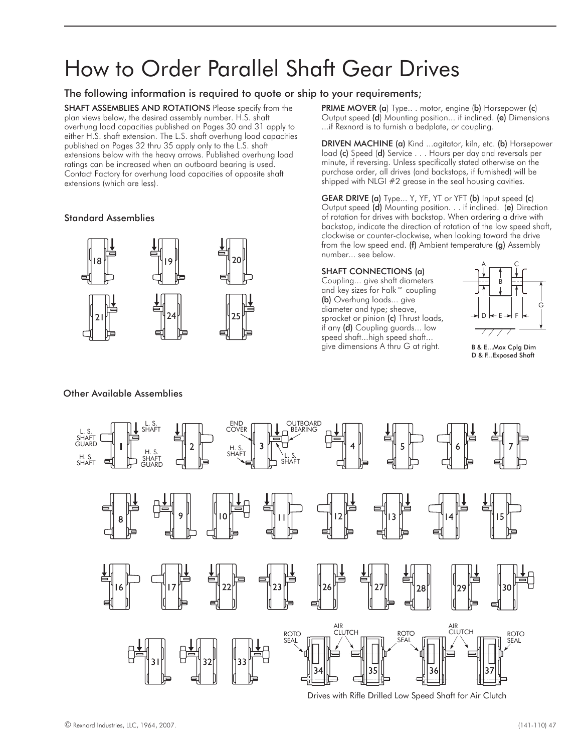# How to Order Parallel Shaft Gear Drives

## The following information is required to quote or ship to your requirements;

**SHAFT ASSEMBLIES AND ROTATIONS** Please specify from the plan views below, the desired assembly number. H.S. shaft overhung load capacities published on Pages 30 and 31 apply to either H.S. shaft extension. The L.S. shaft overhung load capacities published on Pages 32 thru 35 apply only to the L.S. shaft extensions below with the heavy arrows. Published overhung load ratings can be increased when an outboard bearing is used. Contact Factory for overhung load capacities of opposite shaft extensions (which are less).

### Standard Assemblies

18 19 20

21 24 25

**PRIME MOVER (a)** Type.. . motor, engine (**b**) Horsepower (**c**) Output speed (**d**) Mounting position... if inclined. (**e**) Dimensions ...if Rexnord is to furnish a bedplate, or coupling.

**DRIVEN MACHINE (a)** Kind ...agitator, kiln, etc. **(b)** Horsepower load **(c)** Speed (**d**) Service . . . Hours per day and reversals per minute, if reversing. Unless specifically stated otherwise on the purchase order, all drives (and backstops, if furnished) will be shipped with NLGI #2 grease in the seal housing cavities.

**GEAR DRIVE (a)** Type... Y, YF, YT or YFT **(b)** Input speed **(c)** Output speed **(d)** Mounting position. . . if inclined. **(e)** Direction of rotation for drives with backstop. When ordering a drive with backstop, indicate the direction of rotation of the low speed shaft, clockwise or counter-clockwise, when looking toward the drive from the low speed end. **(f)** Ambient temperature **(g)** Assembly number... see below.

**SHAFT CONNECTIONS (a)** Coupling... give shaft diameters and key sizes for Falk™ coupling **(b)** Overhung loads... give diameter and type; sheave, sprocket or pinion **(c)** Thrust loads, if any **(d)** Coupling guards... low speed shaft...high speed shaft... give dimensions A thru G at right.

A B C D E F G

B & E...Max Cplg Dim
D & F...Exposed Shaft

### Other Available Assemblies

L. S. SHAFT GUARD — L. S. SHAFT — H. S. SHAFT — H. S. SHAFT GUARD — 1

2

END COVER — OUTBOARD BEARING — H. S. SHAFT — L. S. SHAFT — 3

4 5 6 7

8 9 10 11 12 13 14 15

16 17 22 23 26 27 28 29 30

31 32 33

ROTO SEAL — AIR CLUTCH — ROTO SEAL — AIR CLUTCH — ROTO SEAL

34 35 36 37

Drives with Rifle Drilled Low Speed Shaft for Air Clutch

© Rexnord Industries, LLC, 1964, 2007.

(141-110) 47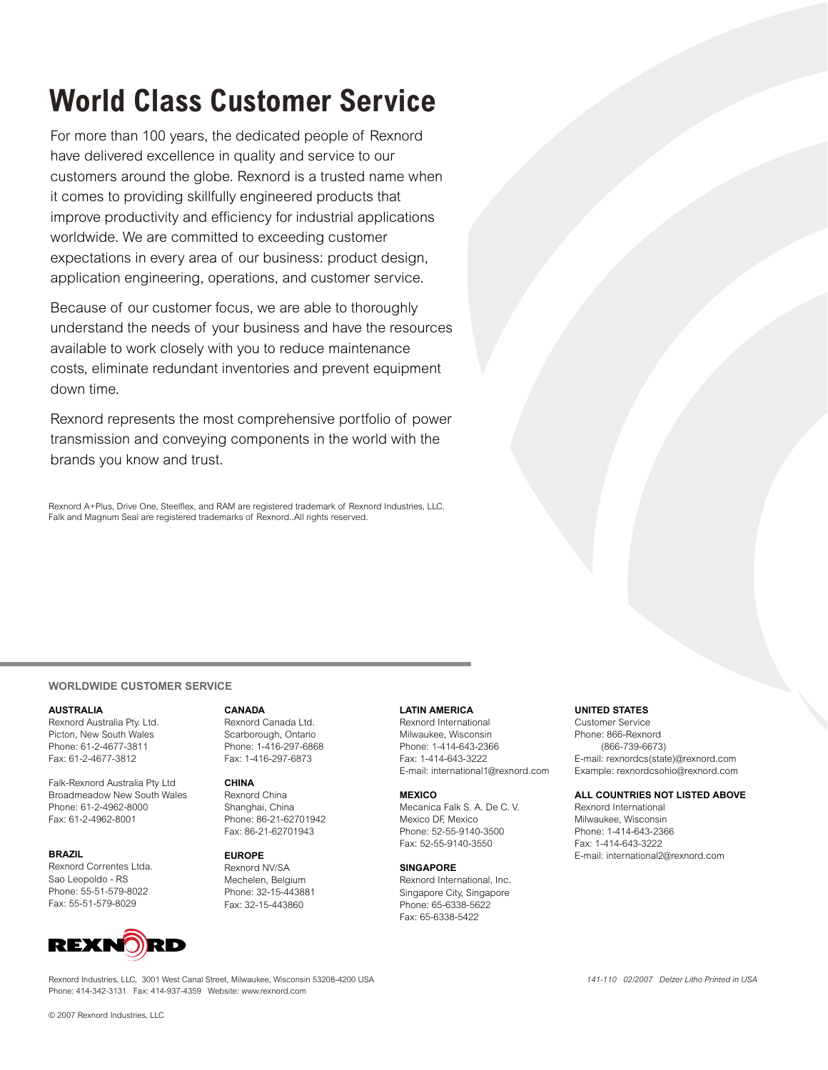# World Class Customer Service

For more than 100 years, the dedicated people of Rexnord have delivered excellence in quality and service to our customers around the globe. Rexnord is a trusted name when it comes to providing skillfully engineered products that improve productivity and efficiency for industrial applications worldwide. We are committed to exceeding customer expectations in every area of our business: product design, application engineering, operations, and customer service.

Because of our customer focus, we are able to thoroughly understand the needs of your business and have the resources available to work closely with you to reduce maintenance costs, eliminate redundant inventories and prevent equipment down time.

Rexnord represents the most comprehensive portfolio of power transmission and conveying components in the world with the brands you know and trust.

Rexnord A+Plus, Drive One, Steelflex, and RAM are registered trademark of Rexnord Industries, LLC.
Falk and Magnum Seal are registered trademarks of Rexnord..All rights reserved.

## WORLDWIDE CUSTOMER SERVICE

**AUSTRALIA**
Rexnord Australia Pty. Ltd.
Picton, New South Wales
Phone: 61-2-4677-3811
Fax: 61-2-4677-3812

Falk-Rexnord Australia Pty Ltd
Broadmeadow New South Wales
Phone: 61-2-4962-8000
Fax: 61-2-4962-8001

**BRAZIL**
Rexnord Correntes Ltda.
Sao Leopoldo - RS
Phone: 55-51-579-8022
Fax: 55-51-579-8029

**CANADA**
Rexnord Canada Ltd.
Scarborough, Ontario
Phone: 1-416-297-6868
Fax: 1-416-297-6873

**CHINA**
Rexnord China
Shanghai, China
Phone: 86-21-62701942
Fax: 86-21-62701943

**EUROPE**
Rexnord NV/SA
Mechelen, Belgium
Phone: 32-15-443881
Fax: 32-15-443860

**LATIN AMERICA**
Rexnord International
Milwaukee, Wisconsin
Phone: 1-414-643-2366
Fax: 1-414-643-3222
E-mail: international1@rexnord.com

**MEXICO**
Mecanica Falk S. A. De C. V.
Mexico DF, Mexico
Phone: 52-55-9140-3500
Fax: 52-55-9140-3550

**SINGAPORE**
Rexnord International, Inc.
Singapore City, Singapore
Phone: 65-6338-5622
Fax: 65-6338-5422

**UNITED STATES**
Customer Service
Phone: 866-Rexnord
(866-739-6673)
E-mail: rexnordcs(state)@rexnord.com
Example: rexnordcsohio@rexnord.com

**ALL COUNTRIES NOT LISTED ABOVE**
Rexnord International
Milwaukee, Wisconsin
Phone: 1-414-643-2366
Fax: 1-414-643-3222
E-mail: international2@rexnord.com

REXNORD

Rexnord Industries, LLC, 3001 West Canal Street, Milwaukee, Wisconsin 53208-4200 USA
Phone: 414-342-3131 Fax: 414-937-4359 Website: www.rexnord.com

*141-110 02/2007 Delzer Litho Printed in USA*

© 2007 Rexnord Industries, LLC